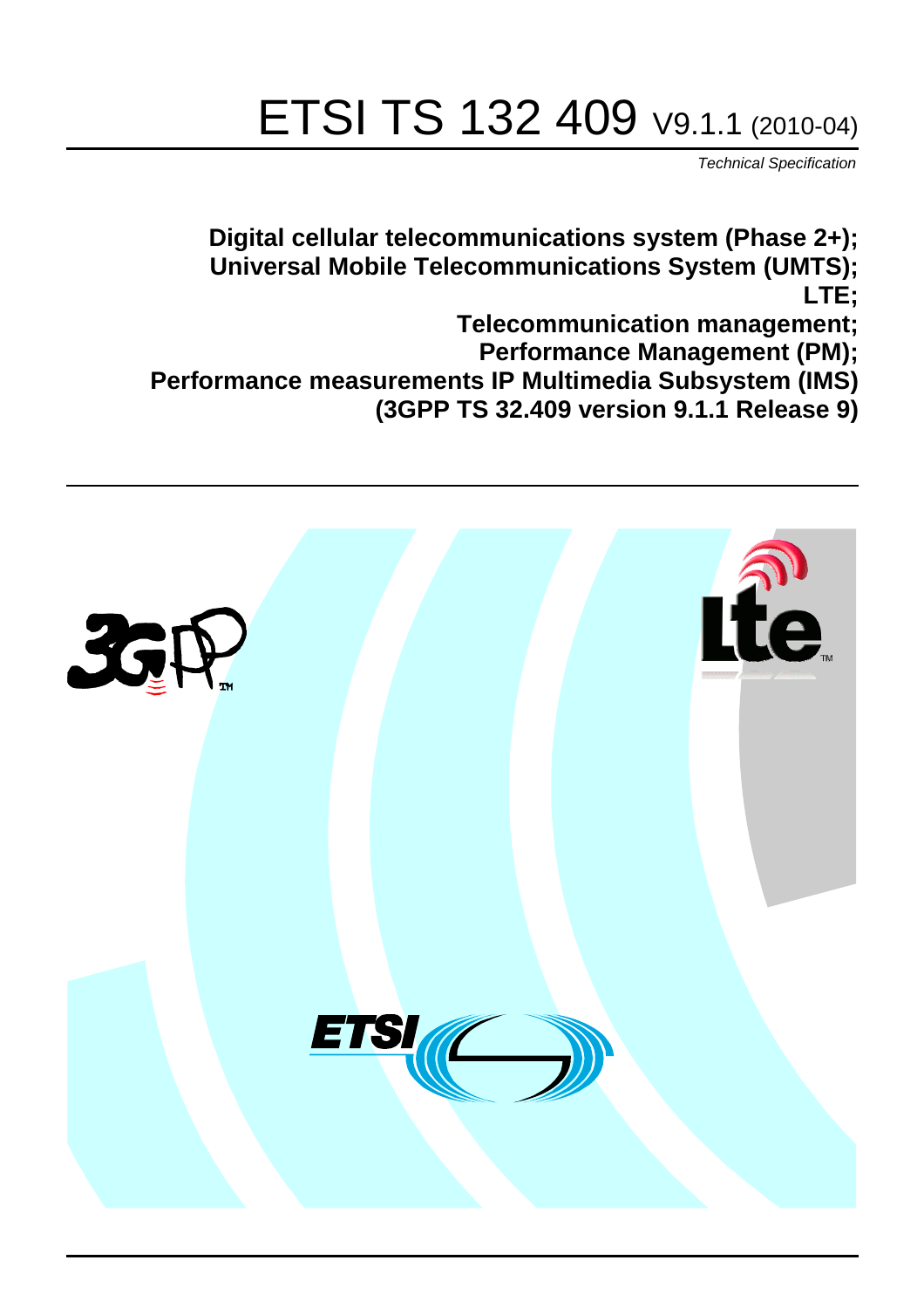# ETSI TS 132 409 V9.1.1 (2010-04)

*Technical Specification*

**Digital cellular telecommunications system (Phase 2+); Universal Mobile Telecommunications System (UMTS); LTE; Telecommunication management; Performance Management (PM); Performance measurements IP Multimedia Subsystem (IMS) (3GPP TS 32.409 version 9.1.1 Release 9)**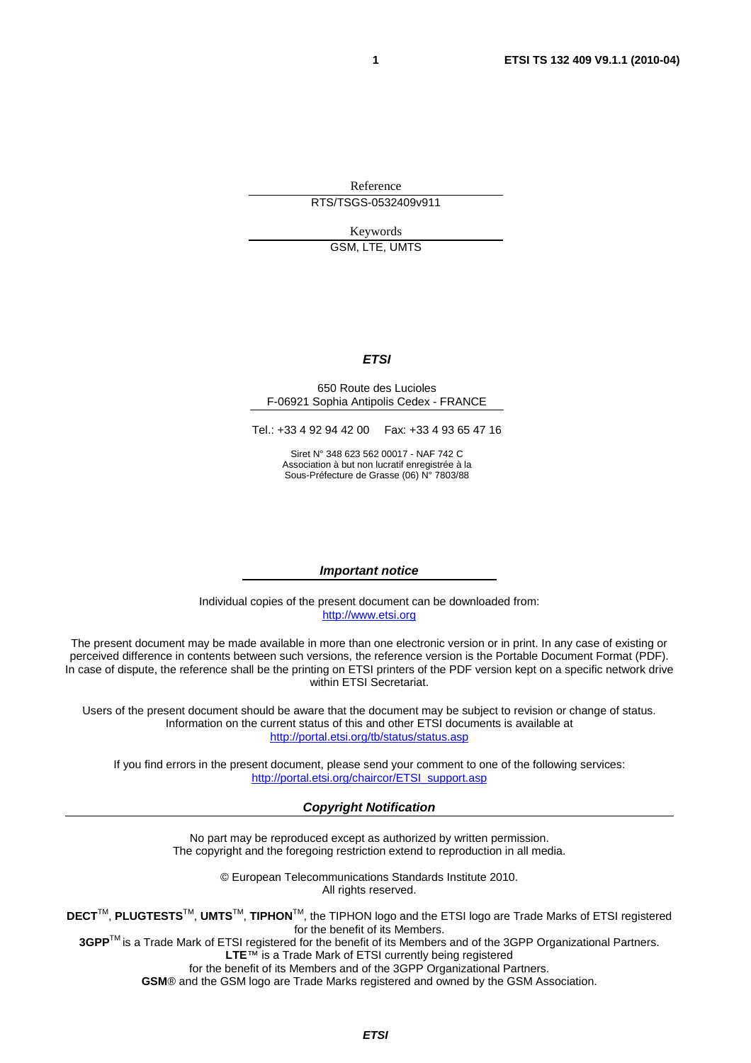Reference

RTS/TSGS-0532409v911

Keywords

GSM, LTE, UMTS

***ETSI***

650 Route des Lucioles
F-06921 Sophia Antipolis Cedex - FRANCE

Tel.: +33 4 92 94 42 00 Fax: +33 4 93 65 47 16

Siret N° 348 623 562 00017 - NAF 742 C
Association à but non lucratif enregistrée à la
Sous-Préfecture de Grasse (06) N° 7803/88

***Important notice***

Individual copies of the present document can be downloaded from:
http://www.etsi.org

The present document may be made available in more than one electronic version or in print. In any case of existing or perceived difference in contents between such versions, the reference version is the Portable Document Format (PDF). In case of dispute, the reference shall be the printing on ETSI printers of the PDF version kept on a specific network drive within ETSI Secretariat.

Users of the present document should be aware that the document may be subject to revision or change of status. Information on the current status of this and other ETSI documents is available at
http://portal.etsi.org/tb/status/status.asp

If you find errors in the present document, please send your comment to one of the following services:
http://portal.etsi.org/chaircor/ETSI_support.asp

***Copyright Notification***

No part may be reproduced except as authorized by written permission.
The copyright and the foregoing restriction extend to reproduction in all media.

© European Telecommunications Standards Institute 2010.
All rights reserved.

**DECT**™, **PLUGTESTS**™, **UMTS**™, **TIPHON**™, the TIPHON logo and the ETSI logo are Trade Marks of ETSI registered for the benefit of its Members.
**3GPP**™ is a Trade Mark of ETSI registered for the benefit of its Members and of the 3GPP Organizational Partners.
**LTE**™ is a Trade Mark of ETSI currently being registered
for the benefit of its Members and of the 3GPP Organizational Partners.
**GSM**® and the GSM logo are Trade Marks registered and owned by the GSM Association.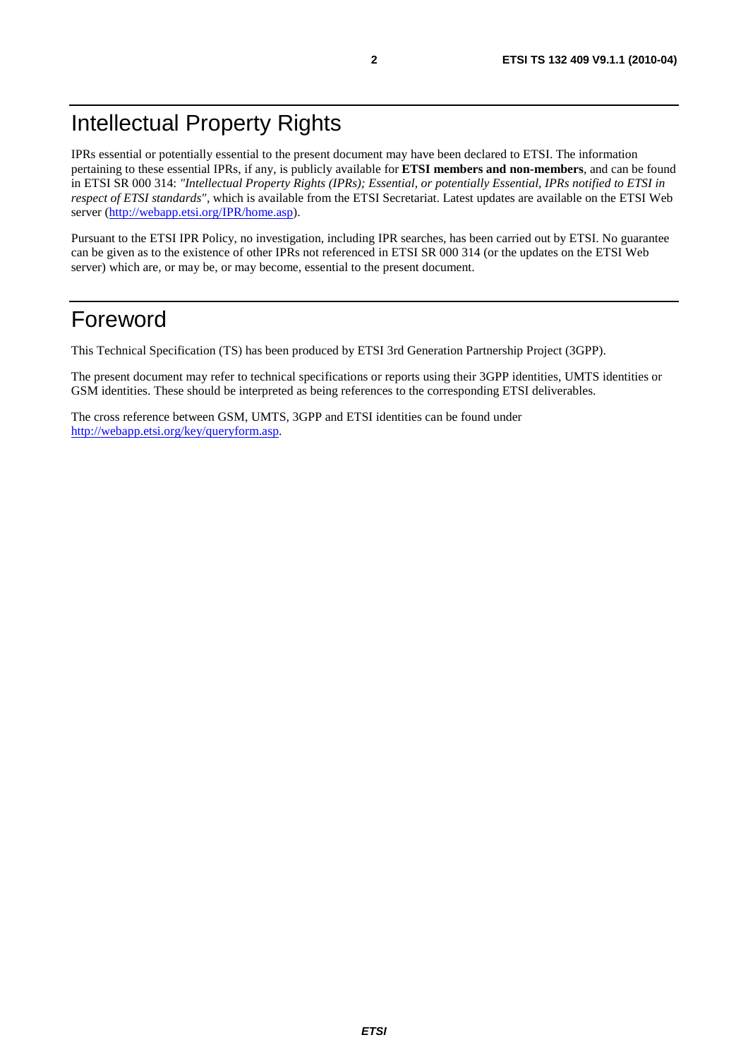# Intellectual Property Rights

IPRs essential or potentially essential to the present document may have been declared to ETSI. The information pertaining to these essential IPRs, if any, is publicly available for **ETSI members and non-members**, and can be found in ETSI SR 000 314: *"Intellectual Property Rights (IPRs); Essential, or potentially Essential, IPRs notified to ETSI in respect of ETSI standards"*, which is available from the ETSI Secretariat. Latest updates are available on the ETSI Web server (http://webapp.etsi.org/IPR/home.asp).

Pursuant to the ETSI IPR Policy, no investigation, including IPR searches, has been carried out by ETSI. No guarantee can be given as to the existence of other IPRs not referenced in ETSI SR 000 314 (or the updates on the ETSI Web server) which are, or may be, or may become, essential to the present document.

# Foreword

This Technical Specification (TS) has been produced by ETSI 3rd Generation Partnership Project (3GPP).

The present document may refer to technical specifications or reports using their 3GPP identities, UMTS identities or GSM identities. These should be interpreted as being references to the corresponding ETSI deliverables.

The cross reference between GSM, UMTS, 3GPP and ETSI identities can be found under http://webapp.etsi.org/key/queryform.asp.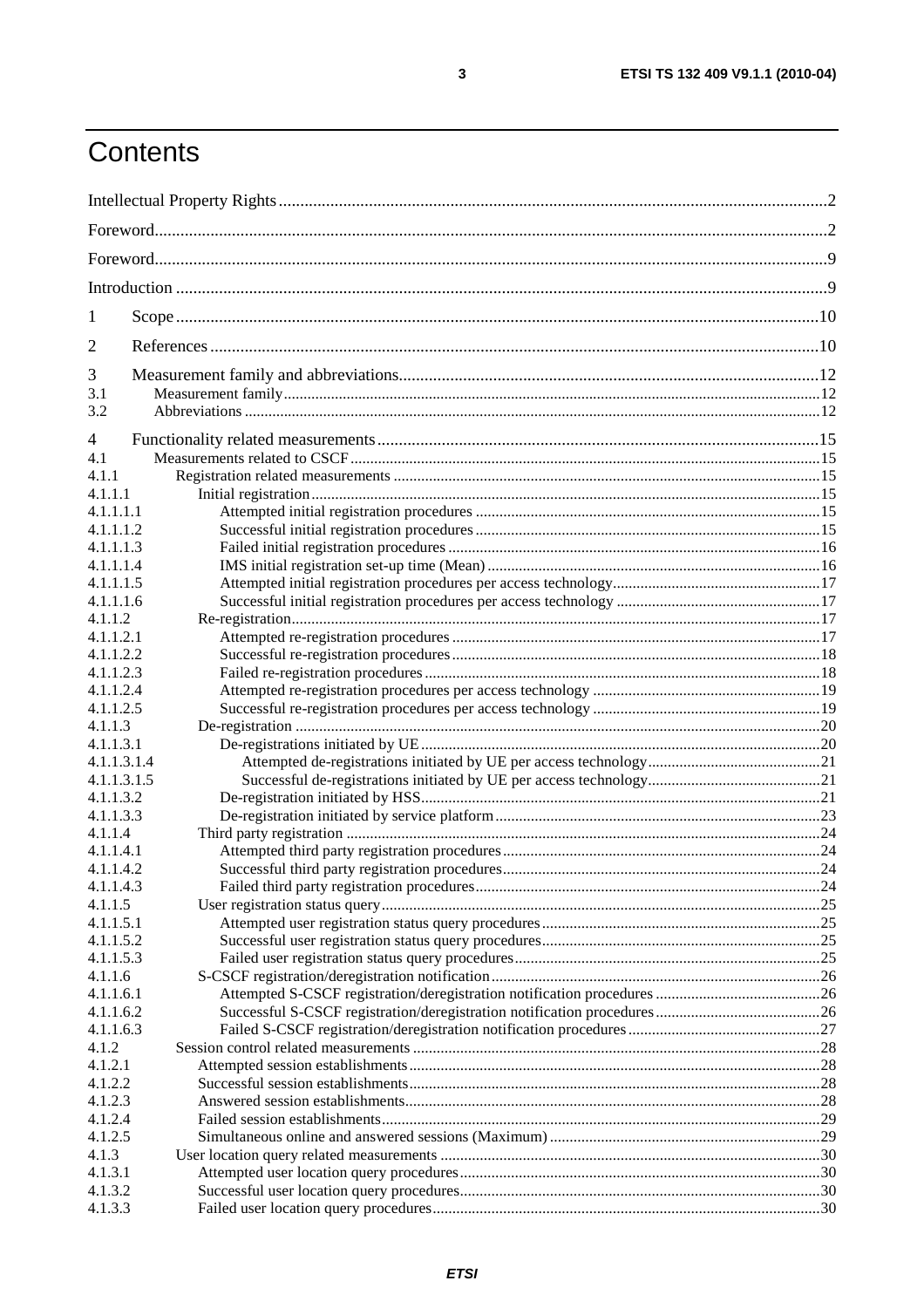# Contents

Intellectual Property Rights ........................................................................................................................ 2

Foreword ..................................................................................................................................................... 2

Foreword ..................................................................................................................................................... 9

Introduction ................................................................................................................................................ 9

1 Scope ...................................................................................................................................................... 10

2 References ............................................................................................................................................. 10

3 Measurement family and abbreviations ................................................................................................ 12
3.1 Measurement family ........................................................................................................................... 12
3.2 Abbreviations ....................................................................................................................................... 12

4 Functionality related measurements ..................................................................................................... 15
4.1 Measurements related to CSCF ........................................................................................................... 15
4.1.1 Registration related measurements .................................................................................................. 15
4.1.1.1 Initial registration ........................................................................................................................... 15
4.1.1.1.1 Attempted initial registration procedures .................................................................................... 15
4.1.1.1.2 Successful initial registration procedures .................................................................................... 15
4.1.1.1.3 Failed initial registration procedures ........................................................................................... 16
4.1.1.1.4 IMS initial registration set-up time (Mean) ................................................................................. 16
4.1.1.1.5 Attempted initial registration procedures per access technology ................................................. 17
4.1.1.1.6 Successful initial registration procedures per access technology ................................................ 17
4.1.1.2 Re-registration ................................................................................................................................. 17
4.1.1.2.1 Attempted re-registration procedures .......................................................................................... 17
4.1.1.2.2 Successful re-registration procedures .......................................................................................... 18
4.1.1.2.3 Failed re-registration procedures ................................................................................................. 18
4.1.1.2.4 Attempted re-registration procedures per access technology ...................................................... 19
4.1.1.2.5 Successful re-registration procedures per access technology ...................................................... 19
4.1.1.3 De-registration ................................................................................................................................. 20
4.1.1.3.1 De-registrations initiated by UE .................................................................................................. 20
4.1.1.3.1.4 Attempted de-registrations initiated by UE per access technology ......................................... 21
4.1.1.3.1.5 Successful de-registrations initiated by UE per access technology ......................................... 21
4.1.1.3.2 De-registration initiated by HSS .................................................................................................. 21
4.1.1.3.3 De-registration initiated by service platform ............................................................................... 23
4.1.1.4 Third party registration .................................................................................................................... 24
4.1.1.4.1 Attempted third party registration procedures ............................................................................. 24
4.1.1.4.2 Successful third party registration procedures ............................................................................. 24
4.1.1.4.3 Failed third party registration procedures .................................................................................... 24
4.1.1.5 User registration status query .......................................................................................................... 25
4.1.1.5.1 Attempted user registration status query procedures .................................................................... 25
4.1.1.5.2 Successful user registration status query procedures .................................................................... 25
4.1.1.5.3 Failed user registration status query procedures ........................................................................... 25
4.1.1.6 S-CSCF registration/deregistration notification ............................................................................... 26
4.1.1.6.1 Attempted S-CSCF registration/deregistration notification procedures ....................................... 26
4.1.1.6.2 Successful S-CSCF registration/deregistration notification procedures ....................................... 26
4.1.1.6.3 Failed S-CSCF registration/deregistration notification procedures .............................................. 27
4.1.2 Session control related measurements ............................................................................................. 28
4.1.2.1 Attempted session establishments .................................................................................................... 28
4.1.2.2 Successful session establishments .................................................................................................... 28
4.1.2.3 Answered session establishments ..................................................................................................... 28
4.1.2.4 Failed session establishments ........................................................................................................... 29
4.1.2.5 Simultaneous online and answered sessions (Maximum) ................................................................ 29
4.1.3 User location query related measurements ....................................................................................... 30
4.1.3.1 Attempted user location query procedures ....................................................................................... 30
4.1.3.2 Successful user location query procedures ....................................................................................... 30
4.1.3.3 Failed user location query procedures .............................................................................................. 30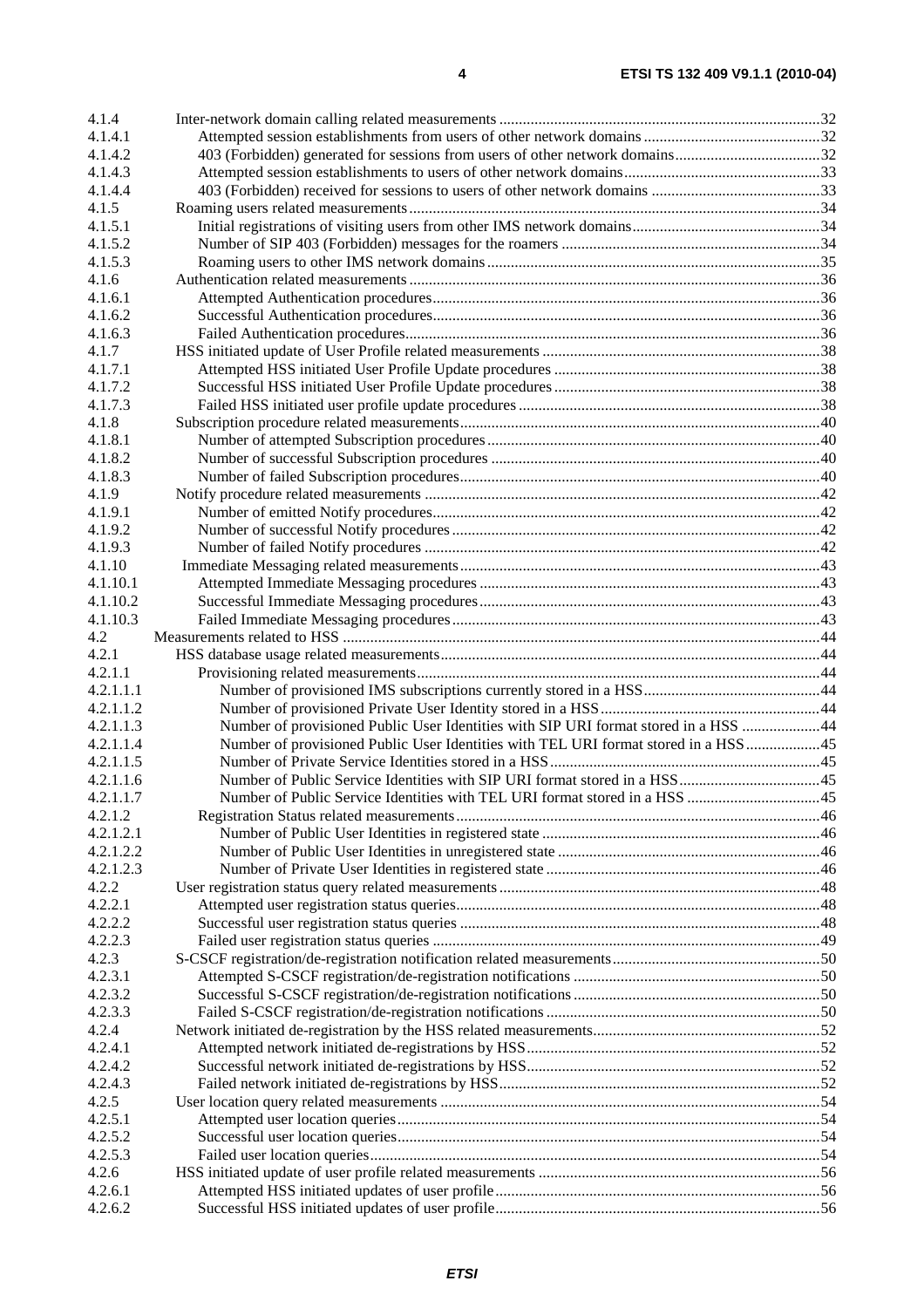4.1.4 Inter-network domain calling related measurements ....32
4.1.4.1 Attempted session establishments from users of other network domains ....32
4.1.4.2 403 (Forbidden) generated for sessions from users of other network domains....32
4.1.4.3 Attempted session establishments to users of other network domains....33
4.1.4.4 403 (Forbidden) received for sessions to users of other network domains ....33
4.1.5 Roaming users related measurements....34
4.1.5.1 Initial registrations of visiting users from other IMS network domains....34
4.1.5.2 Number of SIP 403 (Forbidden) messages for the roamers ....34
4.1.5.3 Roaming users to other IMS network domains....35
4.1.6 Authentication related measurements....36
4.1.6.1 Attempted Authentication procedures....36
4.1.6.2 Successful Authentication procedures....36
4.1.6.3 Failed Authentication procedures....36
4.1.7 HSS initiated update of User Profile related measurements ....38
4.1.7.1 Attempted HSS initiated User Profile Update procedures ....38
4.1.7.2 Successful HSS initiated User Profile Update procedures ....38
4.1.7.3 Failed HSS initiated user profile update procedures ....38
4.1.8 Subscription procedure related measurements....40
4.1.8.1 Number of attempted Subscription procedures ....40
4.1.8.2 Number of successful Subscription procedures ....40
4.1.8.3 Number of failed Subscription procedures....40
4.1.9 Notify procedure related measurements ....42
4.1.9.1 Number of emitted Notify procedures....42
4.1.9.2 Number of successful Notify procedures ....42
4.1.9.3 Number of failed Notify procedures ....42
4.1.10 Immediate Messaging related measurements....43
4.1.10.1 Attempted Immediate Messaging procedures ....43
4.1.10.2 Successful Immediate Messaging procedures....43
4.1.10.3 Failed Immediate Messaging procedures....43
4.2 Measurements related to HSS ....44
4.2.1 HSS database usage related measurements....44
4.2.1.1 Provisioning related measurements....44
4.2.1.1.1 Number of provisioned IMS subscriptions currently stored in a HSS....44
4.2.1.1.2 Number of provisioned Private User Identity stored in a HSS....44
4.2.1.1.3 Number of provisioned Public User Identities with SIP URI format stored in a HSS ....44
4.2.1.1.4 Number of provisioned Public User Identities with TEL URI format stored in a HSS....45
4.2.1.1.5 Number of Private Service Identities stored in a HSS....45
4.2.1.1.6 Number of Public Service Identities with SIP URI format stored in a HSS....45
4.2.1.1.7 Number of Public Service Identities with TEL URI format stored in a HSS ....45
4.2.1.2 Registration Status related measurements....46
4.2.1.2.1 Number of Public User Identities in registered state ....46
4.2.1.2.2 Number of Public User Identities in unregistered state ....46
4.2.1.2.3 Number of Private User Identities in registered state ....46
4.2.2 User registration status query related measurements....48
4.2.2.1 Attempted user registration status queries....48
4.2.2.2 Successful user registration status queries ....48
4.2.2.3 Failed user registration status queries ....49
4.2.3 S-CSCF registration/de-registration notification related measurements....50
4.2.3.1 Attempted S-CSCF registration/de-registration notifications ....50
4.2.3.2 Successful S-CSCF registration/de-registration notifications ....50
4.2.3.3 Failed S-CSCF registration/de-registration notifications ....50
4.2.4 Network initiated de-registration by the HSS related measurements....52
4.2.4.1 Attempted network initiated de-registrations by HSS....52
4.2.4.2 Successful network initiated de-registrations by HSS....52
4.2.4.3 Failed network initiated de-registrations by HSS....52
4.2.5 User location query related measurements ....54
4.2.5.1 Attempted user location queries....54
4.2.5.2 Successful user location queries....54
4.2.5.3 Failed user location queries....54
4.2.6 HSS initiated update of user profile related measurements ....56
4.2.6.1 Attempted HSS initiated updates of user profile ....56
4.2.6.2 Successful HSS initiated updates of user profile....56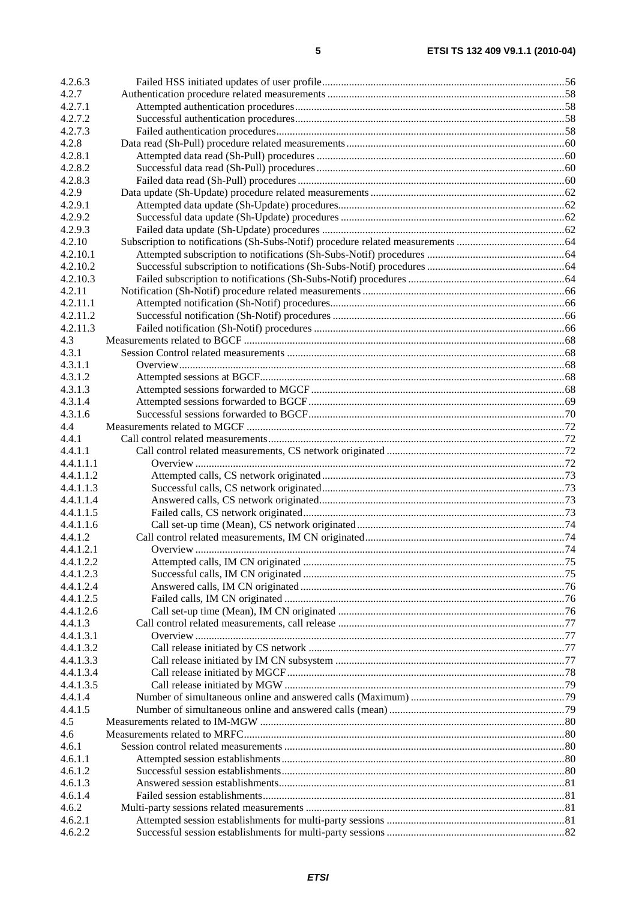| | | |
|---|---|---|
| 4.2.6.3 | Failed HSS initiated updates of user profile | 56 |
| 4.2.7 | Authentication procedure related measurements | 58 |
| 4.2.7.1 | Attempted authentication procedures | 58 |
| 4.2.7.2 | Successful authentication procedures | 58 |
| 4.2.7.3 | Failed authentication procedures | 58 |
| 4.2.8 | Data read (Sh-Pull) procedure related measurements | 60 |
| 4.2.8.1 | Attempted data read (Sh-Pull) procedures | 60 |
| 4.2.8.2 | Successful data read (Sh-Pull) procedures | 60 |
| 4.2.8.3 | Failed data read (Sh-Pull) procedures | 60 |
| 4.2.9 | Data update (Sh-Update) procedure related measurements | 62 |
| 4.2.9.1 | Attempted data update (Sh-Update) procedures | 62 |
| 4.2.9.2 | Successful data update (Sh-Update) procedures | 62 |
| 4.2.9.3 | Failed data update (Sh-Update) procedures | 62 |
| 4.2.10 | Subscription to notifications (Sh-Subs-Notif) procedure related measurements | 64 |
| 4.2.10.1 | Attempted subscription to notifications (Sh-Subs-Notif) procedures | 64 |
| 4.2.10.2 | Successful subscription to notifications (Sh-Subs-Notif) procedures | 64 |
| 4.2.10.3 | Failed subscription to notifications (Sh-Subs-Notif) procedures | 64 |
| 4.2.11 | Notification (Sh-Notif) procedure related measurements | 66 |
| 4.2.11.1 | Attempted notification (Sh-Notif) procedures | 66 |
| 4.2.11.2 | Successful notification (Sh-Notif) procedures | 66 |
| 4.2.11.3 | Failed notification (Sh-Notif) procedures | 66 |
| 4.3 | Measurements related to BGCF | 68 |
| 4.3.1 | Session Control related measurements | 68 |
| 4.3.1.1 | Overview | 68 |
| 4.3.1.2 | Attempted sessions at BGCF | 68 |
| 4.3.1.3 | Attempted sessions forwarded to MGCF | 68 |
| 4.3.1.4 | Attempted sessions forwarded to BGCF | 69 |
| 4.3.1.6 | Successful sessions forwarded to BGCF | 70 |
| 4.4 | Measurements related to MGCF | 72 |
| 4.4.1 | Call control related measurements | 72 |
| 4.4.1.1 | Call control related measurements, CS network originated | 72 |
| 4.4.1.1.1 | Overview | 72 |
| 4.4.1.1.2 | Attempted calls, CS network originated | 73 |
| 4.4.1.1.3 | Successful calls, CS network originated | 73 |
| 4.4.1.1.4 | Answered calls, CS network originated | 73 |
| 4.4.1.1.5 | Failed calls, CS network originated | 73 |
| 4.4.1.1.6 | Call set-up time (Mean), CS network originated | 74 |
| 4.4.1.2 | Call control related measurements, IM CN originated | 74 |
| 4.4.1.2.1 | Overview | 74 |
| 4.4.1.2.2 | Attempted calls, IM CN originated | 75 |
| 4.4.1.2.3 | Successful calls, IM CN originated | 75 |
| 4.4.1.2.4 | Answered calls, IM CN originated | 76 |
| 4.4.1.2.5 | Failed calls, IM CN originated | 76 |
| 4.4.1.2.6 | Call set-up time (Mean), IM CN originated | 76 |
| 4.4.1.3 | Call control related measurements, call release | 77 |
| 4.4.1.3.1 | Overview | 77 |
| 4.4.1.3.2 | Call release initiated by CS network | 77 |
| 4.4.1.3.3 | Call release initiated by IM CN subsystem | 77 |
| 4.4.1.3.4 | Call release initiated by MGCF | 78 |
| 4.4.1.3.5 | Call release initiated by MGW | 79 |
| 4.4.1.4 | Number of simultaneous online and answered calls (Maximum) | 79 |
| 4.4.1.5 | Number of simultaneous online and answered calls (mean) | 79 |
| 4.5 | Measurements related to IM-MGW | 80 |
| 4.6 | Measurements related to MRFC | 80 |
| 4.6.1 | Session control related measurements | 80 |
| 4.6.1.1 | Attempted session establishments | 80 |
| 4.6.1.2 | Successful session establishments | 80 |
| 4.6.1.3 | Answered session establishments | 81 |
| 4.6.1.4 | Failed session establishments | 81 |
| 4.6.2 | Multi-party sessions related measurements | 81 |
| 4.6.2.1 | Attempted session establishments for multi-party sessions | 81 |
| 4.6.2.2 | Successful session establishments for multi-party sessions | 82 |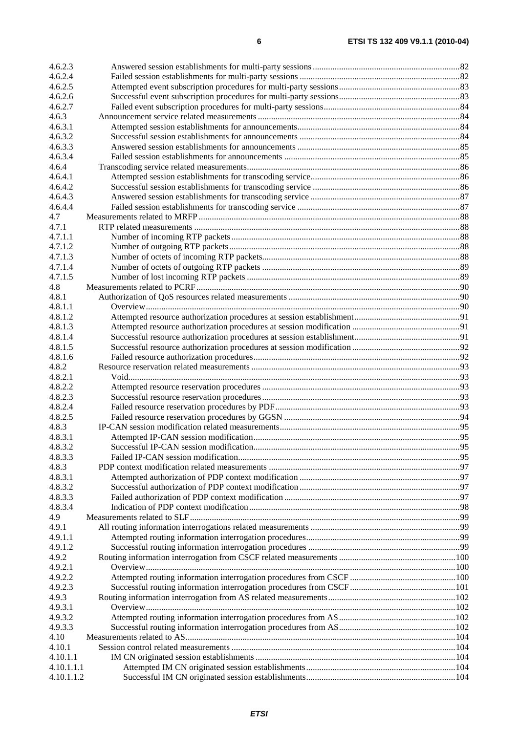| | | |
|---|---|---|
| 4.6.2.3 | Answered session establishments for multi-party sessions | 82 |
| 4.6.2.4 | Failed session establishments for multi-party sessions | 82 |
| 4.6.2.5 | Attempted event subscription procedures for multi-party sessions | 83 |
| 4.6.2.6 | Successful event subscription procedures for multi-party sessions | 83 |
| 4.6.2.7 | Failed event subscription procedures for multi-party sessions | 84 |
| 4.6.3 | Announcement service related measurements | 84 |
| 4.6.3.1 | Attempted session establishments for announcements | 84 |
| 4.6.3.2 | Successful session establishments for announcements | 84 |
| 4.6.3.3 | Answered session establishments for announcements | 85 |
| 4.6.3.4 | Failed session establishments for announcements | 85 |
| 4.6.4 | Transcoding service related measurements | 86 |
| 4.6.4.1 | Attempted session establishments for transcoding service | 86 |
| 4.6.4.2 | Successful session establishments for transcoding service | 86 |
| 4.6.4.3 | Answered session establishments for transcoding service | 87 |
| 4.6.4.4 | Failed session establishments for transcoding service | 87 |
| 4.7 | Measurements related to MRFP | 88 |
| 4.7.1 | RTP related measurements | 88 |
| 4.7.1.1 | Number of incoming RTP packets | 88 |
| 4.7.1.2 | Number of outgoing RTP packets | 88 |
| 4.7.1.3 | Number of octets of incoming RTP packets | 88 |
| 4.7.1.4 | Number of octets of outgoing RTP packets | 89 |
| 4.7.1.5 | Number of lost incoming RTP packets | 89 |
| 4.8 | Measurements related to PCRF | 90 |
| 4.8.1 | Authorization of QoS resources related measurements | 90 |
| 4.8.1.1 | Overview | 90 |
| 4.8.1.2 | Attempted resource authorization procedures at session establishment | 91 |
| 4.8.1.3 | Attempted resource authorization procedures at session modification | 91 |
| 4.8.1.4 | Successful resource authorization procedures at session establishment | 91 |
| 4.8.1.5 | Successful resource authorization procedures at session modification | 92 |
| 4.8.1.6 | Failed resource authorization procedures | 92 |
| 4.8.2 | Resource reservation related measurements | 93 |
| 4.8.2.1 | Void | 93 |
| 4.8.2.2 | Attempted resource reservation procedures | 93 |
| 4.8.2.3 | Successful resource reservation procedures | 93 |
| 4.8.2.4 | Failed resource reservation procedures by PDF | 93 |
| 4.8.2.5 | Failed resource reservation procedures by GGSN | 94 |
| 4.8.3 | IP-CAN session modification related measurements | 95 |
| 4.8.3.1 | Attempted IP-CAN session modification | 95 |
| 4.8.3.2 | Successful IP-CAN session modification | 95 |
| 4.8.3.3 | Failed IP-CAN session modification | 95 |
| 4.8.3 | PDP context modification related measurements | 97 |
| 4.8.3.1 | Attempted authorization of PDP context modification | 97 |
| 4.8.3.2 | Successful authorization of PDP context modification | 97 |
| 4.8.3.3 | Failed authorization of PDP context modification | 97 |
| 4.8.3.4 | Indication of PDP context modification | 98 |
| 4.9 | Measurements related to SLF | 99 |
| 4.9.1 | All routing information interrogations related measurements | 99 |
| 4.9.1.1 | Attempted routing information interrogation procedures | 99 |
| 4.9.1.2 | Successful routing information interrogation procedures | 99 |
| 4.9.2 | Routing information interrogation from CSCF related measurements | 100 |
| 4.9.2.1 | Overview | 100 |
| 4.9.2.2 | Attempted routing information interrogation procedures from CSCF | 100 |
| 4.9.2.3 | Successful routing information interrogation procedures from CSCF | 101 |
| 4.9.3 | Routing information interrogation from AS related measurements | 102 |
| 4.9.3.1 | Overview | 102 |
| 4.9.3.2 | Attempted routing information interrogation procedures from AS | 102 |
| 4.9.3.3 | Successful routing information interrogation procedures from AS | 102 |
| 4.10 | Measurements related to AS | 104 |
| 4.10.1 | Session control related measurements | 104 |
| 4.10.1.1 | IM CN originated session establishments | 104 |
| 4.10.1.1.1 | Attempted IM CN originated session establishments | 104 |
| 4.10.1.1.2 | Successful IM CN originated session establishments | 104 |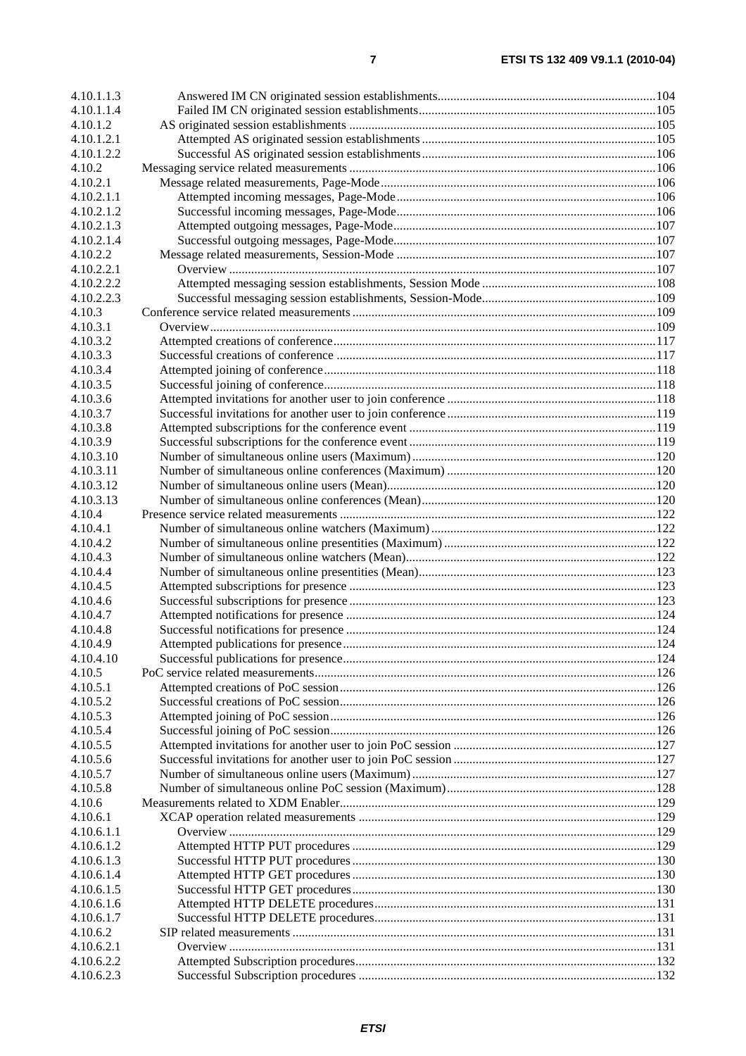| | | |
|---|---|---|
| 4.10.1.1.3 | Answered IM CN originated session establishments | 104 |
| 4.10.1.1.4 | Failed IM CN originated session establishments | 105 |
| 4.10.1.2 | AS originated session establishments | 105 |
| 4.10.1.2.1 | Attempted AS originated session establishments | 105 |
| 4.10.1.2.2 | Successful AS originated session establishments | 106 |
| 4.10.2 | Messaging service related measurements | 106 |
| 4.10.2.1 | Message related measurements, Page-Mode | 106 |
| 4.10.2.1.1 | Attempted incoming messages, Page-Mode | 106 |
| 4.10.2.1.2 | Successful incoming messages, Page-Mode | 106 |
| 4.10.2.1.3 | Attempted outgoing messages, Page-Mode | 107 |
| 4.10.2.1.4 | Successful outgoing messages, Page-Mode | 107 |
| 4.10.2.2 | Message related measurements, Session-Mode | 107 |
| 4.10.2.2.1 | Overview | 107 |
| 4.10.2.2.2 | Attempted messaging session establishments, Session Mode | 108 |
| 4.10.2.2.3 | Successful messaging session establishments, Session-Mode | 109 |
| 4.10.3 | Conference service related measurements | 109 |
| 4.10.3.1 | Overview | 109 |
| 4.10.3.2 | Attempted creations of conference | 117 |
| 4.10.3.3 | Successful creations of conference | 117 |
| 4.10.3.4 | Attempted joining of conference | 118 |
| 4.10.3.5 | Successful joining of conference | 118 |
| 4.10.3.6 | Attempted invitations for another user to join conference | 118 |
| 4.10.3.7 | Successful invitations for another user to join conference | 119 |
| 4.10.3.8 | Attempted subscriptions for the conference event | 119 |
| 4.10.3.9 | Successful subscriptions for the conference event | 119 |
| 4.10.3.10 | Number of simultaneous online users (Maximum) | 120 |
| 4.10.3.11 | Number of simultaneous online conferences (Maximum) | 120 |
| 4.10.3.12 | Number of simultaneous online users (Mean) | 120 |
| 4.10.3.13 | Number of simultaneous online conferences (Mean) | 120 |
| 4.10.4 | Presence service related measurements | 122 |
| 4.10.4.1 | Number of simultaneous online watchers (Maximum) | 122 |
| 4.10.4.2 | Number of simultaneous online presentities (Maximum) | 122 |
| 4.10.4.3 | Number of simultaneous online watchers (Mean) | 122 |
| 4.10.4.4 | Number of simultaneous online presentities (Mean) | 123 |
| 4.10.4.5 | Attempted subscriptions for presence | 123 |
| 4.10.4.6 | Successful subscriptions for presence | 123 |
| 4.10.4.7 | Attempted notifications for presence | 124 |
| 4.10.4.8 | Successful notifications for presence | 124 |
| 4.10.4.9 | Attempted publications for presence | 124 |
| 4.10.4.10 | Successful publications for presence | 124 |
| 4.10.5 | PoC service related measurements | 126 |
| 4.10.5.1 | Attempted creations of PoC session | 126 |
| 4.10.5.2 | Successful creations of PoC session | 126 |
| 4.10.5.3 | Attempted joining of PoC session | 126 |
| 4.10.5.4 | Successful joining of PoC session | 126 |
| 4.10.5.5 | Attempted invitations for another user to join PoC session | 127 |
| 4.10.5.6 | Successful invitations for another user to join PoC session | 127 |
| 4.10.5.7 | Number of simultaneous online users (Maximum) | 127 |
| 4.10.5.8 | Number of simultaneous online PoC session (Maximum) | 128 |
| 4.10.6 | Measurements related to XDM Enabler | 129 |
| 4.10.6.1 | XCAP operation related measurements | 129 |
| 4.10.6.1.1 | Overview | 129 |
| 4.10.6.1.2 | Attempted HTTP PUT procedures | 129 |
| 4.10.6.1.3 | Successful HTTP PUT procedures | 130 |
| 4.10.6.1.4 | Attempted HTTP GET procedures | 130 |
| 4.10.6.1.5 | Successful HTTP GET procedures | 130 |
| 4.10.6.1.6 | Attempted HTTP DELETE procedures | 131 |
| 4.10.6.1.7 | Successful HTTP DELETE procedures | 131 |
| 4.10.6.2 | SIP related measurements | 131 |
| 4.10.6.2.1 | Overview | 131 |
| 4.10.6.2.2 | Attempted Subscription procedures | 132 |
| 4.10.6.2.3 | Successful Subscription procedures | 132 |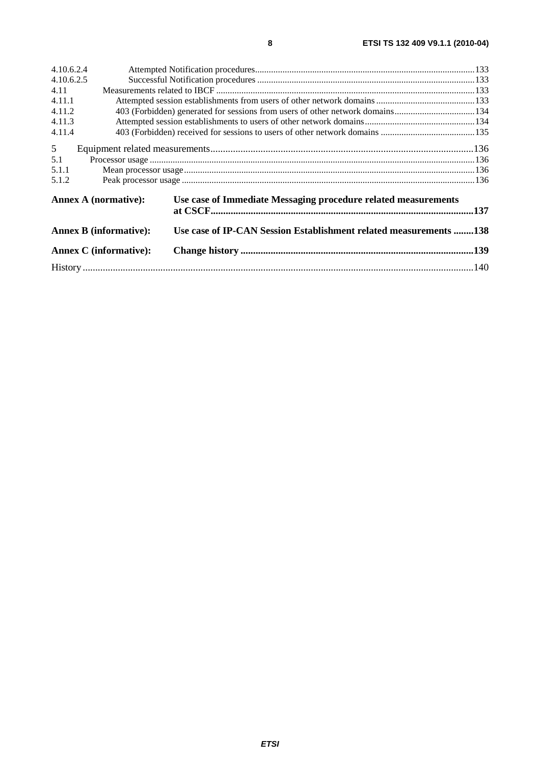4.10.6.2.4 Attempted Notification procedures ........................................................................................................ 133
4.10.6.2.5 Successful Notification procedures ....................................................................................................... 133
4.11 Measurements related to IBCF ................................................................................................................ 133
4.11.1 Attempted session establishments from users of other network domains ........................................... 133
4.11.2 403 (Forbidden) generated for sessions from users of other network domains ................................... 134
4.11.3 Attempted session establishments to users of other network domains ................................................ 134
4.11.4 403 (Forbidden) received for sessions to users of other network domains ......................................... 135

5 Equipment related measurements ........................................................................................................ 136
5.1 Processor usage ....................................................................................................................................... 136
5.1.1 Mean processor usage ............................................................................................................................ 136
5.1.2 Peak processor usage ............................................................................................................................. 136

**Annex A (normative): Use case of Immediate Messaging procedure related measurements at CSCF ........................................................................................................ 137**

**Annex B (informative): Use case of IP-CAN Session Establishment related measurements ........ 138**

**Annex C (informative): Change history ............................................................................................ 139**

History ........................................................................................................................................................ 140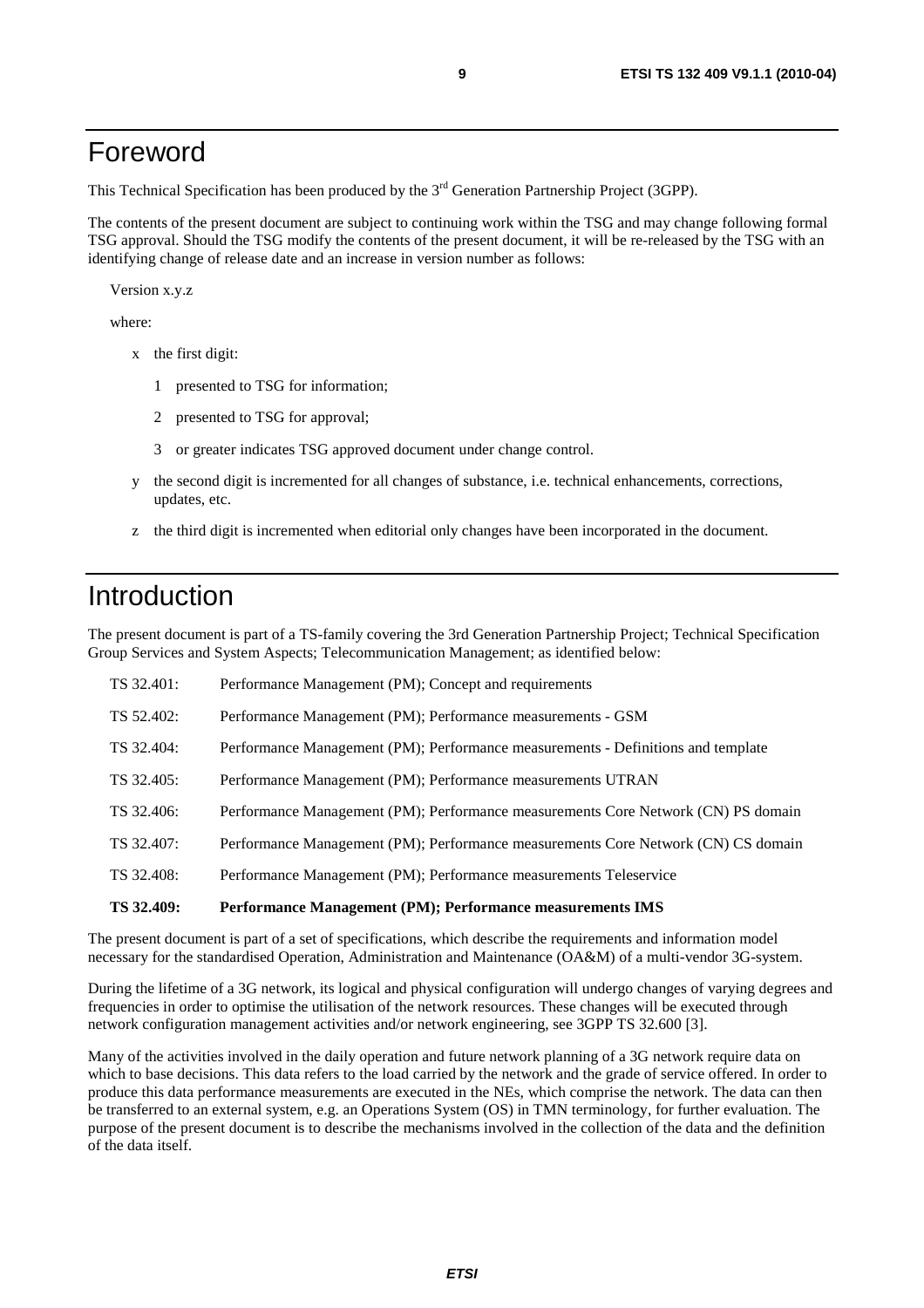# Foreword

This Technical Specification has been produced by the 3rd Generation Partnership Project (3GPP).

The contents of the present document are subject to continuing work within the TSG and may change following formal TSG approval. Should the TSG modify the contents of the present document, it will be re-released by the TSG with an identifying change of release date and an increase in version number as follows:

Version x.y.z

where:

- x the first digit:
  - 1 presented to TSG for information;
  - 2 presented to TSG for approval;
  - 3 or greater indicates TSG approved document under change control.
- y the second digit is incremented for all changes of substance, i.e. technical enhancements, corrections, updates, etc.
- z the third digit is incremented when editorial only changes have been incorporated in the document.

# Introduction

The present document is part of a TS-family covering the 3rd Generation Partnership Project; Technical Specification Group Services and System Aspects; Telecommunication Management; as identified below:

| | |
|---|---|
| TS 32.401: | Performance Management (PM); Concept and requirements |
| TS 52.402: | Performance Management (PM); Performance measurements - GSM |
| TS 32.404: | Performance Management (PM); Performance measurements - Definitions and template |
| TS 32.405: | Performance Management (PM); Performance measurements UTRAN |
| TS 32.406: | Performance Management (PM); Performance measurements Core Network (CN) PS domain |
| TS 32.407: | Performance Management (PM); Performance measurements Core Network (CN) CS domain |
| TS 32.408: | Performance Management (PM); Performance measurements Teleservice |
| **TS 32.409:** | **Performance Management (PM); Performance measurements IMS** |

The present document is part of a set of specifications, which describe the requirements and information model necessary for the standardised Operation, Administration and Maintenance (OA&M) of a multi-vendor 3G-system.

During the lifetime of a 3G network, its logical and physical configuration will undergo changes of varying degrees and frequencies in order to optimise the utilisation of the network resources. These changes will be executed through network configuration management activities and/or network engineering, see 3GPP TS 32.600 [3].

Many of the activities involved in the daily operation and future network planning of a 3G network require data on which to base decisions. This data refers to the load carried by the network and the grade of service offered. In order to produce this data performance measurements are executed in the NEs, which comprise the network. The data can then be transferred to an external system, e.g. an Operations System (OS) in TMN terminology, for further evaluation. The purpose of the present document is to describe the mechanisms involved in the collection of the data and the definition of the data itself.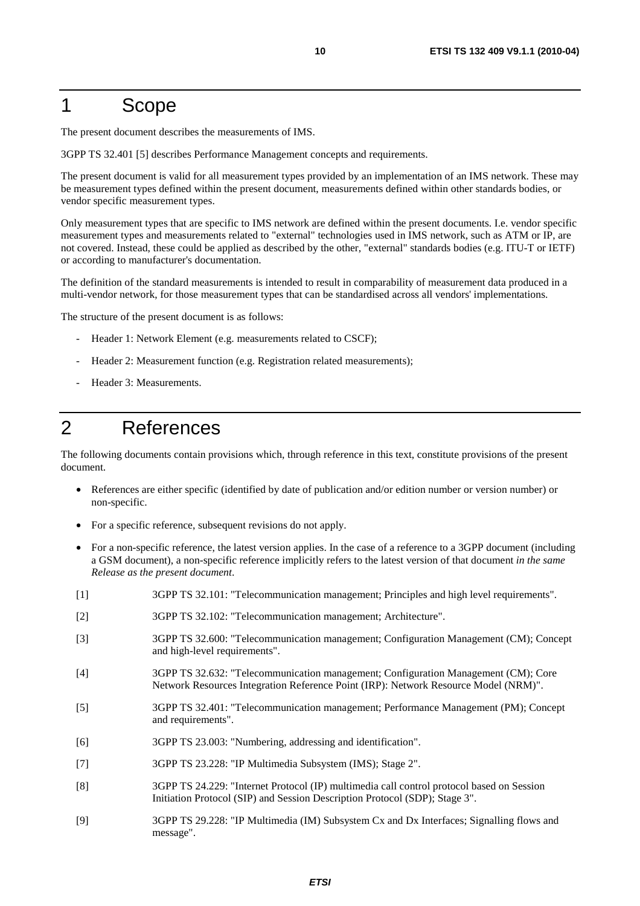# 1 Scope

The present document describes the measurements of IMS.

3GPP TS 32.401 [5] describes Performance Management concepts and requirements.

The present document is valid for all measurement types provided by an implementation of an IMS network. These may be measurement types defined within the present document, measurements defined within other standards bodies, or vendor specific measurement types.

Only measurement types that are specific to IMS network are defined within the present documents. I.e. vendor specific measurement types and measurements related to "external" technologies used in IMS network, such as ATM or IP, are not covered. Instead, these could be applied as described by the other, "external" standards bodies (e.g. ITU-T or IETF) or according to manufacturer's documentation.

The definition of the standard measurements is intended to result in comparability of measurement data produced in a multi-vendor network, for those measurement types that can be standardised across all vendors' implementations.

The structure of the present document is as follows:

- Header 1: Network Element (e.g. measurements related to CSCF);
- Header 2: Measurement function (e.g. Registration related measurements);
- Header 3: Measurements.

# 2 References

The following documents contain provisions which, through reference in this text, constitute provisions of the present document.

- References are either specific (identified by date of publication and/or edition number or version number) or non-specific.
- For a specific reference, subsequent revisions do not apply.
- For a non-specific reference, the latest version applies. In the case of a reference to a 3GPP document (including a GSM document), a non-specific reference implicitly refers to the latest version of that document *in the same Release as the present document*.

[1] 3GPP TS 32.101: "Telecommunication management; Principles and high level requirements".

[2] 3GPP TS 32.102: "Telecommunication management; Architecture".

[3] 3GPP TS 32.600: "Telecommunication management; Configuration Management (CM); Concept and high-level requirements".

[4] 3GPP TS 32.632: "Telecommunication management; Configuration Management (CM); Core Network Resources Integration Reference Point (IRP): Network Resource Model (NRM)".

[5] 3GPP TS 32.401: "Telecommunication management; Performance Management (PM); Concept and requirements".

[6] 3GPP TS 23.003: "Numbering, addressing and identification".

[7] 3GPP TS 23.228: "IP Multimedia Subsystem (IMS); Stage 2".

[8] 3GPP TS 24.229: "Internet Protocol (IP) multimedia call control protocol based on Session Initiation Protocol (SIP) and Session Description Protocol (SDP); Stage 3".

[9] 3GPP TS 29.228: "IP Multimedia (IM) Subsystem Cx and Dx Interfaces; Signalling flows and message".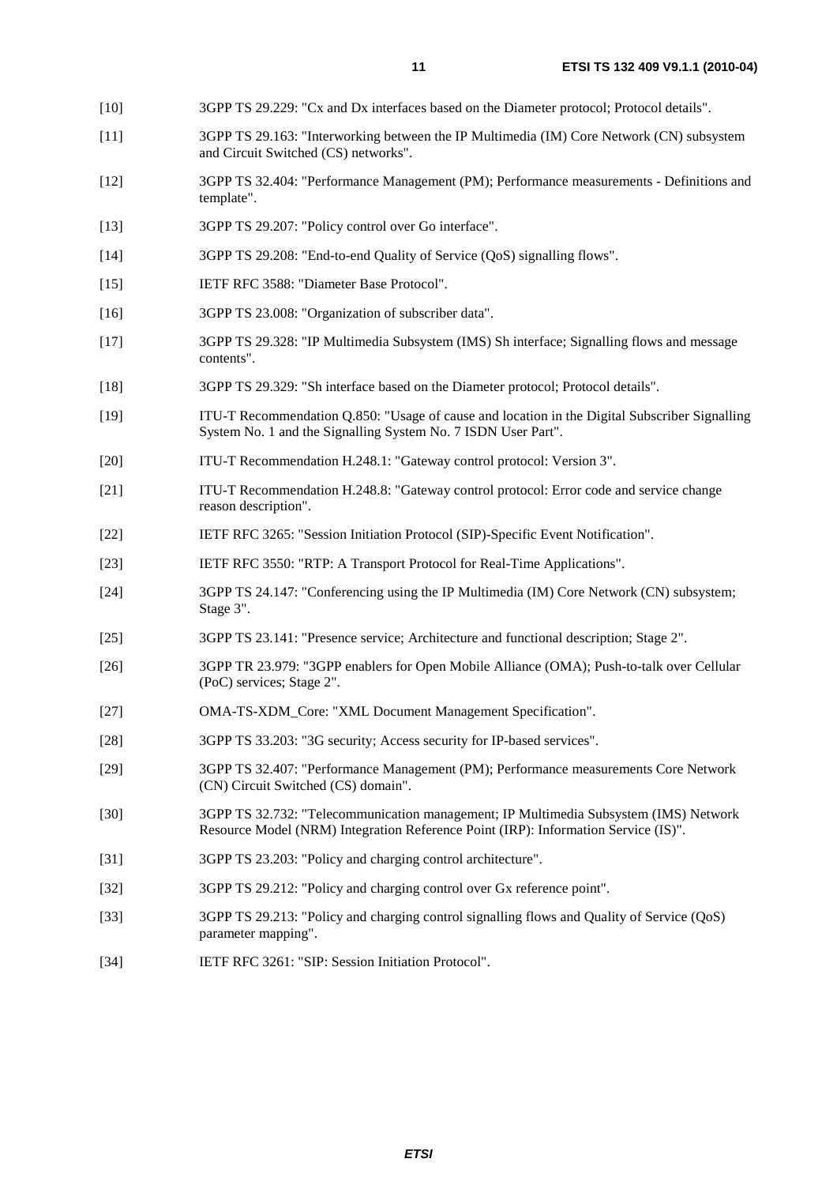[10] 3GPP TS 29.229: "Cx and Dx interfaces based on the Diameter protocol; Protocol details".

[11] 3GPP TS 29.163: "Interworking between the IP Multimedia (IM) Core Network (CN) subsystem and Circuit Switched (CS) networks".

[12] 3GPP TS 32.404: "Performance Management (PM); Performance measurements - Definitions and template".

[13] 3GPP TS 29.207: "Policy control over Go interface".

[14] 3GPP TS 29.208: "End-to-end Quality of Service (QoS) signalling flows".

[15] IETF RFC 3588: "Diameter Base Protocol".

[16] 3GPP TS 23.008: "Organization of subscriber data".

[17] 3GPP TS 29.328: "IP Multimedia Subsystem (IMS) Sh interface; Signalling flows and message contents".

[18] 3GPP TS 29.329: "Sh interface based on the Diameter protocol; Protocol details".

[19] ITU-T Recommendation Q.850: "Usage of cause and location in the Digital Subscriber Signalling System No. 1 and the Signalling System No. 7 ISDN User Part".

[20] ITU-T Recommendation H.248.1: "Gateway control protocol: Version 3".

[21] ITU-T Recommendation H.248.8: "Gateway control protocol: Error code and service change reason description".

[22] IETF RFC 3265: "Session Initiation Protocol (SIP)-Specific Event Notification".

[23] IETF RFC 3550: "RTP: A Transport Protocol for Real-Time Applications".

[24] 3GPP TS 24.147: "Conferencing using the IP Multimedia (IM) Core Network (CN) subsystem; Stage 3".

[25] 3GPP TS 23.141: "Presence service; Architecture and functional description; Stage 2".

[26] 3GPP TR 23.979: "3GPP enablers for Open Mobile Alliance (OMA); Push-to-talk over Cellular (PoC) services; Stage 2".

[27] OMA-TS-XDM_Core: "XML Document Management Specification".

[28] 3GPP TS 33.203: "3G security; Access security for IP-based services".

[29] 3GPP TS 32.407: "Performance Management (PM); Performance measurements Core Network (CN) Circuit Switched (CS) domain".

[30] 3GPP TS 32.732: "Telecommunication management; IP Multimedia Subsystem (IMS) Network Resource Model (NRM) Integration Reference Point (IRP): Information Service (IS)".

[31] 3GPP TS 23.203: "Policy and charging control architecture".

[32] 3GPP TS 29.212: "Policy and charging control over Gx reference point".

[33] 3GPP TS 29.213: "Policy and charging control signalling flows and Quality of Service (QoS) parameter mapping".

[34] IETF RFC 3261: "SIP: Session Initiation Protocol".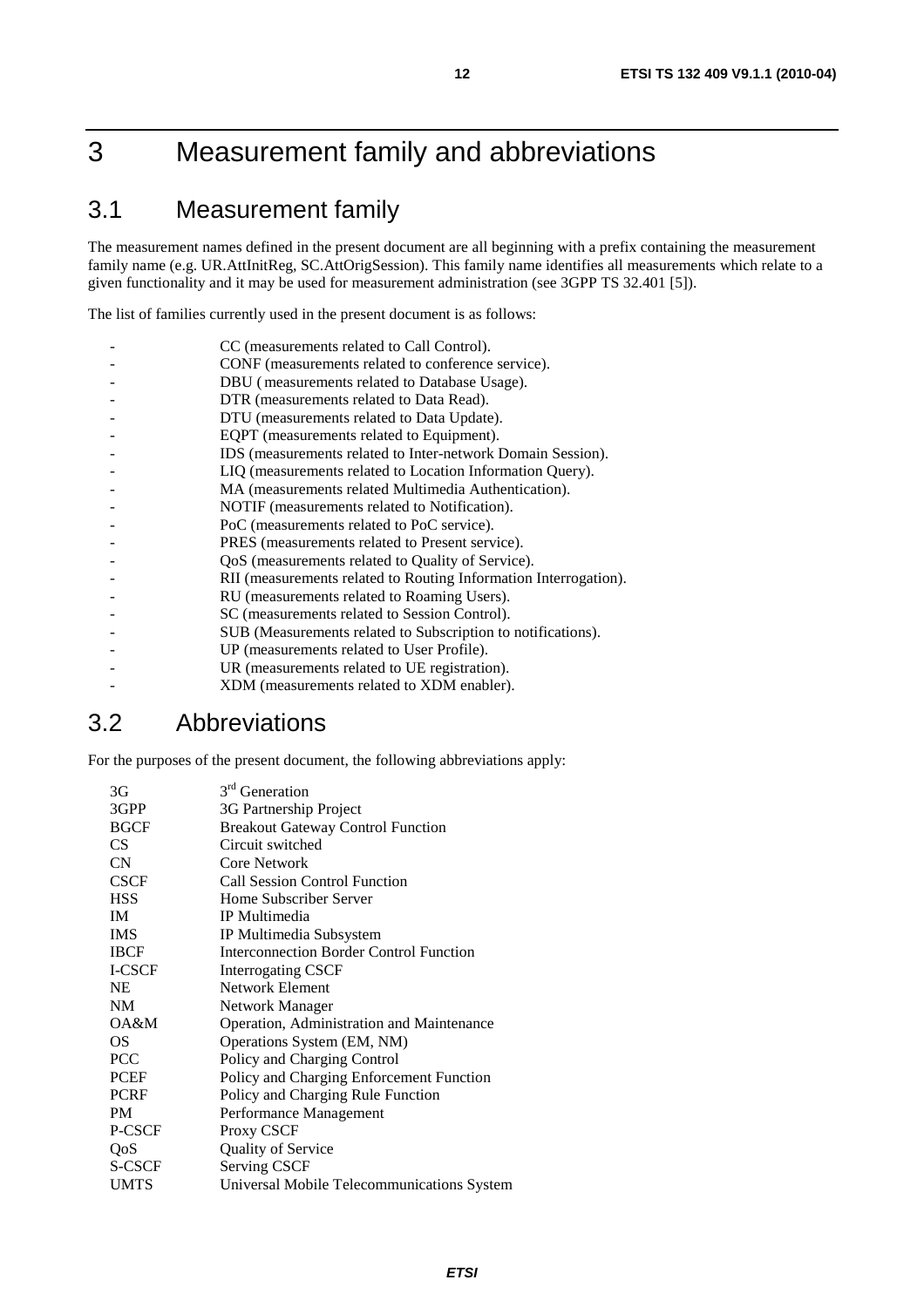# 3 Measurement family and abbreviations

## 3.1 Measurement family

The measurement names defined in the present document are all beginning with a prefix containing the measurement family name (e.g. UR.AttInitReg, SC.AttOrigSession). This family name identifies all measurements which relate to a given functionality and it may be used for measurement administration (see 3GPP TS 32.401 [5]).

The list of families currently used in the present document is as follows:

- CC (measurements related to Call Control).
- CONF (measurements related to conference service).
- DBU ( measurements related to Database Usage).
- DTR (measurements related to Data Read).
- DTU (measurements related to Data Update).
- EQPT (measurements related to Equipment).
- IDS (measurements related to Inter-network Domain Session).
- LIQ (measurements related to Location Information Query).
- MA (measurements related Multimedia Authentication).
- NOTIF (measurements related to Notification).
- PoC (measurements related to PoC service).
- PRES (measurements related to Present service).
- QoS (measurements related to Quality of Service).
- RII (measurements related to Routing Information Interrogation).
- RU (measurements related to Roaming Users).
- SC (measurements related to Session Control).
- SUB (Measurements related to Subscription to notifications).
- UP (measurements related to User Profile).
- UR (measurements related to UE registration).
- XDM (measurements related to XDM enabler).

## 3.2 Abbreviations

For the purposes of the present document, the following abbreviations apply:

| | |
|---|---|
| 3G | 3[rd] Generation |
| 3GPP | 3G Partnership Project |
| BGCF | Breakout Gateway Control Function |
| CS | Circuit switched |
| CN | Core Network |
| CSCF | Call Session Control Function |
| HSS | Home Subscriber Server |
| IM | IP Multimedia |
| IMS | IP Multimedia Subsystem |
| IBCF | Interconnection Border Control Function |
| I-CSCF | Interrogating CSCF |
| NE | Network Element |
| NM | Network Manager |
| OA&M | Operation, Administration and Maintenance |
| OS | Operations System (EM, NM) |
| PCC | Policy and Charging Control |
| PCEF | Policy and Charging Enforcement Function |
| PCRF | Policy and Charging Rule Function |
| PM | Performance Management |
| P-CSCF | Proxy CSCF |
| QoS | Quality of Service |
| S-CSCF | Serving CSCF |
| UMTS | Universal Mobile Telecommunications System |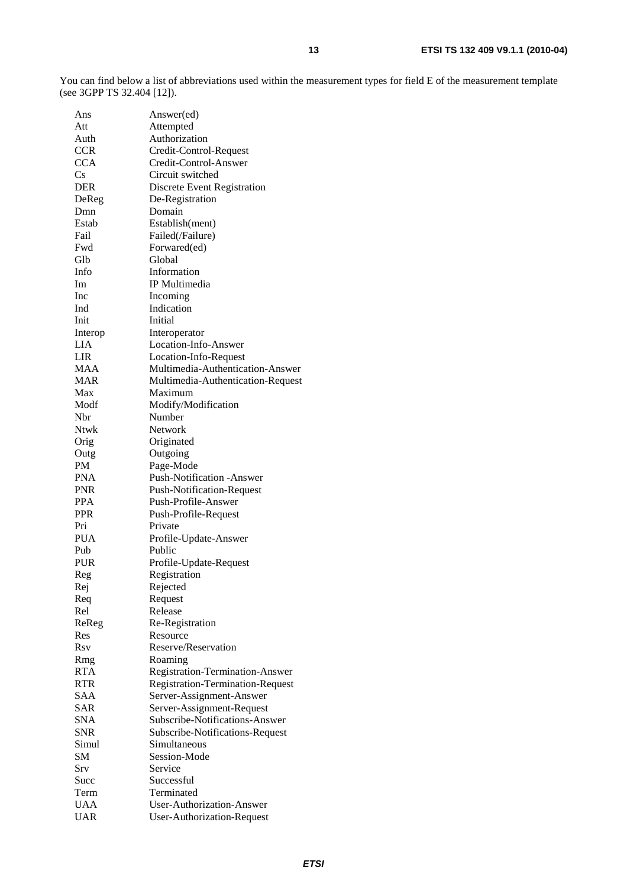You can find below a list of abbreviations used within the measurement types for field E of the measurement template (see 3GPP TS 32.404 [12]).

| | |
|---|---|
| Ans | Answer(ed) |
| Att | Attempted |
| Auth | Authorization |
| CCR | Credit-Control-Request |
| CCA | Credit-Control-Answer |
| Cs | Circuit switched |
| DER | Discrete Event Registration |
| DeReg | De-Registration |
| Dmn | Domain |
| Estab | Establish(ment) |
| Fail | Failed(/Failure) |
| Fwd | Forwared(ed) |
| Glb | Global |
| Info | Information |
| Im | IP Multimedia |
| Inc | Incoming |
| Ind | Indication |
| Init | Initial |
| Interop | Interoperator |
| LIA | Location-Info-Answer |
| LIR | Location-Info-Request |
| MAA | Multimedia-Authentication-Answer |
| MAR | Multimedia-Authentication-Request |
| Max | Maximum |
| Modf | Modify/Modification |
| Nbr | Number |
| Ntwk | Network |
| Orig | Originated |
| Outg | Outgoing |
| PM | Page-Mode |
| PNA | Push-Notification -Answer |
| PNR | Push-Notification-Request |
| PPA | Push-Profile-Answer |
| PPR | Push-Profile-Request |
| Pri | Private |
| PUA | Profile-Update-Answer |
| Pub | Public |
| PUR | Profile-Update-Request |
| Reg | Registration |
| Rej | Rejected |
| Req | Request |
| Rel | Release |
| ReReg | Re-Registration |
| Res | Resource |
| Rsv | Reserve/Reservation |
| Rmg | Roaming |
| RTA | Registration-Termination-Answer |
| RTR | Registration-Termination-Request |
| SAA | Server-Assignment-Answer |
| SAR | Server-Assignment-Request |
| SNA | Subscribe-Notifications-Answer |
| SNR | Subscribe-Notifications-Request |
| Simul | Simultaneous |
| SM | Session-Mode |
| Srv | Service |
| Succ | Successful |
| Term | Terminated |
| UAA | User-Authorization-Answer |
| UAR | User-Authorization-Request |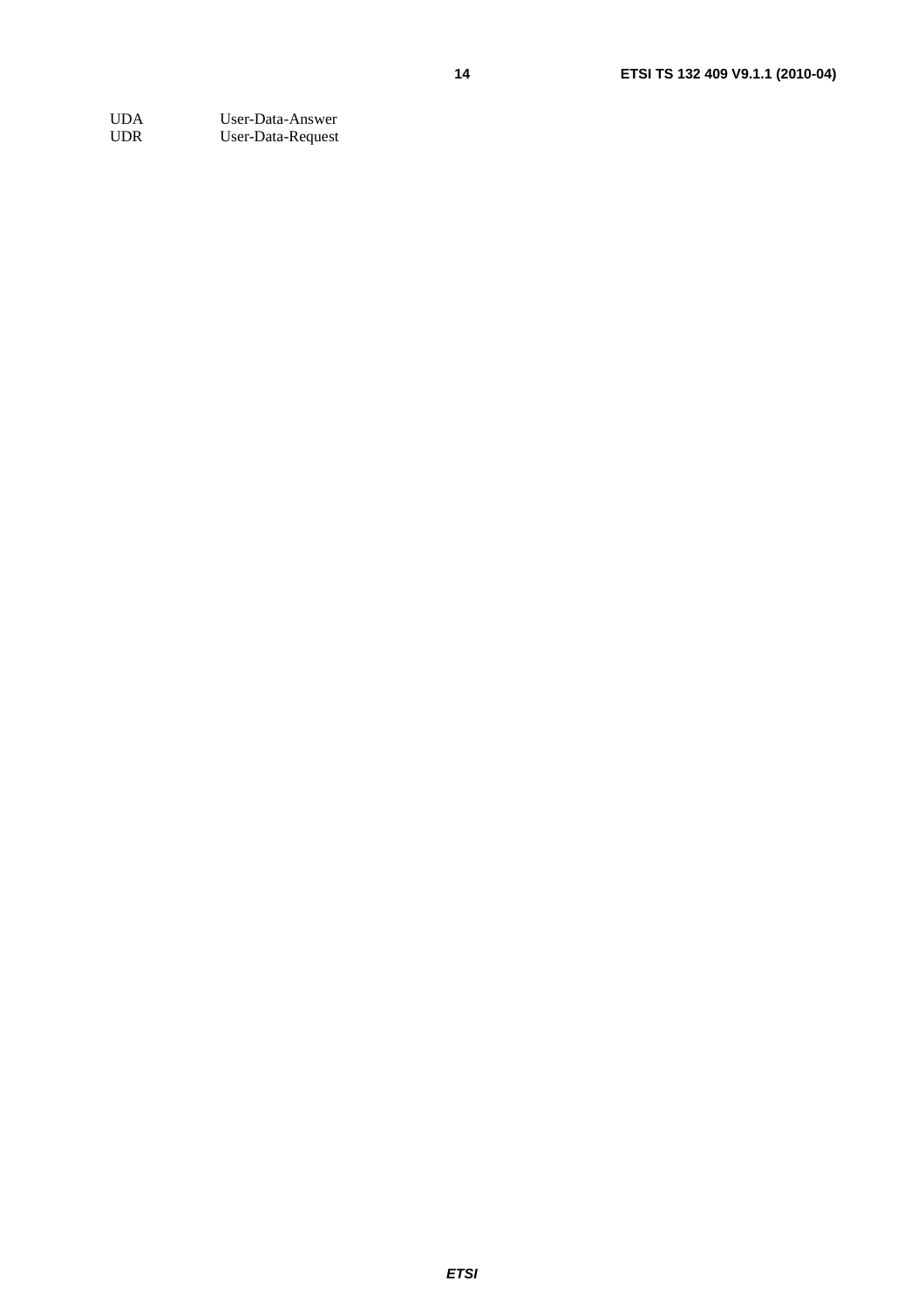UDA User-Data-Answer
UDR User-Data-Request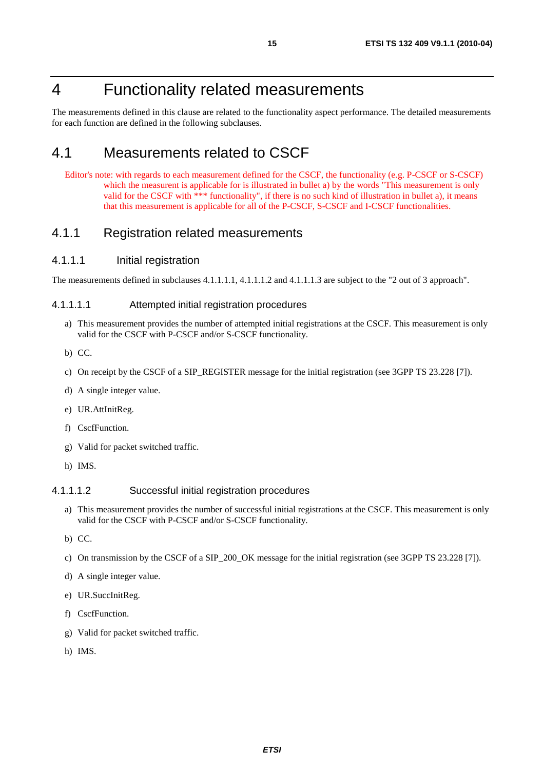# 4 Functionality related measurements

The measurements defined in this clause are related to the functionality aspect performance. The detailed measurements for each function are defined in the following subclauses.

## 4.1 Measurements related to CSCF

Editor's note: with regards to each measurement defined for the CSCF, the functionality (e.g. P-CSCF or S-CSCF) which the measurent is applicable for is illustrated in bullet a) by the words "This measurement is only valid for the CSCF with *** functionality", if there is no such kind of illustration in bullet a), it means that this measurement is applicable for all of the P-CSCF, S-CSCF and I-CSCF functionalities.

### 4.1.1 Registration related measurements

#### 4.1.1.1 Initial registration

The measurements defined in subclauses 4.1.1.1.1, 4.1.1.1.2 and 4.1.1.1.3 are subject to the "2 out of 3 approach".

##### 4.1.1.1.1 Attempted initial registration procedures

a) This measurement provides the number of attempted initial registrations at the CSCF. This measurement is only valid for the CSCF with P-CSCF and/or S-CSCF functionality.

b) CC.

c) On receipt by the CSCF of a SIP_REGISTER message for the initial registration (see 3GPP TS 23.228 [7]).

d) A single integer value.

e) UR.AttInitReg.

f) CscfFunction.

g) Valid for packet switched traffic.

h) IMS.

##### 4.1.1.1.2 Successful initial registration procedures

a) This measurement provides the number of successful initial registrations at the CSCF. This measurement is only valid for the CSCF with P-CSCF and/or S-CSCF functionality.

b) CC.

c) On transmission by the CSCF of a SIP_200_OK message for the initial registration (see 3GPP TS 23.228 [7]).

d) A single integer value.

e) UR.SuccInitReg.

f) CscfFunction.

g) Valid for packet switched traffic.

h) IMS.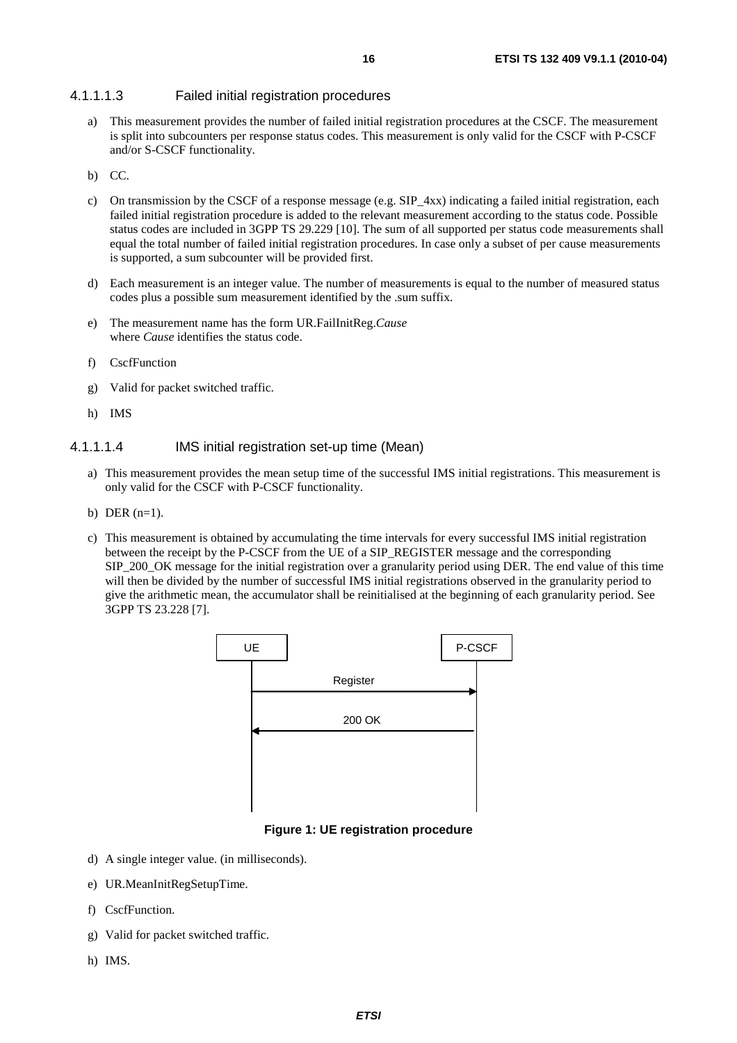#### 4.1.1.1.3 Failed initial registration procedures

a) This measurement provides the number of failed initial registration procedures at the CSCF. The measurement is split into subcounters per response status codes. This measurement is only valid for the CSCF with P-CSCF and/or S-CSCF functionality.

b) CC.

c) On transmission by the CSCF of a response message (e.g. SIP_4xx) indicating a failed initial registration, each failed initial registration procedure is added to the relevant measurement according to the status code. Possible status codes are included in 3GPP TS 29.229 [10]. The sum of all supported per status code measurements shall equal the total number of failed initial registration procedures. In case only a subset of per cause measurements is supported, a sum subcounter will be provided first.

d) Each measurement is an integer value. The number of measurements is equal to the number of measured status codes plus a possible sum measurement identified by the .sum suffix.

e) The measurement name has the form UR.FailInitReg.*Cause*
where *Cause* identifies the status code.

f) CscfFunction

g) Valid for packet switched traffic.

h) IMS

#### 4.1.1.1.4 IMS initial registration set-up time (Mean)

a) This measurement provides the mean setup time of the successful IMS initial registrations. This measurement is only valid for the CSCF with P-CSCF functionality.

b) DER (n=1).

c) This measurement is obtained by accumulating the time intervals for every successful IMS initial registration between the receipt by the P-CSCF from the UE of a SIP_REGISTER message and the corresponding SIP_200_OK message for the initial registration over a granularity period using DER. The end value of this time will then be divided by the number of successful IMS initial registrations observed in the granularity period to give the arithmetic mean, the accumulator shall be reinitialised at the beginning of each granularity period. See 3GPP TS 23.228 [7].

UE — P-CSCF

Register (UE → P-CSCF)

200 OK (P-CSCF → UE)

**Figure 1: UE registration procedure**

d) A single integer value. (in milliseconds).

e) UR.MeanInitRegSetupTime.

f) CscfFunction.

g) Valid for packet switched traffic.

h) IMS.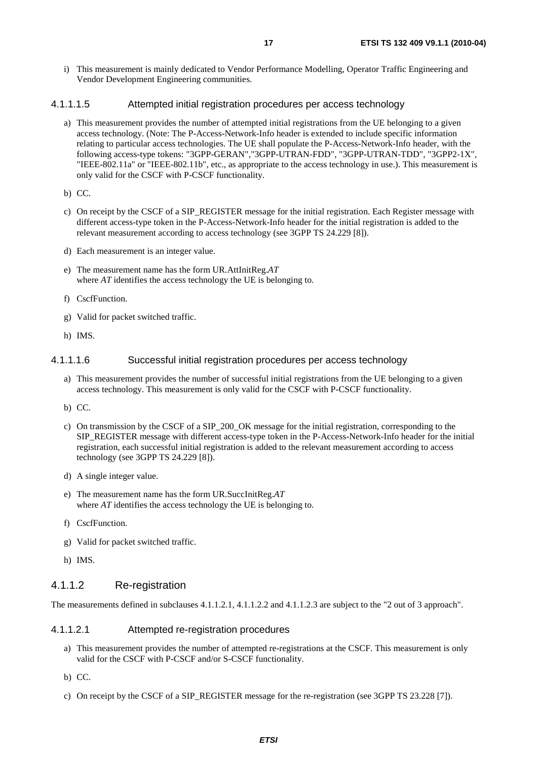i) This measurement is mainly dedicated to Vendor Performance Modelling, Operator Traffic Engineering and Vendor Development Engineering communities.

#### 4.1.1.1.5 Attempted initial registration procedures per access technology

a) This measurement provides the number of attempted initial registrations from the UE belonging to a given access technology. (Note: The P-Access-Network-Info header is extended to include specific information relating to particular access technologies. The UE shall populate the P-Access-Network-Info header, with the following access-type tokens: "3GPP-GERAN","3GPP-UTRAN-FDD", "3GPP-UTRAN-TDD", "3GPP2-1X", "IEEE-802.11a" or "IEEE-802.11b", etc., as appropriate to the access technology in use.). This measurement is only valid for the CSCF with P-CSCF functionality.

b) CC.

c) On receipt by the CSCF of a SIP_REGISTER message for the initial registration. Each Register message with different access-type token in the P-Access-Network-Info header for the initial registration is added to the relevant measurement according to access technology (see 3GPP TS 24.229 [8]).

d) Each measurement is an integer value.

e) The measurement name has the form UR.AttInitReg.*AT*
where *AT* identifies the access technology the UE is belonging to.

f) CscfFunction.

g) Valid for packet switched traffic.

h) IMS.

#### 4.1.1.1.6 Successful initial registration procedures per access technology

a) This measurement provides the number of successful initial registrations from the UE belonging to a given access technology. This measurement is only valid for the CSCF with P-CSCF functionality.

b) CC.

c) On transmission by the CSCF of a SIP_200_OK message for the initial registration, corresponding to the SIP_REGISTER message with different access-type token in the P-Access-Network-Info header for the initial registration, each successful initial registration is added to the relevant measurement according to access technology (see 3GPP TS 24.229 [8]).

d) A single integer value.

e) The measurement name has the form UR.SuccInitReg.*AT*
where *AT* identifies the access technology the UE is belonging to.

f) CscfFunction.

g) Valid for packet switched traffic.

h) IMS.

### 4.1.1.2 Re-registration

The measurements defined in subclauses 4.1.1.2.1, 4.1.1.2.2 and 4.1.1.2.3 are subject to the "2 out of 3 approach".

#### 4.1.1.2.1 Attempted re-registration procedures

a) This measurement provides the number of attempted re-registrations at the CSCF. This measurement is only valid for the CSCF with P-CSCF and/or S-CSCF functionality.

b) CC.

c) On receipt by the CSCF of a SIP_REGISTER message for the re-registration (see 3GPP TS 23.228 [7]).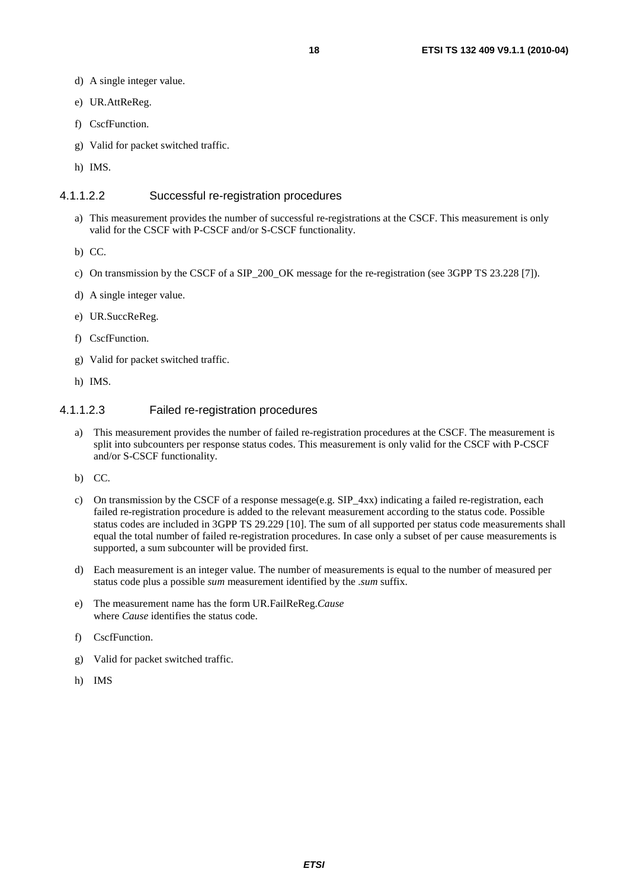d) A single integer value.

e) UR.AttReReg.

f) CscfFunction.

g) Valid for packet switched traffic.

h) IMS.

#### 4.1.1.2.2 Successful re-registration procedures

a) This measurement provides the number of successful re-registrations at the CSCF. This measurement is only valid for the CSCF with P-CSCF and/or S-CSCF functionality.

b) CC.

c) On transmission by the CSCF of a SIP_200_OK message for the re-registration (see 3GPP TS 23.228 [7]).

d) A single integer value.

e) UR.SuccReReg.

f) CscfFunction.

g) Valid for packet switched traffic.

h) IMS.

#### 4.1.1.2.3 Failed re-registration procedures

a) This measurement provides the number of failed re-registration procedures at the CSCF. The measurement is split into subcounters per response status codes. This measurement is only valid for the CSCF with P-CSCF and/or S-CSCF functionality.

b) CC.

c) On transmission by the CSCF of a response message(e.g. SIP_4xx) indicating a failed re-registration, each failed re-registration procedure is added to the relevant measurement according to the status code. Possible status codes are included in 3GPP TS 29.229 [10]. The sum of all supported per status code measurements shall equal the total number of failed re-registration procedures. In case only a subset of per cause measurements is supported, a sum subcounter will be provided first.

d) Each measurement is an integer value. The number of measurements is equal to the number of measured per status code plus a possible *sum* measurement identified by the *.sum* suffix.

e) The measurement name has the form UR.FailReReg.*Cause*
where *Cause* identifies the status code.

f) CscfFunction.

g) Valid for packet switched traffic.

h) IMS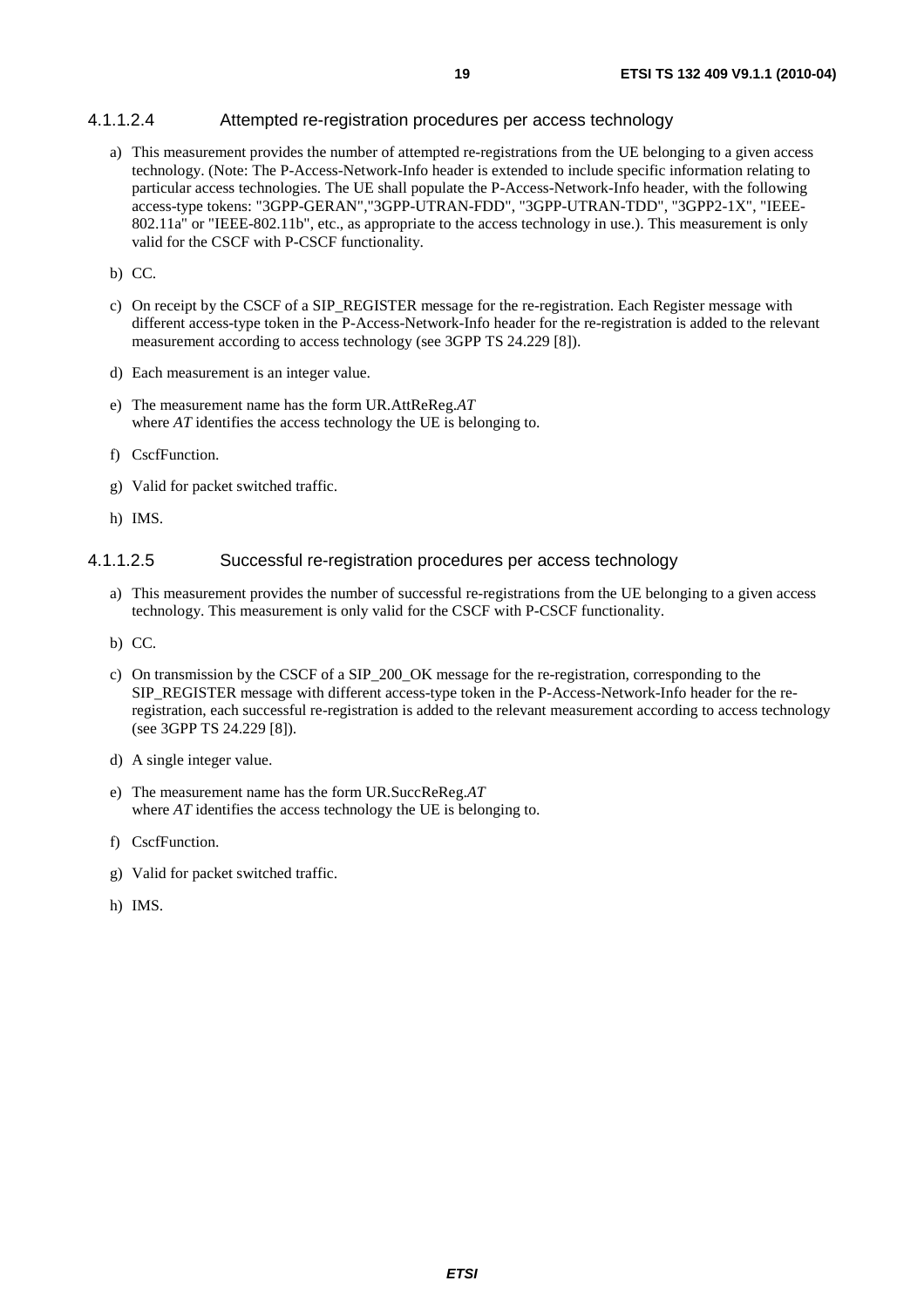#### 4.1.1.2.4 Attempted re-registration procedures per access technology

a) This measurement provides the number of attempted re-registrations from the UE belonging to a given access technology. (Note: The P-Access-Network-Info header is extended to include specific information relating to particular access technologies. The UE shall populate the P-Access-Network-Info header, with the following access-type tokens: "3GPP-GERAN","3GPP-UTRAN-FDD", "3GPP-UTRAN-TDD", "3GPP2-1X", "IEEE-802.11a" or "IEEE-802.11b", etc., as appropriate to the access technology in use.). This measurement is only valid for the CSCF with P-CSCF functionality.

b) CC.

c) On receipt by the CSCF of a SIP_REGISTER message for the re-registration. Each Register message with different access-type token in the P-Access-Network-Info header for the re-registration is added to the relevant measurement according to access technology (see 3GPP TS 24.229 [8]).

d) Each measurement is an integer value.

e) The measurement name has the form UR.AttReReg.*AT*
where *AT* identifies the access technology the UE is belonging to.

f) CscfFunction.

g) Valid for packet switched traffic.

h) IMS.

#### 4.1.1.2.5 Successful re-registration procedures per access technology

a) This measurement provides the number of successful re-registrations from the UE belonging to a given access technology. This measurement is only valid for the CSCF with P-CSCF functionality.

b) CC.

c) On transmission by the CSCF of a SIP_200_OK message for the re-registration, corresponding to the SIP_REGISTER message with different access-type token in the P-Access-Network-Info header for the re-registration, each successful re-registration is added to the relevant measurement according to access technology (see 3GPP TS 24.229 [8]).

d) A single integer value.

e) The measurement name has the form UR.SuccReReg.*AT*
where *AT* identifies the access technology the UE is belonging to.

f) CscfFunction.

g) Valid for packet switched traffic.

h) IMS.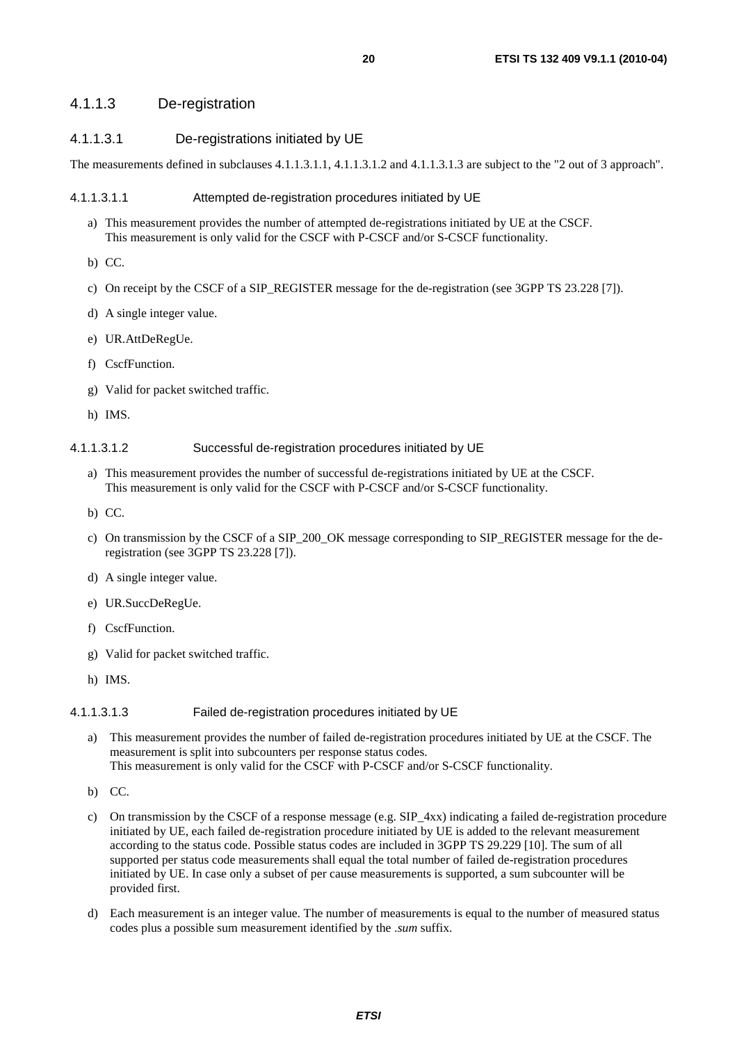### 4.1.1.3 De-registration

#### 4.1.1.3.1 De-registrations initiated by UE

The measurements defined in subclauses 4.1.1.3.1.1, 4.1.1.3.1.2 and 4.1.1.3.1.3 are subject to the "2 out of 3 approach".

##### 4.1.1.3.1.1 Attempted de-registration procedures initiated by UE

a) This measurement provides the number of attempted de-registrations initiated by UE at the CSCF.
   This measurement is only valid for the CSCF with P-CSCF and/or S-CSCF functionality.

b) CC.

c) On receipt by the CSCF of a SIP_REGISTER message for the de-registration (see 3GPP TS 23.228 [7]).

d) A single integer value.

e) UR.AttDeRegUe.

f) CscfFunction.

g) Valid for packet switched traffic.

h) IMS.

##### 4.1.1.3.1.2 Successful de-registration procedures initiated by UE

a) This measurement provides the number of successful de-registrations initiated by UE at the CSCF.
   This measurement is only valid for the CSCF with P-CSCF and/or S-CSCF functionality.

b) CC.

c) On transmission by the CSCF of a SIP_200_OK message corresponding to SIP_REGISTER message for the de-registration (see 3GPP TS 23.228 [7]).

d) A single integer value.

e) UR.SuccDeRegUe.

f) CscfFunction.

g) Valid for packet switched traffic.

h) IMS.

##### 4.1.1.3.1.3 Failed de-registration procedures initiated by UE

a) This measurement provides the number of failed de-registration procedures initiated by UE at the CSCF. The measurement is split into subcounters per response status codes.
   This measurement is only valid for the CSCF with P-CSCF and/or S-CSCF functionality.

b) CC.

c) On transmission by the CSCF of a response message (e.g. SIP_4xx) indicating a failed de-registration procedure initiated by UE, each failed de-registration procedure initiated by UE is added to the relevant measurement according to the status code. Possible status codes are included in 3GPP TS 29.229 [10]. The sum of all supported per status code measurements shall equal the total number of failed de-registration procedures initiated by UE. In case only a subset of per cause measurements is supported, a sum subcounter will be provided first.

d) Each measurement is an integer value. The number of measurements is equal to the number of measured status codes plus a possible sum measurement identified by the *.sum* suffix.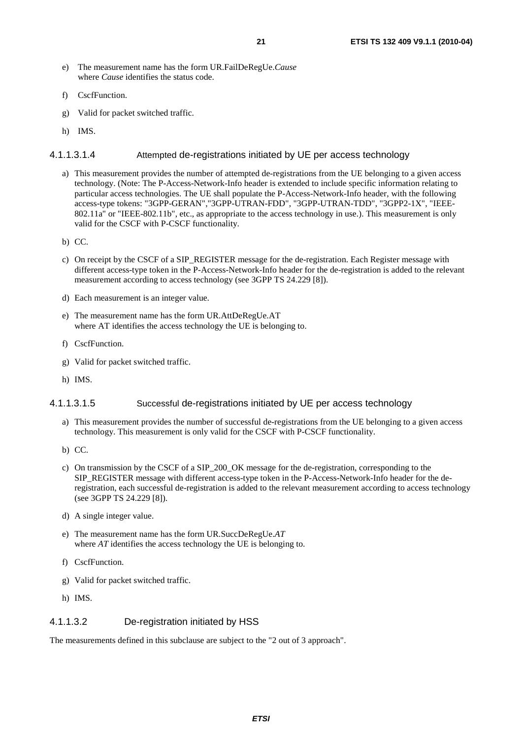e) The measurement name has the form UR.FailDeRegUe.*Cause* where *Cause* identifies the status code.

f) CscfFunction.

g) Valid for packet switched traffic.

h) IMS.

#### 4.1.1.3.1.4 Attempted de-registrations initiated by UE per access technology

a) This measurement provides the number of attempted de-registrations from the UE belonging to a given access technology. (Note: The P-Access-Network-Info header is extended to include specific information relating to particular access technologies. The UE shall populate the P-Access-Network-Info header, with the following access-type tokens: "3GPP-GERAN","3GPP-UTRAN-FDD", "3GPP-UTRAN-TDD", "3GPP2-1X", "IEEE-802.11a" or "IEEE-802.11b", etc., as appropriate to the access technology in use.). This measurement is only valid for the CSCF with P-CSCF functionality.

b) CC.

c) On receipt by the CSCF of a SIP_REGISTER message for the de-registration. Each Register message with different access-type token in the P-Access-Network-Info header for the de-registration is added to the relevant measurement according to access technology (see 3GPP TS 24.229 [8]).

d) Each measurement is an integer value.

e) The measurement name has the form UR.AttDeRegUe.AT where AT identifies the access technology the UE is belonging to.

f) CscfFunction.

g) Valid for packet switched traffic.

h) IMS.

#### 4.1.1.3.1.5 Successful de-registrations initiated by UE per access technology

a) This measurement provides the number of successful de-registrations from the UE belonging to a given access technology. This measurement is only valid for the CSCF with P-CSCF functionality.

b) CC.

c) On transmission by the CSCF of a SIP_200_OK message for the de-registration, corresponding to the SIP_REGISTER message with different access-type token in the P-Access-Network-Info header for the de-registration, each successful de-registration is added to the relevant measurement according to access technology (see 3GPP TS 24.229 [8]).

d) A single integer value.

e) The measurement name has the form UR.SuccDeRegUe.*AT* where *AT* identifies the access technology the UE is belonging to.

f) CscfFunction.

g) Valid for packet switched traffic.

h) IMS.

#### 4.1.1.3.2 De-registration initiated by HSS

The measurements defined in this subclause are subject to the "2 out of 3 approach".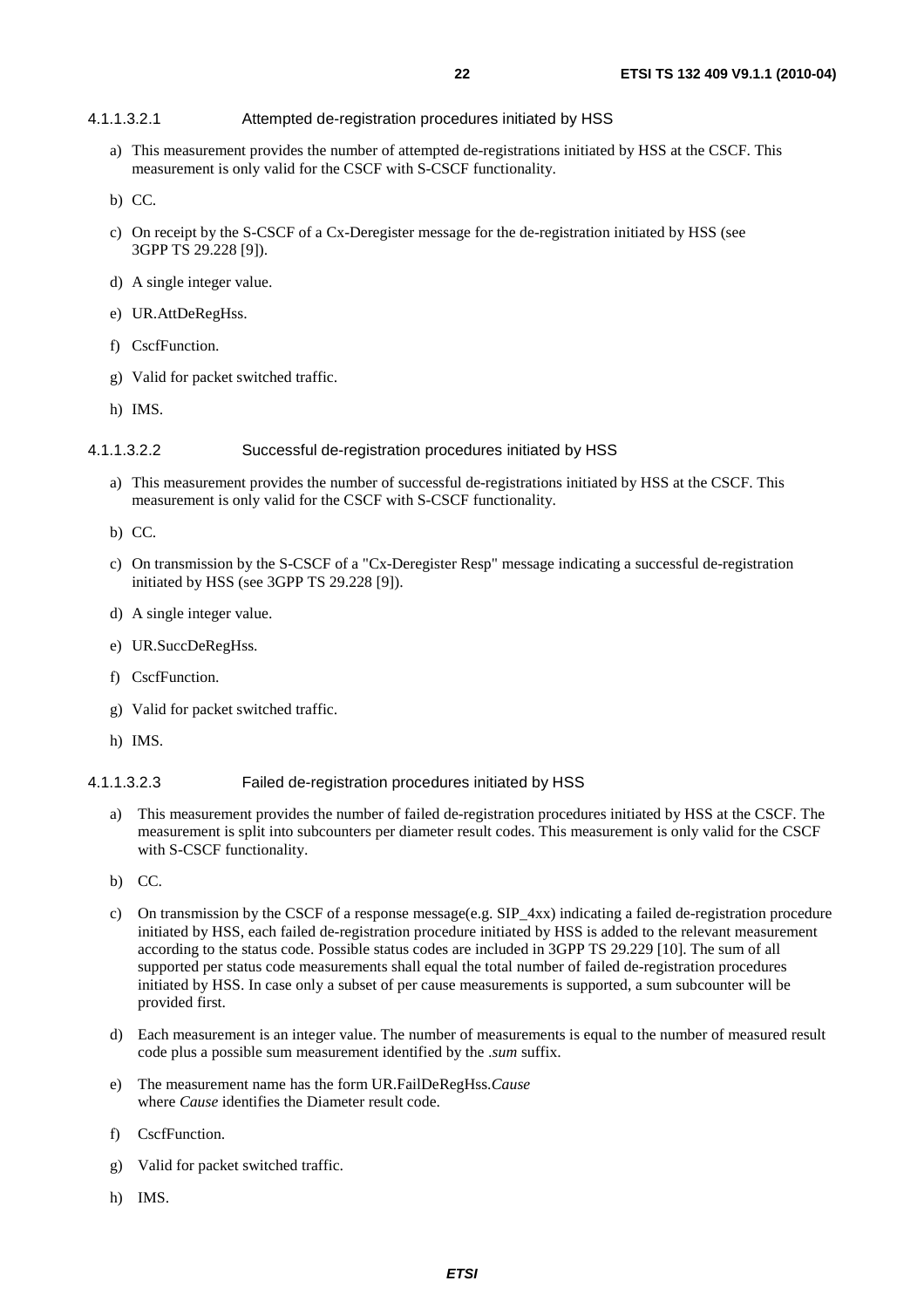#### 4.1.1.3.2.1 Attempted de-registration procedures initiated by HSS

a) This measurement provides the number of attempted de-registrations initiated by HSS at the CSCF. This measurement is only valid for the CSCF with S-CSCF functionality.

b) CC.

c) On receipt by the S-CSCF of a Cx-Deregister message for the de-registration initiated by HSS (see 3GPP TS 29.228 [9]).

d) A single integer value.

e) UR.AttDeRegHss.

f) CscfFunction.

g) Valid for packet switched traffic.

h) IMS.

#### 4.1.1.3.2.2 Successful de-registration procedures initiated by HSS

a) This measurement provides the number of successful de-registrations initiated by HSS at the CSCF. This measurement is only valid for the CSCF with S-CSCF functionality.

b) CC.

c) On transmission by the S-CSCF of a "Cx-Deregister Resp" message indicating a successful de-registration initiated by HSS (see 3GPP TS 29.228 [9]).

d) A single integer value.

e) UR.SuccDeRegHss.

f) CscfFunction.

g) Valid for packet switched traffic.

h) IMS.

#### 4.1.1.3.2.3 Failed de-registration procedures initiated by HSS

a) This measurement provides the number of failed de-registration procedures initiated by HSS at the CSCF. The measurement is split into subcounters per diameter result codes. This measurement is only valid for the CSCF with S-CSCF functionality.

b) CC.

c) On transmission by the CSCF of a response message(e.g. SIP_4xx) indicating a failed de-registration procedure initiated by HSS, each failed de-registration procedure initiated by HSS is added to the relevant measurement according to the status code. Possible status codes are included in 3GPP TS 29.229 [10]. The sum of all supported per status code measurements shall equal the total number of failed de-registration procedures initiated by HSS. In case only a subset of per cause measurements is supported, a sum subcounter will be provided first.

d) Each measurement is an integer value. The number of measurements is equal to the number of measured result code plus a possible sum measurement identified by the *.sum* suffix.

e) The measurement name has the form UR.FailDeRegHss.*Cause*
where *Cause* identifies the Diameter result code.

f) CscfFunction.

g) Valid for packet switched traffic.

h) IMS.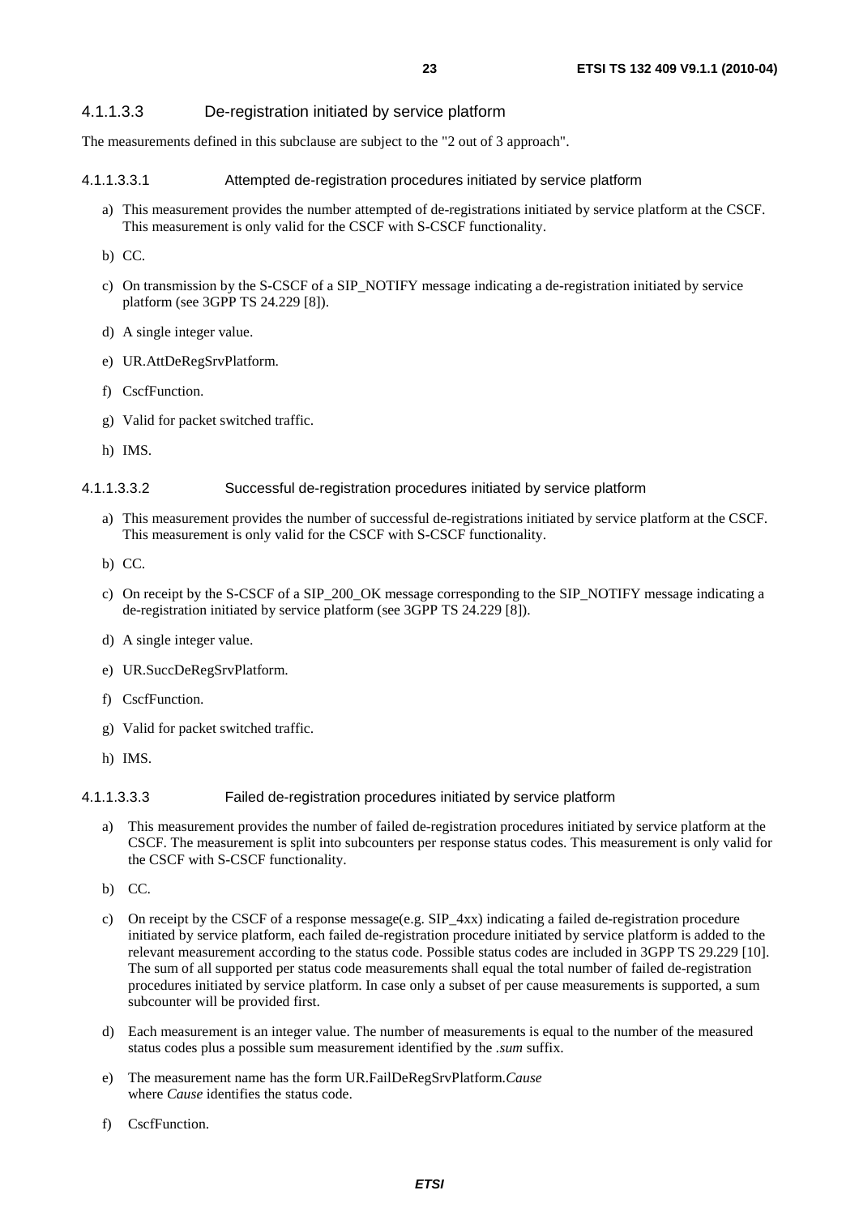#### 4.1.1.3.3 De-registration initiated by service platform

The measurements defined in this subclause are subject to the "2 out of 3 approach".

##### 4.1.1.3.3.1 Attempted de-registration procedures initiated by service platform

a) This measurement provides the number attempted of de-registrations initiated by service platform at the CSCF. This measurement is only valid for the CSCF with S-CSCF functionality.

b) CC.

c) On transmission by the S-CSCF of a SIP_NOTIFY message indicating a de-registration initiated by service platform (see 3GPP TS 24.229 [8]).

d) A single integer value.

e) UR.AttDeRegSrvPlatform.

f) CscfFunction.

g) Valid for packet switched traffic.

h) IMS.

##### 4.1.1.3.3.2 Successful de-registration procedures initiated by service platform

a) This measurement provides the number of successful de-registrations initiated by service platform at the CSCF. This measurement is only valid for the CSCF with S-CSCF functionality.

b) CC.

c) On receipt by the S-CSCF of a SIP_200_OK message corresponding to the SIP_NOTIFY message indicating a de-registration initiated by service platform (see 3GPP TS 24.229 [8]).

d) A single integer value.

e) UR.SuccDeRegSrvPlatform.

f) CscfFunction.

g) Valid for packet switched traffic.

h) IMS.

##### 4.1.1.3.3.3 Failed de-registration procedures initiated by service platform

a) This measurement provides the number of failed de-registration procedures initiated by service platform at the CSCF. The measurement is split into subcounters per response status codes. This measurement is only valid for the CSCF with S-CSCF functionality.

b) CC.

c) On receipt by the CSCF of a response message(e.g. SIP_4xx) indicating a failed de-registration procedure initiated by service platform, each failed de-registration procedure initiated by service platform is added to the relevant measurement according to the status code. Possible status codes are included in 3GPP TS 29.229 [10]. The sum of all supported per status code measurements shall equal the total number of failed de-registration procedures initiated by service platform. In case only a subset of per cause measurements is supported, a sum subcounter will be provided first.

d) Each measurement is an integer value. The number of measurements is equal to the number of the measured status codes plus a possible sum measurement identified by the *.sum* suffix.

e) The measurement name has the form UR.FailDeRegSrvPlatform.*Cause*
where *Cause* identifies the status code.

f) CscfFunction.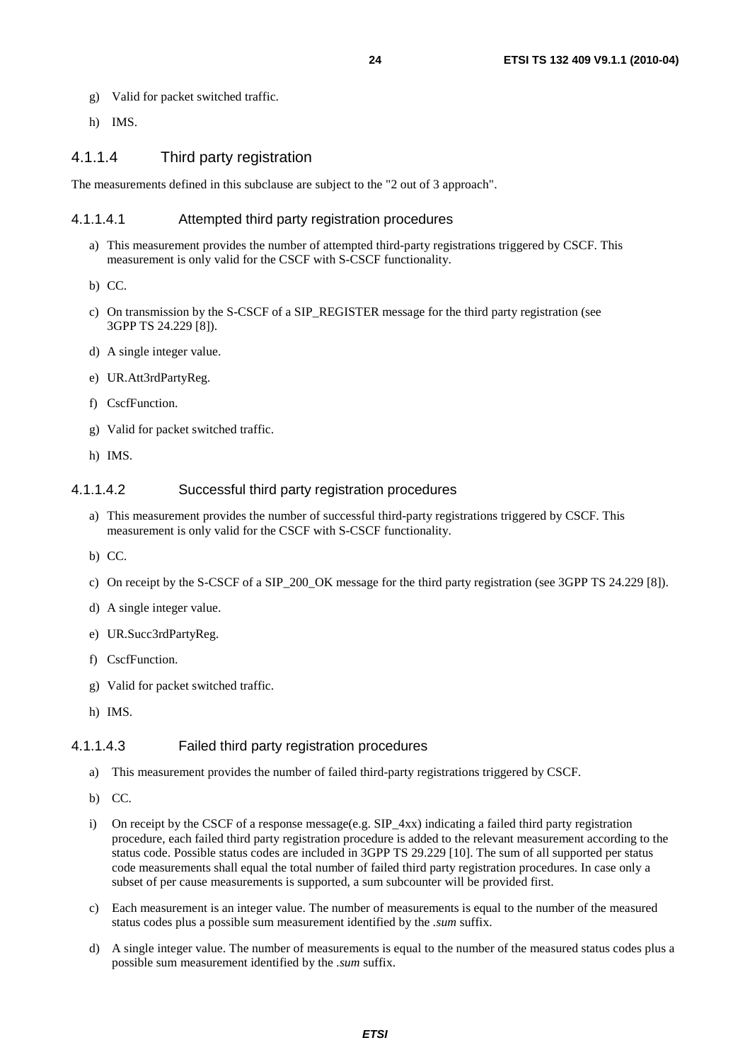g) Valid for packet switched traffic.

h) IMS.

#### 4.1.1.4 Third party registration

The measurements defined in this subclause are subject to the "2 out of 3 approach".

##### 4.1.1.4.1 Attempted third party registration procedures

a) This measurement provides the number of attempted third-party registrations triggered by CSCF. This measurement is only valid for the CSCF with S-CSCF functionality.

b) CC.

c) On transmission by the S-CSCF of a SIP_REGISTER message for the third party registration (see 3GPP TS 24.229 [8]).

d) A single integer value.

e) UR.Att3rdPartyReg.

f) CscfFunction.

g) Valid for packet switched traffic.

h) IMS.

##### 4.1.1.4.2 Successful third party registration procedures

a) This measurement provides the number of successful third-party registrations triggered by CSCF. This measurement is only valid for the CSCF with S-CSCF functionality.

b) CC.

c) On receipt by the S-CSCF of a SIP_200_OK message for the third party registration (see 3GPP TS 24.229 [8]).

d) A single integer value.

e) UR.Succ3rdPartyReg.

f) CscfFunction.

g) Valid for packet switched traffic.

h) IMS.

##### 4.1.1.4.3 Failed third party registration procedures

a) This measurement provides the number of failed third-party registrations triggered by CSCF.

b) CC.

i) On receipt by the CSCF of a response message(e.g. SIP_4xx) indicating a failed third party registration procedure, each failed third party registration procedure is added to the relevant measurement according to the status code. Possible status codes are included in 3GPP TS 29.229 [10]. The sum of all supported per status code measurements shall equal the total number of failed third party registration procedures. In case only a subset of per cause measurements is supported, a sum subcounter will be provided first.

c) Each measurement is an integer value. The number of measurements is equal to the number of the measured status codes plus a possible sum measurement identified by the *.sum* suffix.

d) A single integer value. The number of measurements is equal to the number of the measured status codes plus a possible sum measurement identified by the *.sum* suffix.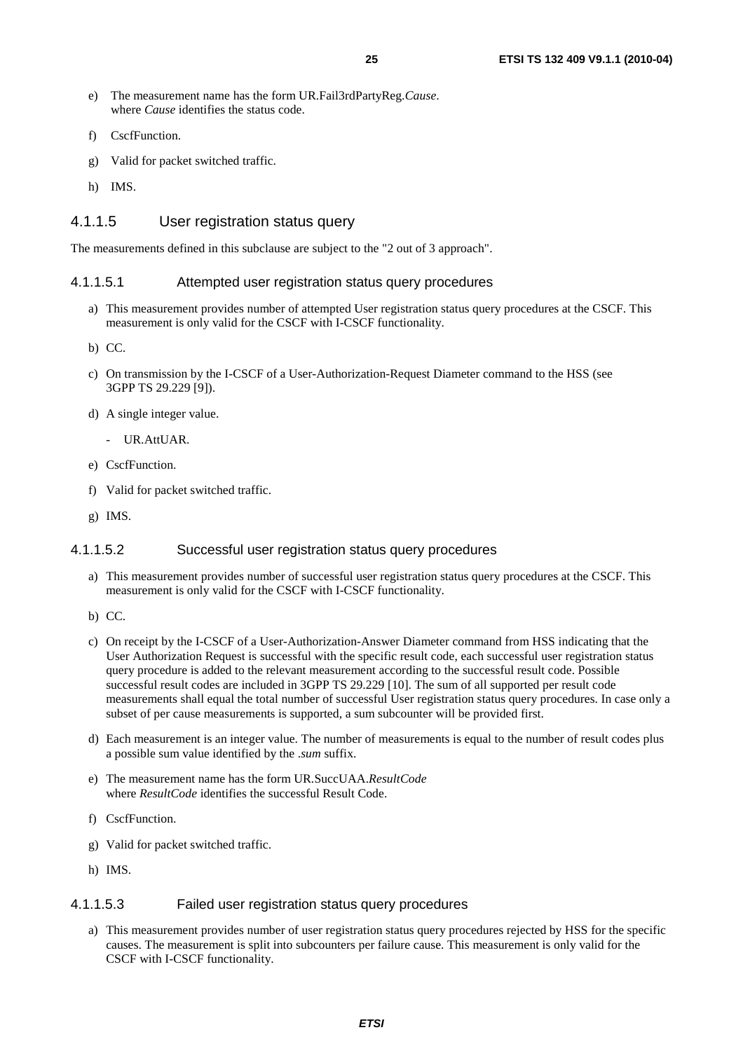e) The measurement name has the form UR.Fail3rdPartyReg.*Cause*. where *Cause* identifies the status code.

f) CscfFunction.

g) Valid for packet switched traffic.

h) IMS.

### 4.1.1.5 User registration status query

The measurements defined in this subclause are subject to the "2 out of 3 approach".

#### 4.1.1.5.1 Attempted user registration status query procedures

a) This measurement provides number of attempted User registration status query procedures at the CSCF. This measurement is only valid for the CSCF with I-CSCF functionality.

b) CC.

c) On transmission by the I-CSCF of a User-Authorization-Request Diameter command to the HSS (see 3GPP TS 29.229 [9]).

d) A single integer value.

- UR.AttUAR.

e) CscfFunction.

f) Valid for packet switched traffic.

g) IMS.

#### 4.1.1.5.2 Successful user registration status query procedures

a) This measurement provides number of successful user registration status query procedures at the CSCF. This measurement is only valid for the CSCF with I-CSCF functionality.

b) CC.

c) On receipt by the I-CSCF of a User-Authorization-Answer Diameter command from HSS indicating that the User Authorization Request is successful with the specific result code, each successful user registration status query procedure is added to the relevant measurement according to the successful result code. Possible successful result codes are included in 3GPP TS 29.229 [10]. The sum of all supported per result code measurements shall equal the total number of successful User registration status query procedures. In case only a subset of per cause measurements is supported, a sum subcounter will be provided first.

d) Each measurement is an integer value. The number of measurements is equal to the number of result codes plus a possible sum value identified by the *.sum* suffix.

e) The measurement name has the form UR.SuccUAA.*ResultCode* where *ResultCode* identifies the successful Result Code.

f) CscfFunction.

g) Valid for packet switched traffic.

h) IMS.

#### 4.1.1.5.3 Failed user registration status query procedures

a) This measurement provides number of user registration status query procedures rejected by HSS for the specific causes. The measurement is split into subcounters per failure cause. This measurement is only valid for the CSCF with I-CSCF functionality.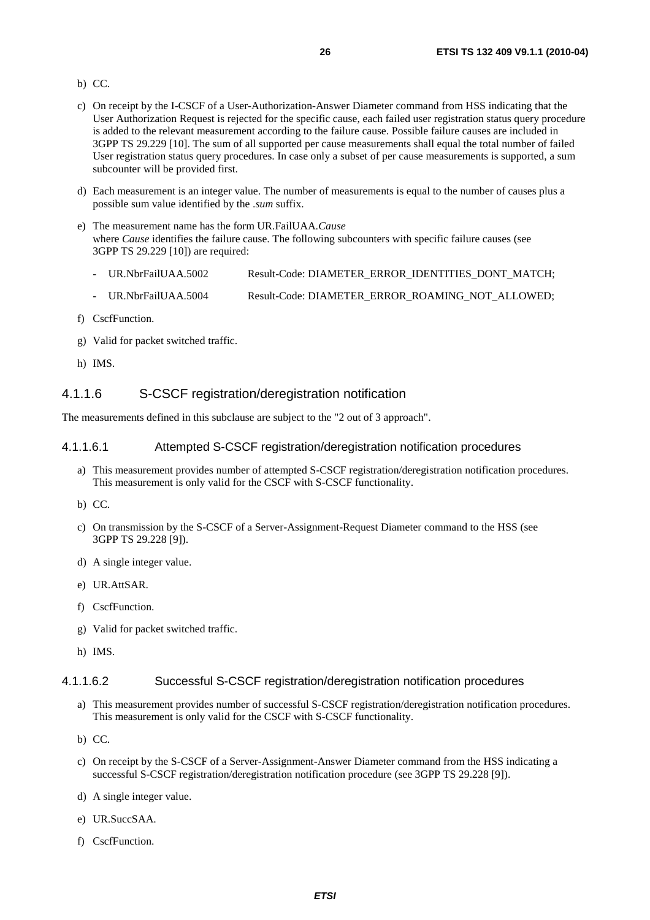b) CC.

c) On receipt by the I-CSCF of a User-Authorization-Answer Diameter command from HSS indicating that the User Authorization Request is rejected for the specific cause, each failed user registration status query procedure is added to the relevant measurement according to the failure cause. Possible failure causes are included in 3GPP TS 29.229 [10]. The sum of all supported per cause measurements shall equal the total number of failed User registration status query procedures. In case only a subset of per cause measurements is supported, a sum subcounter will be provided first.

d) Each measurement is an integer value. The number of measurements is equal to the number of causes plus a possible sum value identified by the *.sum* suffix.

e) The measurement name has the form UR.FailUAA.*Cause*
where *Cause* identifies the failure cause. The following subcounters with specific failure causes (see 3GPP TS 29.229 [10]) are required:

- UR.NbrFailUAA.5002 Result-Code: DIAMETER_ERROR_IDENTITIES_DONT_MATCH;
- UR.NbrFailUAA.5004 Result-Code: DIAMETER_ERROR_ROAMING_NOT_ALLOWED;

f) CscfFunction.

g) Valid for packet switched traffic.

h) IMS.

#### 4.1.1.6 S-CSCF registration/deregistration notification

The measurements defined in this subclause are subject to the "2 out of 3 approach".

##### 4.1.1.6.1 Attempted S-CSCF registration/deregistration notification procedures

a) This measurement provides number of attempted S-CSCF registration/deregistration notification procedures. This measurement is only valid for the CSCF with S-CSCF functionality.

b) CC.

c) On transmission by the S-CSCF of a Server-Assignment-Request Diameter command to the HSS (see 3GPP TS 29.228 [9]).

d) A single integer value.

e) UR.AttSAR.

f) CscfFunction.

g) Valid for packet switched traffic.

h) IMS.

##### 4.1.1.6.2 Successful S-CSCF registration/deregistration notification procedures

a) This measurement provides number of successful S-CSCF registration/deregistration notification procedures. This measurement is only valid for the CSCF with S-CSCF functionality.

b) CC.

c) On receipt by the S-CSCF of a Server-Assignment-Answer Diameter command from the HSS indicating a successful S-CSCF registration/deregistration notification procedure (see 3GPP TS 29.228 [9]).

d) A single integer value.

e) UR.SuccSAA.

f) CscfFunction.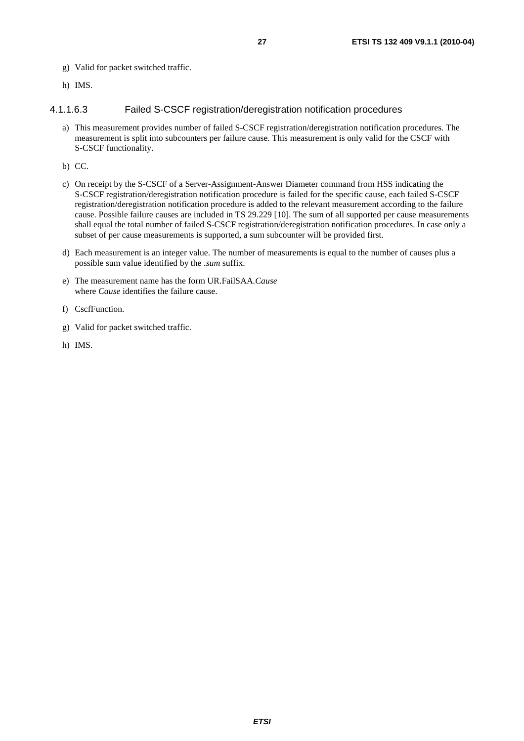g) Valid for packet switched traffic.

h) IMS.

#### 4.1.1.6.3 Failed S-CSCF registration/deregistration notification procedures

a) This measurement provides number of failed S-CSCF registration/deregistration notification procedures. The measurement is split into subcounters per failure cause. This measurement is only valid for the CSCF with S-CSCF functionality.

b) CC.

c) On receipt by the S-CSCF of a Server-Assignment-Answer Diameter command from HSS indicating the S-CSCF registration/deregistration notification procedure is failed for the specific cause, each failed S-CSCF registration/deregistration notification procedure is added to the relevant measurement according to the failure cause. Possible failure causes are included in TS 29.229 [10]. The sum of all supported per cause measurements shall equal the total number of failed S-CSCF registration/deregistration notification procedures. In case only a subset of per cause measurements is supported, a sum subcounter will be provided first.

d) Each measurement is an integer value. The number of measurements is equal to the number of causes plus a possible sum value identified by the *.sum* suffix.

e) The measurement name has the form UR.FailSAA.*Cause*
where *Cause* identifies the failure cause.

f) CscfFunction.

g) Valid for packet switched traffic.

h) IMS.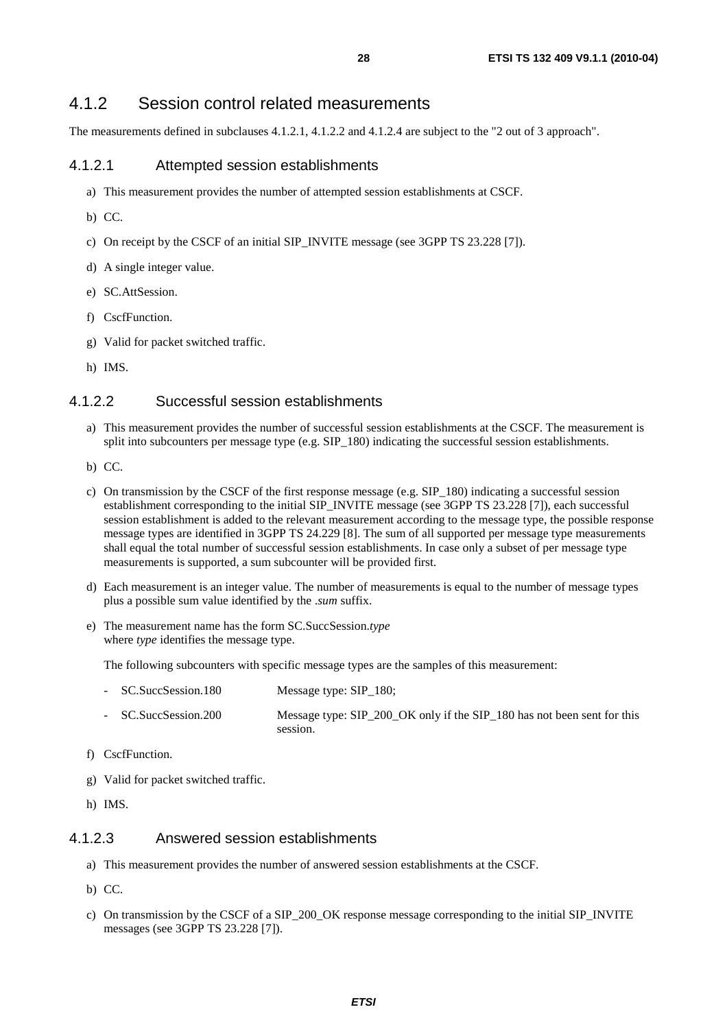### 4.1.2 Session control related measurements

The measurements defined in subclauses 4.1.2.1, 4.1.2.2 and 4.1.2.4 are subject to the "2 out of 3 approach".

#### 4.1.2.1 Attempted session establishments

a) This measurement provides the number of attempted session establishments at CSCF.

b) CC.

c) On receipt by the CSCF of an initial SIP_INVITE message (see 3GPP TS 23.228 [7]).

d) A single integer value.

e) SC.AttSession.

f) CscfFunction.

g) Valid for packet switched traffic.

h) IMS.

#### 4.1.2.2 Successful session establishments

a) This measurement provides the number of successful session establishments at the CSCF. The measurement is split into subcounters per message type (e.g. SIP_180) indicating the successful session establishments.

b) CC.

c) On transmission by the CSCF of the first response message (e.g. SIP_180) indicating a successful session establishment corresponding to the initial SIP_INVITE message (see 3GPP TS 23.228 [7]), each successful session establishment is added to the relevant measurement according to the message type, the possible response message types are identified in 3GPP TS 24.229 [8]. The sum of all supported per message type measurements shall equal the total number of successful session establishments. In case only a subset of per message type measurements is supported, a sum subcounter will be provided first.

d) Each measurement is an integer value. The number of measurements is equal to the number of message types plus a possible sum value identified by the *.sum* suffix.

e) The measurement name has the form SC.SuccSession.*type*
where *type* identifies the message type.

The following subcounters with specific message types are the samples of this measurement:

- SC.SuccSession.180 Message type: SIP_180;
- SC.SuccSession.200 Message type: SIP_200_OK only if the SIP_180 has not been sent for this session.

f) CscfFunction.

g) Valid for packet switched traffic.

h) IMS.

#### 4.1.2.3 Answered session establishments

a) This measurement provides the number of answered session establishments at the CSCF.

b) CC.

c) On transmission by the CSCF of a SIP_200_OK response message corresponding to the initial SIP_INVITE messages (see 3GPP TS 23.228 [7]).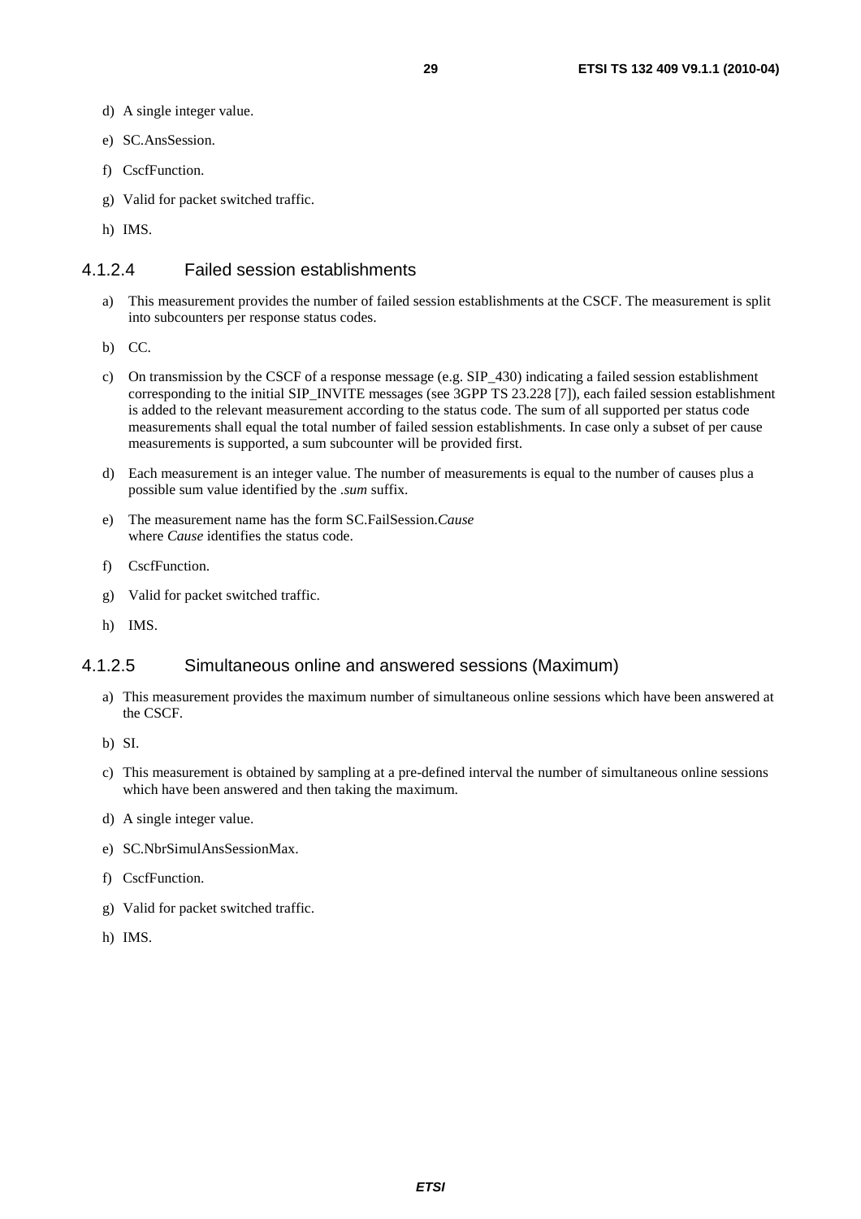d) A single integer value.

e) SC.AnsSession.

f) CscfFunction.

g) Valid for packet switched traffic.

h) IMS.

#### 4.1.2.4 Failed session establishments

a) This measurement provides the number of failed session establishments at the CSCF. The measurement is split into subcounters per response status codes.

b) CC.

c) On transmission by the CSCF of a response message (e.g. SIP_430) indicating a failed session establishment corresponding to the initial SIP_INVITE messages (see 3GPP TS 23.228 [7]), each failed session establishment is added to the relevant measurement according to the status code. The sum of all supported per status code measurements shall equal the total number of failed session establishments. In case only a subset of per cause measurements is supported, a sum subcounter will be provided first.

d) Each measurement is an integer value. The number of measurements is equal to the number of causes plus a possible sum value identified by the *.sum* suffix.

e) The measurement name has the form SC.FailSession.*Cause*
where *Cause* identifies the status code.

f) CscfFunction.

g) Valid for packet switched traffic.

h) IMS.

#### 4.1.2.5 Simultaneous online and answered sessions (Maximum)

a) This measurement provides the maximum number of simultaneous online sessions which have been answered at the CSCF.

b) SI.

c) This measurement is obtained by sampling at a pre-defined interval the number of simultaneous online sessions which have been answered and then taking the maximum.

d) A single integer value.

e) SC.NbrSimulAnsSessionMax.

f) CscfFunction.

g) Valid for packet switched traffic.

h) IMS.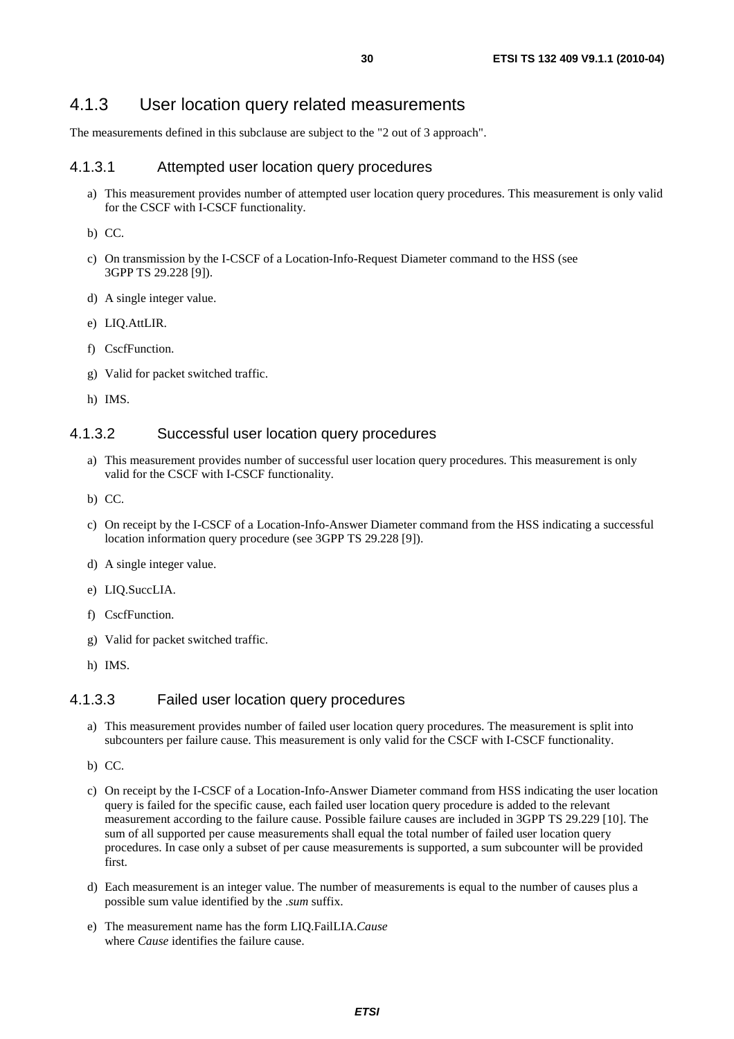## 4.1.3 User location query related measurements

The measurements defined in this subclause are subject to the "2 out of 3 approach".

### 4.1.3.1 Attempted user location query procedures

a) This measurement provides number of attempted user location query procedures. This measurement is only valid for the CSCF with I-CSCF functionality.

b) CC.

c) On transmission by the I-CSCF of a Location-Info-Request Diameter command to the HSS (see 3GPP TS 29.228 [9]).

d) A single integer value.

e) LIQ.AttLIR.

f) CscfFunction.

g) Valid for packet switched traffic.

h) IMS.

### 4.1.3.2 Successful user location query procedures

a) This measurement provides number of successful user location query procedures. This measurement is only valid for the CSCF with I-CSCF functionality.

b) CC.

c) On receipt by the I-CSCF of a Location-Info-Answer Diameter command from the HSS indicating a successful location information query procedure (see 3GPP TS 29.228 [9]).

d) A single integer value.

e) LIQ.SuccLIA.

f) CscfFunction.

g) Valid for packet switched traffic.

h) IMS.

### 4.1.3.3 Failed user location query procedures

a) This measurement provides number of failed user location query procedures. The measurement is split into subcounters per failure cause. This measurement is only valid for the CSCF with I-CSCF functionality.

b) CC.

c) On receipt by the I-CSCF of a Location-Info-Answer Diameter command from HSS indicating the user location query is failed for the specific cause, each failed user location query procedure is added to the relevant measurement according to the failure cause. Possible failure causes are included in 3GPP TS 29.229 [10]. The sum of all supported per cause measurements shall equal the total number of failed user location query procedures. In case only a subset of per cause measurements is supported, a sum subcounter will be provided first.

d) Each measurement is an integer value. The number of measurements is equal to the number of causes plus a possible sum value identified by the *.sum* suffix.

e) The measurement name has the form LIQ.FailLIA.*Cause*
where *Cause* identifies the failure cause.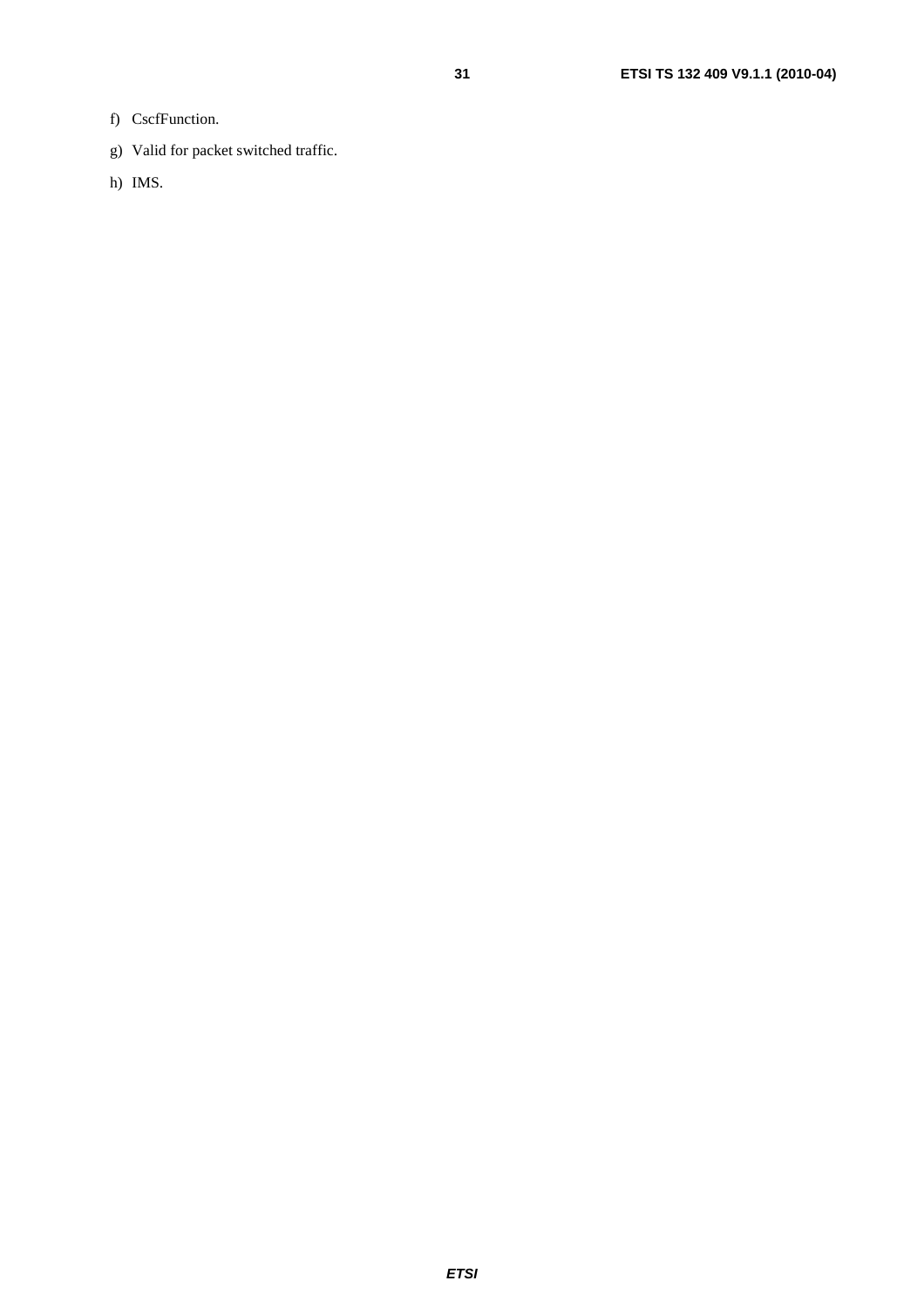f) CscfFunction.

g) Valid for packet switched traffic.

h) IMS.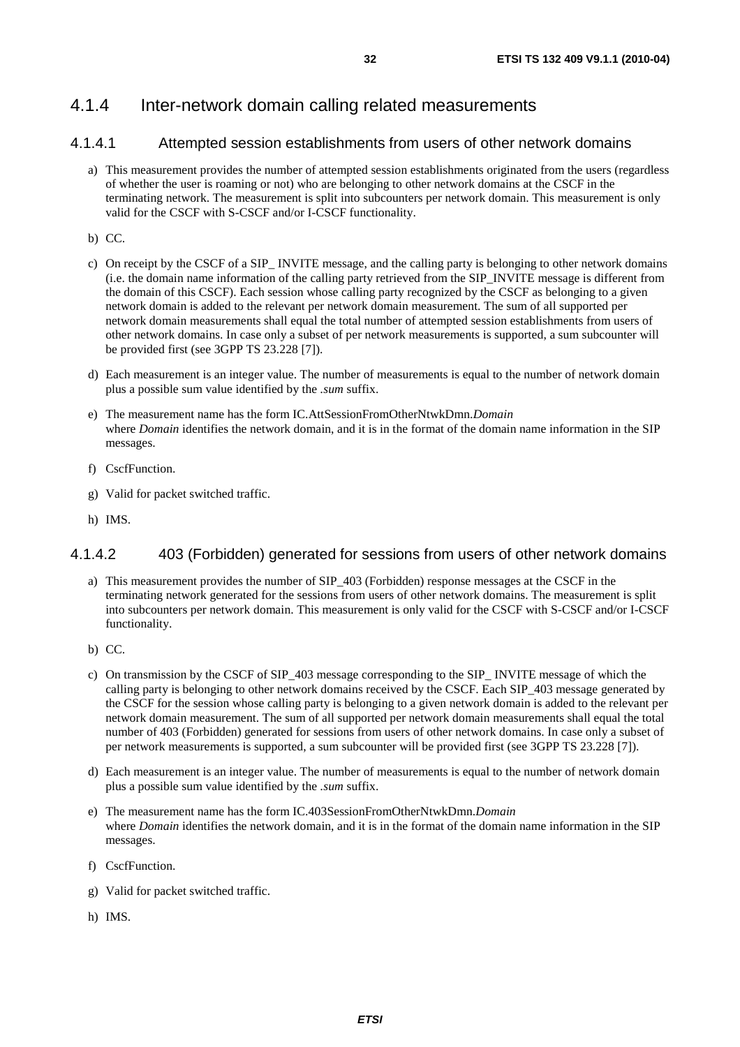### 4.1.4 Inter-network domain calling related measurements

#### 4.1.4.1 Attempted session establishments from users of other network domains

a) This measurement provides the number of attempted session establishments originated from the users (regardless of whether the user is roaming or not) who are belonging to other network domains at the CSCF in the terminating network. The measurement is split into subcounters per network domain. This measurement is only valid for the CSCF with S-CSCF and/or I-CSCF functionality.

b) CC.

c) On receipt by the CSCF of a SIP_ INVITE message, and the calling party is belonging to other network domains (i.e. the domain name information of the calling party retrieved from the SIP_INVITE message is different from the domain of this CSCF). Each session whose calling party recognized by the CSCF as belonging to a given network domain is added to the relevant per network domain measurement. The sum of all supported per network domain measurements shall equal the total number of attempted session establishments from users of other network domains. In case only a subset of per network measurements is supported, a sum subcounter will be provided first (see 3GPP TS 23.228 [7]).

d) Each measurement is an integer value. The number of measurements is equal to the number of network domain plus a possible sum value identified by the *.sum* suffix.

e) The measurement name has the form IC.AttSessionFromOtherNtwkDmn.*Domain*
where *Domain* identifies the network domain, and it is in the format of the domain name information in the SIP messages.

f) CscfFunction.

g) Valid for packet switched traffic.

h) IMS.

#### 4.1.4.2 403 (Forbidden) generated for sessions from users of other network domains

a) This measurement provides the number of SIP_403 (Forbidden) response messages at the CSCF in the terminating network generated for the sessions from users of other network domains. The measurement is split into subcounters per network domain. This measurement is only valid for the CSCF with S-CSCF and/or I-CSCF functionality.

b) CC.

c) On transmission by the CSCF of SIP_403 message corresponding to the SIP_ INVITE message of which the calling party is belonging to other network domains received by the CSCF. Each SIP_403 message generated by the CSCF for the session whose calling party is belonging to a given network domain is added to the relevant per network domain measurement. The sum of all supported per network domain measurements shall equal the total number of 403 (Forbidden) generated for sessions from users of other network domains. In case only a subset of per network measurements is supported, a sum subcounter will be provided first (see 3GPP TS 23.228 [7]).

d) Each measurement is an integer value. The number of measurements is equal to the number of network domain plus a possible sum value identified by the *.sum* suffix.

e) The measurement name has the form IC.403SessionFromOtherNtwkDmn.*Domain*
where *Domain* identifies the network domain, and it is in the format of the domain name information in the SIP messages.

f) CscfFunction.

g) Valid for packet switched traffic.

h) IMS.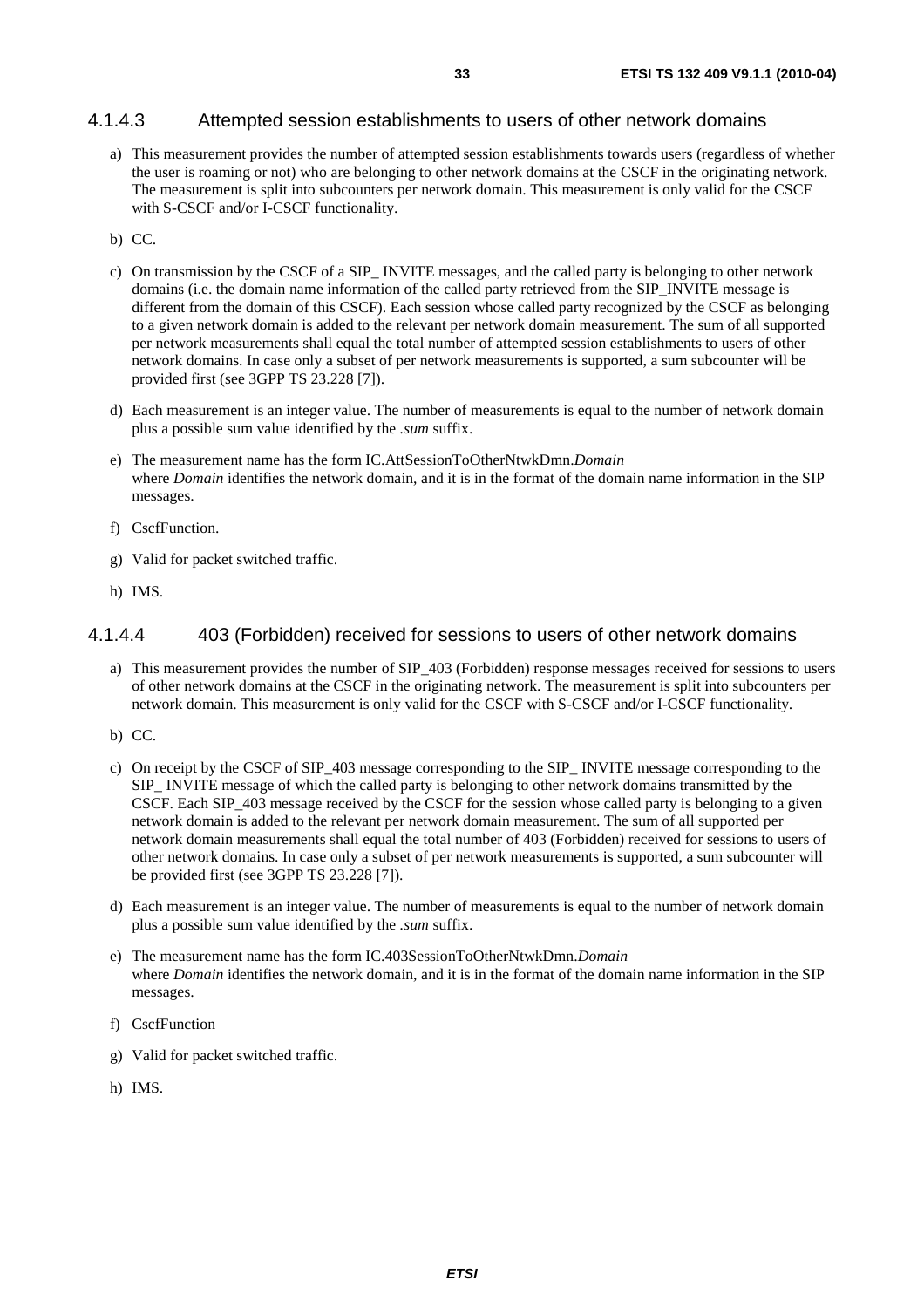#### 4.1.4.3 Attempted session establishments to users of other network domains

a) This measurement provides the number of attempted session establishments towards users (regardless of whether the user is roaming or not) who are belonging to other network domains at the CSCF in the originating network. The measurement is split into subcounters per network domain. This measurement is only valid for the CSCF with S-CSCF and/or I-CSCF functionality.

b) CC.

c) On transmission by the CSCF of a SIP_ INVITE messages, and the called party is belonging to other network domains (i.e. the domain name information of the called party retrieved from the SIP_INVITE message is different from the domain of this CSCF). Each session whose called party recognized by the CSCF as belonging to a given network domain is added to the relevant per network domain measurement. The sum of all supported per network measurements shall equal the total number of attempted session establishments to users of other network domains. In case only a subset of per network measurements is supported, a sum subcounter will be provided first (see 3GPP TS 23.228 [7]).

d) Each measurement is an integer value. The number of measurements is equal to the number of network domain plus a possible sum value identified by the *.sum* suffix.

e) The measurement name has the form IC.AttSessionToOtherNtwkDmn.*Domain*
where *Domain* identifies the network domain, and it is in the format of the domain name information in the SIP messages.

f) CscfFunction.

g) Valid for packet switched traffic.

h) IMS.

#### 4.1.4.4 403 (Forbidden) received for sessions to users of other network domains

a) This measurement provides the number of SIP_403 (Forbidden) response messages received for sessions to users of other network domains at the CSCF in the originating network. The measurement is split into subcounters per network domain. This measurement is only valid for the CSCF with S-CSCF and/or I-CSCF functionality.

b) CC.

c) On receipt by the CSCF of SIP_403 message corresponding to the SIP_ INVITE message corresponding to the SIP_ INVITE message of which the called party is belonging to other network domains transmitted by the CSCF. Each SIP_403 message received by the CSCF for the session whose called party is belonging to a given network domain is added to the relevant per network domain measurement. The sum of all supported per network domain measurements shall equal the total number of 403 (Forbidden) received for sessions to users of other network domains. In case only a subset of per network measurements is supported, a sum subcounter will be provided first (see 3GPP TS 23.228 [7]).

d) Each measurement is an integer value. The number of measurements is equal to the number of network domain plus a possible sum value identified by the *.sum* suffix.

e) The measurement name has the form IC.403SessionToOtherNtwkDmn.*Domain*
where *Domain* identifies the network domain, and it is in the format of the domain name information in the SIP messages.

f) CscfFunction

g) Valid for packet switched traffic.

h) IMS.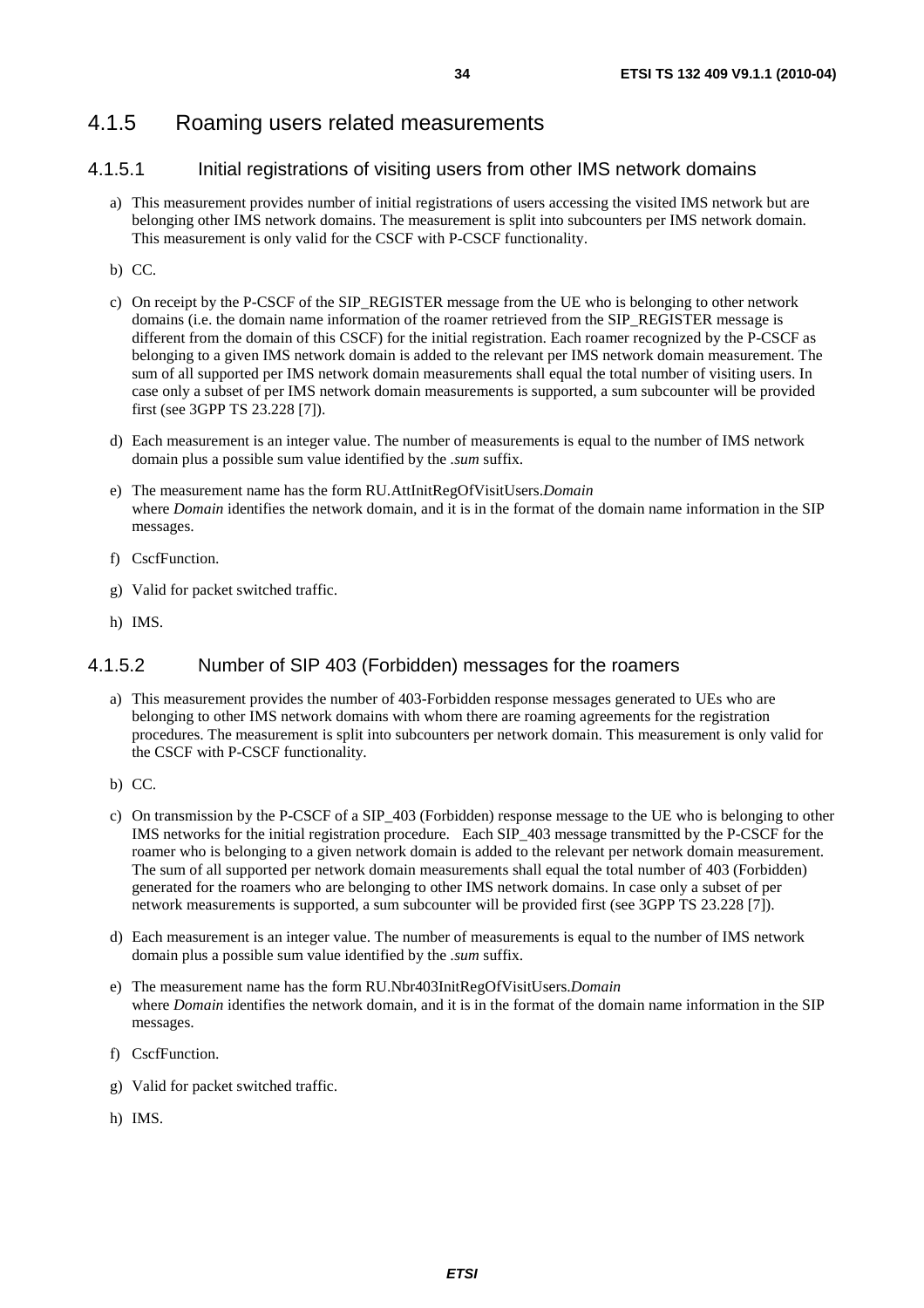### 4.1.5 Roaming users related measurements

#### 4.1.5.1 Initial registrations of visiting users from other IMS network domains

a) This measurement provides number of initial registrations of users accessing the visited IMS network but are belonging other IMS network domains. The measurement is split into subcounters per IMS network domain. This measurement is only valid for the CSCF with P-CSCF functionality.

b) CC.

c) On receipt by the P-CSCF of the SIP_REGISTER message from the UE who is belonging to other network domains (i.e. the domain name information of the roamer retrieved from the SIP_REGISTER message is different from the domain of this CSCF) for the initial registration. Each roamer recognized by the P-CSCF as belonging to a given IMS network domain is added to the relevant per IMS network domain measurement. The sum of all supported per IMS network domain measurements shall equal the total number of visiting users. In case only a subset of per IMS network domain measurements is supported, a sum subcounter will be provided first (see 3GPP TS 23.228 [7]).

d) Each measurement is an integer value. The number of measurements is equal to the number of IMS network domain plus a possible sum value identified by the *.sum* suffix.

e) The measurement name has the form RU.AttInitRegOfVisitUsers.*Domain*
where *Domain* identifies the network domain, and it is in the format of the domain name information in the SIP messages.

f) CscfFunction.

g) Valid for packet switched traffic.

h) IMS.

#### 4.1.5.2 Number of SIP 403 (Forbidden) messages for the roamers

a) This measurement provides the number of 403-Forbidden response messages generated to UEs who are belonging to other IMS network domains with whom there are roaming agreements for the registration procedures. The measurement is split into subcounters per network domain. This measurement is only valid for the CSCF with P-CSCF functionality.

b) CC.

c) On transmission by the P-CSCF of a SIP_403 (Forbidden) response message to the UE who is belonging to other IMS networks for the initial registration procedure. Each SIP_403 message transmitted by the P-CSCF for the roamer who is belonging to a given network domain is added to the relevant per network domain measurement. The sum of all supported per network domain measurements shall equal the total number of 403 (Forbidden) generated for the roamers who are belonging to other IMS network domains. In case only a subset of per network measurements is supported, a sum subcounter will be provided first (see 3GPP TS 23.228 [7]).

d) Each measurement is an integer value. The number of measurements is equal to the number of IMS network domain plus a possible sum value identified by the *.sum* suffix.

e) The measurement name has the form RU.Nbr403InitRegOfVisitUsers.*Domain*
where *Domain* identifies the network domain, and it is in the format of the domain name information in the SIP messages.

f) CscfFunction.

g) Valid for packet switched traffic.

h) IMS.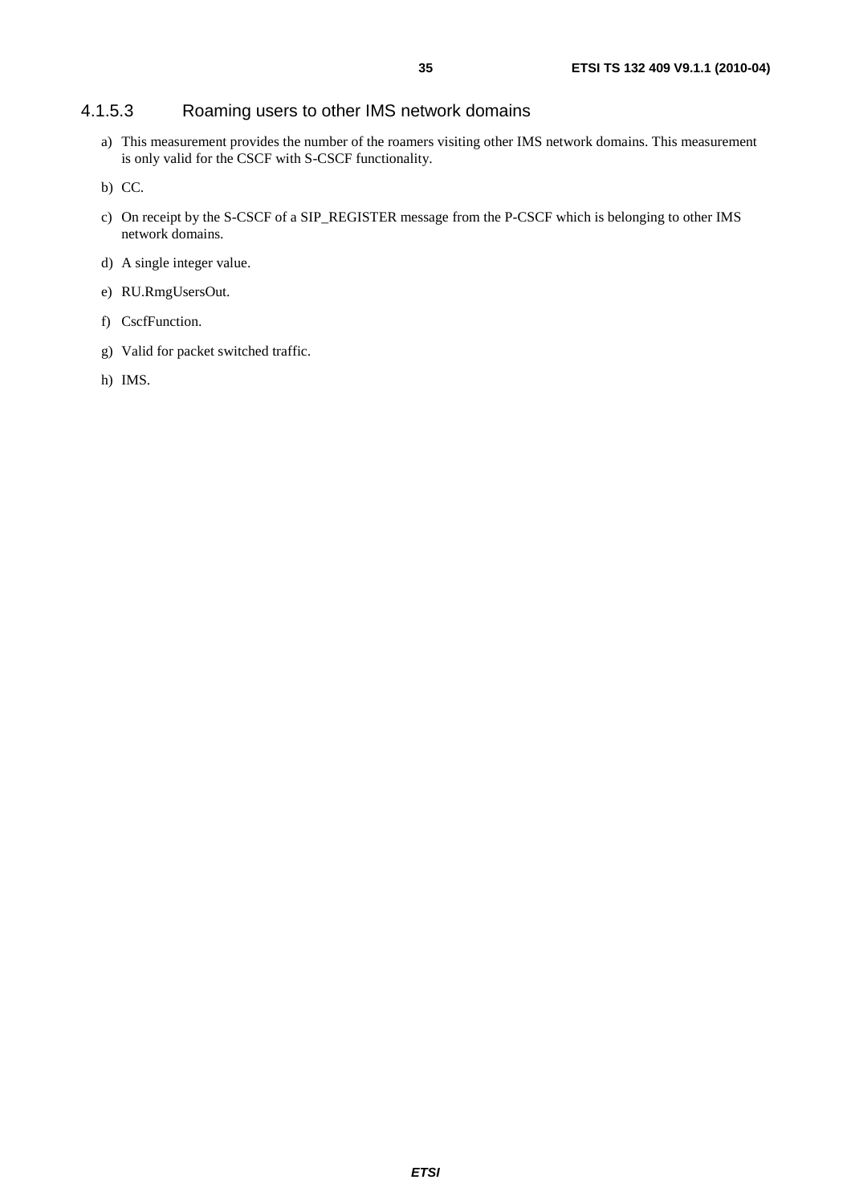#### 4.1.5.3 Roaming users to other IMS network domains

a) This measurement provides the number of the roamers visiting other IMS network domains. This measurement is only valid for the CSCF with S-CSCF functionality.

b) CC.

c) On receipt by the S-CSCF of a SIP_REGISTER message from the P-CSCF which is belonging to other IMS network domains.

d) A single integer value.

e) RU.RmgUsersOut.

f) CscfFunction.

g) Valid for packet switched traffic.

h) IMS.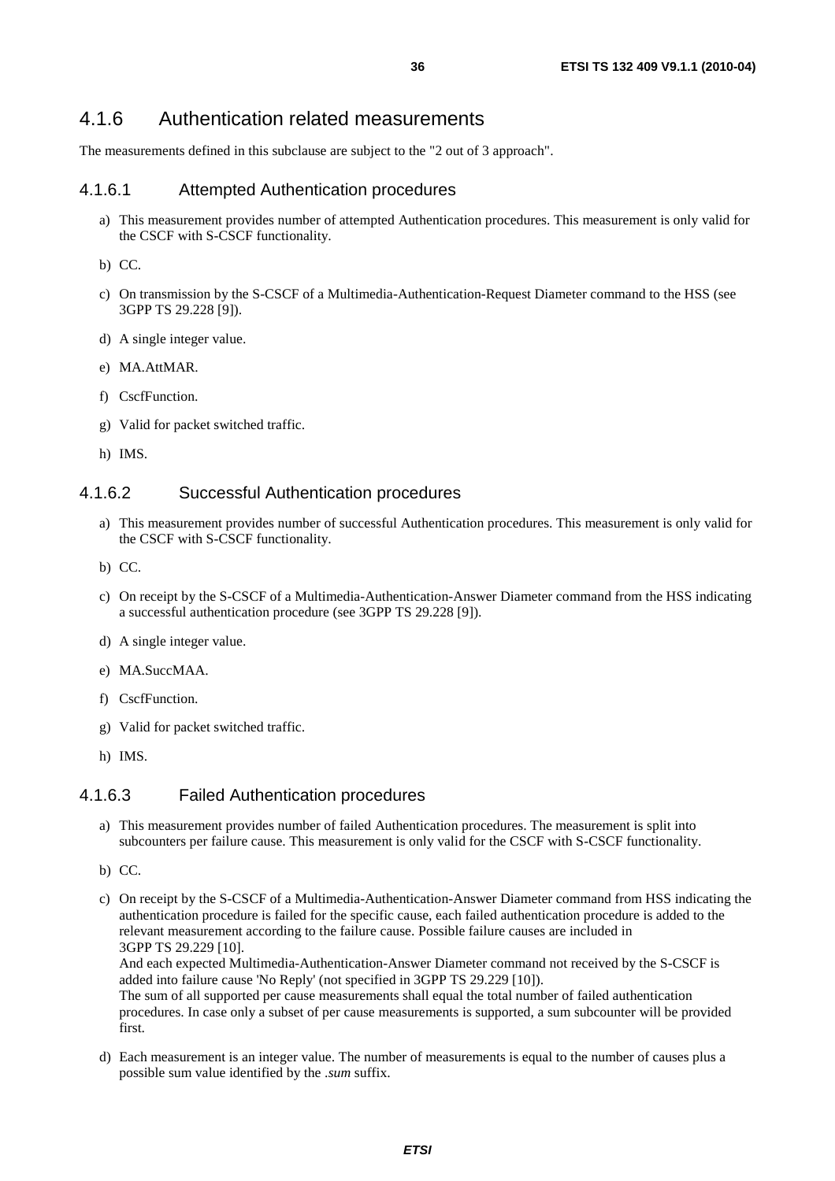### 4.1.6 Authentication related measurements

The measurements defined in this subclause are subject to the "2 out of 3 approach".

#### 4.1.6.1 Attempted Authentication procedures

a) This measurement provides number of attempted Authentication procedures. This measurement is only valid for the CSCF with S-CSCF functionality.

b) CC.

c) On transmission by the S-CSCF of a Multimedia-Authentication-Request Diameter command to the HSS (see 3GPP TS 29.228 [9]).

d) A single integer value.

e) MA.AttMAR.

f) CscfFunction.

g) Valid for packet switched traffic.

h) IMS.

#### 4.1.6.2 Successful Authentication procedures

a) This measurement provides number of successful Authentication procedures. This measurement is only valid for the CSCF with S-CSCF functionality.

b) CC.

c) On receipt by the S-CSCF of a Multimedia-Authentication-Answer Diameter command from the HSS indicating a successful authentication procedure (see 3GPP TS 29.228 [9]).

d) A single integer value.

e) MA.SuccMAA.

f) CscfFunction.

g) Valid for packet switched traffic.

h) IMS.

#### 4.1.6.3 Failed Authentication procedures

a) This measurement provides number of failed Authentication procedures. The measurement is split into subcounters per failure cause. This measurement is only valid for the CSCF with S-CSCF functionality.

b) CC.

c) On receipt by the S-CSCF of a Multimedia-Authentication-Answer Diameter command from HSS indicating the authentication procedure is failed for the specific cause, each failed authentication procedure is added to the relevant measurement according to the failure cause. Possible failure causes are included in 3GPP TS 29.229 [10].
And each expected Multimedia-Authentication-Answer Diameter command not received by the S-CSCF is added into failure cause 'No Reply' (not specified in 3GPP TS 29.229 [10]).
The sum of all supported per cause measurements shall equal the total number of failed authentication procedures. In case only a subset of per cause measurements is supported, a sum subcounter will be provided first.

d) Each measurement is an integer value. The number of measurements is equal to the number of causes plus a possible sum value identified by the *.sum* suffix.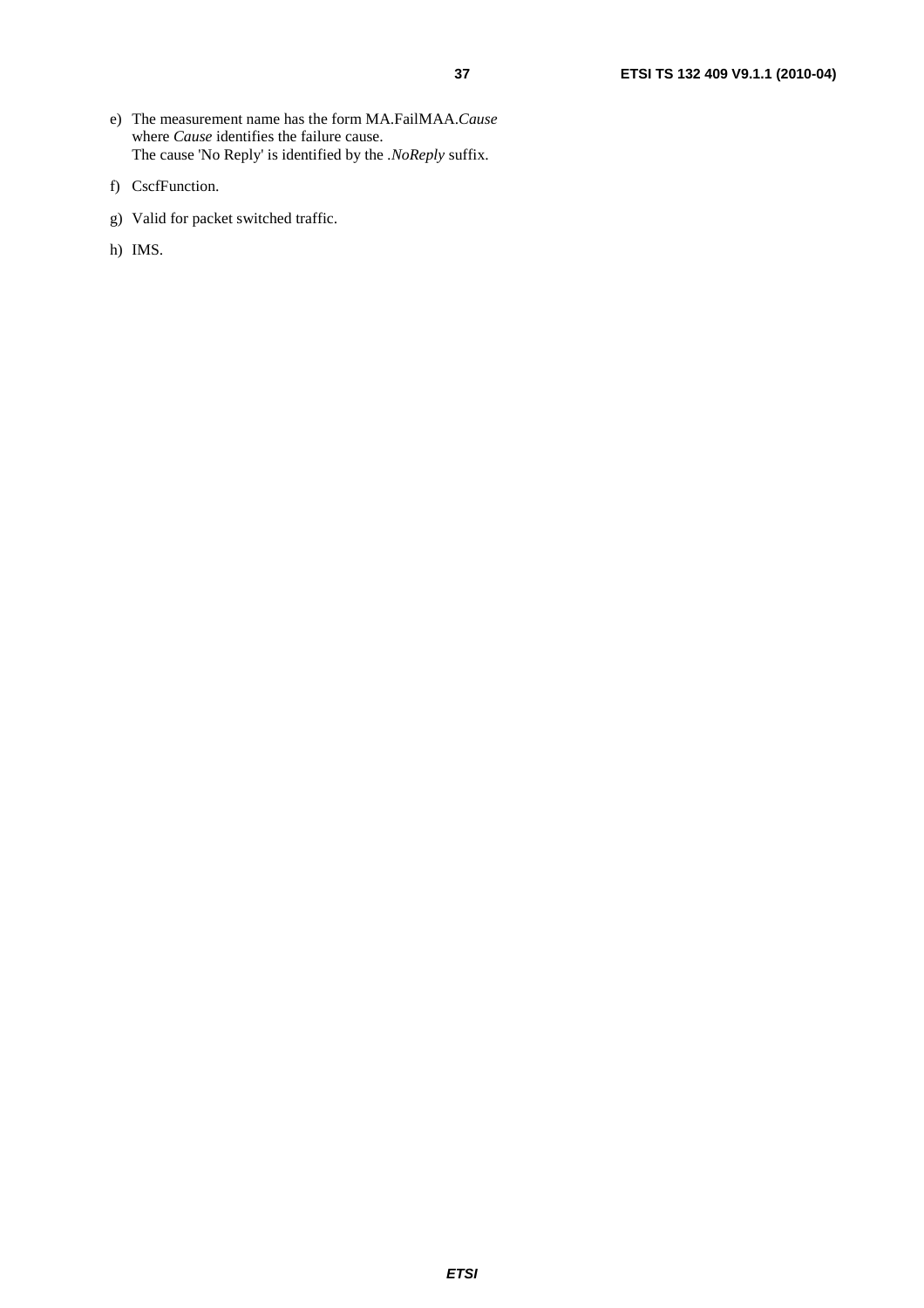e) The measurement name has the form MA.FailMAA.*Cause* where *Cause* identifies the failure cause. The cause 'No Reply' is identified by the .*NoReply* suffix.

f) CscfFunction.

g) Valid for packet switched traffic.

h) IMS.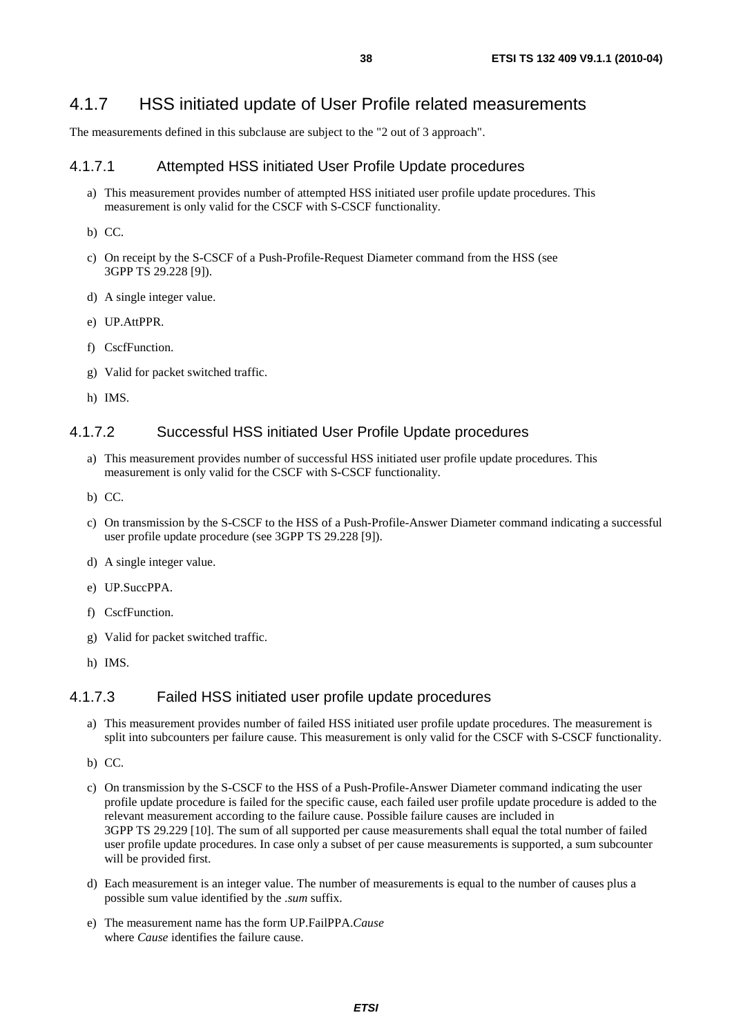## 4.1.7 HSS initiated update of User Profile related measurements

The measurements defined in this subclause are subject to the "2 out of 3 approach".

### 4.1.7.1 Attempted HSS initiated User Profile Update procedures

a) This measurement provides number of attempted HSS initiated user profile update procedures. This measurement is only valid for the CSCF with S-CSCF functionality.

b) CC.

c) On receipt by the S-CSCF of a Push-Profile-Request Diameter command from the HSS (see 3GPP TS 29.228 [9]).

d) A single integer value.

e) UP.AttPPR.

f) CscfFunction.

g) Valid for packet switched traffic.

h) IMS.

### 4.1.7.2 Successful HSS initiated User Profile Update procedures

a) This measurement provides number of successful HSS initiated user profile update procedures. This measurement is only valid for the CSCF with S-CSCF functionality.

b) CC.

c) On transmission by the S-CSCF to the HSS of a Push-Profile-Answer Diameter command indicating a successful user profile update procedure (see 3GPP TS 29.228 [9]).

d) A single integer value.

e) UP.SuccPPA.

f) CscfFunction.

g) Valid for packet switched traffic.

h) IMS.

### 4.1.7.3 Failed HSS initiated user profile update procedures

a) This measurement provides number of failed HSS initiated user profile update procedures. The measurement is split into subcounters per failure cause. This measurement is only valid for the CSCF with S-CSCF functionality.

b) CC.

c) On transmission by the S-CSCF to the HSS of a Push-Profile-Answer Diameter command indicating the user profile update procedure is failed for the specific cause, each failed user profile update procedure is added to the relevant measurement according to the failure cause. Possible failure causes are included in 3GPP TS 29.229 [10]. The sum of all supported per cause measurements shall equal the total number of failed user profile update procedures. In case only a subset of per cause measurements is supported, a sum subcounter will be provided first.

d) Each measurement is an integer value. The number of measurements is equal to the number of causes plus a possible sum value identified by the *.sum* suffix.

e) The measurement name has the form UP.FailPPA.*Cause*
where *Cause* identifies the failure cause.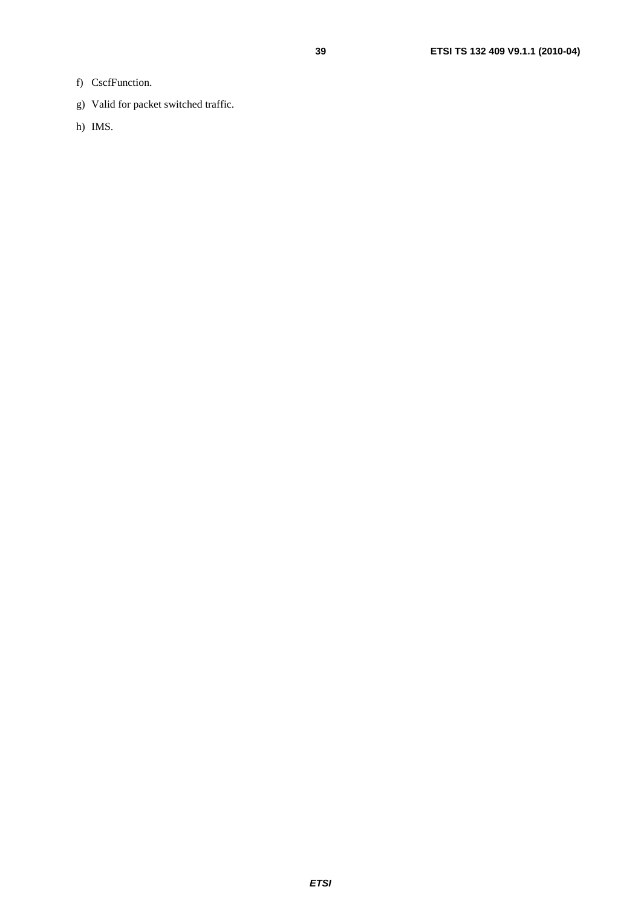f) CscfFunction.

g) Valid for packet switched traffic.

h) IMS.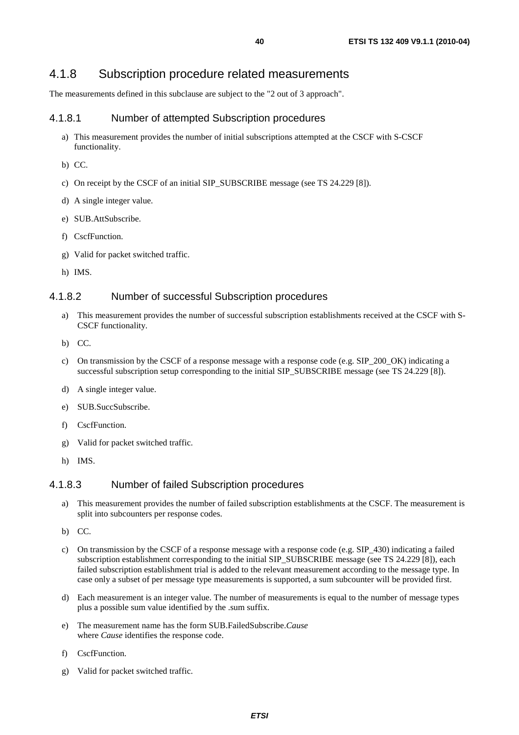### 4.1.8 Subscription procedure related measurements

The measurements defined in this subclause are subject to the "2 out of 3 approach".

#### 4.1.8.1 Number of attempted Subscription procedures

a) This measurement provides the number of initial subscriptions attempted at the CSCF with S-CSCF functionality.

b) CC.

c) On receipt by the CSCF of an initial SIP_SUBSCRIBE message (see TS 24.229 [8]).

d) A single integer value.

e) SUB.AttSubscribe.

f) CscfFunction.

g) Valid for packet switched traffic.

h) IMS.

#### 4.1.8.2 Number of successful Subscription procedures

a) This measurement provides the number of successful subscription establishments received at the CSCF with S-CSCF functionality.

b) CC.

c) On transmission by the CSCF of a response message with a response code (e.g. SIP_200_OK) indicating a successful subscription setup corresponding to the initial SIP_SUBSCRIBE message (see TS 24.229 [8]).

d) A single integer value.

e) SUB.SuccSubscribe.

f) CscfFunction.

g) Valid for packet switched traffic.

h) IMS.

#### 4.1.8.3 Number of failed Subscription procedures

a) This measurement provides the number of failed subscription establishments at the CSCF. The measurement is split into subcounters per response codes.

b) CC.

c) On transmission by the CSCF of a response message with a response code (e.g. SIP_430) indicating a failed subscription establishment corresponding to the initial SIP_SUBSCRIBE message (see TS 24.229 [8]), each failed subscription establishment trial is added to the relevant measurement according to the message type. In case only a subset of per message type measurements is supported, a sum subcounter will be provided first.

d) Each measurement is an integer value. The number of measurements is equal to the number of message types plus a possible sum value identified by the .sum suffix.

e) The measurement name has the form SUB.FailedSubscribe.*Cause*
where *Cause* identifies the response code.

f) CscfFunction.

g) Valid for packet switched traffic.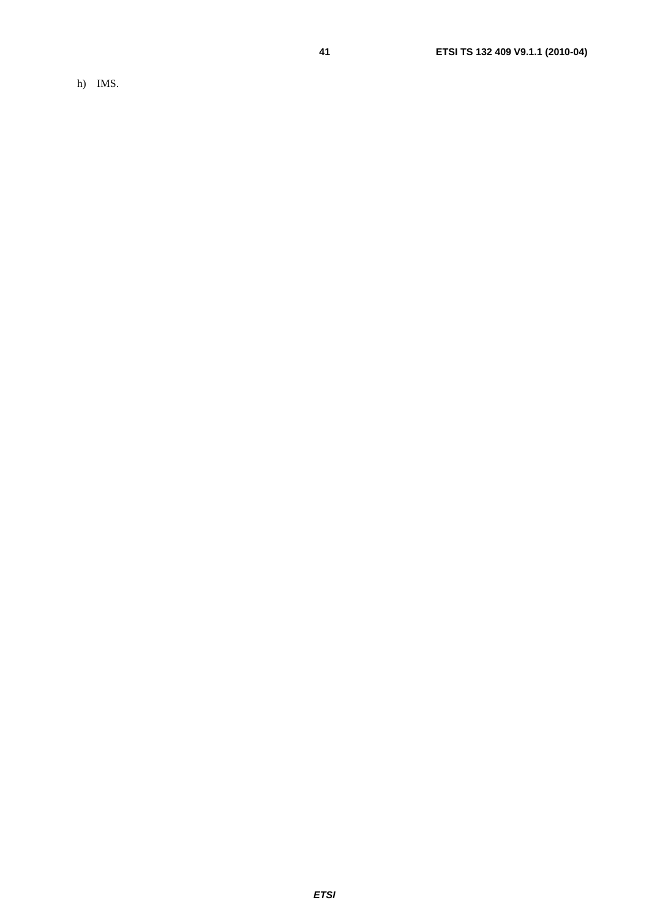h) IMS.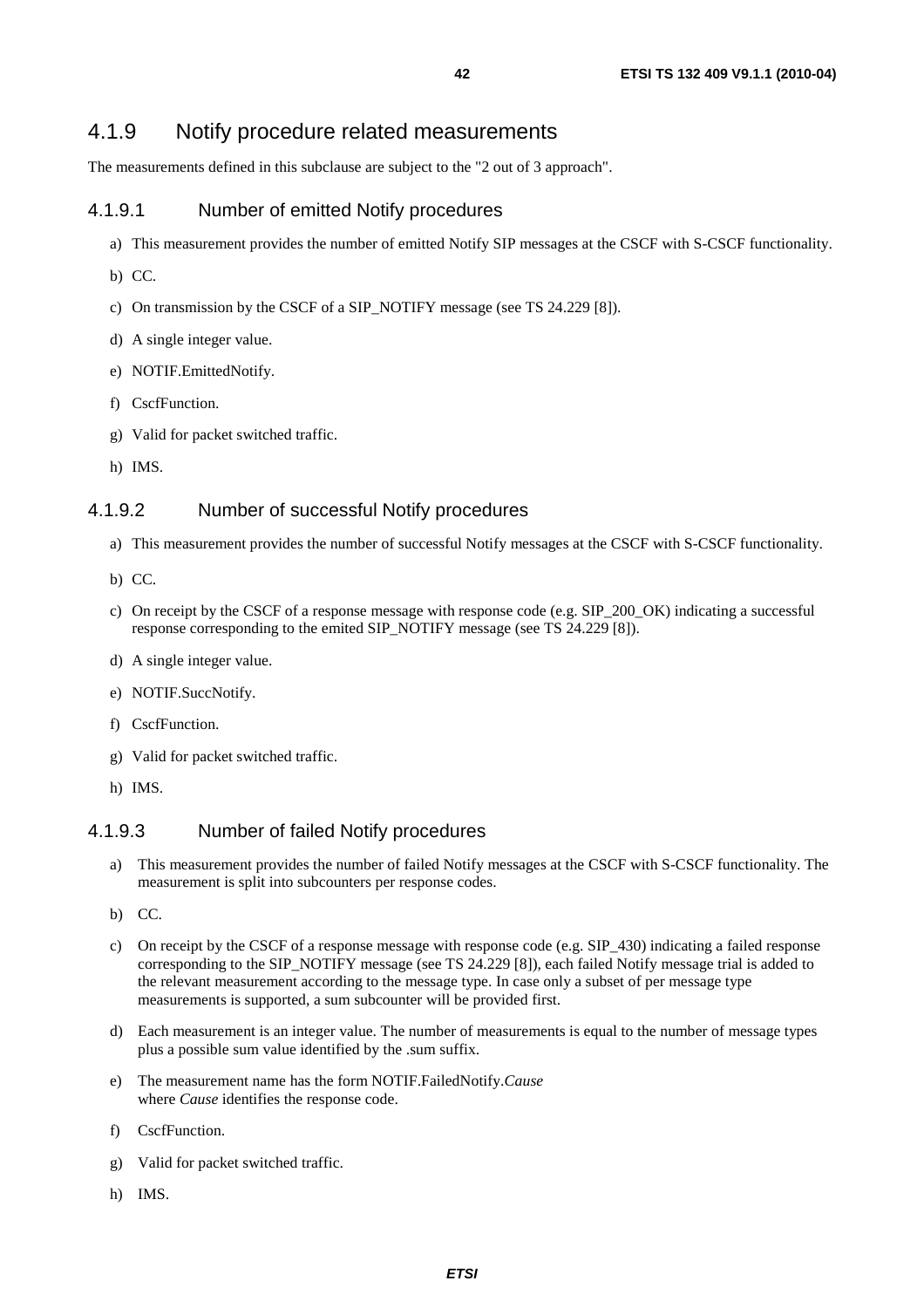## 4.1.9 Notify procedure related measurements

The measurements defined in this subclause are subject to the "2 out of 3 approach".

### 4.1.9.1 Number of emitted Notify procedures

a) This measurement provides the number of emitted Notify SIP messages at the CSCF with S-CSCF functionality.

b) CC.

c) On transmission by the CSCF of a SIP_NOTIFY message (see TS 24.229 [8]).

d) A single integer value.

e) NOTIF.EmittedNotify.

f) CscfFunction.

g) Valid for packet switched traffic.

h) IMS.

### 4.1.9.2 Number of successful Notify procedures

a) This measurement provides the number of successful Notify messages at the CSCF with S-CSCF functionality.

b) CC.

c) On receipt by the CSCF of a response message with response code (e.g. SIP_200_OK) indicating a successful response corresponding to the emited SIP_NOTIFY message (see TS 24.229 [8]).

d) A single integer value.

e) NOTIF.SuccNotify.

f) CscfFunction.

g) Valid for packet switched traffic.

h) IMS.

### 4.1.9.3 Number of failed Notify procedures

a) This measurement provides the number of failed Notify messages at the CSCF with S-CSCF functionality. The measurement is split into subcounters per response codes.

b) CC.

c) On receipt by the CSCF of a response message with response code (e.g. SIP_430) indicating a failed response corresponding to the SIP_NOTIFY message (see TS 24.229 [8]), each failed Notify message trial is added to the relevant measurement according to the message type. In case only a subset of per message type measurements is supported, a sum subcounter will be provided first.

d) Each measurement is an integer value. The number of measurements is equal to the number of message types plus a possible sum value identified by the .sum suffix.

e) The measurement name has the form NOTIF.FailedNotify.*Cause*
where *Cause* identifies the response code.

f) CscfFunction.

g) Valid for packet switched traffic.

h) IMS.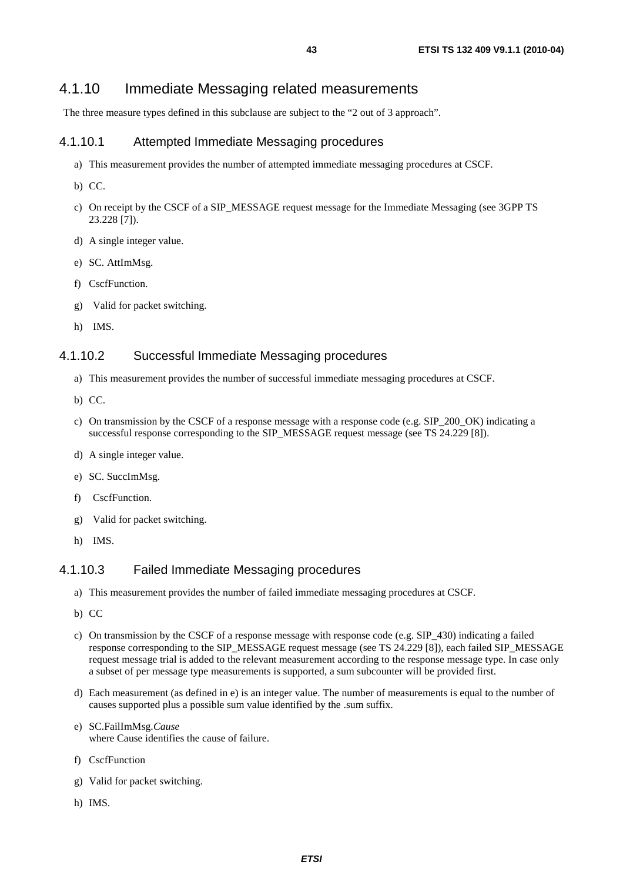## 4.1.10 Immediate Messaging related measurements

The three measure types defined in this subclause are subject to the "2 out of 3 approach".

### 4.1.10.1 Attempted Immediate Messaging procedures

a) This measurement provides the number of attempted immediate messaging procedures at CSCF.

b) CC.

c) On receipt by the CSCF of a SIP_MESSAGE request message for the Immediate Messaging (see 3GPP TS 23.228 [7]).

d) A single integer value.

e) SC. AttImMsg.

f) CscfFunction.

g) Valid for packet switching.

h) IMS.

### 4.1.10.2 Successful Immediate Messaging procedures

a) This measurement provides the number of successful immediate messaging procedures at CSCF.

b) CC.

c) On transmission by the CSCF of a response message with a response code (e.g. SIP_200_OK) indicating a successful response corresponding to the SIP_MESSAGE request message (see TS 24.229 [8]).

d) A single integer value.

e) SC. SuccImMsg.

f) CscfFunction.

g) Valid for packet switching.

h) IMS.

### 4.1.10.3 Failed Immediate Messaging procedures

a) This measurement provides the number of failed immediate messaging procedures at CSCF.

b) CC

c) On transmission by the CSCF of a response message with response code (e.g. SIP_430) indicating a failed response corresponding to the SIP_MESSAGE request message (see TS 24.229 [8]), each failed SIP_MESSAGE request message trial is added to the relevant measurement according to the response message type. In case only a subset of per message type measurements is supported, a sum subcounter will be provided first.

d) Each measurement (as defined in e) is an integer value. The number of measurements is equal to the number of causes supported plus a possible sum value identified by the .sum suffix.

e) SC.FailImMsg.*Cause*
where Cause identifies the cause of failure.

f) CscfFunction

g) Valid for packet switching.

h) IMS.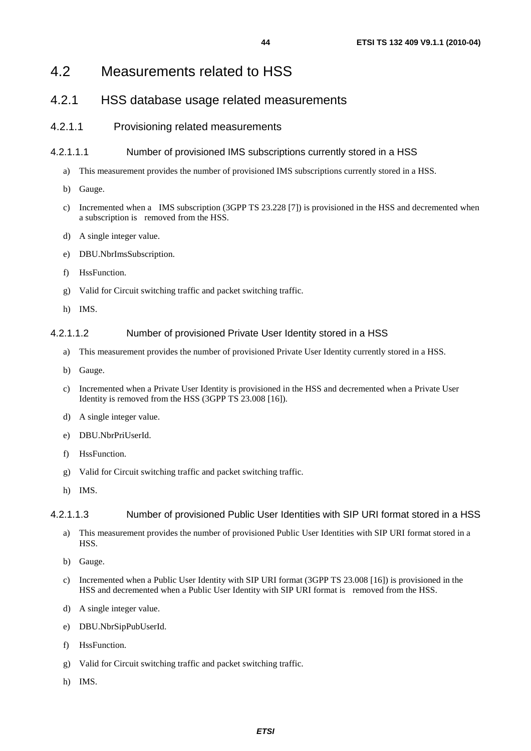# 4.2 Measurements related to HSS

## 4.2.1 HSS database usage related measurements

### 4.2.1.1 Provisioning related measurements

#### 4.2.1.1.1 Number of provisioned IMS subscriptions currently stored in a HSS

a) This measurement provides the number of provisioned IMS subscriptions currently stored in a HSS.

b) Gauge.

c) Incremented when a IMS subscription (3GPP TS 23.228 [7]) is provisioned in the HSS and decremented when a subscription is removed from the HSS.

d) A single integer value.

e) DBU.NbrImsSubscription.

f) HssFunction.

g) Valid for Circuit switching traffic and packet switching traffic.

h) IMS.

#### 4.2.1.1.2 Number of provisioned Private User Identity stored in a HSS

a) This measurement provides the number of provisioned Private User Identity currently stored in a HSS.

b) Gauge.

c) Incremented when a Private User Identity is provisioned in the HSS and decremented when a Private User Identity is removed from the HSS (3GPP TS 23.008 [16]).

d) A single integer value.

e) DBU.NbrPriUserId.

f) HssFunction.

g) Valid for Circuit switching traffic and packet switching traffic.

h) IMS.

#### 4.2.1.1.3 Number of provisioned Public User Identities with SIP URI format stored in a HSS

a) This measurement provides the number of provisioned Public User Identities with SIP URI format stored in a HSS.

b) Gauge.

c) Incremented when a Public User Identity with SIP URI format (3GPP TS 23.008 [16]) is provisioned in the HSS and decremented when a Public User Identity with SIP URI format is removed from the HSS.

d) A single integer value.

e) DBU.NbrSipPubUserId.

f) HssFunction.

g) Valid for Circuit switching traffic and packet switching traffic.

h) IMS.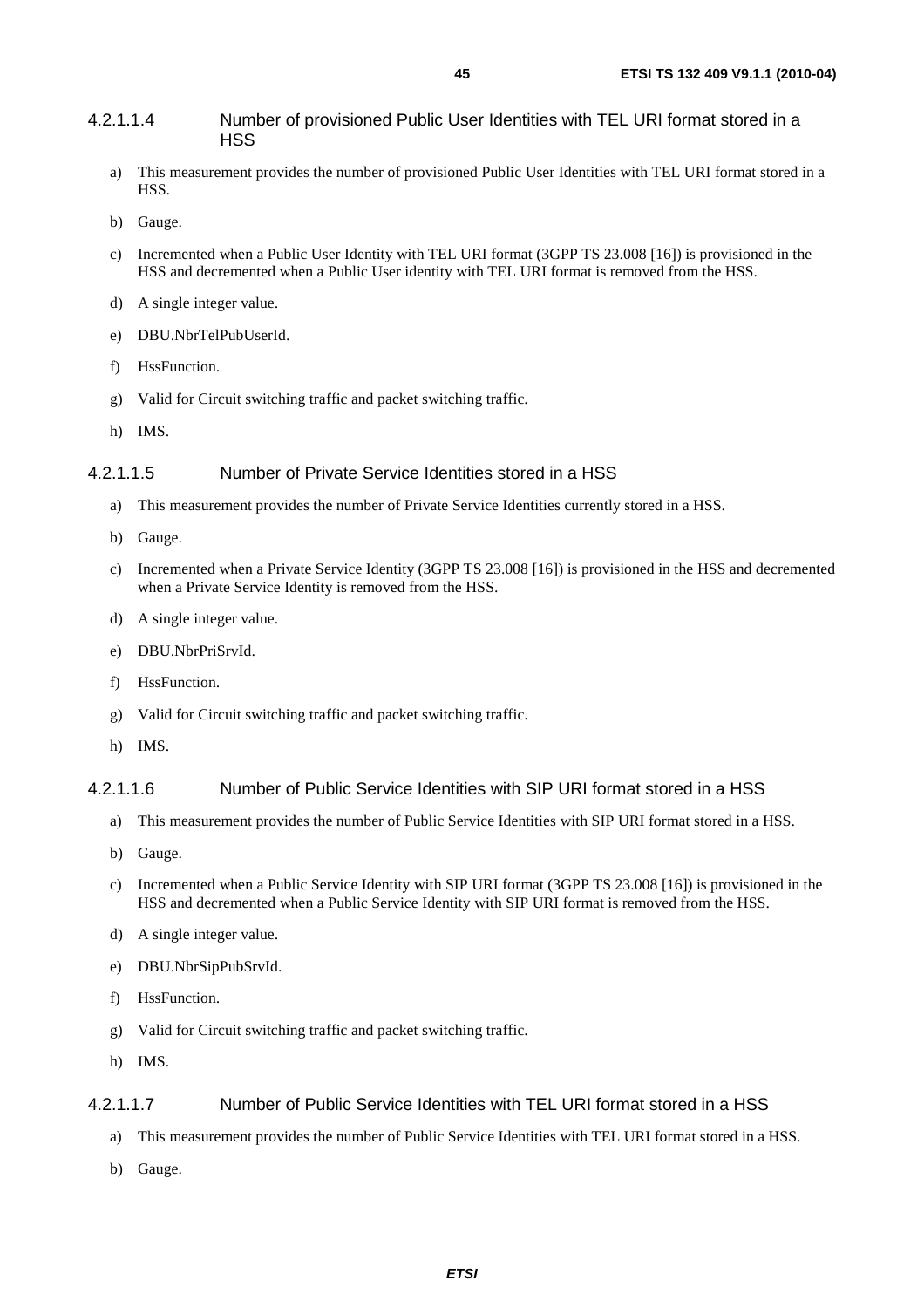#### 4.2.1.1.4 Number of provisioned Public User Identities with TEL URI format stored in a HSS

a) This measurement provides the number of provisioned Public User Identities with TEL URI format stored in a HSS.

b) Gauge.

c) Incremented when a Public User Identity with TEL URI format (3GPP TS 23.008 [16]) is provisioned in the HSS and decremented when a Public User identity with TEL URI format is removed from the HSS.

d) A single integer value.

e) DBU.NbrTelPubUserId.

f) HssFunction.

g) Valid for Circuit switching traffic and packet switching traffic.

h) IMS.

#### 4.2.1.1.5 Number of Private Service Identities stored in a HSS

a) This measurement provides the number of Private Service Identities currently stored in a HSS.

b) Gauge.

c) Incremented when a Private Service Identity (3GPP TS 23.008 [16]) is provisioned in the HSS and decremented when a Private Service Identity is removed from the HSS.

d) A single integer value.

e) DBU.NbrPriSrvId.

f) HssFunction.

g) Valid for Circuit switching traffic and packet switching traffic.

h) IMS.

#### 4.2.1.1.6 Number of Public Service Identities with SIP URI format stored in a HSS

a) This measurement provides the number of Public Service Identities with SIP URI format stored in a HSS.

b) Gauge.

c) Incremented when a Public Service Identity with SIP URI format (3GPP TS 23.008 [16]) is provisioned in the HSS and decremented when a Public Service Identity with SIP URI format is removed from the HSS.

d) A single integer value.

e) DBU.NbrSipPubSrvId.

f) HssFunction.

g) Valid for Circuit switching traffic and packet switching traffic.

h) IMS.

#### 4.2.1.1.7 Number of Public Service Identities with TEL URI format stored in a HSS

a) This measurement provides the number of Public Service Identities with TEL URI format stored in a HSS.

b) Gauge.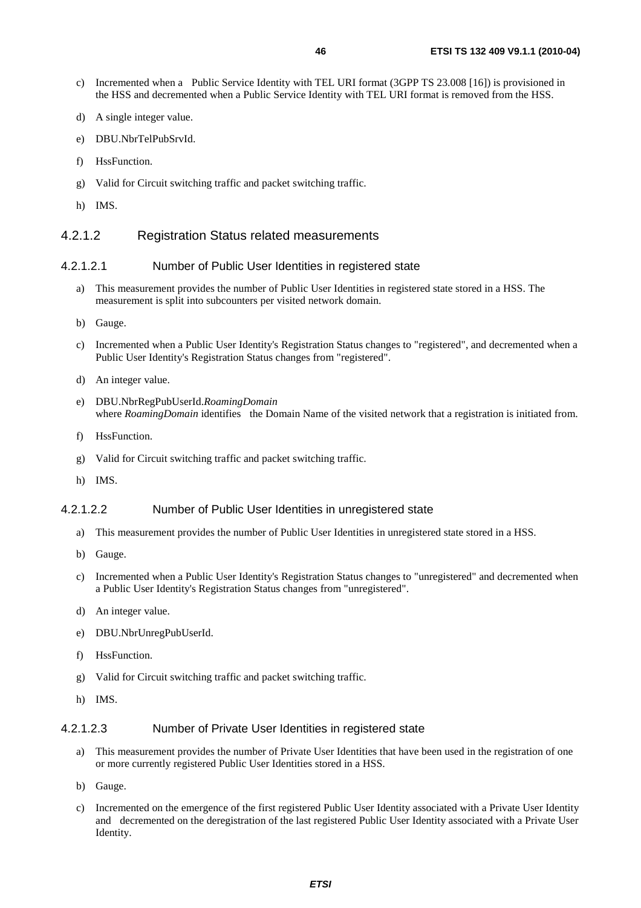c) Incremented when a Public Service Identity with TEL URI format (3GPP TS 23.008 [16]) is provisioned in the HSS and decremented when a Public Service Identity with TEL URI format is removed from the HSS.

d) A single integer value.

e) DBU.NbrTelPubSrvId.

f) HssFunction.

g) Valid for Circuit switching traffic and packet switching traffic.

h) IMS.

#### 4.2.1.2 Registration Status related measurements

##### 4.2.1.2.1 Number of Public User Identities in registered state

a) This measurement provides the number of Public User Identities in registered state stored in a HSS. The measurement is split into subcounters per visited network domain.

b) Gauge.

c) Incremented when a Public User Identity's Registration Status changes to "registered", and decremented when a Public User Identity's Registration Status changes from "registered".

d) An integer value.

e) DBU.NbrRegPubUserId.*RoamingDomain*
where *RoamingDomain* identifies the Domain Name of the visited network that a registration is initiated from.

f) HssFunction.

g) Valid for Circuit switching traffic and packet switching traffic.

h) IMS.

##### 4.2.1.2.2 Number of Public User Identities in unregistered state

a) This measurement provides the number of Public User Identities in unregistered state stored in a HSS.

b) Gauge.

c) Incremented when a Public User Identity's Registration Status changes to "unregistered" and decremented when a Public User Identity's Registration Status changes from "unregistered".

d) An integer value.

e) DBU.NbrUnregPubUserId.

f) HssFunction.

g) Valid for Circuit switching traffic and packet switching traffic.

h) IMS.

##### 4.2.1.2.3 Number of Private User Identities in registered state

a) This measurement provides the number of Private User Identities that have been used in the registration of one or more currently registered Public User Identities stored in a HSS.

b) Gauge.

c) Incremented on the emergence of the first registered Public User Identity associated with a Private User Identity and decremented on the deregistration of the last registered Public User Identity associated with a Private User Identity.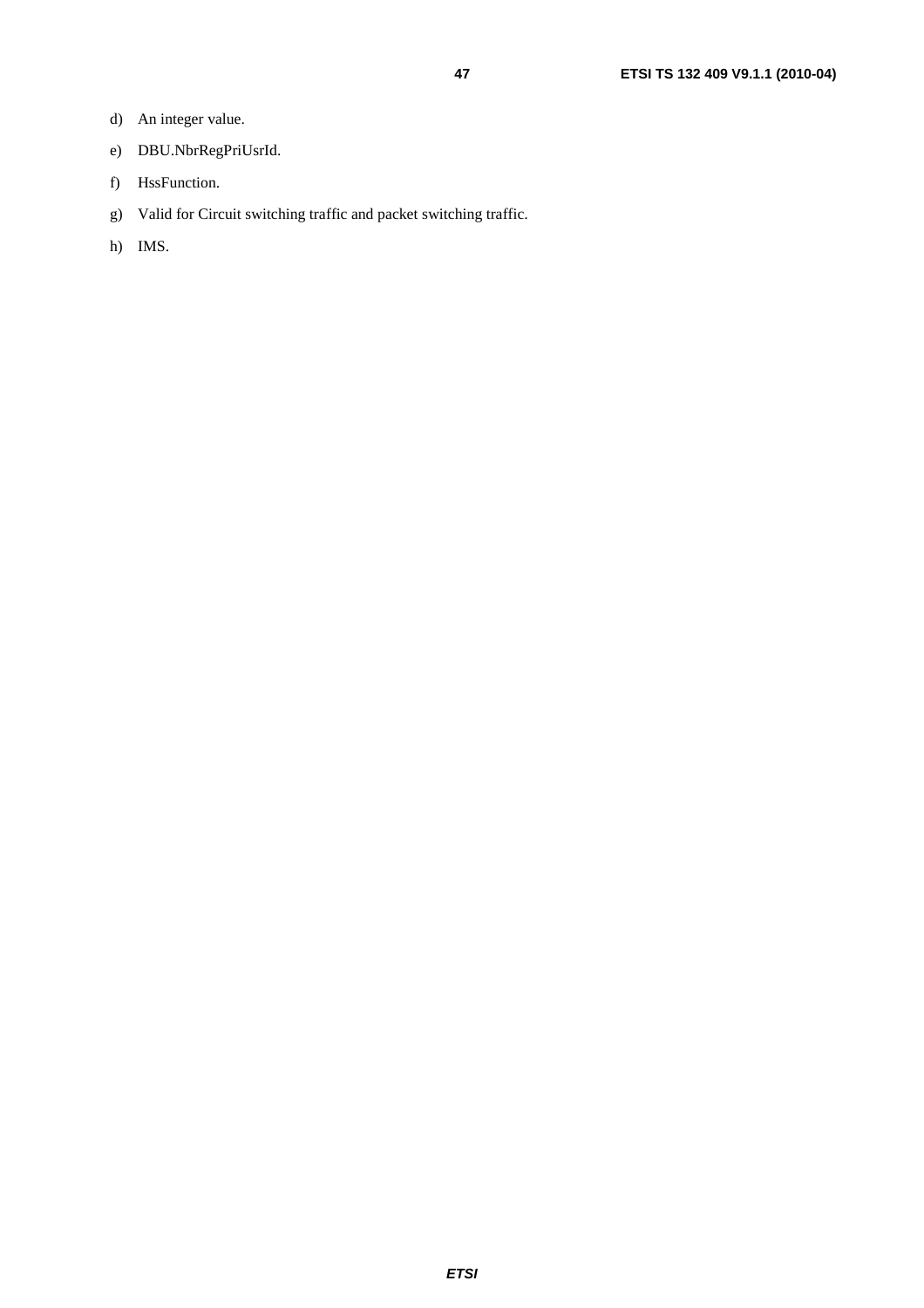d) An integer value.

e) DBU.NbrRegPriUsrId.

f) HssFunction.

g) Valid for Circuit switching traffic and packet switching traffic.

h) IMS.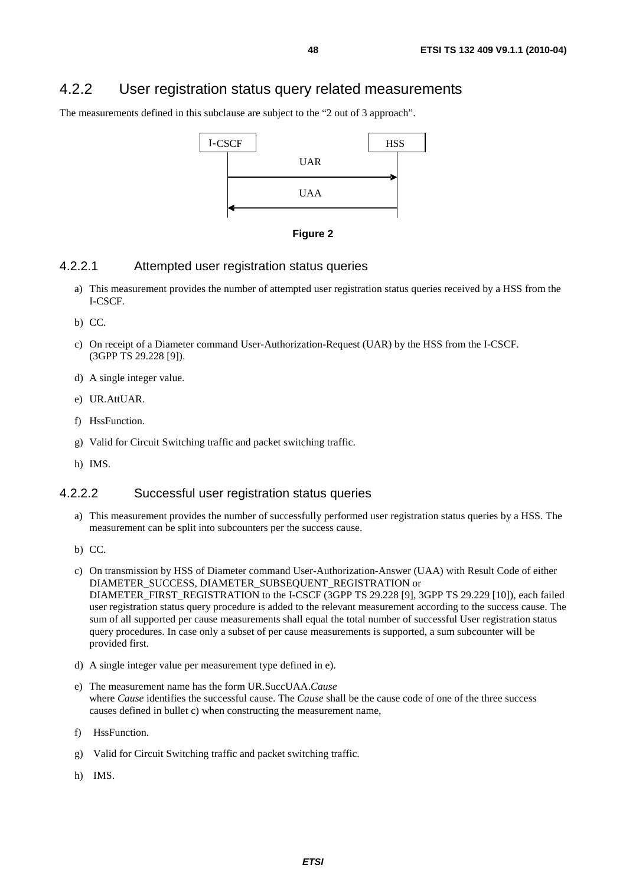## 4.2.2 User registration status query related measurements

The measurements defined in this subclause are subject to the "2 out of 3 approach".

```
I-CSCF                    HSS
   |          UAR          |
   |---------------------->|
   |          UAA          |
   |<----------------------|
```

**Figure 2**

### 4.2.2.1 Attempted user registration status queries

a) This measurement provides the number of attempted user registration status queries received by a HSS from the I-CSCF.

b) CC.

c) On receipt of a Diameter command User-Authorization-Request (UAR) by the HSS from the I-CSCF. (3GPP TS 29.228 [9]).

d) A single integer value.

e) UR.AttUAR.

f) HssFunction.

g) Valid for Circuit Switching traffic and packet switching traffic.

h) IMS.

### 4.2.2.2 Successful user registration status queries

a) This measurement provides the number of successfully performed user registration status queries by a HSS. The measurement can be split into subcounters per the success cause.

b) CC.

c) On transmission by HSS of Diameter command User-Authorization-Answer (UAA) with Result Code of either DIAMETER_SUCCESS, DIAMETER_SUBSEQUENT_REGISTRATION or DIAMETER_FIRST_REGISTRATION to the I-CSCF (3GPP TS 29.228 [9], 3GPP TS 29.229 [10]), each failed user registration status query procedure is added to the relevant measurement according to the success cause. The sum of all supported per cause measurements shall equal the total number of successful User registration status query procedures. In case only a subset of per cause measurements is supported, a sum subcounter will be provided first.

d) A single integer value per measurement type defined in e).

e) The measurement name has the form UR.SuccUAA.*Cause*
where *Cause* identifies the successful cause. The *Cause* shall be the cause code of one of the three success causes defined in bullet c) when constructing the measurement name,

f) HssFunction.

g) Valid for Circuit Switching traffic and packet switching traffic.

h) IMS.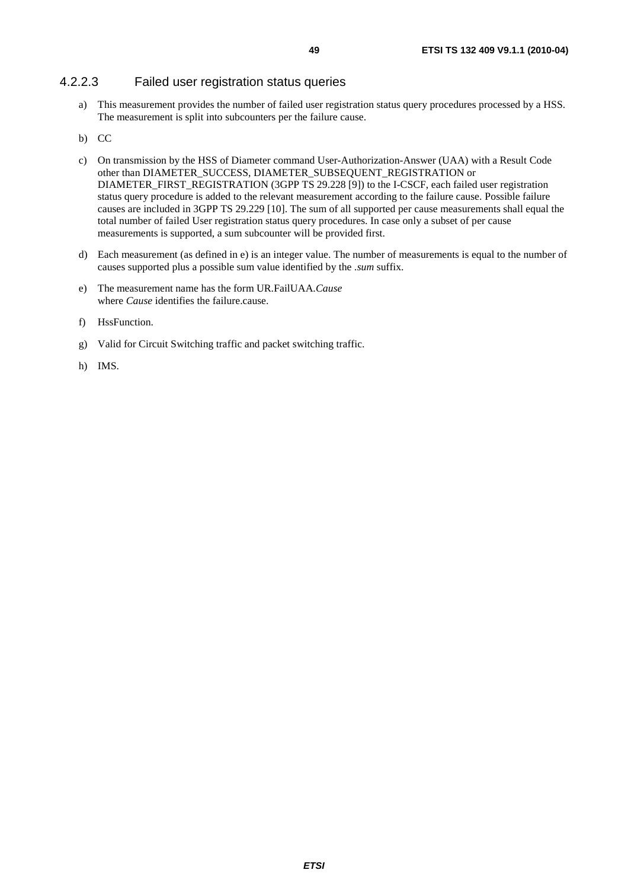#### 4.2.2.3 Failed user registration status queries

a) This measurement provides the number of failed user registration status query procedures processed by a HSS. The measurement is split into subcounters per the failure cause.

b) CC

c) On transmission by the HSS of Diameter command User-Authorization-Answer (UAA) with a Result Code other than DIAMETER_SUCCESS, DIAMETER_SUBSEQUENT_REGISTRATION or DIAMETER_FIRST_REGISTRATION (3GPP TS 29.228 [9]) to the I-CSCF, each failed user registration status query procedure is added to the relevant measurement according to the failure cause. Possible failure causes are included in 3GPP TS 29.229 [10]. The sum of all supported per cause measurements shall equal the total number of failed User registration status query procedures. In case only a subset of per cause measurements is supported, a sum subcounter will be provided first.

d) Each measurement (as defined in e) is an integer value. The number of measurements is equal to the number of causes supported plus a possible sum value identified by the *.sum* suffix.

e) The measurement name has the form UR.FailUAA.*Cause*
where *Cause* identifies the failure.cause.

f) HssFunction.

g) Valid for Circuit Switching traffic and packet switching traffic.

h) IMS.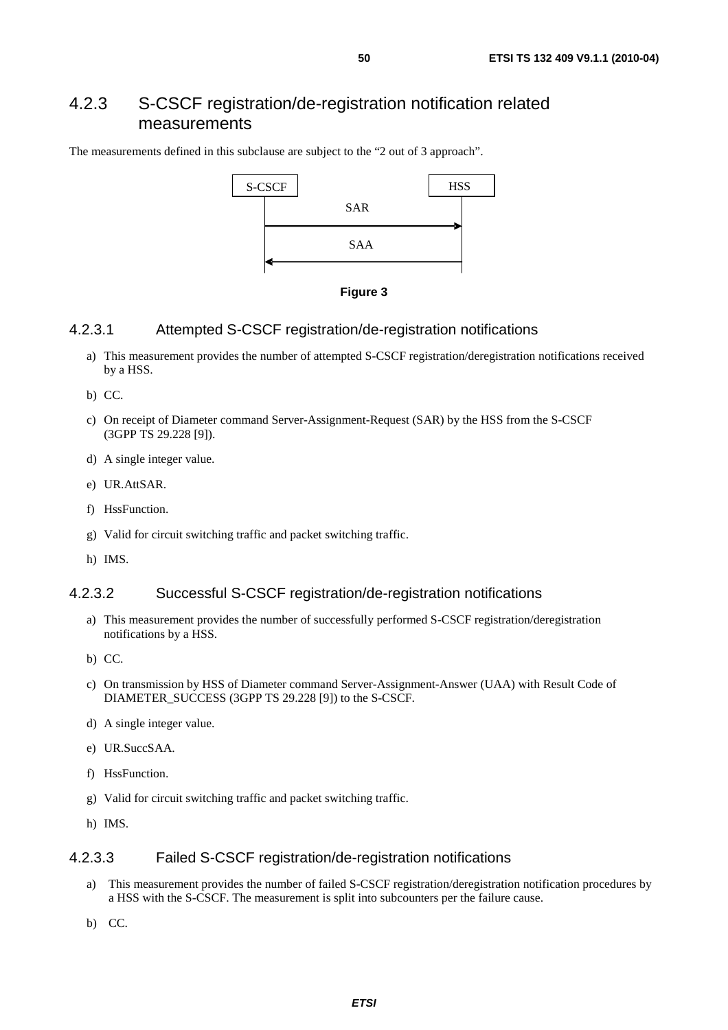## 4.2.3 S-CSCF registration/de-registration notification related measurements

The measurements defined in this subclause are subject to the "2 out of 3 approach".

```
S-CSCF                         HSS
   |            SAR             |
   |--------------------------->|
   |            SAA             |
   |<---------------------------|
```

**Figure 3**

### 4.2.3.1 Attempted S-CSCF registration/de-registration notifications

a) This measurement provides the number of attempted S-CSCF registration/deregistration notifications received by a HSS.

b) CC.

c) On receipt of Diameter command Server-Assignment-Request (SAR) by the HSS from the S-CSCF (3GPP TS 29.228 [9]).

d) A single integer value.

e) UR.AttSAR.

f) HssFunction.

g) Valid for circuit switching traffic and packet switching traffic.

h) IMS.

### 4.2.3.2 Successful S-CSCF registration/de-registration notifications

a) This measurement provides the number of successfully performed S-CSCF registration/deregistration notifications by a HSS.

b) CC.

c) On transmission by HSS of Diameter command Server-Assignment-Answer (UAA) with Result Code of DIAMETER_SUCCESS (3GPP TS 29.228 [9]) to the S-CSCF.

d) A single integer value.

e) UR.SuccSAA.

f) HssFunction.

g) Valid for circuit switching traffic and packet switching traffic.

h) IMS.

### 4.2.3.3 Failed S-CSCF registration/de-registration notifications

a) This measurement provides the number of failed S-CSCF registration/deregistration notification procedures by a HSS with the S-CSCF. The measurement is split into subcounters per the failure cause.

b) CC.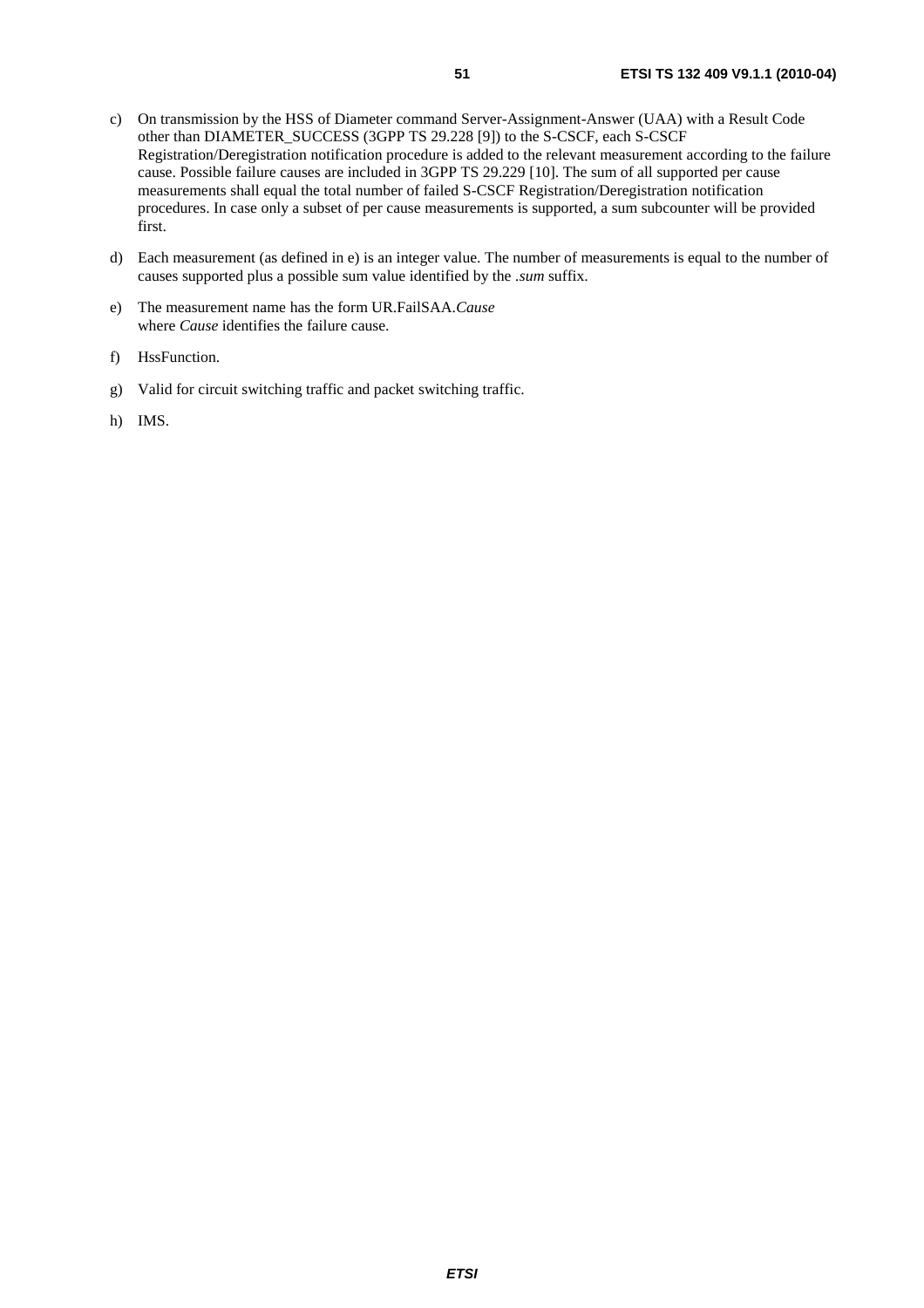c) On transmission by the HSS of Diameter command Server-Assignment-Answer (UAA) with a Result Code other than DIAMETER_SUCCESS (3GPP TS 29.228 [9]) to the S-CSCF, each S-CSCF Registration/Deregistration notification procedure is added to the relevant measurement according to the failure cause. Possible failure causes are included in 3GPP TS 29.229 [10]. The sum of all supported per cause measurements shall equal the total number of failed S-CSCF Registration/Deregistration notification procedures. In case only a subset of per cause measurements is supported, a sum subcounter will be provided first.

d) Each measurement (as defined in e) is an integer value. The number of measurements is equal to the number of causes supported plus a possible sum value identified by the *.sum* suffix.

e) The measurement name has the form UR.FailSAA.*Cause*
where *Cause* identifies the failure cause.

f) HssFunction.

g) Valid for circuit switching traffic and packet switching traffic.

h) IMS.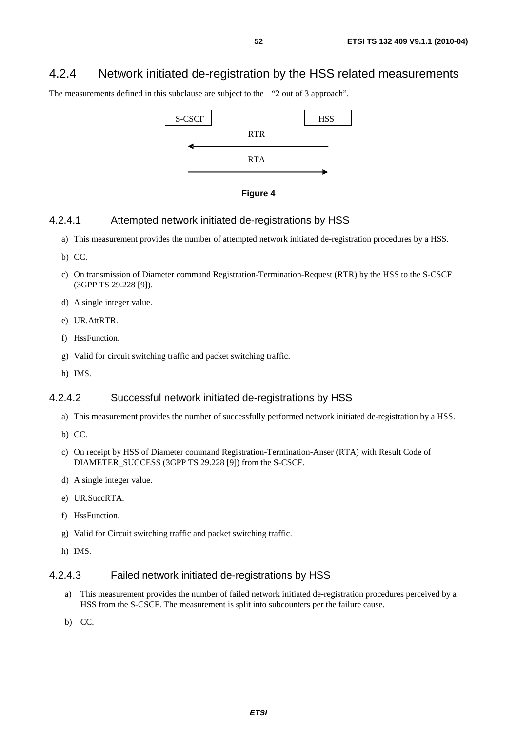### 4.2.4 Network initiated de-registration by the HSS related measurements

The measurements defined in this subclause are subject to the "2 out of 3 approach".

```
S-CSCF                    HSS
  |          RTR           |
  |<-----------------------|
  |          RTA           |
  |----------------------->|
```

**Figure 4**

#### 4.2.4.1 Attempted network initiated de-registrations by HSS

a) This measurement provides the number of attempted network initiated de-registration procedures by a HSS.

b) CC.

c) On transmission of Diameter command Registration-Termination-Request (RTR) by the HSS to the S-CSCF (3GPP TS 29.228 [9]).

d) A single integer value.

e) UR.AttRTR.

f) HssFunction.

g) Valid for circuit switching traffic and packet switching traffic.

h) IMS.

#### 4.2.4.2 Successful network initiated de-registrations by HSS

a) This measurement provides the number of successfully performed network initiated de-registration by a HSS.

b) CC.

c) On receipt by HSS of Diameter command Registration-Termination-Anser (RTA) with Result Code of DIAMETER_SUCCESS (3GPP TS 29.228 [9]) from the S-CSCF.

d) A single integer value.

e) UR.SuccRTA.

f) HssFunction.

g) Valid for Circuit switching traffic and packet switching traffic.

h) IMS.

#### 4.2.4.3 Failed network initiated de-registrations by HSS

a) This measurement provides the number of failed network initiated de-registration procedures perceived by a HSS from the S-CSCF. The measurement is split into subcounters per the failure cause.

b) CC.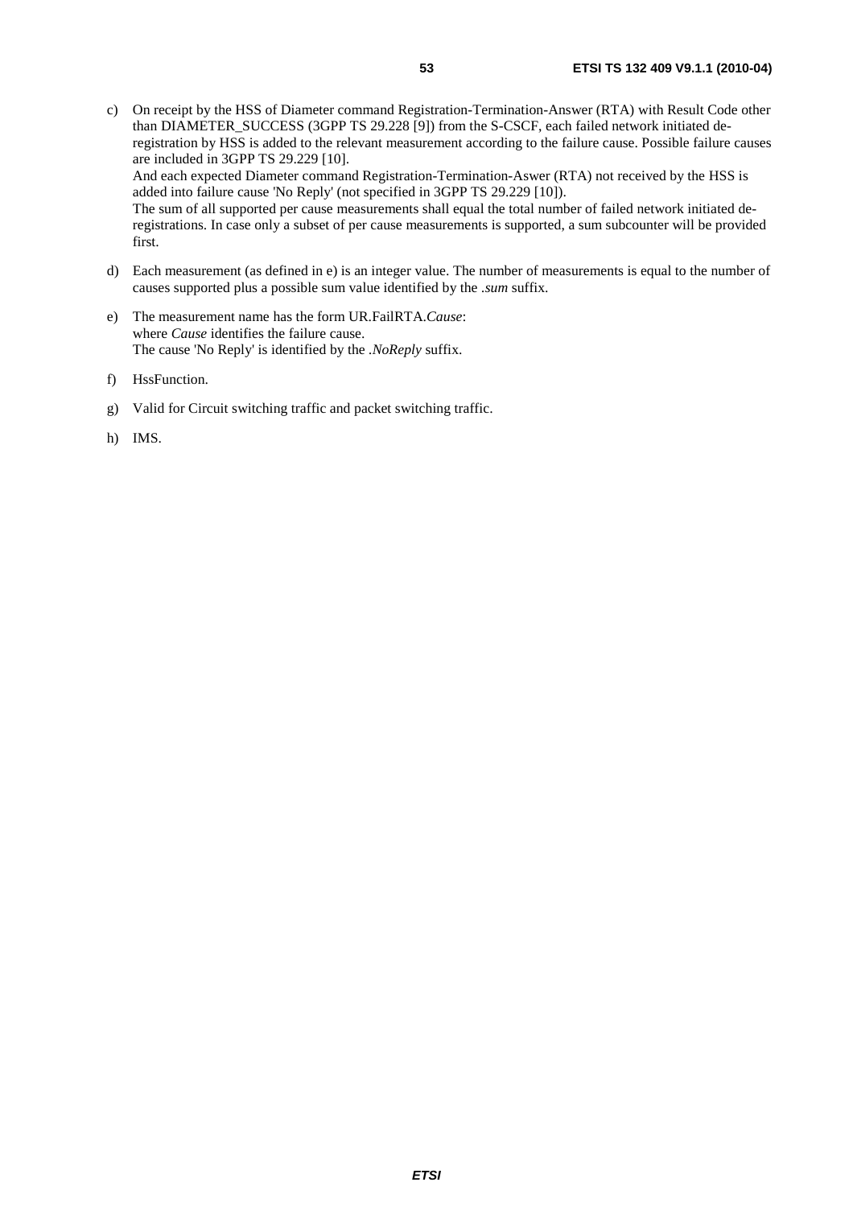c) On receipt by the HSS of Diameter command Registration-Termination-Answer (RTA) with Result Code other than DIAMETER_SUCCESS (3GPP TS 29.228 [9]) from the S-CSCF, each failed network initiated de-registration by HSS is added to the relevant measurement according to the failure cause. Possible failure causes are included in 3GPP TS 29.229 [10].
   And each expected Diameter command Registration-Termination-Aswer (RTA) not received by the HSS is added into failure cause 'No Reply' (not specified in 3GPP TS 29.229 [10]).
   The sum of all supported per cause measurements shall equal the total number of failed network initiated de-registrations. In case only a subset of per cause measurements is supported, a sum subcounter will be provided first.

d) Each measurement (as defined in e) is an integer value. The number of measurements is equal to the number of causes supported plus a possible sum value identified by the *.sum* suffix.

e) The measurement name has the form UR.FailRTA.*Cause*:
   where *Cause* identifies the failure cause.
   The cause 'No Reply' is identified by the *.NoReply* suffix.

f) HssFunction.

g) Valid for Circuit switching traffic and packet switching traffic.

h) IMS.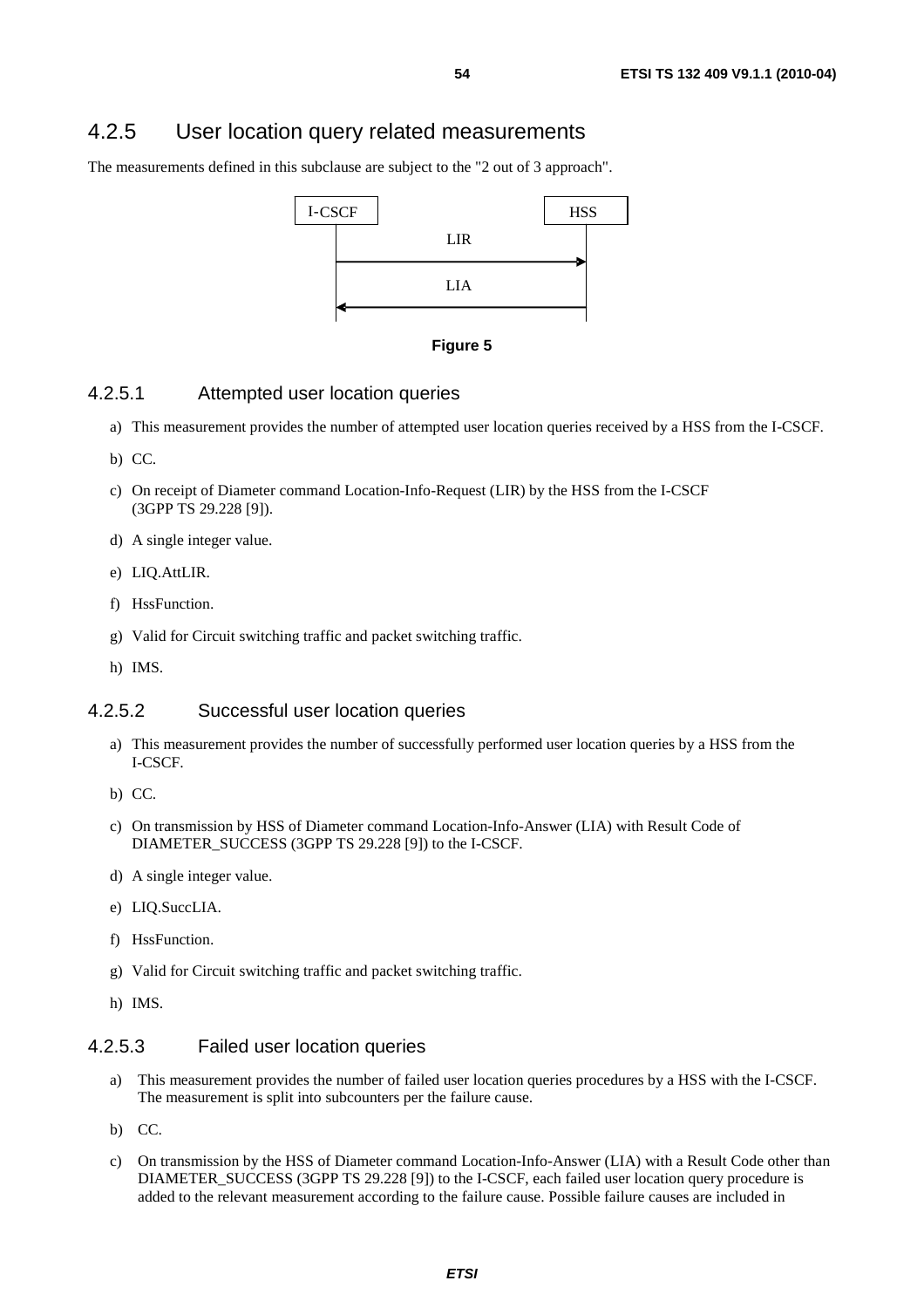## 4.2.5 User location query related measurements

The measurements defined in this subclause are subject to the "2 out of 3 approach".

I-CSCF → HSS: LIR

HSS → I-CSCF: LIA

**Figure 5**

### 4.2.5.1 Attempted user location queries

a) This measurement provides the number of attempted user location queries received by a HSS from the I-CSCF.

b) CC.

c) On receipt of Diameter command Location-Info-Request (LIR) by the HSS from the I-CSCF (3GPP TS 29.228 [9]).

d) A single integer value.

e) LIQ.AttLIR.

f) HssFunction.

g) Valid for Circuit switching traffic and packet switching traffic.

h) IMS.

### 4.2.5.2 Successful user location queries

a) This measurement provides the number of successfully performed user location queries by a HSS from the I-CSCF.

b) CC.

c) On transmission by HSS of Diameter command Location-Info-Answer (LIA) with Result Code of DIAMETER_SUCCESS (3GPP TS 29.228 [9]) to the I-CSCF.

d) A single integer value.

e) LIQ.SuccLIA.

f) HssFunction.

g) Valid for Circuit switching traffic and packet switching traffic.

h) IMS.

### 4.2.5.3 Failed user location queries

a) This measurement provides the number of failed user location queries procedures by a HSS with the I-CSCF. The measurement is split into subcounters per the failure cause.

b) CC.

c) On transmission by the HSS of Diameter command Location-Info-Answer (LIA) with a Result Code other than DIAMETER_SUCCESS (3GPP TS 29.228 [9]) to the I-CSCF, each failed user location query procedure is added to the relevant measurement according to the failure cause. Possible failure causes are included in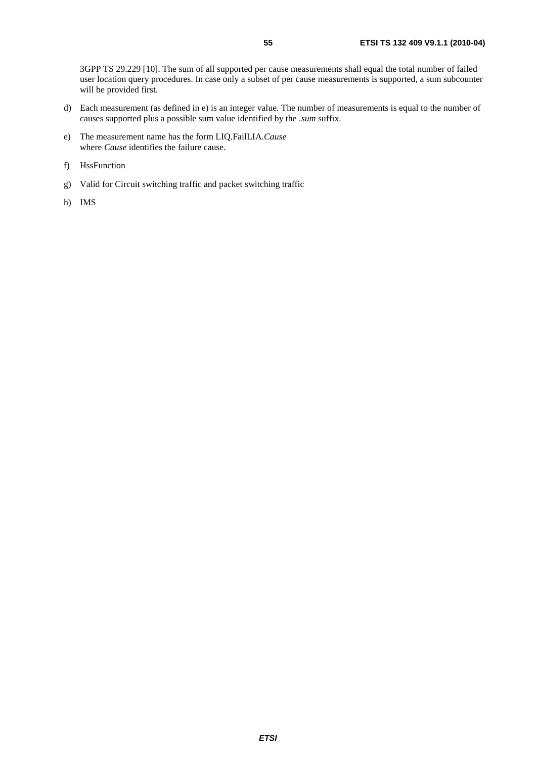3GPP TS 29.229 [10]. The sum of all supported per cause measurements shall equal the total number of failed user location query procedures. In case only a subset of per cause measurements is supported, a sum subcounter will be provided first.

d) Each measurement (as defined in e) is an integer value. The number of measurements is equal to the number of causes supported plus a possible sum value identified by the *.sum* suffix.

e) The measurement name has the form LIQ.FailLIA.*Cause*
where *Cause* identifies the failure cause.

f) HssFunction

g) Valid for Circuit switching traffic and packet switching traffic

h) IMS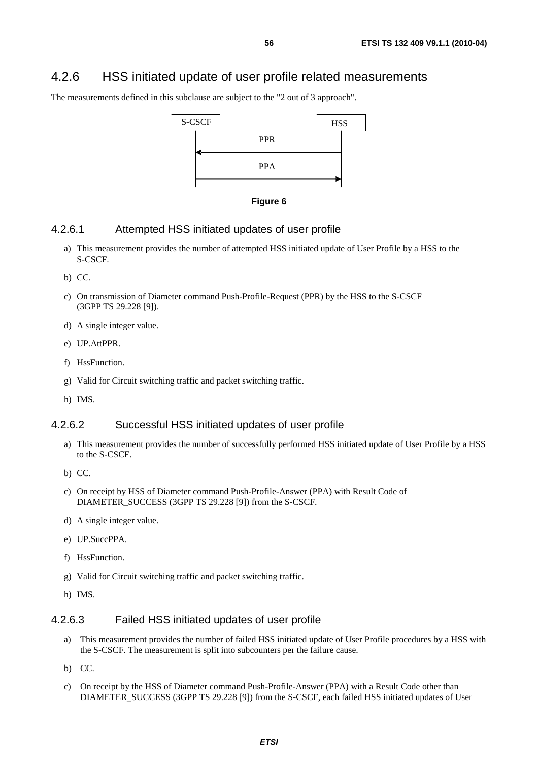## 4.2.6 HSS initiated update of user profile related measurements

The measurements defined in this subclause are subject to the "2 out of 3 approach".

S-CSCF HSS

PPR

PPA

**Figure 6**

### 4.2.6.1 Attempted HSS initiated updates of user profile

a) This measurement provides the number of attempted HSS initiated update of User Profile by a HSS to the S-CSCF.

b) CC.

c) On transmission of Diameter command Push-Profile-Request (PPR) by the HSS to the S-CSCF (3GPP TS 29.228 [9]).

d) A single integer value.

e) UP.AttPPR.

f) HssFunction.

g) Valid for Circuit switching traffic and packet switching traffic.

h) IMS.

### 4.2.6.2 Successful HSS initiated updates of user profile

a) This measurement provides the number of successfully performed HSS initiated update of User Profile by a HSS to the S-CSCF.

b) CC.

c) On receipt by HSS of Diameter command Push-Profile-Answer (PPA) with Result Code of DIAMETER_SUCCESS (3GPP TS 29.228 [9]) from the S-CSCF.

d) A single integer value.

e) UP.SuccPPA.

f) HssFunction.

g) Valid for Circuit switching traffic and packet switching traffic.

h) IMS.

### 4.2.6.3 Failed HSS initiated updates of user profile

a) This measurement provides the number of failed HSS initiated update of User Profile procedures by a HSS with the S-CSCF. The measurement is split into subcounters per the failure cause.

b) CC.

c) On receipt by the HSS of Diameter command Push-Profile-Answer (PPA) with a Result Code other than DIAMETER_SUCCESS (3GPP TS 29.228 [9]) from the S-CSCF, each failed HSS initiated updates of User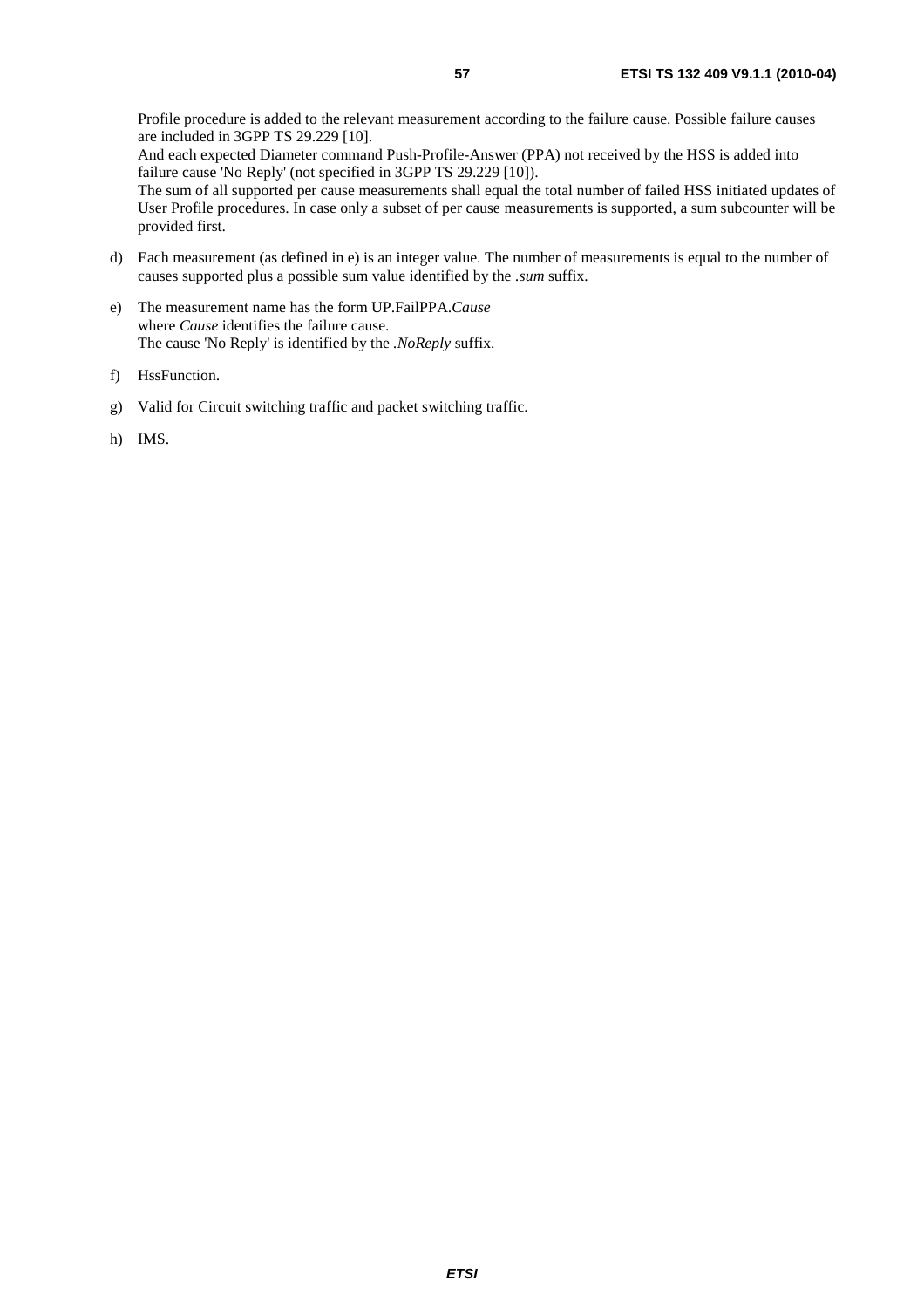Profile procedure is added to the relevant measurement according to the failure cause. Possible failure causes are included in 3GPP TS 29.229 [10].
And each expected Diameter command Push-Profile-Answer (PPA) not received by the HSS is added into failure cause 'No Reply' (not specified in 3GPP TS 29.229 [10]).
The sum of all supported per cause measurements shall equal the total number of failed HSS initiated updates of User Profile procedures. In case only a subset of per cause measurements is supported, a sum subcounter will be provided first.

d) Each measurement (as defined in e) is an integer value. The number of measurements is equal to the number of causes supported plus a possible sum value identified by the *.sum* suffix.

e) The measurement name has the form UP.FailPPA.*Cause*
where *Cause* identifies the failure cause.
The cause 'No Reply' is identified by the *.NoReply* suffix.

f) HssFunction.

g) Valid for Circuit switching traffic and packet switching traffic.

h) IMS.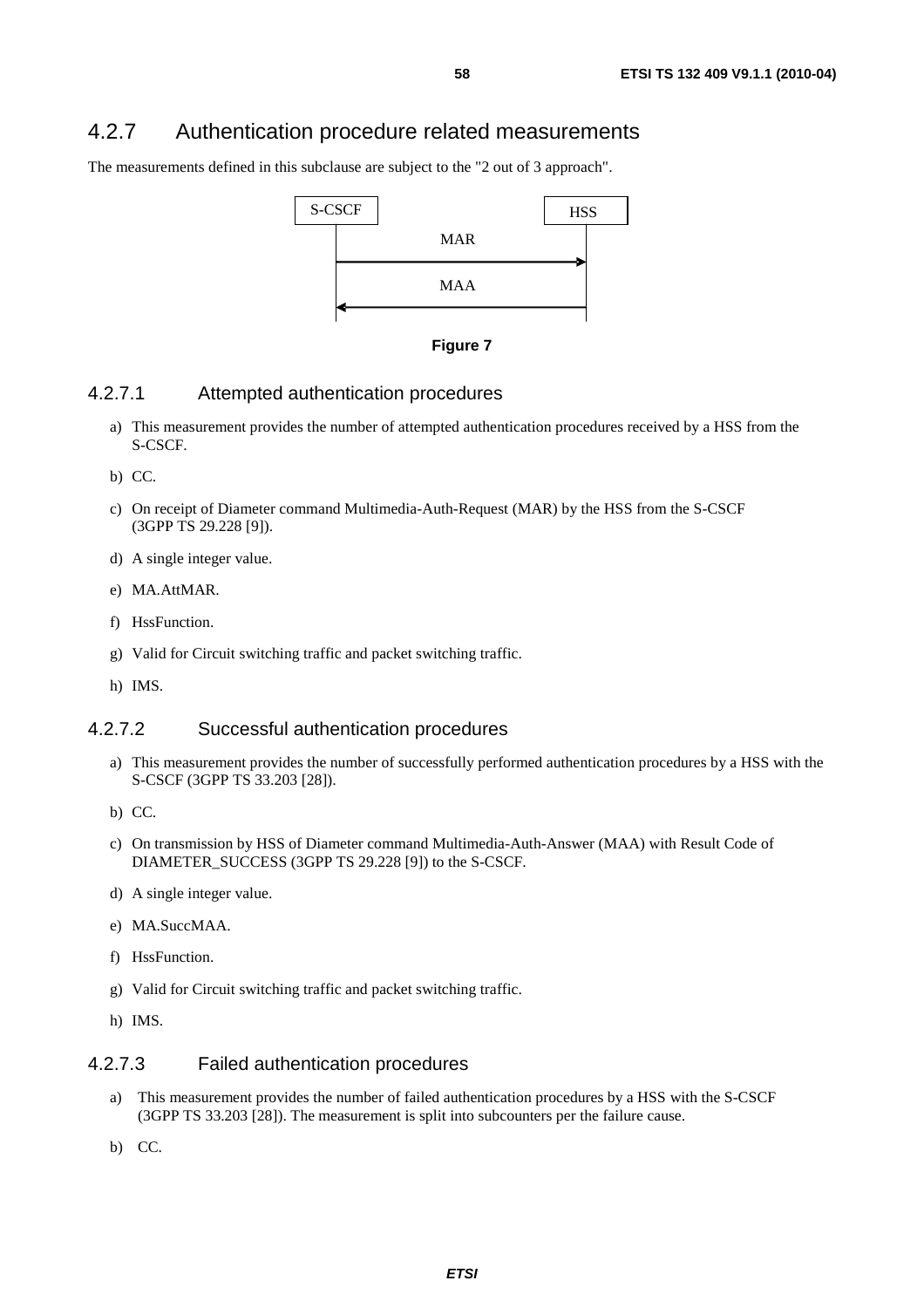## 4.2.7 Authentication procedure related measurements

The measurements defined in this subclause are subject to the "2 out of 3 approach".

Figure 7

### 4.2.7.1 Attempted authentication procedures

a) This measurement provides the number of attempted authentication procedures received by a HSS from the S-CSCF.

b) CC.

c) On receipt of Diameter command Multimedia-Auth-Request (MAR) by the HSS from the S-CSCF (3GPP TS 29.228 [9]).

d) A single integer value.

e) MA.AttMAR.

f) HssFunction.

g) Valid for Circuit switching traffic and packet switching traffic.

h) IMS.

### 4.2.7.2 Successful authentication procedures

a) This measurement provides the number of successfully performed authentication procedures by a HSS with the S-CSCF (3GPP TS 33.203 [28]).

b) CC.

c) On transmission by HSS of Diameter command Multimedia-Auth-Answer (MAA) with Result Code of DIAMETER_SUCCESS (3GPP TS 29.228 [9]) to the S-CSCF.

d) A single integer value.

e) MA.SuccMAA.

f) HssFunction.

g) Valid for Circuit switching traffic and packet switching traffic.

h) IMS.

### 4.2.7.3 Failed authentication procedures

a) This measurement provides the number of failed authentication procedures by a HSS with the S-CSCF (3GPP TS 33.203 [28]). The measurement is split into subcounters per the failure cause.

b) CC.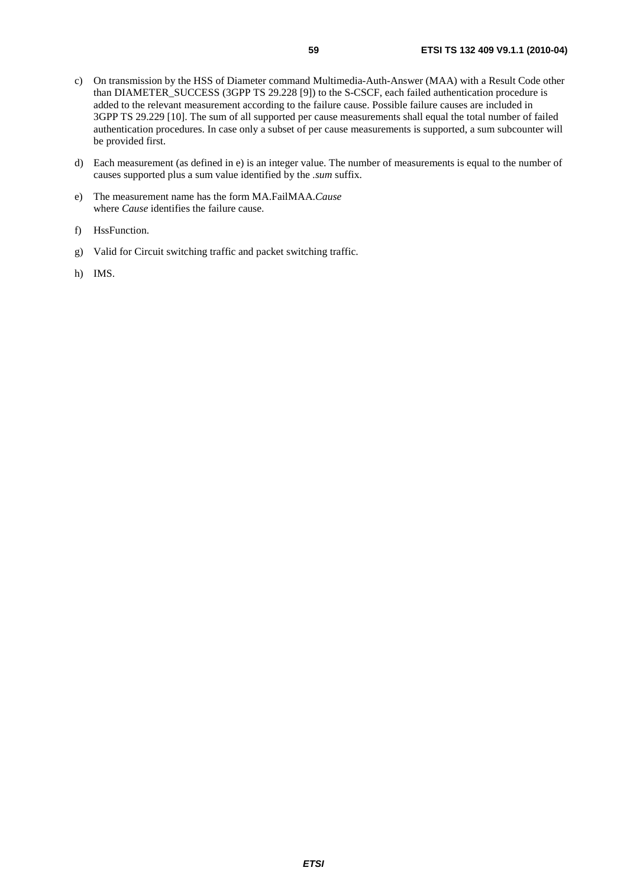c) On transmission by the HSS of Diameter command Multimedia-Auth-Answer (MAA) with a Result Code other than DIAMETER_SUCCESS (3GPP TS 29.228 [9]) to the S-CSCF, each failed authentication procedure is added to the relevant measurement according to the failure cause. Possible failure causes are included in 3GPP TS 29.229 [10]. The sum of all supported per cause measurements shall equal the total number of failed authentication procedures. In case only a subset of per cause measurements is supported, a sum subcounter will be provided first.

d) Each measurement (as defined in e) is an integer value. The number of measurements is equal to the number of causes supported plus a sum value identified by the *.sum* suffix.

e) The measurement name has the form MA.FailMAA.*Cause*
where *Cause* identifies the failure cause.

f) HssFunction.

g) Valid for Circuit switching traffic and packet switching traffic.

h) IMS.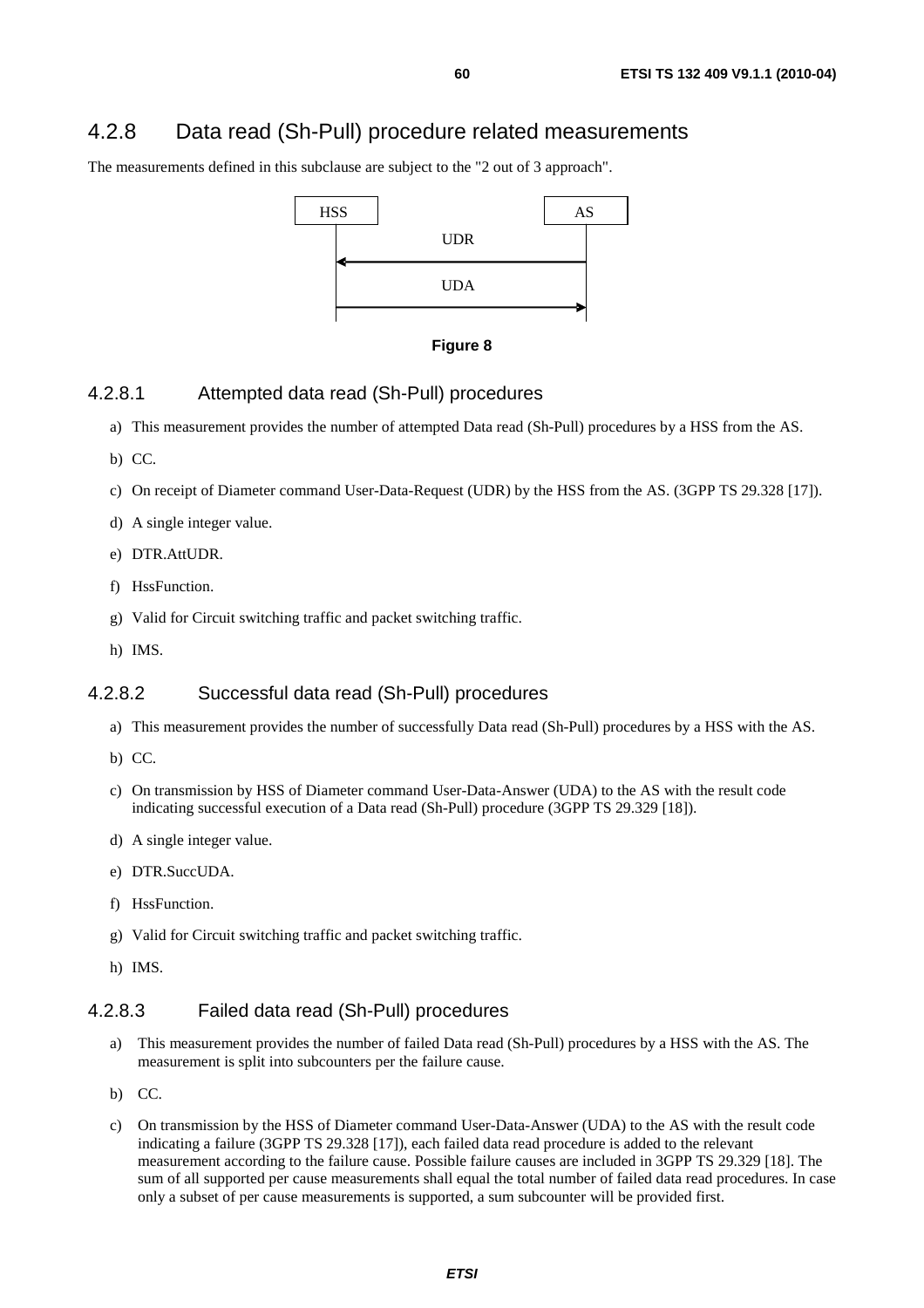## 4.2.8 Data read (Sh-Pull) procedure related measurements

The measurements defined in this subclause are subject to the "2 out of 3 approach".

Figure 8

### 4.2.8.1 Attempted data read (Sh-Pull) procedures

a) This measurement provides the number of attempted Data read (Sh-Pull) procedures by a HSS from the AS.

b) CC.

c) On receipt of Diameter command User-Data-Request (UDR) by the HSS from the AS. (3GPP TS 29.328 [17]).

d) A single integer value.

e) DTR.AttUDR.

f) HssFunction.

g) Valid for Circuit switching traffic and packet switching traffic.

h) IMS.

### 4.2.8.2 Successful data read (Sh-Pull) procedures

a) This measurement provides the number of successfully Data read (Sh-Pull) procedures by a HSS with the AS.

b) CC.

c) On transmission by HSS of Diameter command User-Data-Answer (UDA) to the AS with the result code indicating successful execution of a Data read (Sh-Pull) procedure (3GPP TS 29.329 [18]).

d) A single integer value.

e) DTR.SuccUDA.

f) HssFunction.

g) Valid for Circuit switching traffic and packet switching traffic.

h) IMS.

### 4.2.8.3 Failed data read (Sh-Pull) procedures

a) This measurement provides the number of failed Data read (Sh-Pull) procedures by a HSS with the AS. The measurement is split into subcounters per the failure cause.

b) CC.

c) On transmission by the HSS of Diameter command User-Data-Answer (UDA) to the AS with the result code indicating a failure (3GPP TS 29.328 [17]), each failed data read procedure is added to the relevant measurement according to the failure cause. Possible failure causes are included in 3GPP TS 29.329 [18]. The sum of all supported per cause measurements shall equal the total number of failed data read procedures. In case only a subset of per cause measurements is supported, a sum subcounter will be provided first.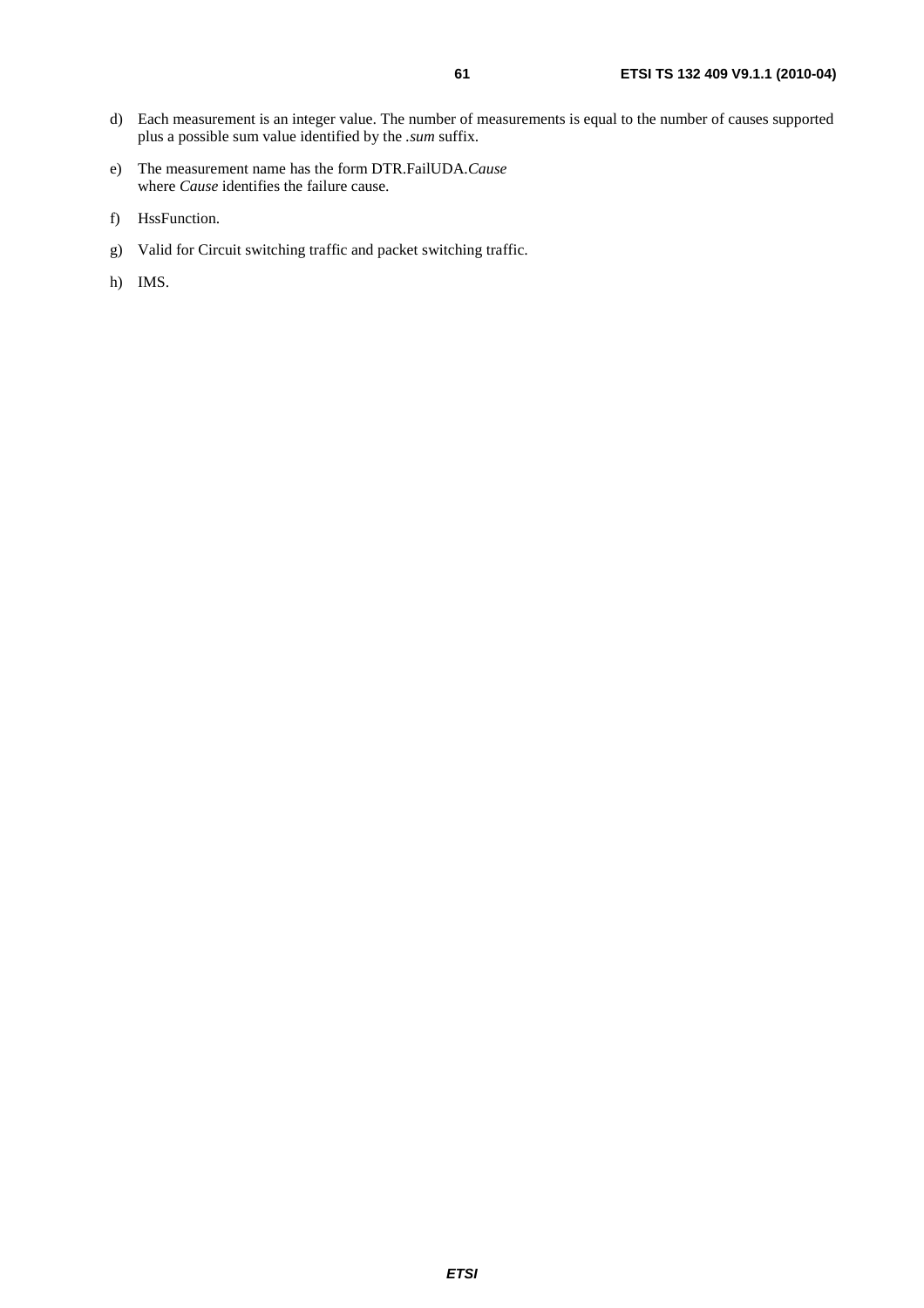d) Each measurement is an integer value. The number of measurements is equal to the number of causes supported plus a possible sum value identified by the *.sum* suffix.

e) The measurement name has the form DTR.FailUDA.*Cause*
where *Cause* identifies the failure cause.

f) HssFunction.

g) Valid for Circuit switching traffic and packet switching traffic.

h) IMS.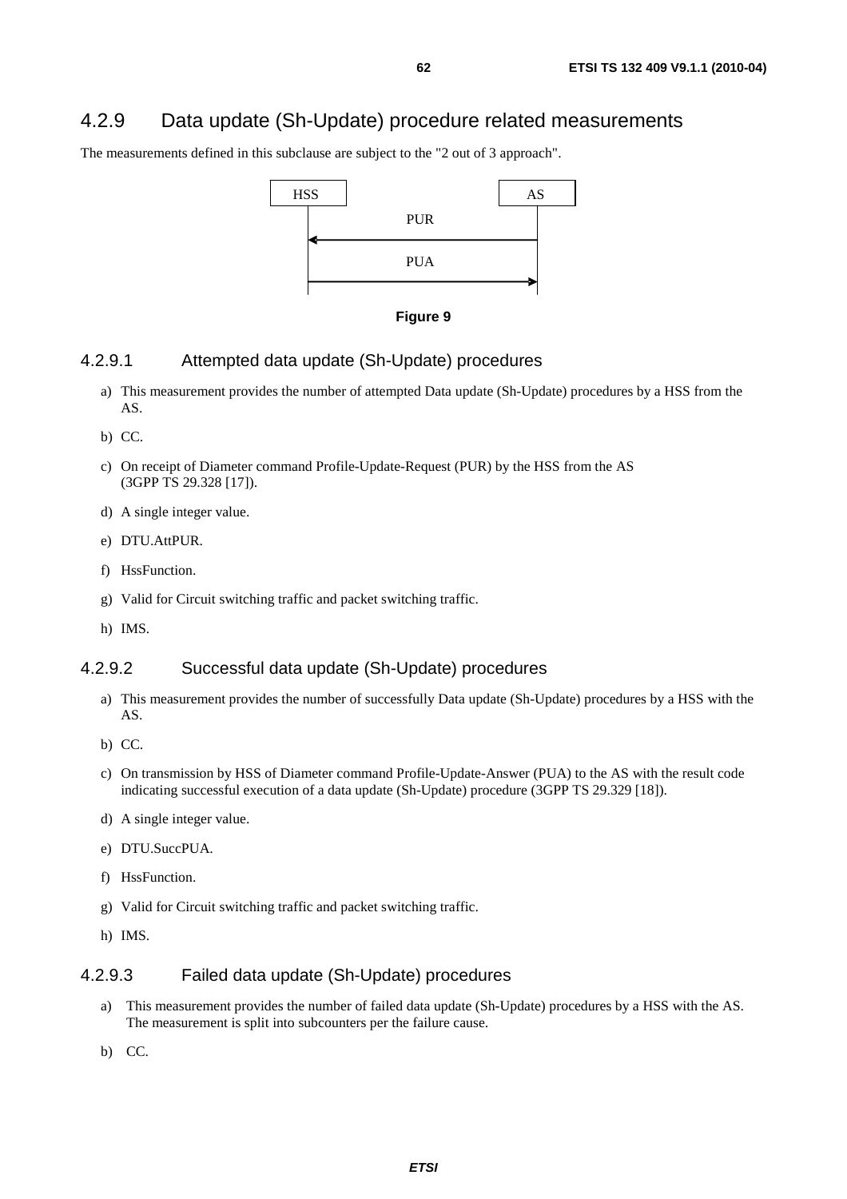## 4.2.9 Data update (Sh-Update) procedure related measurements

The measurements defined in this subclause are subject to the "2 out of 3 approach".

```
HSS                         AS
 |          PUR              |
 |<--------------------------|
 |          PUA              |
 |-------------------------->|
```

**Figure 9**

### 4.2.9.1 Attempted data update (Sh-Update) procedures

a) This measurement provides the number of attempted Data update (Sh-Update) procedures by a HSS from the AS.

b) CC.

c) On receipt of Diameter command Profile-Update-Request (PUR) by the HSS from the AS (3GPP TS 29.328 [17]).

d) A single integer value.

e) DTU.AttPUR.

f) HssFunction.

g) Valid for Circuit switching traffic and packet switching traffic.

h) IMS.

### 4.2.9.2 Successful data update (Sh-Update) procedures

a) This measurement provides the number of successfully Data update (Sh-Update) procedures by a HSS with the AS.

b) CC.

c) On transmission by HSS of Diameter command Profile-Update-Answer (PUA) to the AS with the result code indicating successful execution of a data update (Sh-Update) procedure (3GPP TS 29.329 [18]).

d) A single integer value.

e) DTU.SuccPUA.

f) HssFunction.

g) Valid for Circuit switching traffic and packet switching traffic.

h) IMS.

### 4.2.9.3 Failed data update (Sh-Update) procedures

a) This measurement provides the number of failed data update (Sh-Update) procedures by a HSS with the AS. The measurement is split into subcounters per the failure cause.

b) CC.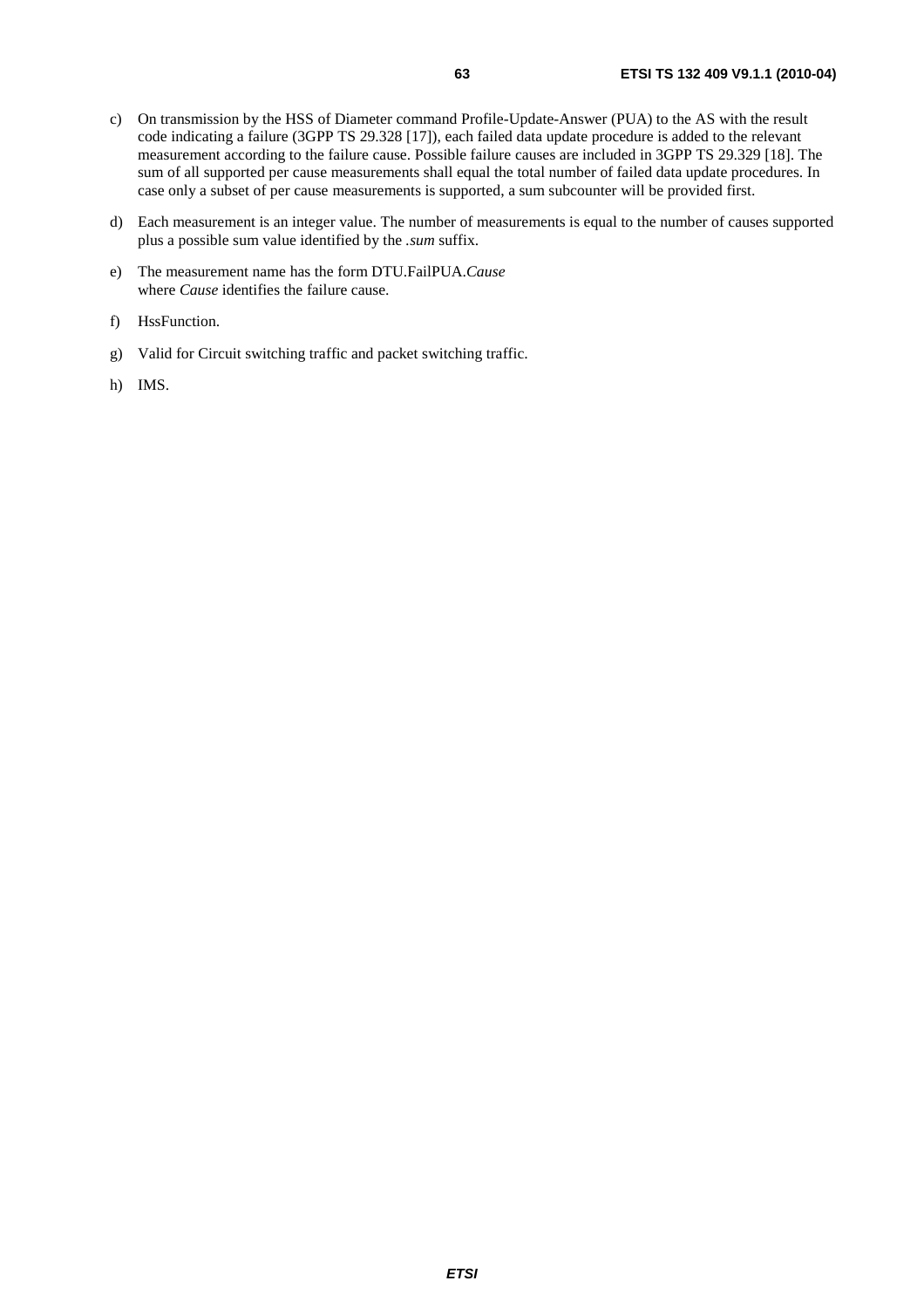c) On transmission by the HSS of Diameter command Profile-Update-Answer (PUA) to the AS with the result code indicating a failure (3GPP TS 29.328 [17]), each failed data update procedure is added to the relevant measurement according to the failure cause. Possible failure causes are included in 3GPP TS 29.329 [18]. The sum of all supported per cause measurements shall equal the total number of failed data update procedures. In case only a subset of per cause measurements is supported, a sum subcounter will be provided first.

d) Each measurement is an integer value. The number of measurements is equal to the number of causes supported plus a possible sum value identified by the *.sum* suffix.

e) The measurement name has the form DTU.FailPUA.*Cause*
where *Cause* identifies the failure cause.

f) HssFunction.

g) Valid for Circuit switching traffic and packet switching traffic.

h) IMS.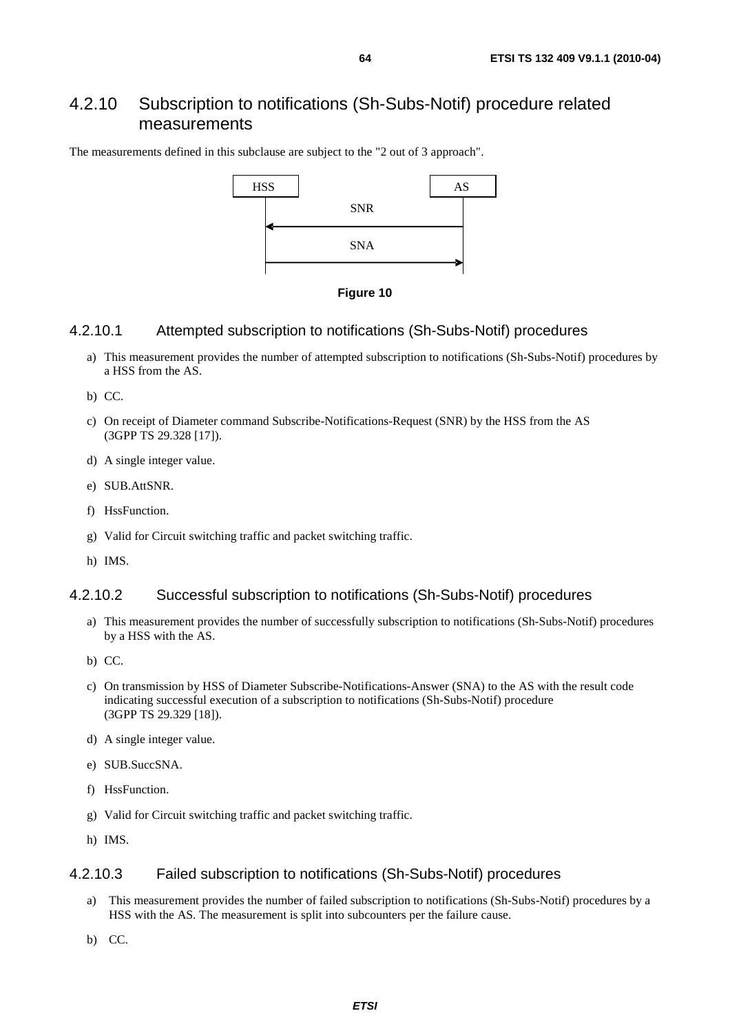## 4.2.10 Subscription to notifications (Sh-Subs-Notif) procedure related measurements

The measurements defined in this subclause are subject to the "2 out of 3 approach".

```
HSS                         AS
 |          SNR             |
 |<-------------------------|
 |          SNA             |
 |------------------------->|
```

**Figure 10**

### 4.2.10.1 Attempted subscription to notifications (Sh-Subs-Notif) procedures

a) This measurement provides the number of attempted subscription to notifications (Sh-Subs-Notif) procedures by a HSS from the AS.

b) CC.

c) On receipt of Diameter command Subscribe-Notifications-Request (SNR) by the HSS from the AS (3GPP TS 29.328 [17]).

d) A single integer value.

e) SUB.AttSNR.

f) HssFunction.

g) Valid for Circuit switching traffic and packet switching traffic.

h) IMS.

### 4.2.10.2 Successful subscription to notifications (Sh-Subs-Notif) procedures

a) This measurement provides the number of successfully subscription to notifications (Sh-Subs-Notif) procedures by a HSS with the AS.

b) CC.

c) On transmission by HSS of Diameter Subscribe-Notifications-Answer (SNA) to the AS with the result code indicating successful execution of a subscription to notifications (Sh-Subs-Notif) procedure (3GPP TS 29.329 [18]).

d) A single integer value.

e) SUB.SuccSNA.

f) HssFunction.

g) Valid for Circuit switching traffic and packet switching traffic.

h) IMS.

### 4.2.10.3 Failed subscription to notifications (Sh-Subs-Notif) procedures

a) This measurement provides the number of failed subscription to notifications (Sh-Subs-Notif) procedures by a HSS with the AS. The measurement is split into subcounters per the failure cause.

b) CC.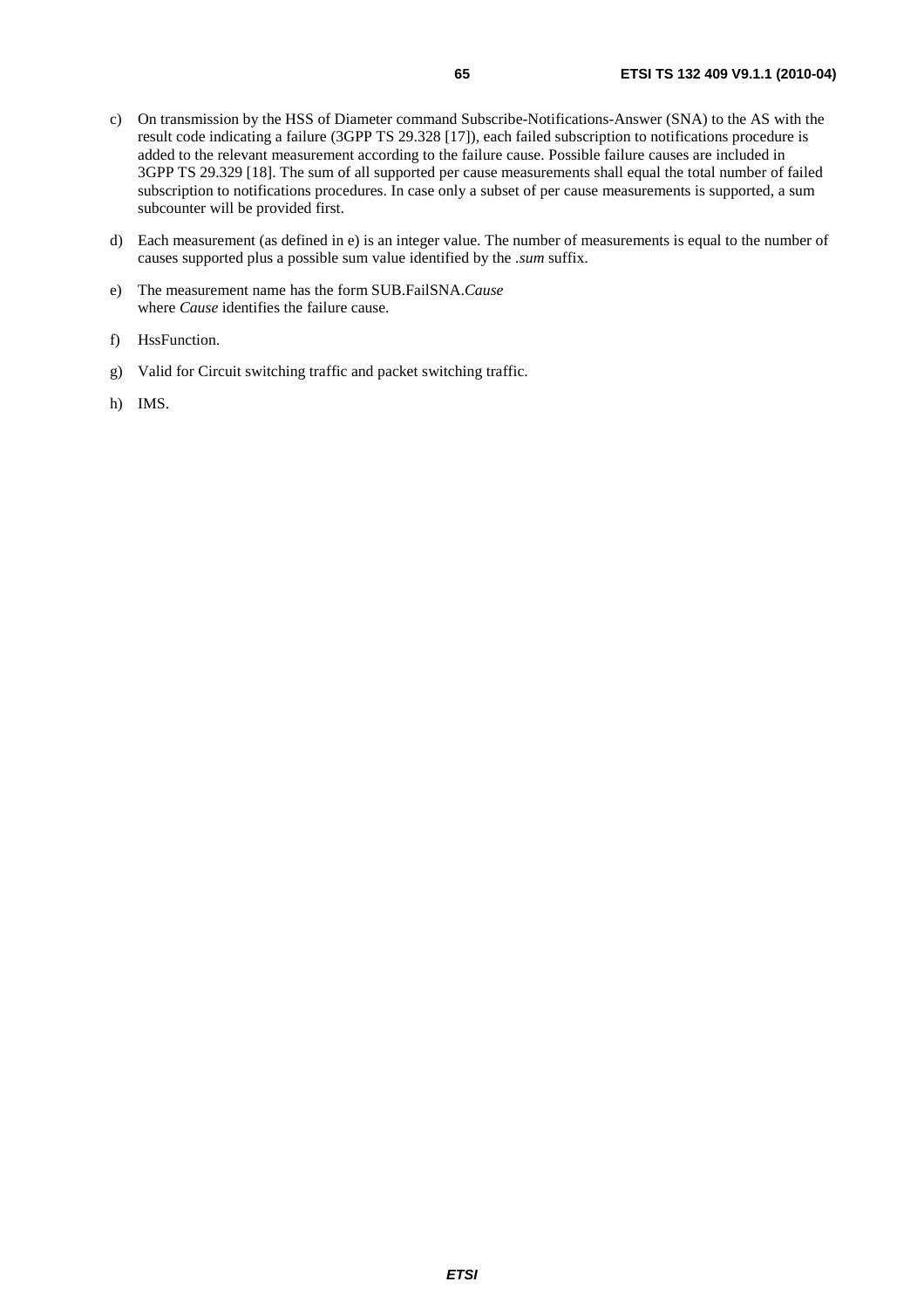c) On transmission by the HSS of Diameter command Subscribe-Notifications-Answer (SNA) to the AS with the result code indicating a failure (3GPP TS 29.328 [17]), each failed subscription to notifications procedure is added to the relevant measurement according to the failure cause. Possible failure causes are included in 3GPP TS 29.329 [18]. The sum of all supported per cause measurements shall equal the total number of failed subscription to notifications procedures. In case only a subset of per cause measurements is supported, a sum subcounter will be provided first.

d) Each measurement (as defined in e) is an integer value. The number of measurements is equal to the number of causes supported plus a possible sum value identified by the *.sum* suffix.

e) The measurement name has the form SUB.FailSNA.*Cause*
where *Cause* identifies the failure cause.

f) HssFunction.

g) Valid for Circuit switching traffic and packet switching traffic.

h) IMS.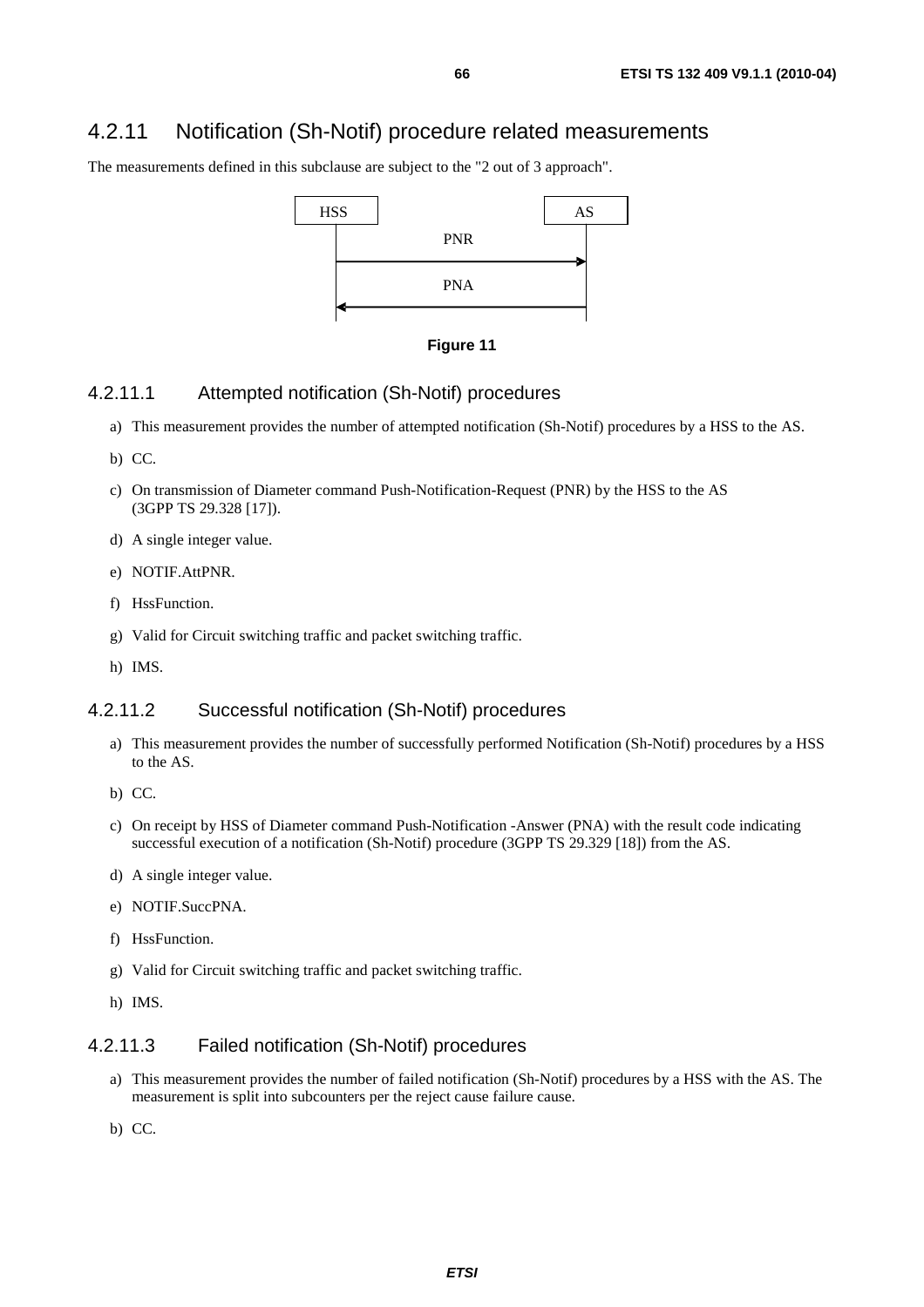## 4.2.11 Notification (Sh-Notif) procedure related measurements

The measurements defined in this subclause are subject to the "2 out of 3 approach".

```
HSS                         AS
 |           PNR             |
 |-------------------------->|
 |           PNA             |
 |<--------------------------|
```

**Figure 11**

### 4.2.11.1 Attempted notification (Sh-Notif) procedures

a) This measurement provides the number of attempted notification (Sh-Notif) procedures by a HSS to the AS.

b) CC.

c) On transmission of Diameter command Push-Notification-Request (PNR) by the HSS to the AS (3GPP TS 29.328 [17]).

d) A single integer value.

e) NOTIF.AttPNR.

f) HssFunction.

g) Valid for Circuit switching traffic and packet switching traffic.

h) IMS.

### 4.2.11.2 Successful notification (Sh-Notif) procedures

a) This measurement provides the number of successfully performed Notification (Sh-Notif) procedures by a HSS to the AS.

b) CC.

c) On receipt by HSS of Diameter command Push-Notification -Answer (PNA) with the result code indicating successful execution of a notification (Sh-Notif) procedure (3GPP TS 29.329 [18]) from the AS.

d) A single integer value.

e) NOTIF.SuccPNA.

f) HssFunction.

g) Valid for Circuit switching traffic and packet switching traffic.

h) IMS.

### 4.2.11.3 Failed notification (Sh-Notif) procedures

a) This measurement provides the number of failed notification (Sh-Notif) procedures by a HSS with the AS. The measurement is split into subcounters per the reject cause failure cause.

b) CC.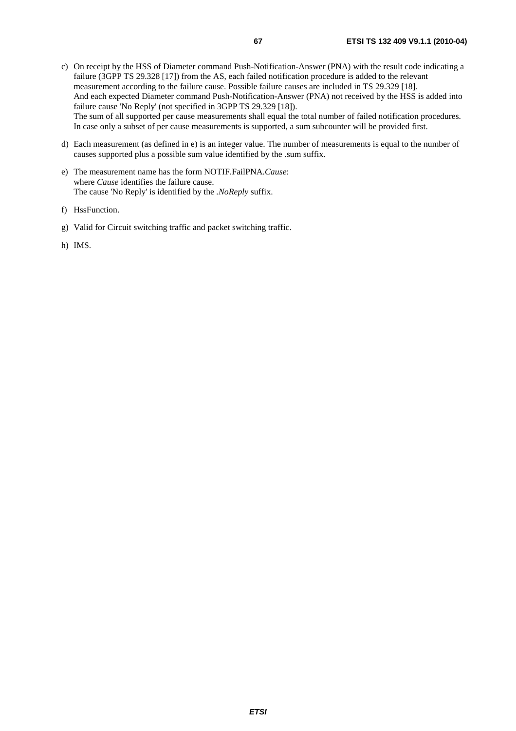c) On receipt by the HSS of Diameter command Push-Notification-Answer (PNA) with the result code indicating a failure (3GPP TS 29.328 [17]) from the AS, each failed notification procedure is added to the relevant measurement according to the failure cause. Possible failure causes are included in TS 29.329 [18].
   And each expected Diameter command Push-Notification-Answer (PNA) not received by the HSS is added into failure cause 'No Reply' (not specified in 3GPP TS 29.329 [18]).
   The sum of all supported per cause measurements shall equal the total number of failed notification procedures. In case only a subset of per cause measurements is supported, a sum subcounter will be provided first.

d) Each measurement (as defined in e) is an integer value. The number of measurements is equal to the number of causes supported plus a possible sum value identified by the .sum suffix.

e) The measurement name has the form NOTIF.FailPNA.*Cause*:
   where *Cause* identifies the failure cause.
   The cause 'No Reply' is identified by the *.NoReply* suffix.

f) HssFunction.

g) Valid for Circuit switching traffic and packet switching traffic.

h) IMS.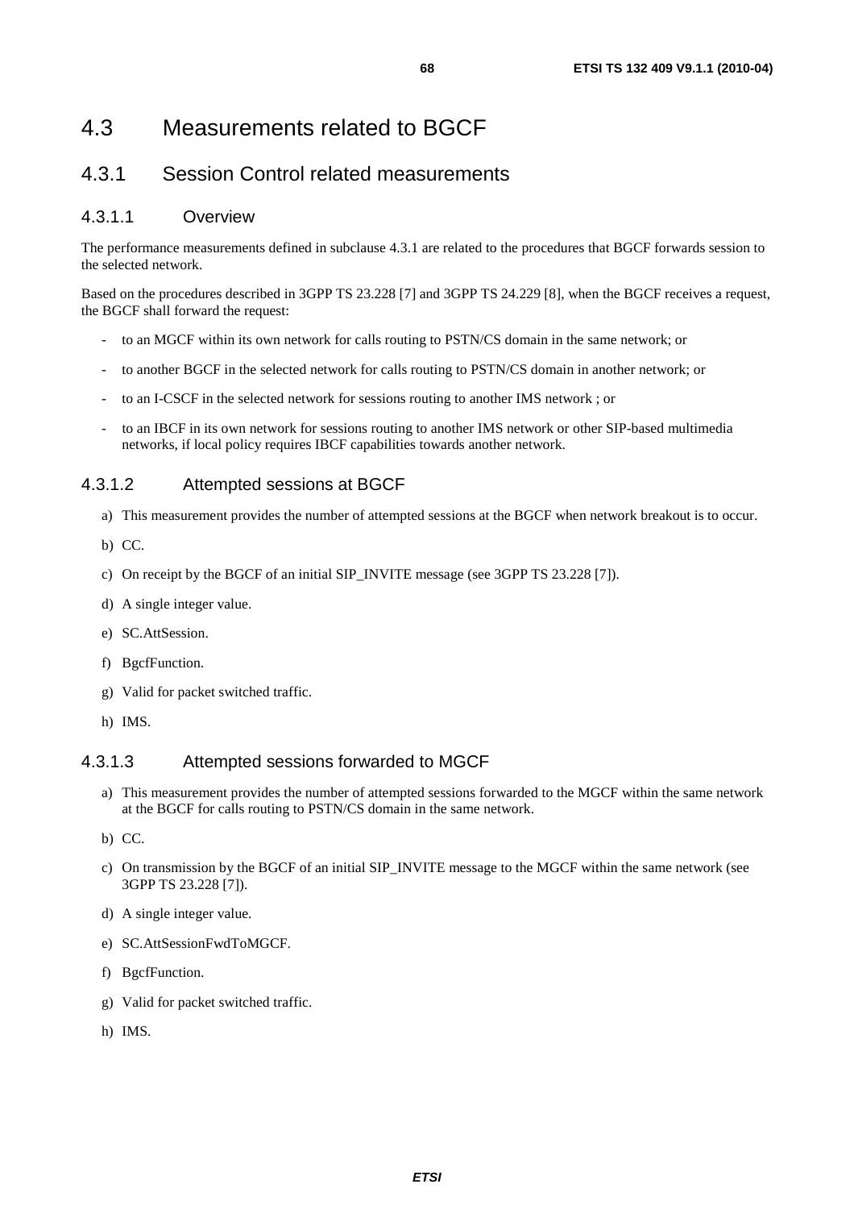# 4.3 Measurements related to BGCF

## 4.3.1 Session Control related measurements

### 4.3.1.1 Overview

The performance measurements defined in subclause 4.3.1 are related to the procedures that BGCF forwards session to the selected network.

Based on the procedures described in 3GPP TS 23.228 [7] and 3GPP TS 24.229 [8], when the BGCF receives a request, the BGCF shall forward the request:

- to an MGCF within its own network for calls routing to PSTN/CS domain in the same network; or
- to another BGCF in the selected network for calls routing to PSTN/CS domain in another network; or
- to an I-CSCF in the selected network for sessions routing to another IMS network ; or
- to an IBCF in its own network for sessions routing to another IMS network or other SIP-based multimedia networks, if local policy requires IBCF capabilities towards another network.

### 4.3.1.2 Attempted sessions at BGCF

a) This measurement provides the number of attempted sessions at the BGCF when network breakout is to occur.

b) CC.

c) On receipt by the BGCF of an initial SIP_INVITE message (see 3GPP TS 23.228 [7]).

d) A single integer value.

e) SC.AttSession.

f) BgcfFunction.

g) Valid for packet switched traffic.

h) IMS.

### 4.3.1.3 Attempted sessions forwarded to MGCF

a) This measurement provides the number of attempted sessions forwarded to the MGCF within the same network at the BGCF for calls routing to PSTN/CS domain in the same network.

b) CC.

c) On transmission by the BGCF of an initial SIP_INVITE message to the MGCF within the same network (see 3GPP TS 23.228 [7]).

d) A single integer value.

e) SC.AttSessionFwdToMGCF.

f) BgcfFunction.

g) Valid for packet switched traffic.

h) IMS.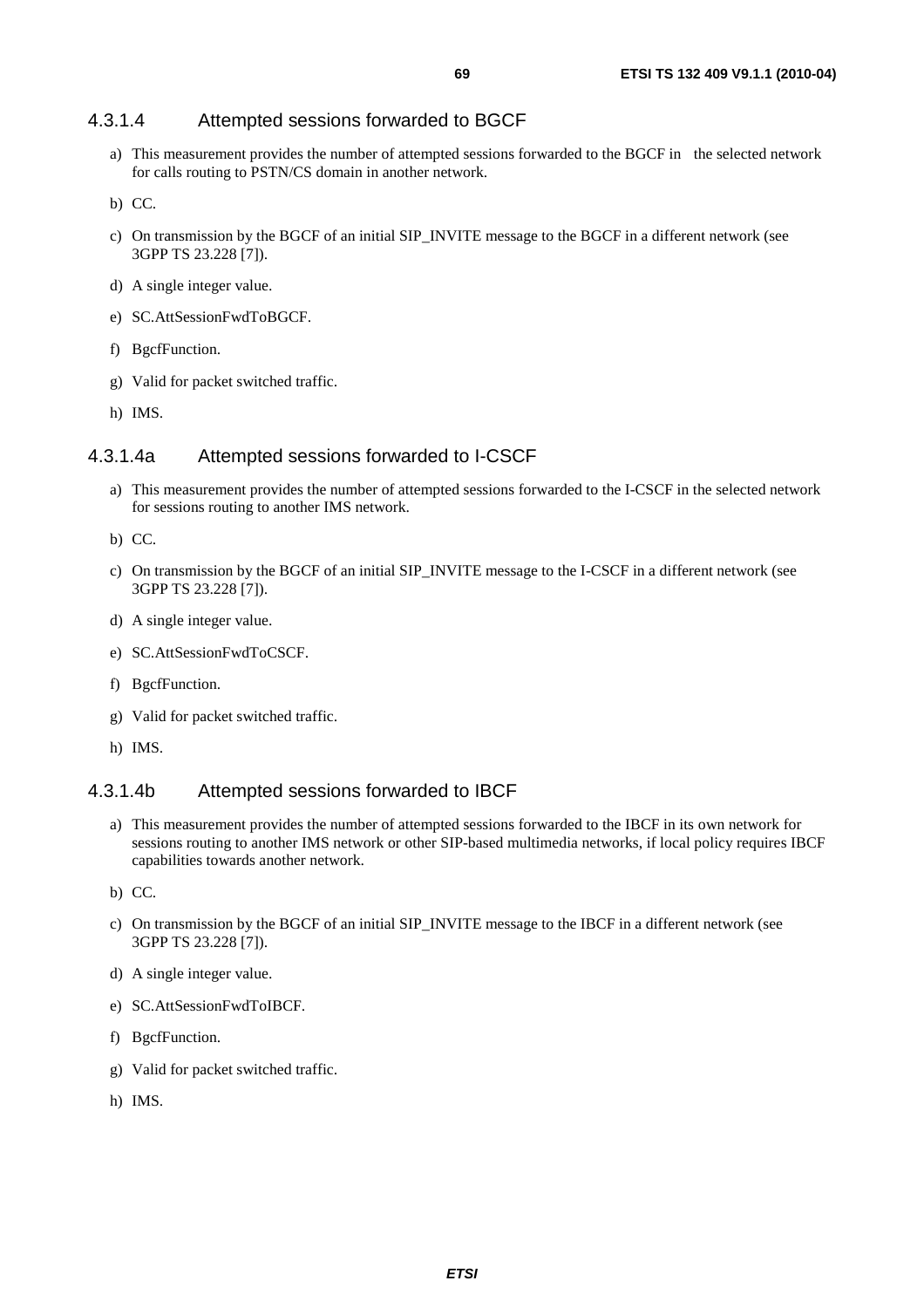### 4.3.1.4 Attempted sessions forwarded to BGCF

a) This measurement provides the number of attempted sessions forwarded to the BGCF in the selected network for calls routing to PSTN/CS domain in another network.

b) CC.

c) On transmission by the BGCF of an initial SIP_INVITE message to the BGCF in a different network (see 3GPP TS 23.228 [7]).

d) A single integer value.

e) SC.AttSessionFwdToBGCF.

f) BgcfFunction.

g) Valid for packet switched traffic.

h) IMS.

### 4.3.1.4a Attempted sessions forwarded to I-CSCF

a) This measurement provides the number of attempted sessions forwarded to the I-CSCF in the selected network for sessions routing to another IMS network.

b) CC.

c) On transmission by the BGCF of an initial SIP_INVITE message to the I-CSCF in a different network (see 3GPP TS 23.228 [7]).

d) A single integer value.

e) SC.AttSessionFwdToCSCF.

f) BgcfFunction.

g) Valid for packet switched traffic.

h) IMS.

### 4.3.1.4b Attempted sessions forwarded to IBCF

a) This measurement provides the number of attempted sessions forwarded to the IBCF in its own network for sessions routing to another IMS network or other SIP-based multimedia networks, if local policy requires IBCF capabilities towards another network.

b) CC.

c) On transmission by the BGCF of an initial SIP_INVITE message to the IBCF in a different network (see 3GPP TS 23.228 [7]).

d) A single integer value.

e) SC.AttSessionFwdToIBCF.

f) BgcfFunction.

g) Valid for packet switched traffic.

h) IMS.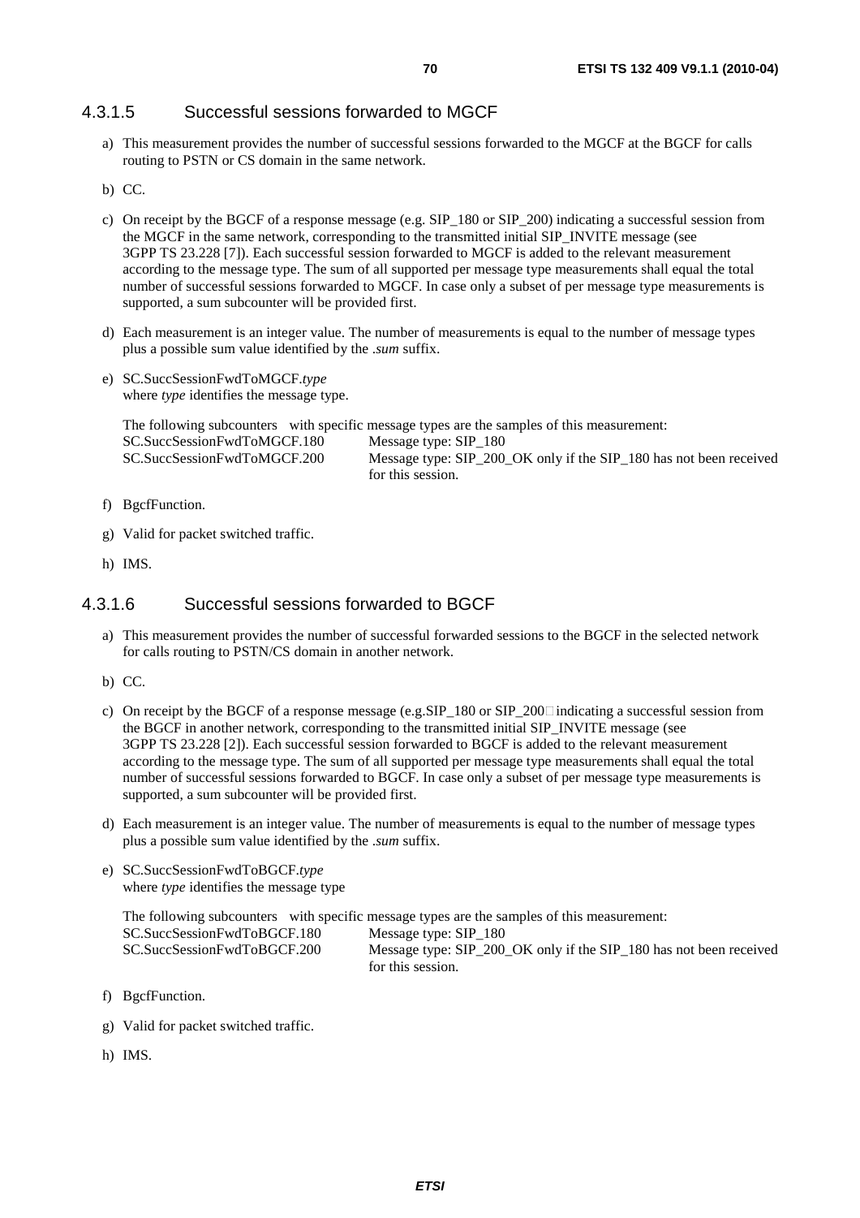#### 4.3.1.5 Successful sessions forwarded to MGCF

a) This measurement provides the number of successful sessions forwarded to the MGCF at the BGCF for calls routing to PSTN or CS domain in the same network.

b) CC.

c) On receipt by the BGCF of a response message (e.g. SIP_180 or SIP_200) indicating a successful session from the MGCF in the same network, corresponding to the transmitted initial SIP_INVITE message (see 3GPP TS 23.228 [7]). Each successful session forwarded to MGCF is added to the relevant measurement according to the message type. The sum of all supported per message type measurements shall equal the total number of successful sessions forwarded to MGCF. In case only a subset of per message type measurements is supported, a sum subcounter will be provided first.

d) Each measurement is an integer value. The number of measurements is equal to the number of message types plus a possible sum value identified by the *.sum* suffix.

e) SC.SuccSessionFwdToMGCF.*type*
   where *type* identifies the message type.

   The following subcounters with specific message types are the samples of this measurement:

   | | |
   |---|---|
   | SC.SuccSessionFwdToMGCF.180 | Message type: SIP_180 |
   | SC.SuccSessionFwdToMGCF.200 | Message type: SIP_200_OK only if the SIP_180 has not been received for this session. |

f) BgcfFunction.

g) Valid for packet switched traffic.

h) IMS.

#### 4.3.1.6 Successful sessions forwarded to BGCF

a) This measurement provides the number of successful forwarded sessions to the BGCF in the selected network for calls routing to PSTN/CS domain in another network.

b) CC.

c) On receipt by the BGCF of a response message (e.g.SIP_180 or SIP_200) indicating a successful session from the BGCF in another network, corresponding to the transmitted initial SIP_INVITE message (see 3GPP TS 23.228 [2]). Each successful session forwarded to BGCF is added to the relevant measurement according to the message type. The sum of all supported per message type measurements shall equal the total number of successful sessions forwarded to BGCF. In case only a subset of per message type measurements is supported, a sum subcounter will be provided first.

d) Each measurement is an integer value. The number of measurements is equal to the number of message types plus a possible sum value identified by the *.sum* suffix.

e) SC.SuccSessionFwdToBGCF.*type*
   where *type* identifies the message type

   The following subcounters with specific message types are the samples of this measurement:

   | | |
   |---|---|
   | SC.SuccSessionFwdToBGCF.180 | Message type: SIP_180 |
   | SC.SuccSessionFwdToBGCF.200 | Message type: SIP_200_OK only if the SIP_180 has not been received for this session. |

f) BgcfFunction.

g) Valid for packet switched traffic.

h) IMS.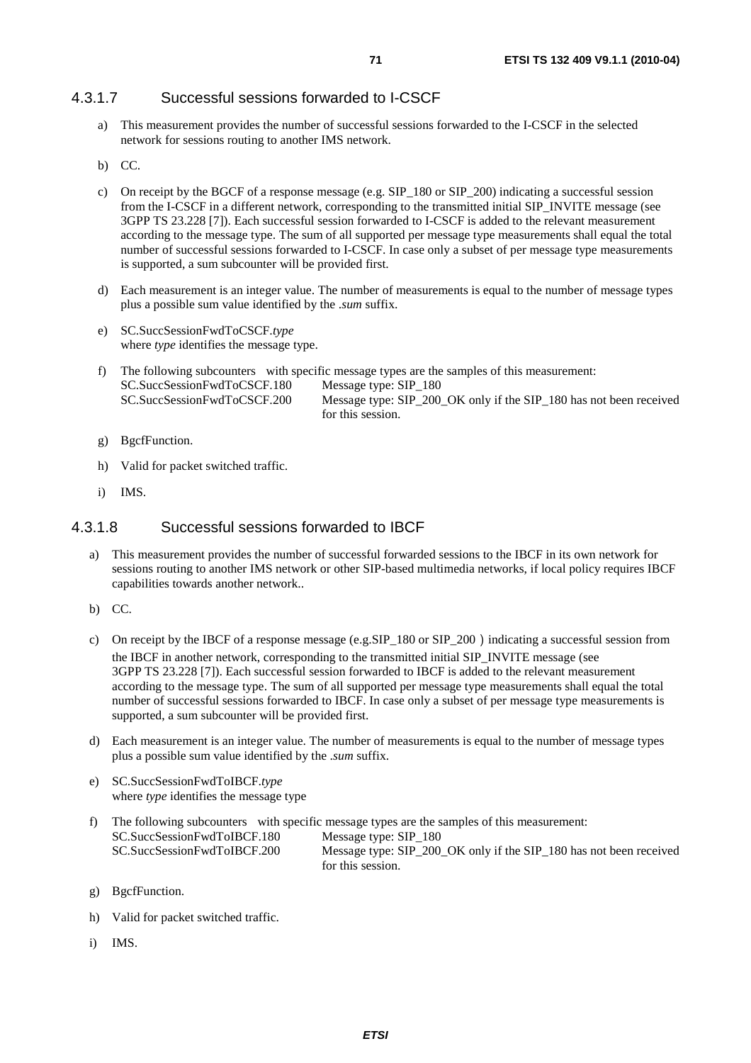#### 4.3.1.7 Successful sessions forwarded to I-CSCF

a) This measurement provides the number of successful sessions forwarded to the I-CSCF in the selected network for sessions routing to another IMS network.

b) CC.

c) On receipt by the BGCF of a response message (e.g. SIP_180 or SIP_200) indicating a successful session from the I-CSCF in a different network, corresponding to the transmitted initial SIP_INVITE message (see 3GPP TS 23.228 [7]). Each successful session forwarded to I-CSCF is added to the relevant measurement according to the message type. The sum of all supported per message type measurements shall equal the total number of successful sessions forwarded to I-CSCF. In case only a subset of per message type measurements is supported, a sum subcounter will be provided first.

d) Each measurement is an integer value. The number of measurements is equal to the number of message types plus a possible sum value identified by the *.sum* suffix.

e) SC.SuccSessionFwdToCSCF.*type*
where *type* identifies the message type.

f) The following subcounters with specific message types are the samples of this measurement:

| | |
|---|---|
| SC.SuccSessionFwdToCSCF.180 | Message type: SIP_180 |
| SC.SuccSessionFwdToCSCF.200 | Message type: SIP_200_OK only if the SIP_180 has not been received for this session. |

g) BgcfFunction.

h) Valid for packet switched traffic.

i) IMS.

#### 4.3.1.8 Successful sessions forwarded to IBCF

a) This measurement provides the number of successful forwarded sessions to the IBCF in its own network for sessions routing to another IMS network or other SIP-based multimedia networks, if local policy requires IBCF capabilities towards another network..

b) CC.

c) On receipt by the IBCF of a response message (e.g.SIP_180 or SIP_200) indicating a successful session from the IBCF in another network, corresponding to the transmitted initial SIP_INVITE message (see 3GPP TS 23.228 [7]). Each successful session forwarded to IBCF is added to the relevant measurement according to the message type. The sum of all supported per message type measurements shall equal the total number of successful sessions forwarded to IBCF. In case only a subset of per message type measurements is supported, a sum subcounter will be provided first.

d) Each measurement is an integer value. The number of measurements is equal to the number of message types plus a possible sum value identified by the *.sum* suffix.

e) SC.SuccSessionFwdToIBCF.*type*
where *type* identifies the message type

f) The following subcounters with specific message types are the samples of this measurement:

| | |
|---|---|
| SC.SuccSessionFwdToIBCF.180 | Message type: SIP_180 |
| SC.SuccSessionFwdToIBCF.200 | Message type: SIP_200_OK only if the SIP_180 has not been received for this session. |

g) BgcfFunction.

h) Valid for packet switched traffic.

i) IMS.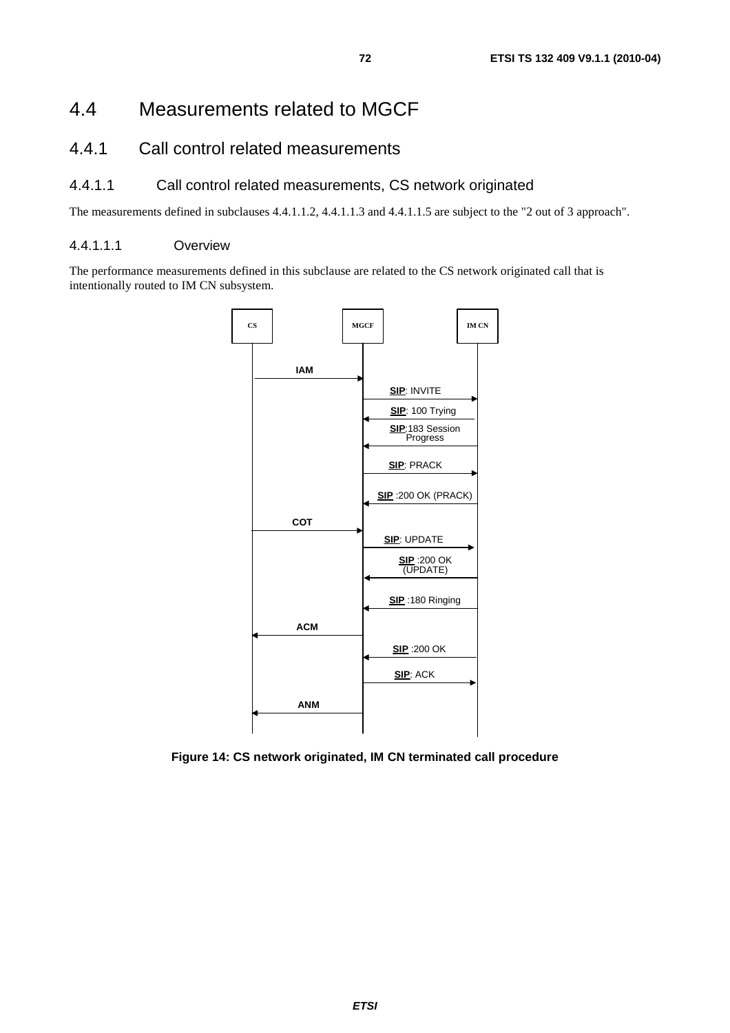# 4.4 Measurements related to MGCF

## 4.4.1 Call control related measurements

### 4.4.1.1 Call control related measurements, CS network originated

The measurements defined in subclauses 4.4.1.1.2, 4.4.1.1.3 and 4.4.1.1.5 are subject to the "2 out of 3 approach".

#### 4.4.1.1.1 Overview

The performance measurements defined in this subclause are related to the CS network originated call that is intentionally routed to IM CN subsystem.

**Figure 14: CS network originated, IM CN terminated call procedure**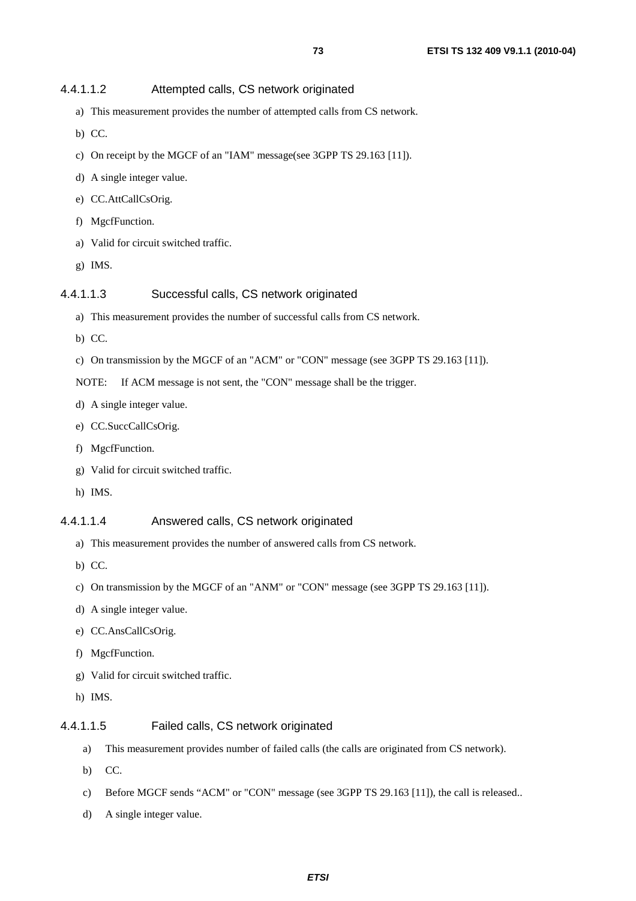#### 4.4.1.1.2 Attempted calls, CS network originated

a) This measurement provides the number of attempted calls from CS network.

b) CC.

c) On receipt by the MGCF of an "IAM" message(see 3GPP TS 29.163 [11]).

d) A single integer value.

e) CC.AttCallCsOrig.

f) MgcfFunction.

a) Valid for circuit switched traffic.

g) IMS.

#### 4.4.1.1.3 Successful calls, CS network originated

a) This measurement provides the number of successful calls from CS network.

b) CC.

c) On transmission by the MGCF of an "ACM" or "CON" message (see 3GPP TS 29.163 [11]).

NOTE: If ACM message is not sent, the "CON" message shall be the trigger.

d) A single integer value.

e) CC.SuccCallCsOrig.

f) MgcfFunction.

g) Valid for circuit switched traffic.

h) IMS.

#### 4.4.1.1.4 Answered calls, CS network originated

a) This measurement provides the number of answered calls from CS network.

b) CC.

c) On transmission by the MGCF of an "ANM" or "CON" message (see 3GPP TS 29.163 [11]).

d) A single integer value.

e) CC.AnsCallCsOrig.

f) MgcfFunction.

g) Valid for circuit switched traffic.

h) IMS.

#### 4.4.1.1.5 Failed calls, CS network originated

a) This measurement provides number of failed calls (the calls are originated from CS network).

b) CC.

c) Before MGCF sends "ACM" or "CON" message (see 3GPP TS 29.163 [11]), the call is released..

d) A single integer value.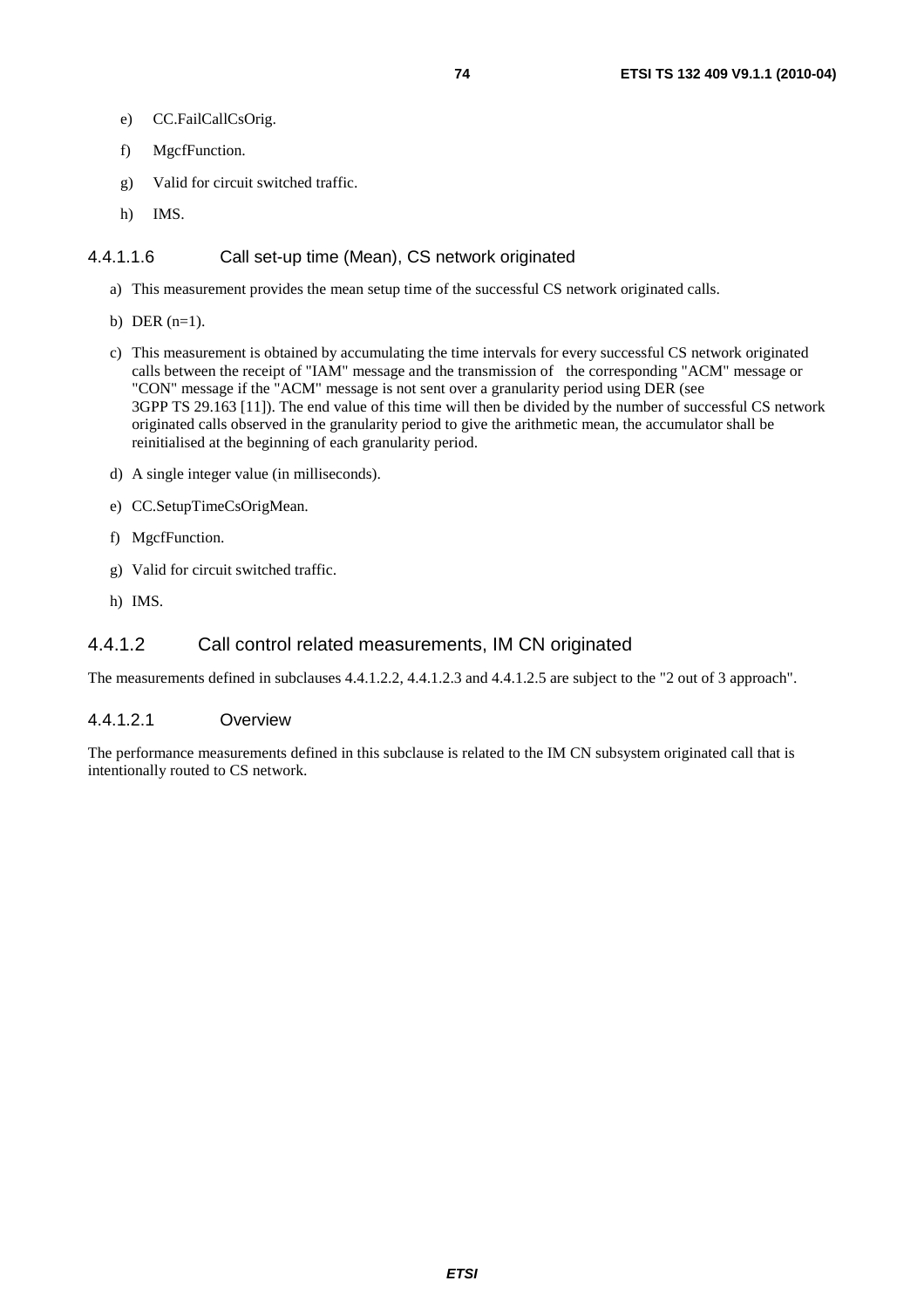e) CC.FailCallCsOrig.

f) MgcfFunction.

g) Valid for circuit switched traffic.

h) IMS.

##### 4.4.1.1.6 Call set-up time (Mean), CS network originated

a) This measurement provides the mean setup time of the successful CS network originated calls.

b) DER (n=1).

c) This measurement is obtained by accumulating the time intervals for every successful CS network originated calls between the receipt of "IAM" message and the transmission of the corresponding "ACM" message or "CON" message if the "ACM" message is not sent over a granularity period using DER (see 3GPP TS 29.163 [11]). The end value of this time will then be divided by the number of successful CS network originated calls observed in the granularity period to give the arithmetic mean, the accumulator shall be reinitialised at the beginning of each granularity period.

d) A single integer value (in milliseconds).

e) CC.SetupTimeCsOrigMean.

f) MgcfFunction.

g) Valid for circuit switched traffic.

h) IMS.

#### 4.4.1.2 Call control related measurements, IM CN originated

The measurements defined in subclauses 4.4.1.2.2, 4.4.1.2.3 and 4.4.1.2.5 are subject to the "2 out of 3 approach".

##### 4.4.1.2.1 Overview

The performance measurements defined in this subclause is related to the IM CN subsystem originated call that is intentionally routed to CS network.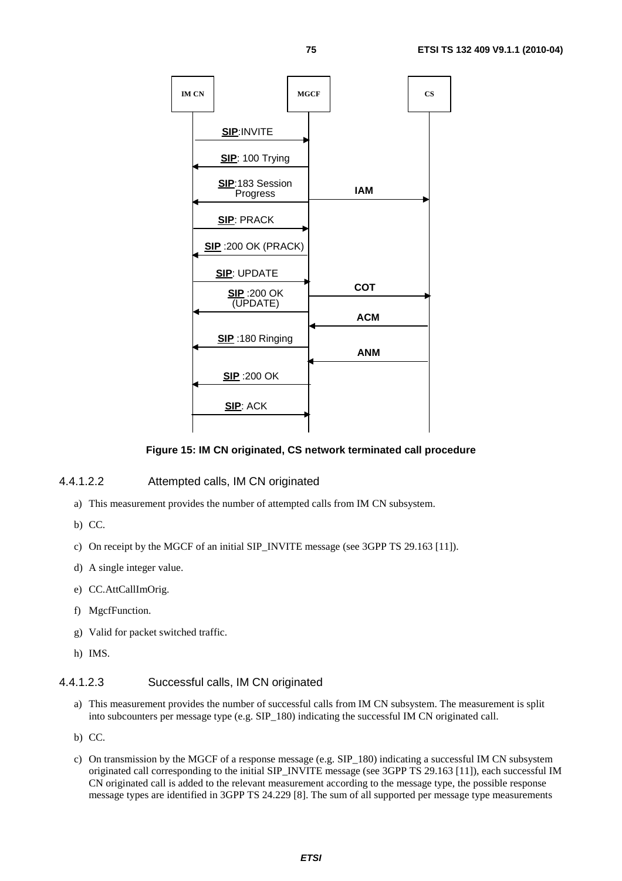**Figure 15: IM CN originated, CS network terminated call procedure**

#### 4.4.1.2.2 Attempted calls, IM CN originated

a) This measurement provides the number of attempted calls from IM CN subsystem.

b) CC.

c) On receipt by the MGCF of an initial SIP_INVITE message (see 3GPP TS 29.163 [11]).

d) A single integer value.

e) CC.AttCallImOrig.

f) MgcfFunction.

g) Valid for packet switched traffic.

h) IMS.

#### 4.4.1.2.3 Successful calls, IM CN originated

a) This measurement provides the number of successful calls from IM CN subsystem. The measurement is split into subcounters per message type (e.g. SIP_180) indicating the successful IM CN originated call.

b) CC.

c) On transmission by the MGCF of a response message (e.g. SIP_180) indicating a successful IM CN subsystem originated call corresponding to the initial SIP_INVITE message (see 3GPP TS 29.163 [11]), each successful IM CN originated call is added to the relevant measurement according to the message type, the possible response message types are identified in 3GPP TS 24.229 [8]. The sum of all supported per message type measurements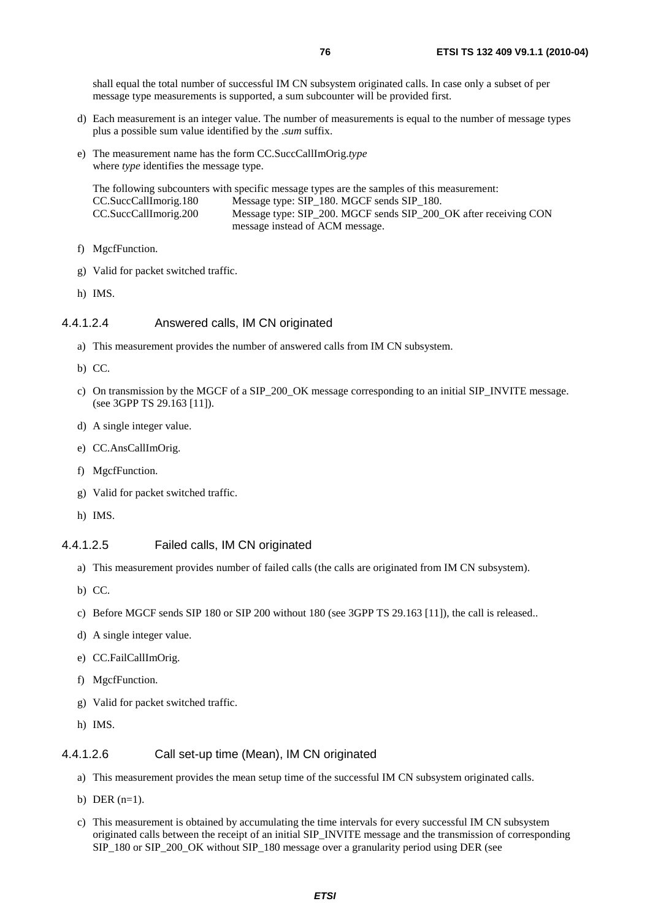shall equal the total number of successful IM CN subsystem originated calls. In case only a subset of per message type measurements is supported, a sum subcounter will be provided first.

d) Each measurement is an integer value. The number of measurements is equal to the number of message types plus a possible sum value identified by the *.sum* suffix.

e) The measurement name has the form CC.SuccCallImOrig.*type*
where *type* identifies the message type.

The following subcounters with specific message types are the samples of this measurement:

| | |
|---|---|
| CC.SuccCallImorig.180 | Message type: SIP_180. MGCF sends SIP_180. |
| CC.SuccCallImorig.200 | Message type: SIP_200. MGCF sends SIP_200_OK after receiving CON message instead of ACM message. |

f) MgcfFunction.

g) Valid for packet switched traffic.

h) IMS.

#### 4.4.1.2.4 Answered calls, IM CN originated

a) This measurement provides the number of answered calls from IM CN subsystem.

b) CC.

c) On transmission by the MGCF of a SIP_200_OK message corresponding to an initial SIP_INVITE message. (see 3GPP TS 29.163 [11]).

d) A single integer value.

e) CC.AnsCallImOrig.

f) MgcfFunction.

g) Valid for packet switched traffic.

h) IMS.

#### 4.4.1.2.5 Failed calls, IM CN originated

a) This measurement provides number of failed calls (the calls are originated from IM CN subsystem).

b) CC.

c) Before MGCF sends SIP 180 or SIP 200 without 180 (see 3GPP TS 29.163 [11]), the call is released..

d) A single integer value.

e) CC.FailCallImOrig.

f) MgcfFunction.

g) Valid for packet switched traffic.

h) IMS.

#### 4.4.1.2.6 Call set-up time (Mean), IM CN originated

a) This measurement provides the mean setup time of the successful IM CN subsystem originated calls.

b) DER (n=1).

c) This measurement is obtained by accumulating the time intervals for every successful IM CN subsystem originated calls between the receipt of an initial SIP_INVITE message and the transmission of corresponding SIP_180 or SIP_200_OK without SIP_180 message over a granularity period using DER (see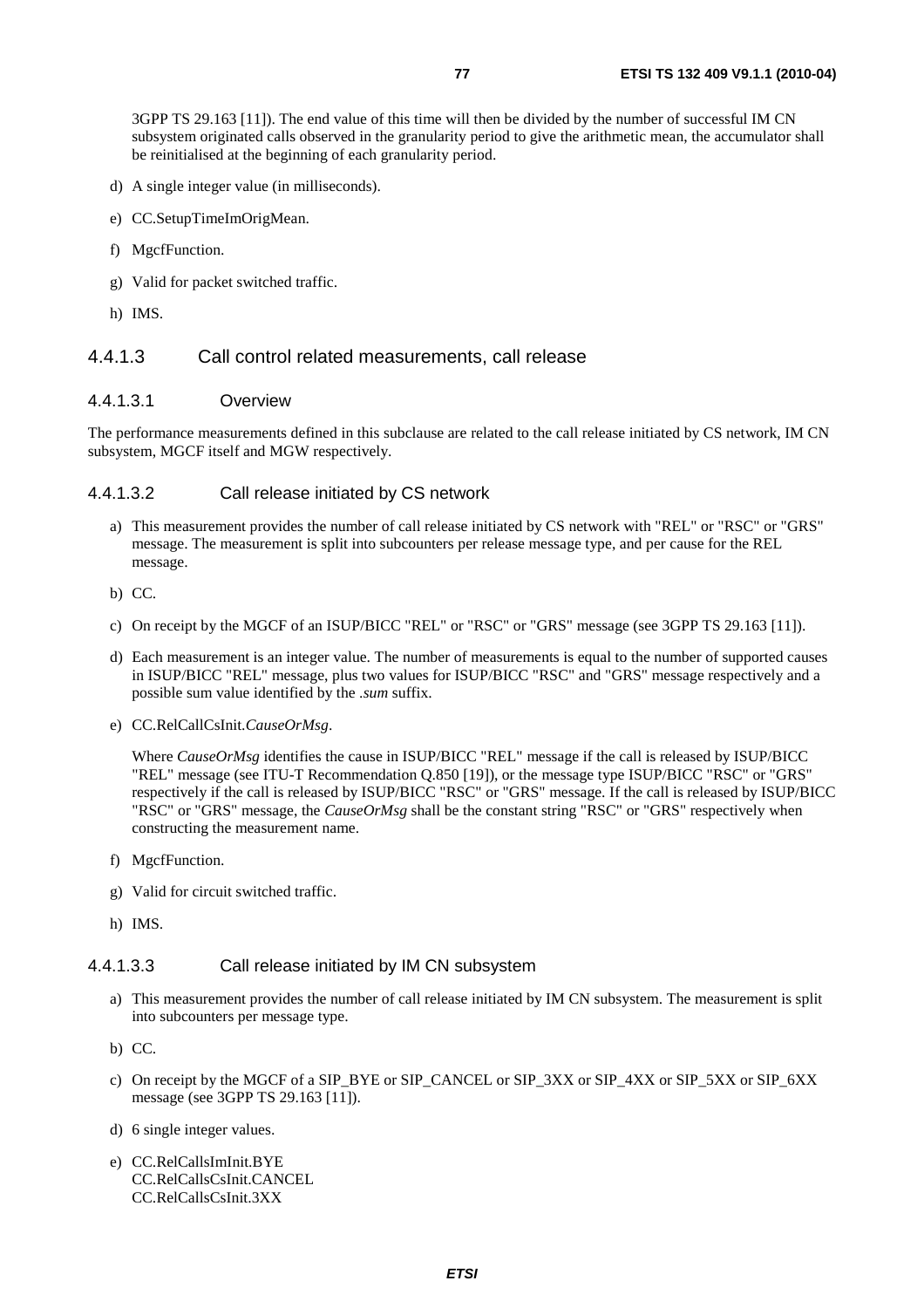3GPP TS 29.163 [11]). The end value of this time will then be divided by the number of successful IM CN subsystem originated calls observed in the granularity period to give the arithmetic mean, the accumulator shall be reinitialised at the beginning of each granularity period.

d) A single integer value (in milliseconds).

e) CC.SetupTimeImOrigMean.

f) MgcfFunction.

g) Valid for packet switched traffic.

h) IMS.

#### 4.4.1.3 Call control related measurements, call release

##### 4.4.1.3.1 Overview

The performance measurements defined in this subclause are related to the call release initiated by CS network, IM CN subsystem, MGCF itself and MGW respectively.

##### 4.4.1.3.2 Call release initiated by CS network

a) This measurement provides the number of call release initiated by CS network with "REL" or "RSC" or "GRS" message. The measurement is split into subcounters per release message type, and per cause for the REL message.

b) CC.

c) On receipt by the MGCF of an ISUP/BICC "REL" or "RSC" or "GRS" message (see 3GPP TS 29.163 [11]).

d) Each measurement is an integer value. The number of measurements is equal to the number of supported causes in ISUP/BICC "REL" message, plus two values for ISUP/BICC "RSC" and "GRS" message respectively and a possible sum value identified by the *.sum* suffix.

e) CC.RelCallCsInit.*CauseOrMsg*.

Where *CauseOrMsg* identifies the cause in ISUP/BICC "REL" message if the call is released by ISUP/BICC "REL" message (see ITU-T Recommendation Q.850 [19]), or the message type ISUP/BICC "RSC" or "GRS" respectively if the call is released by ISUP/BICC "RSC" or "GRS" message. If the call is released by ISUP/BICC "RSC" or "GRS" message, the *CauseOrMsg* shall be the constant string "RSC" or "GRS" respectively when constructing the measurement name.

f) MgcfFunction.

g) Valid for circuit switched traffic.

h) IMS.

##### 4.4.1.3.3 Call release initiated by IM CN subsystem

a) This measurement provides the number of call release initiated by IM CN subsystem. The measurement is split into subcounters per message type.

b) CC.

c) On receipt by the MGCF of a SIP_BYE or SIP_CANCEL or SIP_3XX or SIP_4XX or SIP_5XX or SIP_6XX message (see 3GPP TS 29.163 [11]).

d) 6 single integer values.

e) CC.RelCallsImInit.BYE
CC.RelCallsCsInit.CANCEL
CC.RelCallsCsInit.3XX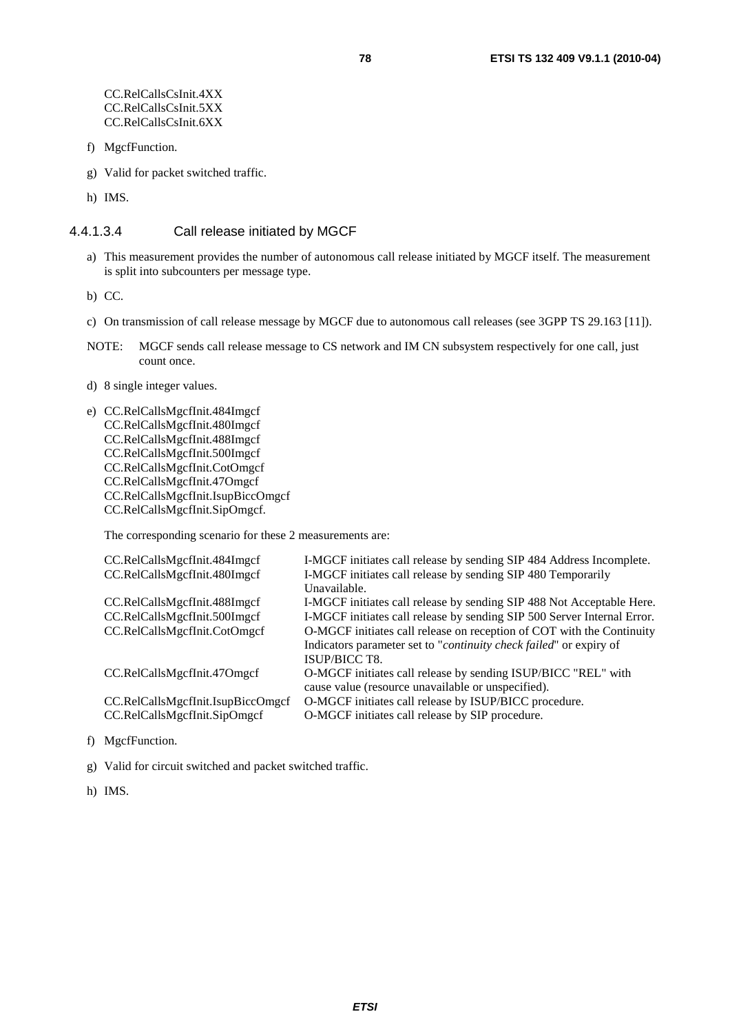CC.RelCallsCsInit.4XX
CC.RelCallsCsInit.5XX
CC.RelCallsCsInit.6XX

f) MgcfFunction.

g) Valid for packet switched traffic.

h) IMS.

#### 4.4.1.3.4 Call release initiated by MGCF

a) This measurement provides the number of autonomous call release initiated by MGCF itself. The measurement is split into subcounters per message type.

b) CC.

c) On transmission of call release message by MGCF due to autonomous call releases (see 3GPP TS 29.163 [11]).

NOTE: MGCF sends call release message to CS network and IM CN subsystem respectively for one call, just count once.

d) 8 single integer values.

e) CC.RelCallsMgcfInit.484Imgcf
CC.RelCallsMgcfInit.480Imgcf
CC.RelCallsMgcfInit.488Imgcf
CC.RelCallsMgcfInit.500Imgcf
CC.RelCallsMgcfInit.CotOmgcf
CC.RelCallsMgcfInit.47Omgcf
CC.RelCallsMgcfInit.IsupBiccOmgcf
CC.RelCallsMgcfInit.SipOmgcf.

The corresponding scenario for these 2 measurements are:

| | |
|---|---|
| CC.RelCallsMgcfInit.484Imgcf | I-MGCF initiates call release by sending SIP 484 Address Incomplete. |
| CC.RelCallsMgcfInit.480Imgcf | I-MGCF initiates call release by sending SIP 480 Temporarily Unavailable. |
| CC.RelCallsMgcfInit.488Imgcf | I-MGCF initiates call release by sending SIP 488 Not Acceptable Here. |
| CC.RelCallsMgcfInit.500Imgcf | I-MGCF initiates call release by sending SIP 500 Server Internal Error. |
| CC.RelCallsMgcfInit.CotOmgcf | O-MGCF initiates call release on reception of COT with the Continuity Indicators parameter set to "*continuity check failed*" or expiry of ISUP/BICC T8. |
| CC.RelCallsMgcfInit.47Omgcf | O-MGCF initiates call release by sending ISUP/BICC "REL" with cause value (resource unavailable or unspecified). |
| CC.RelCallsMgcfInit.IsupBiccOmgcf | O-MGCF initiates call release by ISUP/BICC procedure. |
| CC.RelCallsMgcfInit.SipOmgcf | O-MGCF initiates call release by SIP procedure. |

f) MgcfFunction.

g) Valid for circuit switched and packet switched traffic.

h) IMS.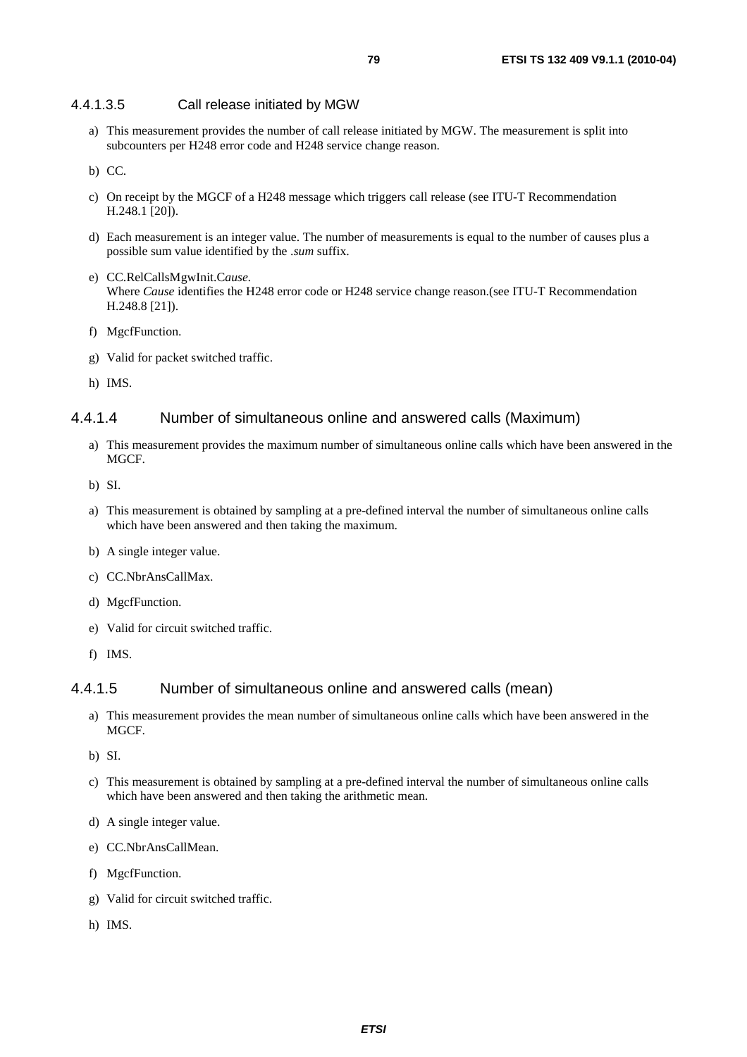#### 4.4.1.3.5 Call release initiated by MGW

a) This measurement provides the number of call release initiated by MGW. The measurement is split into subcounters per H248 error code and H248 service change reason.

b) CC.

c) On receipt by the MGCF of a H248 message which triggers call release (see ITU-T Recommendation H.248.1 [20]).

d) Each measurement is an integer value. The number of measurements is equal to the number of causes plus a possible sum value identified by the *.sum* suffix.

e) CC.RelCallsMgwInit.C*ause.*
Where *Cause* identifies the H248 error code or H248 service change reason.(see ITU-T Recommendation H.248.8 [21]).

f) MgcfFunction.

g) Valid for packet switched traffic.

h) IMS.

### 4.4.1.4 Number of simultaneous online and answered calls (Maximum)

a) This measurement provides the maximum number of simultaneous online calls which have been answered in the MGCF.

b) SI.

a) This measurement is obtained by sampling at a pre-defined interval the number of simultaneous online calls which have been answered and then taking the maximum.

b) A single integer value.

c) CC.NbrAnsCallMax.

d) MgcfFunction.

e) Valid for circuit switched traffic.

f) IMS.

### 4.4.1.5 Number of simultaneous online and answered calls (mean)

a) This measurement provides the mean number of simultaneous online calls which have been answered in the MGCF.

b) SI.

c) This measurement is obtained by sampling at a pre-defined interval the number of simultaneous online calls which have been answered and then taking the arithmetic mean.

d) A single integer value.

e) CC.NbrAnsCallMean.

f) MgcfFunction.

g) Valid for circuit switched traffic.

h) IMS.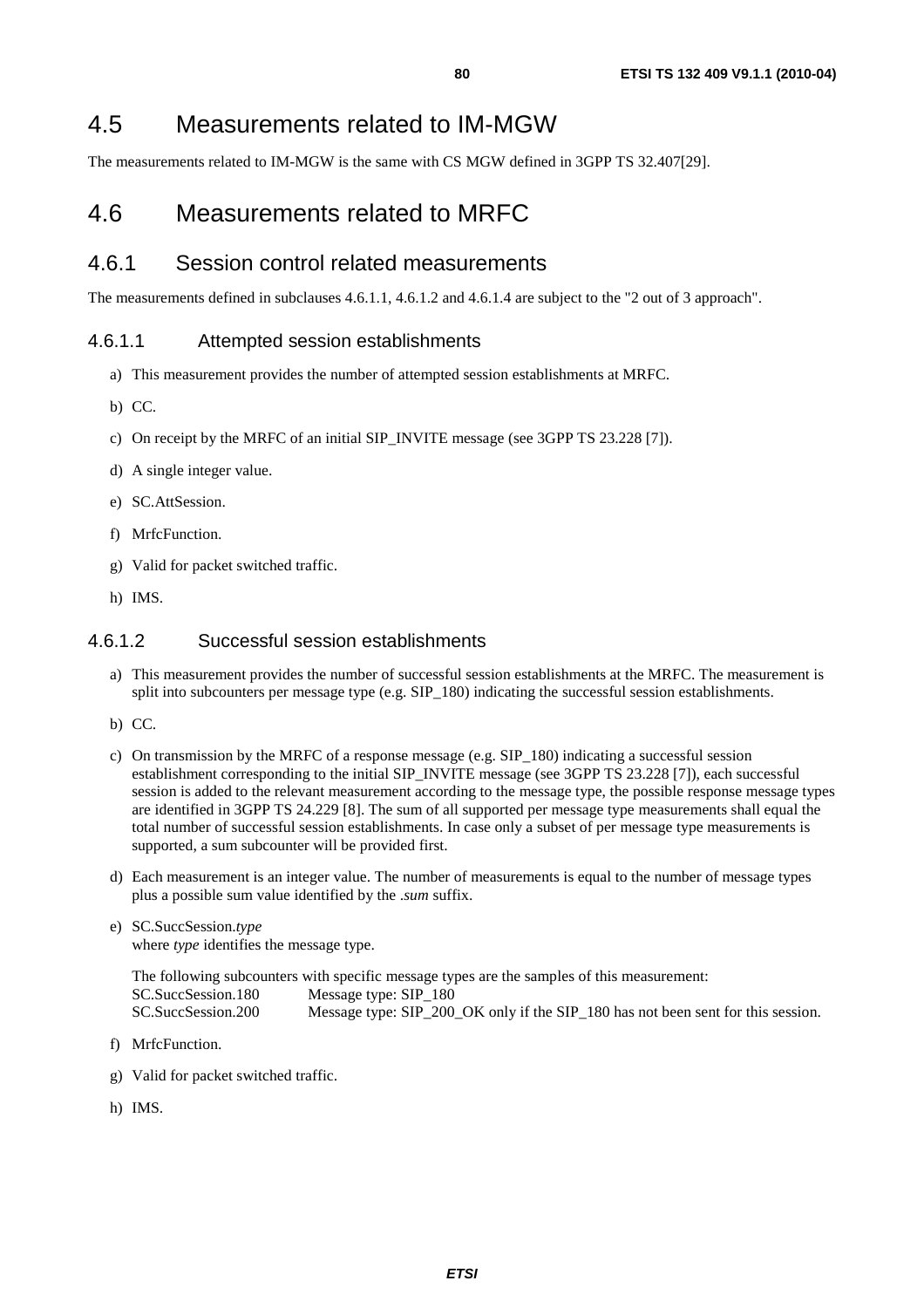# 4.5 Measurements related to IM-MGW

The measurements related to IM-MGW is the same with CS MGW defined in 3GPP TS 32.407[29].

# 4.6 Measurements related to MRFC

## 4.6.1 Session control related measurements

The measurements defined in subclauses 4.6.1.1, 4.6.1.2 and 4.6.1.4 are subject to the "2 out of 3 approach".

### 4.6.1.1 Attempted session establishments

a) This measurement provides the number of attempted session establishments at MRFC.

b) CC.

c) On receipt by the MRFC of an initial SIP_INVITE message (see 3GPP TS 23.228 [7]).

d) A single integer value.

e) SC.AttSession.

f) MrfcFunction.

g) Valid for packet switched traffic.

h) IMS.

### 4.6.1.2 Successful session establishments

a) This measurement provides the number of successful session establishments at the MRFC. The measurement is split into subcounters per message type (e.g. SIP_180) indicating the successful session establishments.

b) CC.

c) On transmission by the MRFC of a response message (e.g. SIP_180) indicating a successful session establishment corresponding to the initial SIP_INVITE message (see 3GPP TS 23.228 [7]), each successful session is added to the relevant measurement according to the message type, the possible response message types are identified in 3GPP TS 24.229 [8]. The sum of all supported per message type measurements shall equal the total number of successful session establishments. In case only a subset of per message type measurements is supported, a sum subcounter will be provided first.

d) Each measurement is an integer value. The number of measurements is equal to the number of message types plus a possible sum value identified by the *.sum* suffix.

e) SC.SuccSession.*type*
   where *type* identifies the message type.

   The following subcounters with specific message types are the samples of this measurement:
   SC.SuccSession.180 Message type: SIP_180
   SC.SuccSession.200 Message type: SIP_200_OK only if the SIP_180 has not been sent for this session.

f) MrfcFunction.

g) Valid for packet switched traffic.

h) IMS.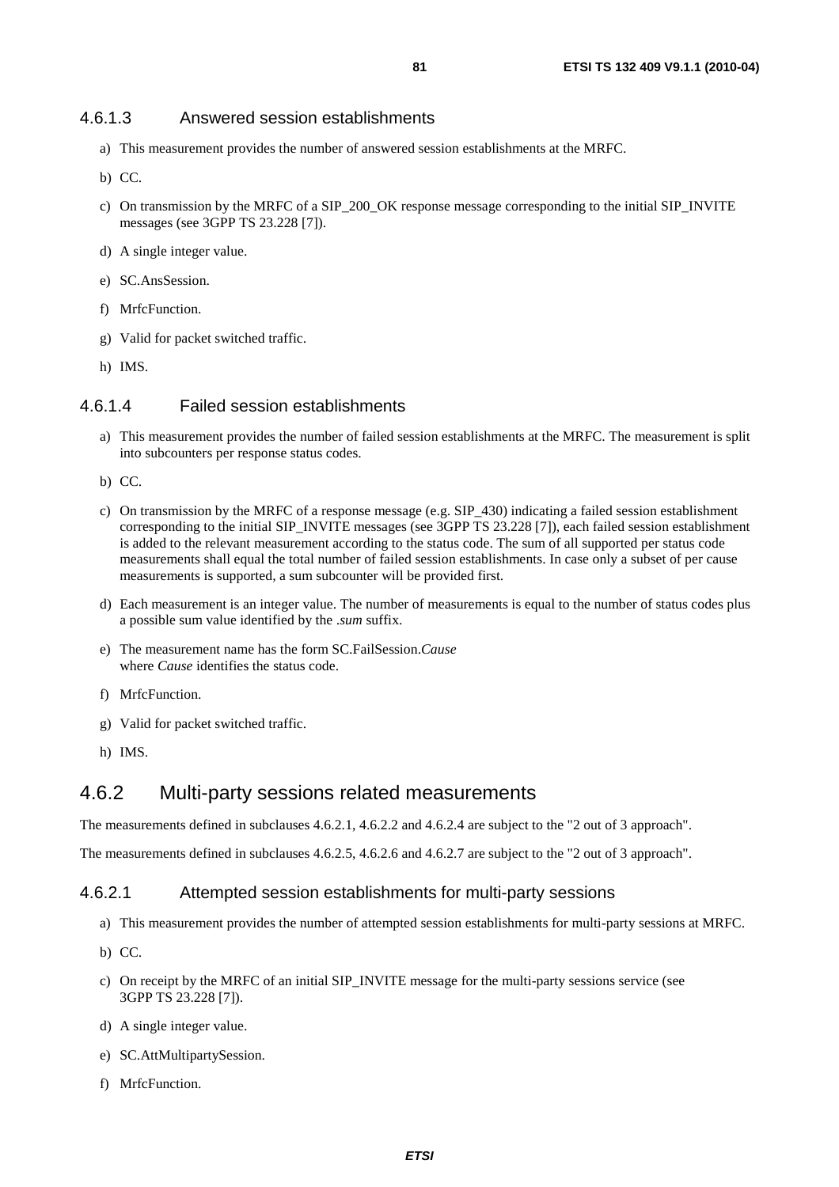#### 4.6.1.3 Answered session establishments

a) This measurement provides the number of answered session establishments at the MRFC.

b) CC.

c) On transmission by the MRFC of a SIP_200_OK response message corresponding to the initial SIP_INVITE messages (see 3GPP TS 23.228 [7]).

d) A single integer value.

e) SC.AnsSession.

f) MrfcFunction.

g) Valid for packet switched traffic.

h) IMS.

#### 4.6.1.4 Failed session establishments

a) This measurement provides the number of failed session establishments at the MRFC. The measurement is split into subcounters per response status codes.

b) CC.

c) On transmission by the MRFC of a response message (e.g. SIP_430) indicating a failed session establishment corresponding to the initial SIP_INVITE messages (see 3GPP TS 23.228 [7]), each failed session establishment is added to the relevant measurement according to the status code. The sum of all supported per status code measurements shall equal the total number of failed session establishments. In case only a subset of per cause measurements is supported, a sum subcounter will be provided first.

d) Each measurement is an integer value. The number of measurements is equal to the number of status codes plus a possible sum value identified by the *.sum* suffix.

e) The measurement name has the form SC.FailSession.*Cause*
where *Cause* identifies the status code.

f) MrfcFunction.

g) Valid for packet switched traffic.

h) IMS.

### 4.6.2 Multi-party sessions related measurements

The measurements defined in subclauses 4.6.2.1, 4.6.2.2 and 4.6.2.4 are subject to the "2 out of 3 approach".

The measurements defined in subclauses 4.6.2.5, 4.6.2.6 and 4.6.2.7 are subject to the "2 out of 3 approach".

#### 4.6.2.1 Attempted session establishments for multi-party sessions

a) This measurement provides the number of attempted session establishments for multi-party sessions at MRFC.

b) CC.

c) On receipt by the MRFC of an initial SIP_INVITE message for the multi-party sessions service (see 3GPP TS 23.228 [7]).

d) A single integer value.

e) SC.AttMultipartySession.

f) MrfcFunction.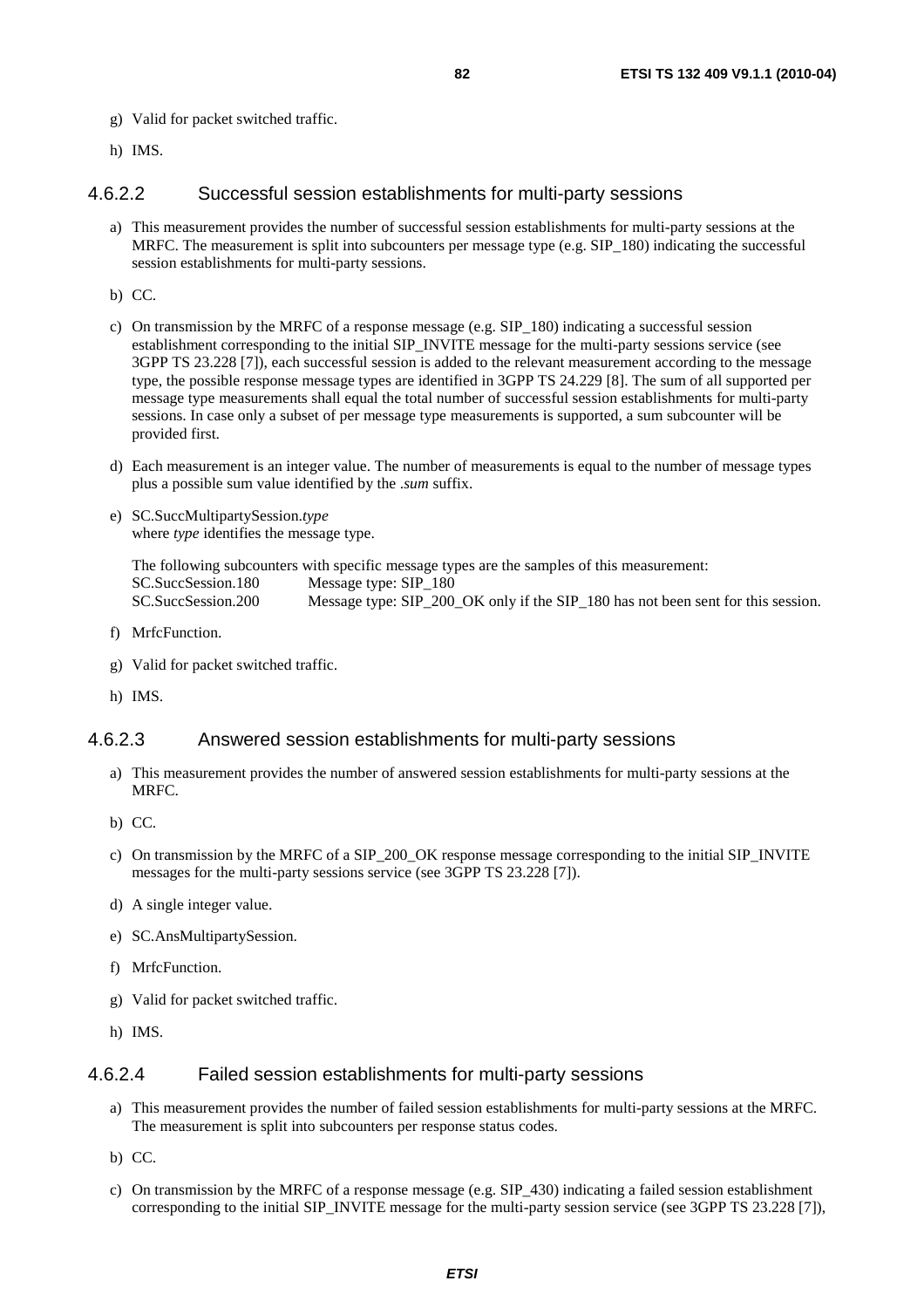g) Valid for packet switched traffic.

h) IMS.

#### 4.6.2.2 Successful session establishments for multi-party sessions

a) This measurement provides the number of successful session establishments for multi-party sessions at the MRFC. The measurement is split into subcounters per message type (e.g. SIP_180) indicating the successful session establishments for multi-party sessions.

b) CC.

c) On transmission by the MRFC of a response message (e.g. SIP_180) indicating a successful session establishment corresponding to the initial SIP_INVITE message for the multi-party sessions service (see 3GPP TS 23.228 [7]), each successful session is added to the relevant measurement according to the message type, the possible response message types are identified in 3GPP TS 24.229 [8]. The sum of all supported per message type measurements shall equal the total number of successful session establishments for multi-party sessions. In case only a subset of per message type measurements is supported, a sum subcounter will be provided first.

d) Each measurement is an integer value. The number of measurements is equal to the number of message types plus a possible sum value identified by the *.sum* suffix.

e) SC.SuccMultipartySession.*type*
where *type* identifies the message type.

The following subcounters with specific message types are the samples of this measurement:
SC.SuccSession.180 Message type: SIP_180
SC.SuccSession.200 Message type: SIP_200_OK only if the SIP_180 has not been sent for this session.

f) MrfcFunction.

g) Valid for packet switched traffic.

h) IMS.

#### 4.6.2.3 Answered session establishments for multi-party sessions

a) This measurement provides the number of answered session establishments for multi-party sessions at the MRFC.

b) CC.

c) On transmission by the MRFC of a SIP_200_OK response message corresponding to the initial SIP_INVITE messages for the multi-party sessions service (see 3GPP TS 23.228 [7]).

d) A single integer value.

e) SC.AnsMultipartySession.

f) MrfcFunction.

g) Valid for packet switched traffic.

h) IMS.

#### 4.6.2.4 Failed session establishments for multi-party sessions

a) This measurement provides the number of failed session establishments for multi-party sessions at the MRFC. The measurement is split into subcounters per response status codes.

b) CC.

c) On transmission by the MRFC of a response message (e.g. SIP_430) indicating a failed session establishment corresponding to the initial SIP_INVITE message for the multi-party session service (see 3GPP TS 23.228 [7]),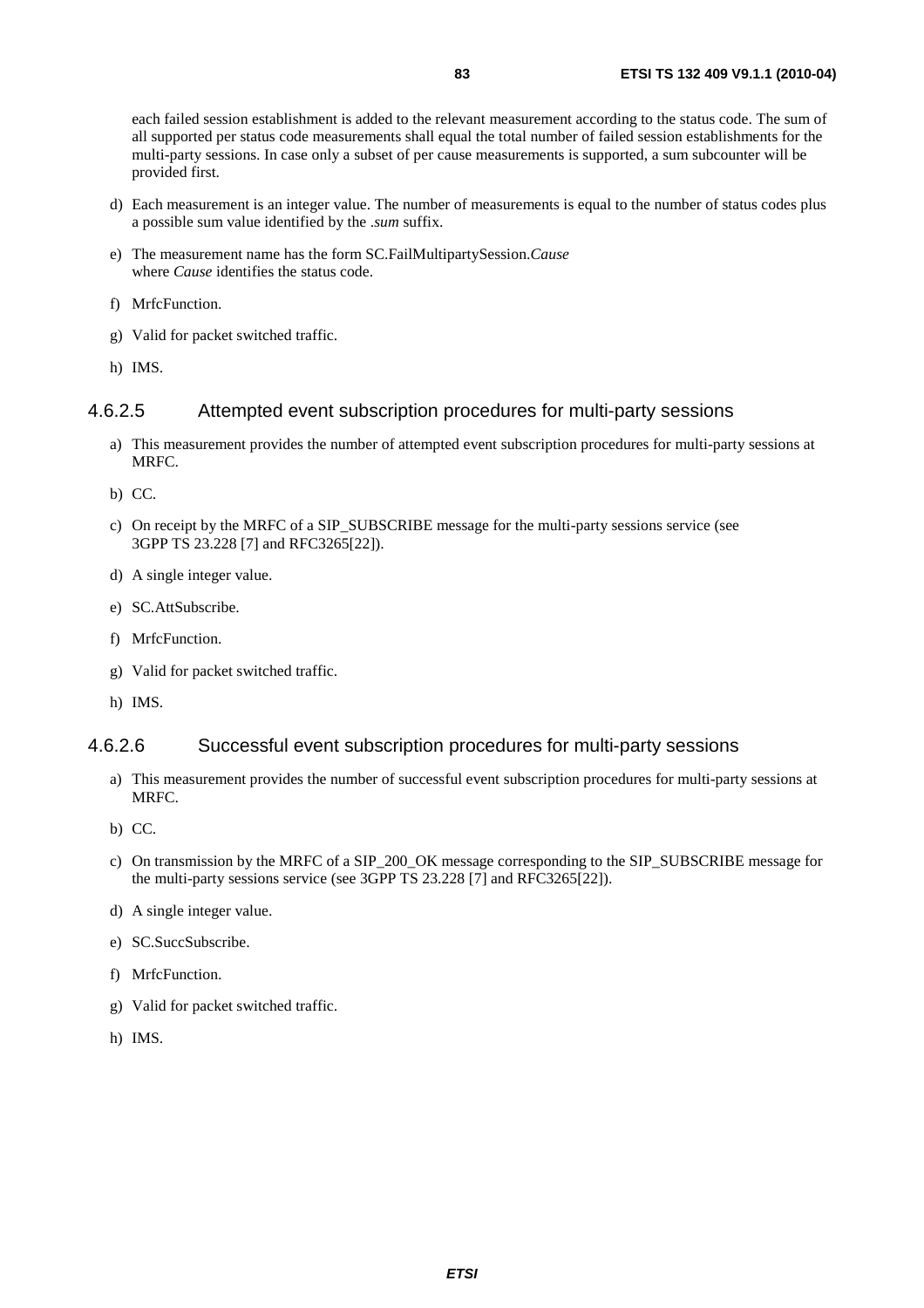each failed session establishment is added to the relevant measurement according to the status code. The sum of all supported per status code measurements shall equal the total number of failed session establishments for the multi-party sessions. In case only a subset of per cause measurements is supported, a sum subcounter will be provided first.

d) Each measurement is an integer value. The number of measurements is equal to the number of status codes plus a possible sum value identified by the *.sum* suffix.

e) The measurement name has the form SC.FailMultipartySession.*Cause* where *Cause* identifies the status code.

f) MrfcFunction.

g) Valid for packet switched traffic.

h) IMS.

#### 4.6.2.5 Attempted event subscription procedures for multi-party sessions

a) This measurement provides the number of attempted event subscription procedures for multi-party sessions at MRFC.

b) CC.

c) On receipt by the MRFC of a SIP_SUBSCRIBE message for the multi-party sessions service (see 3GPP TS 23.228 [7] and RFC3265[22]).

d) A single integer value.

e) SC.AttSubscribe.

f) MrfcFunction.

g) Valid for packet switched traffic.

h) IMS.

#### 4.6.2.6 Successful event subscription procedures for multi-party sessions

a) This measurement provides the number of successful event subscription procedures for multi-party sessions at MRFC.

b) CC.

c) On transmission by the MRFC of a SIP_200_OK message corresponding to the SIP_SUBSCRIBE message for the multi-party sessions service (see 3GPP TS 23.228 [7] and RFC3265[22]).

d) A single integer value.

e) SC.SuccSubscribe.

f) MrfcFunction.

g) Valid for packet switched traffic.

h) IMS.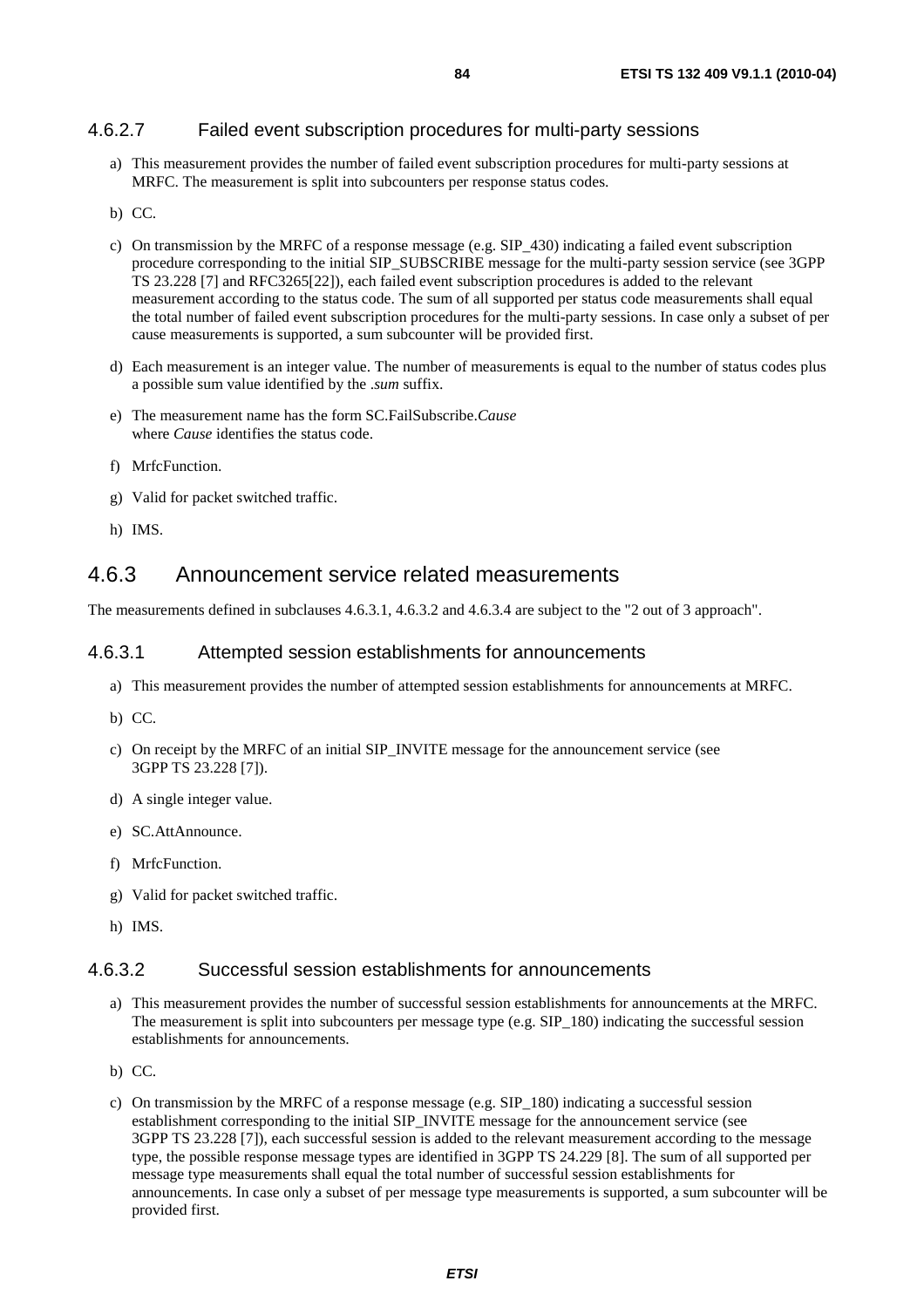#### 4.6.2.7 Failed event subscription procedures for multi-party sessions

a) This measurement provides the number of failed event subscription procedures for multi-party sessions at MRFC. The measurement is split into subcounters per response status codes.

b) CC.

c) On transmission by the MRFC of a response message (e.g. SIP_430) indicating a failed event subscription procedure corresponding to the initial SIP_SUBSCRIBE message for the multi-party session service (see 3GPP TS 23.228 [7] and RFC3265[22]), each failed event subscription procedures is added to the relevant measurement according to the status code. The sum of all supported per status code measurements shall equal the total number of failed event subscription procedures for the multi-party sessions. In case only a subset of per cause measurements is supported, a sum subcounter will be provided first.

d) Each measurement is an integer value. The number of measurements is equal to the number of status codes plus a possible sum value identified by the *.sum* suffix.

e) The measurement name has the form SC.FailSubscribe.*Cause*
where *Cause* identifies the status code.

f) MrfcFunction.

g) Valid for packet switched traffic.

h) IMS.

### 4.6.3 Announcement service related measurements

The measurements defined in subclauses 4.6.3.1, 4.6.3.2 and 4.6.3.4 are subject to the "2 out of 3 approach".

#### 4.6.3.1 Attempted session establishments for announcements

a) This measurement provides the number of attempted session establishments for announcements at MRFC.

b) CC.

c) On receipt by the MRFC of an initial SIP_INVITE message for the announcement service (see 3GPP TS 23.228 [7]).

d) A single integer value.

e) SC.AttAnnounce.

f) MrfcFunction.

g) Valid for packet switched traffic.

h) IMS.

#### 4.6.3.2 Successful session establishments for announcements

a) This measurement provides the number of successful session establishments for announcements at the MRFC. The measurement is split into subcounters per message type (e.g. SIP_180) indicating the successful session establishments for announcements.

b) CC.

c) On transmission by the MRFC of a response message (e.g. SIP_180) indicating a successful session establishment corresponding to the initial SIP_INVITE message for the announcement service (see 3GPP TS 23.228 [7]), each successful session is added to the relevant measurement according to the message type, the possible response message types are identified in 3GPP TS 24.229 [8]. The sum of all supported per message type measurements shall equal the total number of successful session establishments for announcements. In case only a subset of per message type measurements is supported, a sum subcounter will be provided first.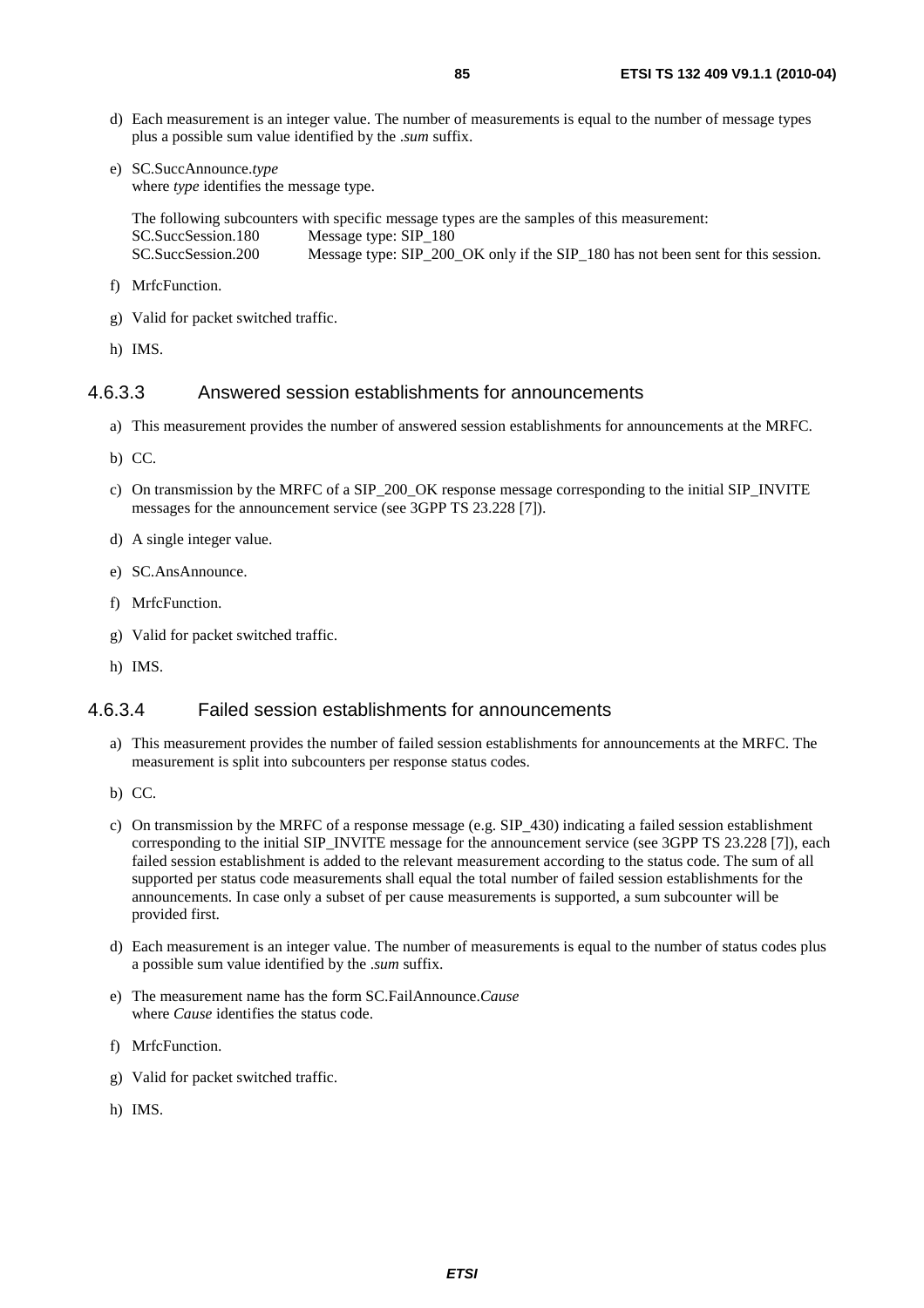d) Each measurement is an integer value. The number of measurements is equal to the number of message types plus a possible sum value identified by the *.sum* suffix.

e) SC.SuccAnnounce.*type*
where *type* identifies the message type.

The following subcounters with specific message types are the samples of this measurement:
SC.SuccSession.180 Message type: SIP_180
SC.SuccSession.200 Message type: SIP_200_OK only if the SIP_180 has not been sent for this session.

f) MrfcFunction.

g) Valid for packet switched traffic.

h) IMS.

#### 4.6.3.3 Answered session establishments for announcements

a) This measurement provides the number of answered session establishments for announcements at the MRFC.

b) CC.

c) On transmission by the MRFC of a SIP_200_OK response message corresponding to the initial SIP_INVITE messages for the announcement service (see 3GPP TS 23.228 [7]).

d) A single integer value.

e) SC.AnsAnnounce.

f) MrfcFunction.

g) Valid for packet switched traffic.

h) IMS.

#### 4.6.3.4 Failed session establishments for announcements

a) This measurement provides the number of failed session establishments for announcements at the MRFC. The measurement is split into subcounters per response status codes.

b) CC.

c) On transmission by the MRFC of a response message (e.g. SIP_430) indicating a failed session establishment corresponding to the initial SIP_INVITE message for the announcement service (see 3GPP TS 23.228 [7]), each failed session establishment is added to the relevant measurement according to the status code. The sum of all supported per status code measurements shall equal the total number of failed session establishments for the announcements. In case only a subset of per cause measurements is supported, a sum subcounter will be provided first.

d) Each measurement is an integer value. The number of measurements is equal to the number of status codes plus a possible sum value identified by the *.sum* suffix.

e) The measurement name has the form SC.FailAnnounce.*Cause*
where *Cause* identifies the status code.

f) MrfcFunction.

g) Valid for packet switched traffic.

h) IMS.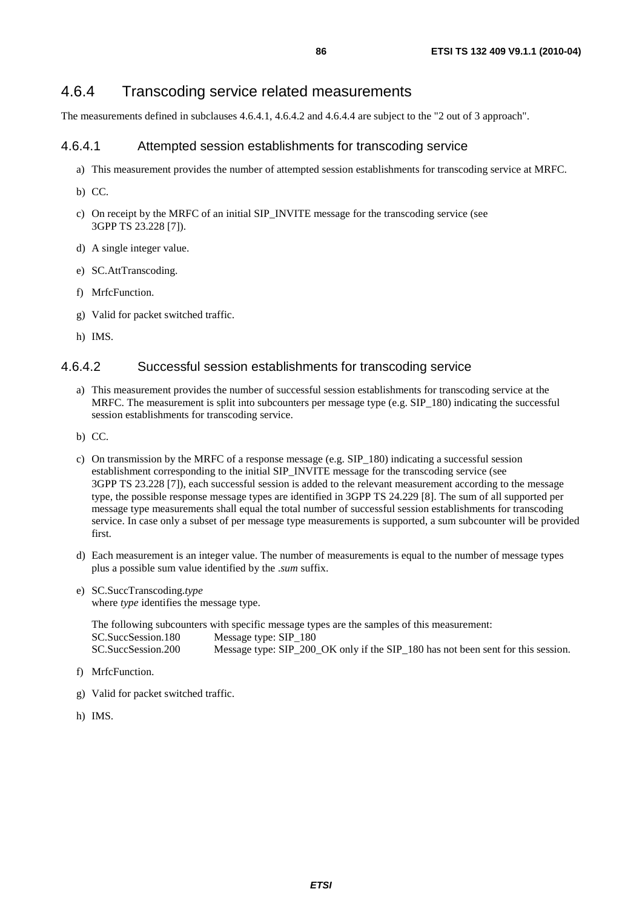### 4.6.4 Transcoding service related measurements

The measurements defined in subclauses 4.6.4.1, 4.6.4.2 and 4.6.4.4 are subject to the "2 out of 3 approach".

#### 4.6.4.1 Attempted session establishments for transcoding service

a) This measurement provides the number of attempted session establishments for transcoding service at MRFC.

b) CC.

c) On receipt by the MRFC of an initial SIP_INVITE message for the transcoding service (see 3GPP TS 23.228 [7]).

d) A single integer value.

e) SC.AttTranscoding.

f) MrfcFunction.

g) Valid for packet switched traffic.

h) IMS.

#### 4.6.4.2 Successful session establishments for transcoding service

a) This measurement provides the number of successful session establishments for transcoding service at the MRFC. The measurement is split into subcounters per message type (e.g. SIP_180) indicating the successful session establishments for transcoding service.

b) CC.

c) On transmission by the MRFC of a response message (e.g. SIP_180) indicating a successful session establishment corresponding to the initial SIP_INVITE message for the transcoding service (see 3GPP TS 23.228 [7]), each successful session is added to the relevant measurement according to the message type, the possible response message types are identified in 3GPP TS 24.229 [8]. The sum of all supported per message type measurements shall equal the total number of successful session establishments for transcoding service. In case only a subset of per message type measurements is supported, a sum subcounter will be provided first.

d) Each measurement is an integer value. The number of measurements is equal to the number of message types plus a possible sum value identified by the *.sum* suffix.

e) SC.SuccTranscoding.*type*
where *type* identifies the message type.

The following subcounters with specific message types are the samples of this measurement:

SC.SuccSession.180 Message type: SIP_180
SC.SuccSession.200 Message type: SIP_200_OK only if the SIP_180 has not been sent for this session.

f) MrfcFunction.

g) Valid for packet switched traffic.

h) IMS.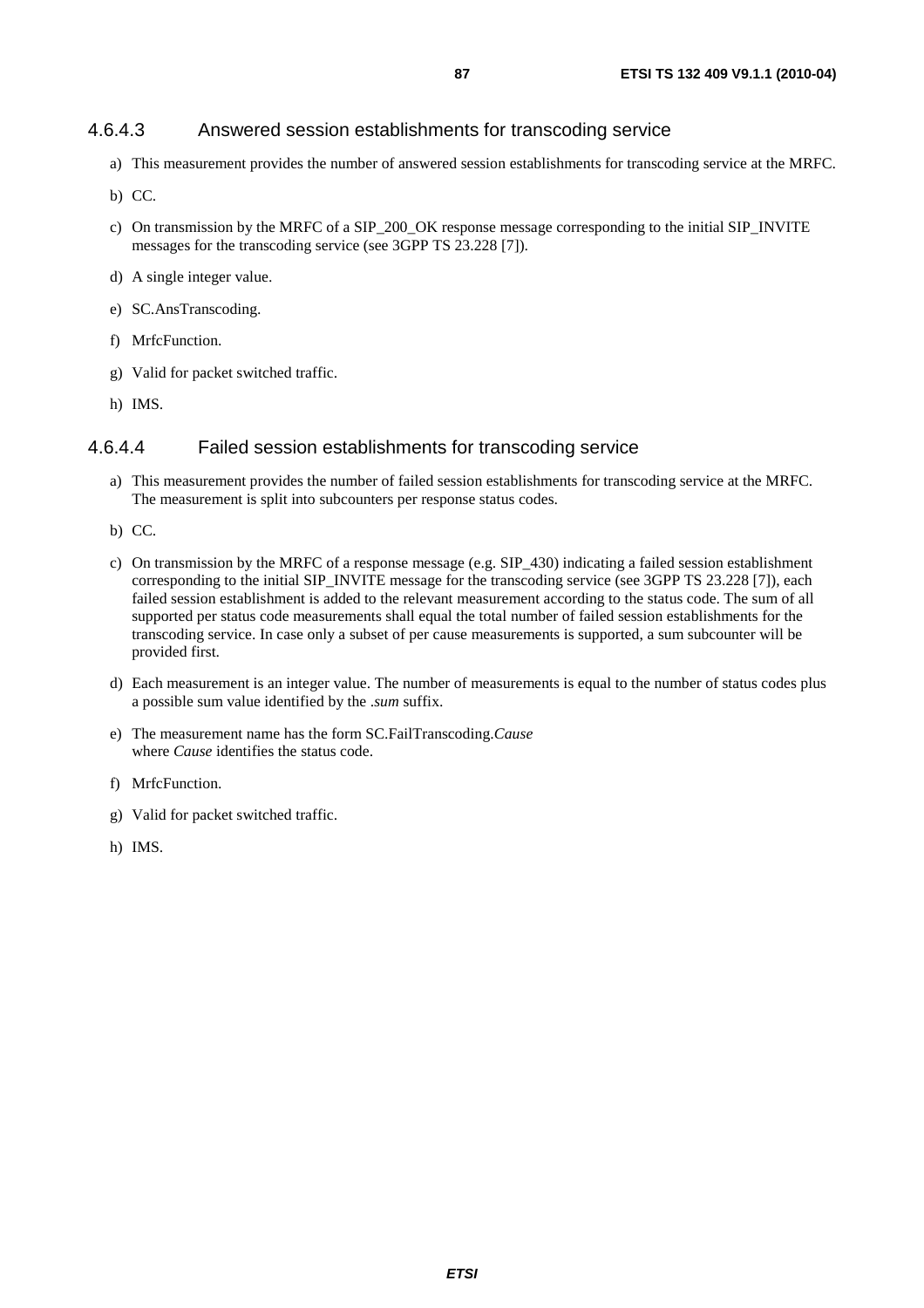#### 4.6.4.3 Answered session establishments for transcoding service

a) This measurement provides the number of answered session establishments for transcoding service at the MRFC.

b) CC.

c) On transmission by the MRFC of a SIP_200_OK response message corresponding to the initial SIP_INVITE messages for the transcoding service (see 3GPP TS 23.228 [7]).

d) A single integer value.

e) SC.AnsTranscoding.

f) MrfcFunction.

g) Valid for packet switched traffic.

h) IMS.

#### 4.6.4.4 Failed session establishments for transcoding service

a) This measurement provides the number of failed session establishments for transcoding service at the MRFC. The measurement is split into subcounters per response status codes.

b) CC.

c) On transmission by the MRFC of a response message (e.g. SIP_430) indicating a failed session establishment corresponding to the initial SIP_INVITE message for the transcoding service (see 3GPP TS 23.228 [7]), each failed session establishment is added to the relevant measurement according to the status code. The sum of all supported per status code measurements shall equal the total number of failed session establishments for the transcoding service. In case only a subset of per cause measurements is supported, a sum subcounter will be provided first.

d) Each measurement is an integer value. The number of measurements is equal to the number of status codes plus a possible sum value identified by the *.sum* suffix.

e) The measurement name has the form SC.FailTranscoding.*Cause*
where *Cause* identifies the status code.

f) MrfcFunction.

g) Valid for packet switched traffic.

h) IMS.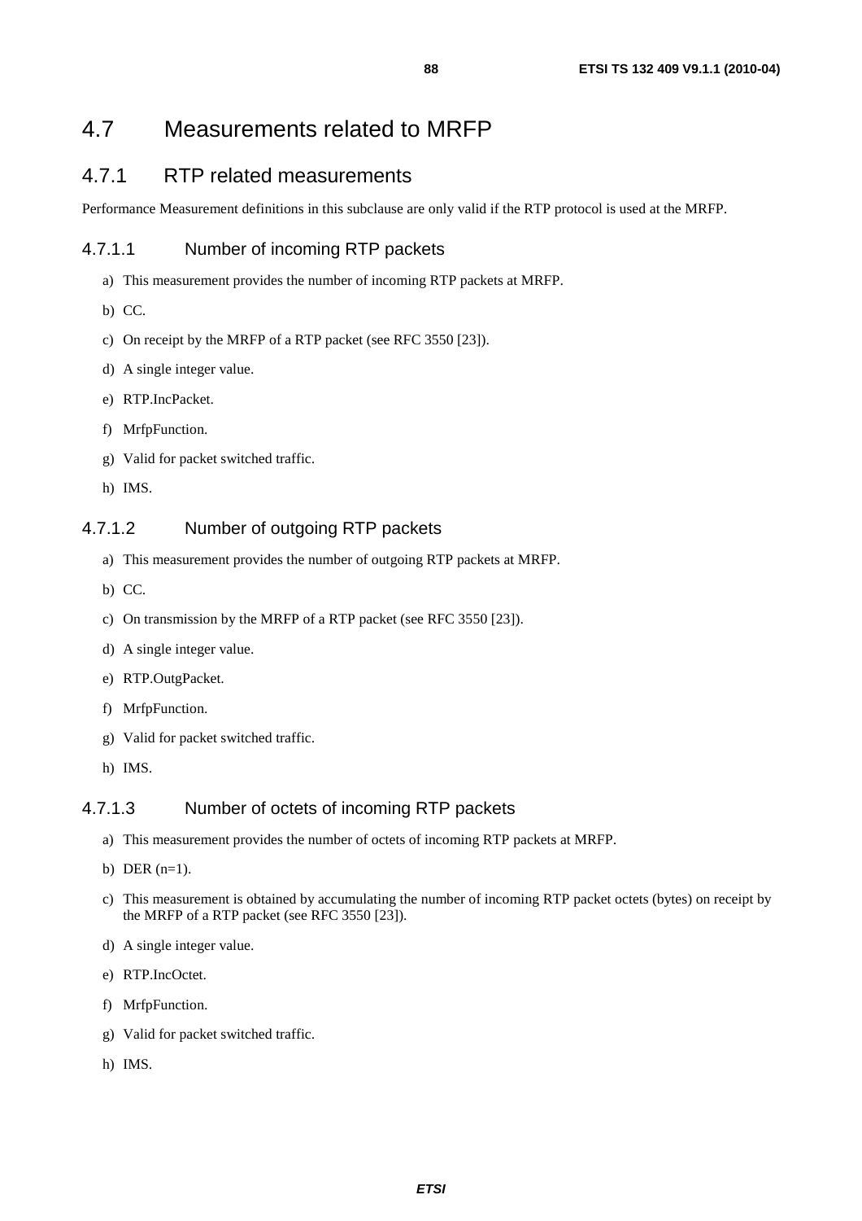# 4.7 Measurements related to MRFP

## 4.7.1 RTP related measurements

Performance Measurement definitions in this subclause are only valid if the RTP protocol is used at the MRFP.

### 4.7.1.1 Number of incoming RTP packets

a) This measurement provides the number of incoming RTP packets at MRFP.

b) CC.

c) On receipt by the MRFP of a RTP packet (see RFC 3550 [23]).

d) A single integer value.

e) RTP.IncPacket.

f) MrfpFunction.

g) Valid for packet switched traffic.

h) IMS.

### 4.7.1.2 Number of outgoing RTP packets

a) This measurement provides the number of outgoing RTP packets at MRFP.

b) CC.

c) On transmission by the MRFP of a RTP packet (see RFC 3550 [23]).

d) A single integer value.

e) RTP.OutgPacket.

f) MrfpFunction.

g) Valid for packet switched traffic.

h) IMS.

### 4.7.1.3 Number of octets of incoming RTP packets

a) This measurement provides the number of octets of incoming RTP packets at MRFP.

b) DER (n=1).

c) This measurement is obtained by accumulating the number of incoming RTP packet octets (bytes) on receipt by the MRFP of a RTP packet (see RFC 3550 [23]).

d) A single integer value.

e) RTP.IncOctet.

f) MrfpFunction.

g) Valid for packet switched traffic.

h) IMS.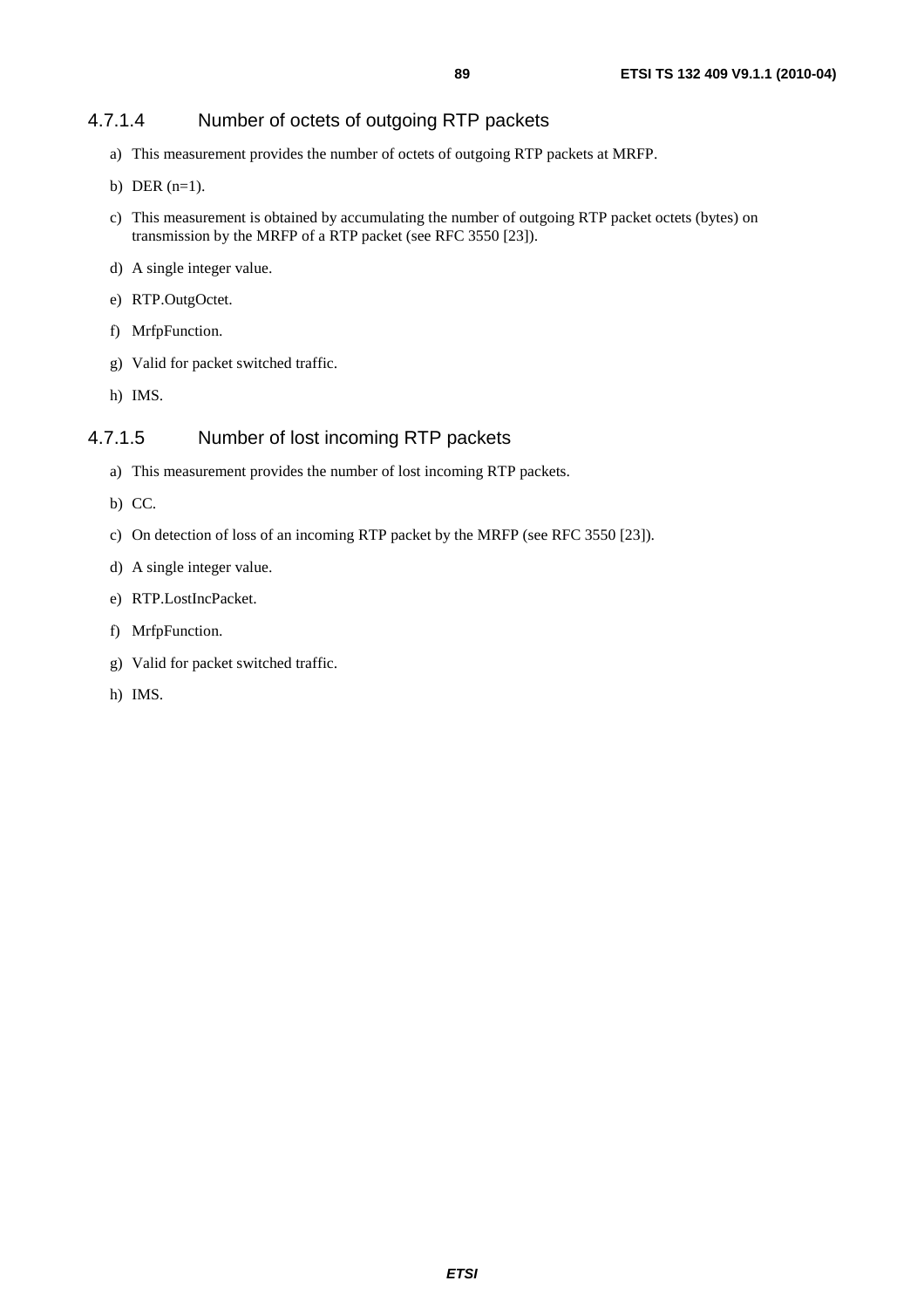#### 4.7.1.4 Number of octets of outgoing RTP packets

a) This measurement provides the number of octets of outgoing RTP packets at MRFP.

b) DER (n=1).

c) This measurement is obtained by accumulating the number of outgoing RTP packet octets (bytes) on transmission by the MRFP of a RTP packet (see RFC 3550 [23]).

d) A single integer value.

e) RTP.OutgOctet.

f) MrfpFunction.

g) Valid for packet switched traffic.

h) IMS.

#### 4.7.1.5 Number of lost incoming RTP packets

a) This measurement provides the number of lost incoming RTP packets.

b) CC.

c) On detection of loss of an incoming RTP packet by the MRFP (see RFC 3550 [23]).

d) A single integer value.

e) RTP.LostIncPacket.

f) MrfpFunction.

g) Valid for packet switched traffic.

h) IMS.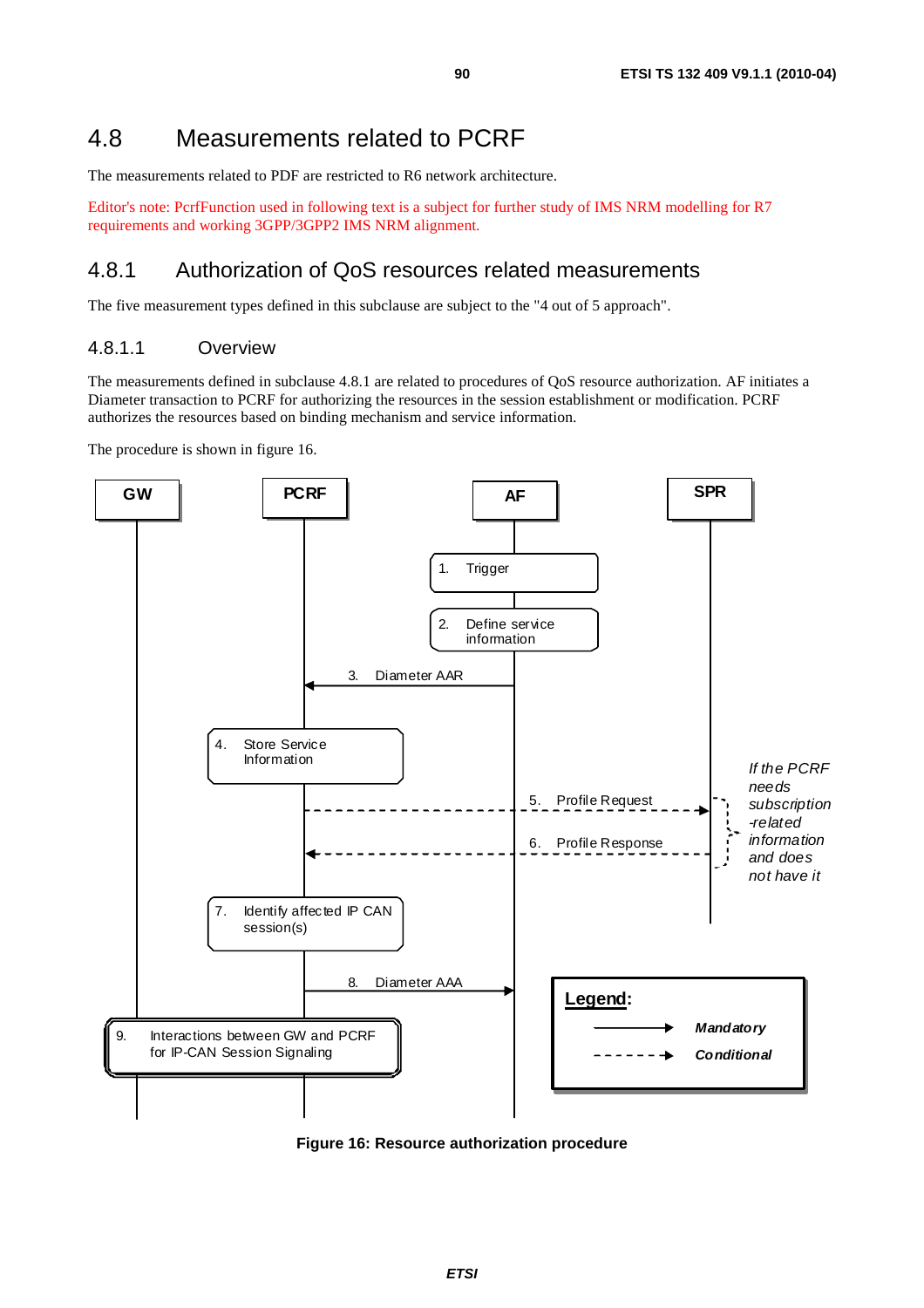## 4.8 Measurements related to PCRF

The measurements related to PDF are restricted to R6 network architecture.

Editor's note: PcrfFunction used in following text is a subject for further study of IMS NRM modelling for R7 requirements and working 3GPP/3GPP2 IMS NRM alignment.

### 4.8.1 Authorization of QoS resources related measurements

The five measurement types defined in this subclause are subject to the "4 out of 5 approach".

#### 4.8.1.1 Overview

The measurements defined in subclause 4.8.1 are related to procedures of QoS resource authorization. AF initiates a Diameter transaction to PCRF for authorizing the resources in the session establishment or modification. PCRF authorizes the resources based on binding mechanism and service information.

The procedure is shown in figure 16.

GW | PCRF | AF | SPR

1. Trigger
2. Define service information
3. Diameter AAR
4. Store Service Information
5. Profile Request
6. Profile Response
7. Identify affected IP CAN session(s)
8. Diameter AAA
9. Interactions between GW and PCRF for IP-CAN Session Signaling

*If the PCRF needs subscription-related information and does not have it*

**Legend:**
Mandatory (solid arrow)
Conditional (dashed arrow)

**Figure 16: Resource authorization procedure**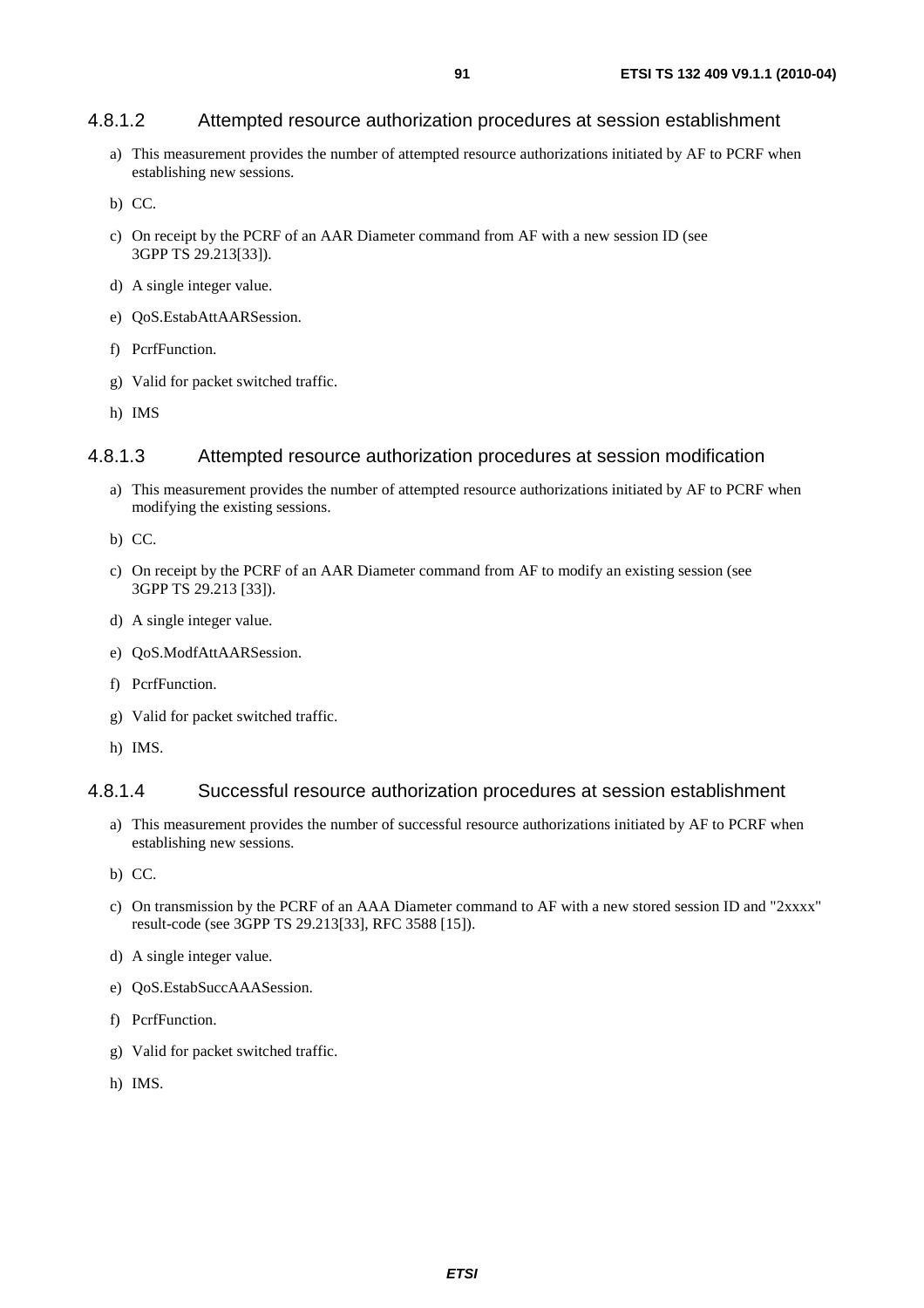#### 4.8.1.2 Attempted resource authorization procedures at session establishment

a) This measurement provides the number of attempted resource authorizations initiated by AF to PCRF when establishing new sessions.

b) CC.

c) On receipt by the PCRF of an AAR Diameter command from AF with a new session ID (see 3GPP TS 29.213[33]).

d) A single integer value.

e) QoS.EstabAttAARSession.

f) PcrfFunction.

g) Valid for packet switched traffic.

h) IMS

#### 4.8.1.3 Attempted resource authorization procedures at session modification

a) This measurement provides the number of attempted resource authorizations initiated by AF to PCRF when modifying the existing sessions.

b) CC.

c) On receipt by the PCRF of an AAR Diameter command from AF to modify an existing session (see 3GPP TS 29.213 [33]).

d) A single integer value.

e) QoS.ModfAttAARSession.

f) PcrfFunction.

g) Valid for packet switched traffic.

h) IMS.

#### 4.8.1.4 Successful resource authorization procedures at session establishment

a) This measurement provides the number of successful resource authorizations initiated by AF to PCRF when establishing new sessions.

b) CC.

c) On transmission by the PCRF of an AAA Diameter command to AF with a new stored session ID and "2xxxx" result-code (see 3GPP TS 29.213[33], RFC 3588 [15]).

d) A single integer value.

e) QoS.EstabSuccAAASession.

f) PcrfFunction.

g) Valid for packet switched traffic.

h) IMS.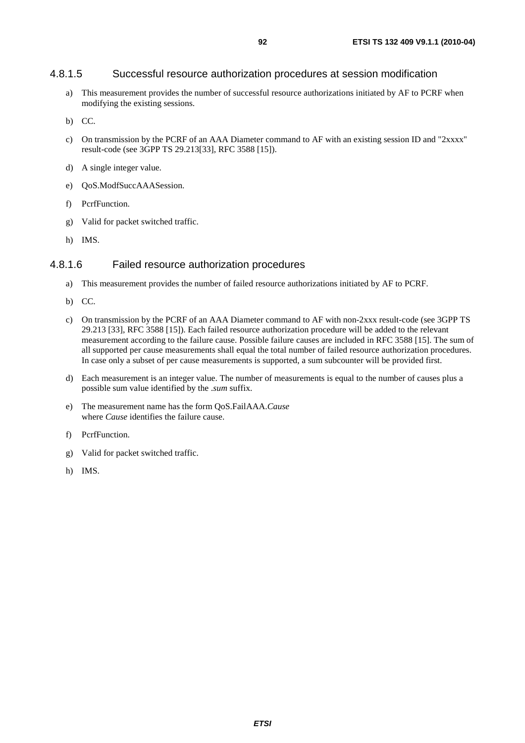#### 4.8.1.5 Successful resource authorization procedures at session modification

a) This measurement provides the number of successful resource authorizations initiated by AF to PCRF when modifying the existing sessions.

b) CC.

c) On transmission by the PCRF of an AAA Diameter command to AF with an existing session ID and "2xxxx" result-code (see 3GPP TS 29.213[33], RFC 3588 [15]).

d) A single integer value.

e) QoS.ModfSuccAAASession.

f) PcrfFunction.

g) Valid for packet switched traffic.

h) IMS.

#### 4.8.1.6 Failed resource authorization procedures

a) This measurement provides the number of failed resource authorizations initiated by AF to PCRF.

b) CC.

c) On transmission by the PCRF of an AAA Diameter command to AF with non-2xxx result-code (see 3GPP TS 29.213 [33], RFC 3588 [15]). Each failed resource authorization procedure will be added to the relevant measurement according to the failure cause. Possible failure causes are included in RFC 3588 [15]. The sum of all supported per cause measurements shall equal the total number of failed resource authorization procedures. In case only a subset of per cause measurements is supported, a sum subcounter will be provided first.

d) Each measurement is an integer value. The number of measurements is equal to the number of causes plus a possible sum value identified by the *.sum* suffix.

e) The measurement name has the form QoS.FailAAA.*Cause*
where *Cause* identifies the failure cause.

f) PcrfFunction.

g) Valid for packet switched traffic.

h) IMS.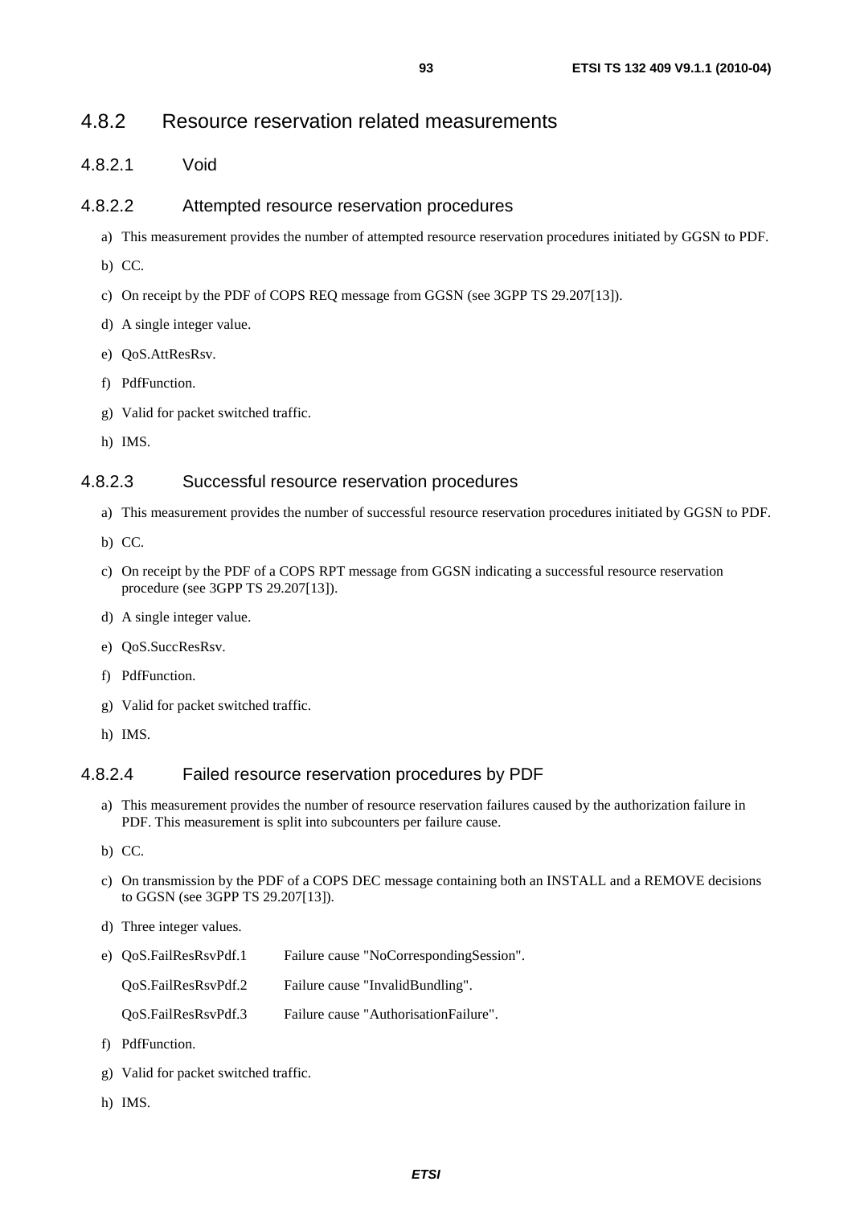### 4.8.2 Resource reservation related measurements

#### 4.8.2.1 Void

#### 4.8.2.2 Attempted resource reservation procedures

a) This measurement provides the number of attempted resource reservation procedures initiated by GGSN to PDF.

b) CC.

c) On receipt by the PDF of COPS REQ message from GGSN (see 3GPP TS 29.207[13]).

d) A single integer value.

e) QoS.AttResRsv.

f) PdfFunction.

g) Valid for packet switched traffic.

h) IMS.

#### 4.8.2.3 Successful resource reservation procedures

a) This measurement provides the number of successful resource reservation procedures initiated by GGSN to PDF.

b) CC.

c) On receipt by the PDF of a COPS RPT message from GGSN indicating a successful resource reservation procedure (see 3GPP TS 29.207[13]).

d) A single integer value.

e) QoS.SuccResRsv.

f) PdfFunction.

g) Valid for packet switched traffic.

h) IMS.

#### 4.8.2.4 Failed resource reservation procedures by PDF

a) This measurement provides the number of resource reservation failures caused by the authorization failure in PDF. This measurement is split into subcounters per failure cause.

b) CC.

c) On transmission by the PDF of a COPS DEC message containing both an INSTALL and a REMOVE decisions to GGSN (see 3GPP TS 29.207[13]).

d) Three integer values.

e) QoS.FailResRsvPdf.1 Failure cause "NoCorrespondingSession".

   QoS.FailResRsvPdf.2 Failure cause "InvalidBundling".

   QoS.FailResRsvPdf.3 Failure cause "AuthorisationFailure".

f) PdfFunction.

g) Valid for packet switched traffic.

h) IMS.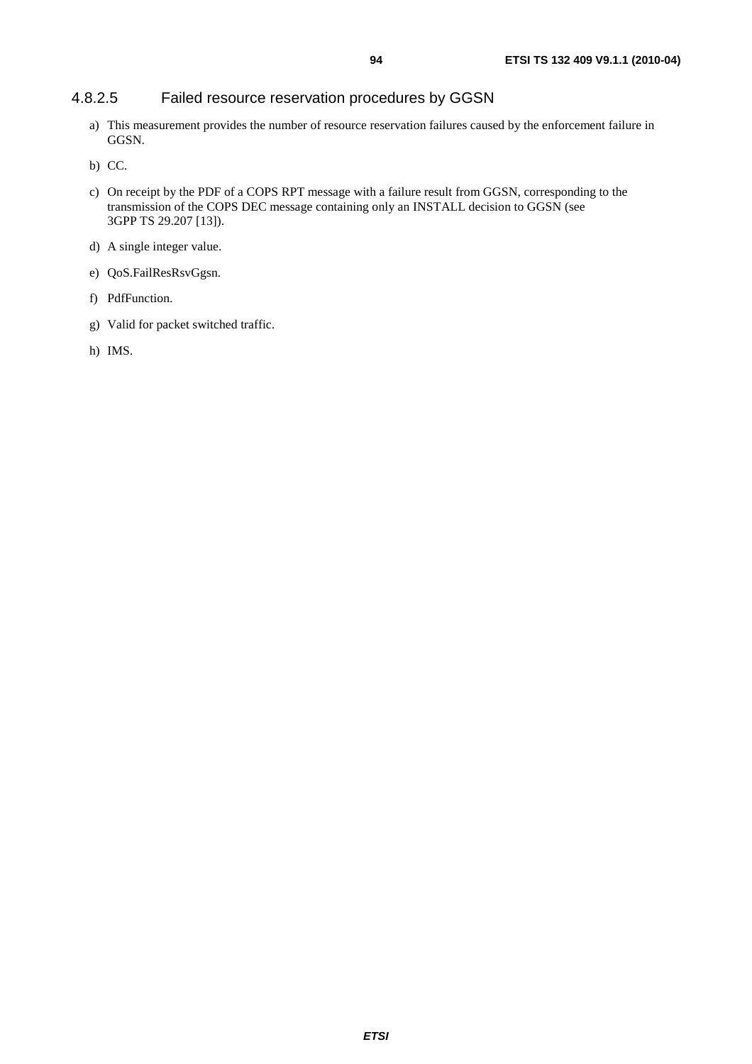#### 4.8.2.5 Failed resource reservation procedures by GGSN

a) This measurement provides the number of resource reservation failures caused by the enforcement failure in GGSN.

b) CC.

c) On receipt by the PDF of a COPS RPT message with a failure result from GGSN, corresponding to the transmission of the COPS DEC message containing only an INSTALL decision to GGSN (see 3GPP TS 29.207 [13]).

d) A single integer value.

e) QoS.FailResRsvGgsn.

f) PdfFunction.

g) Valid for packet switched traffic.

h) IMS.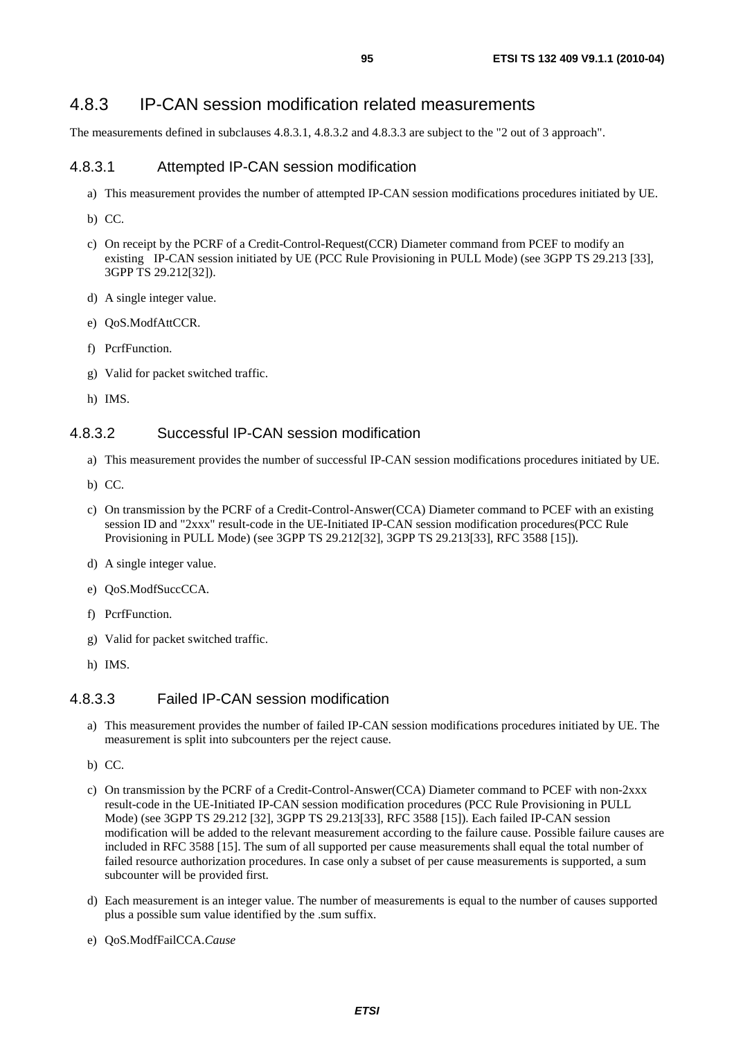### 4.8.3 IP-CAN session modification related measurements

The measurements defined in subclauses 4.8.3.1, 4.8.3.2 and 4.8.3.3 are subject to the "2 out of 3 approach".

#### 4.8.3.1 Attempted IP-CAN session modification

a) This measurement provides the number of attempted IP-CAN session modifications procedures initiated by UE.

b) CC.

c) On receipt by the PCRF of a Credit-Control-Request(CCR) Diameter command from PCEF to modify an existing IP-CAN session initiated by UE (PCC Rule Provisioning in PULL Mode) (see 3GPP TS 29.213 [33], 3GPP TS 29.212[32]).

d) A single integer value.

e) QoS.ModfAttCCR.

f) PcrfFunction.

g) Valid for packet switched traffic.

h) IMS.

#### 4.8.3.2 Successful IP-CAN session modification

a) This measurement provides the number of successful IP-CAN session modifications procedures initiated by UE.

b) CC.

c) On transmission by the PCRF of a Credit-Control-Answer(CCA) Diameter command to PCEF with an existing session ID and "2xxx" result-code in the UE-Initiated IP-CAN session modification procedures(PCC Rule Provisioning in PULL Mode) (see 3GPP TS 29.212[32], 3GPP TS 29.213[33], RFC 3588 [15]).

d) A single integer value.

e) QoS.ModfSuccCCA.

f) PcrfFunction.

g) Valid for packet switched traffic.

h) IMS.

#### 4.8.3.3 Failed IP-CAN session modification

a) This measurement provides the number of failed IP-CAN session modifications procedures initiated by UE. The measurement is split into subcounters per the reject cause.

b) CC.

c) On transmission by the PCRF of a Credit-Control-Answer(CCA) Diameter command to PCEF with non-2xxx result-code in the UE-Initiated IP-CAN session modification procedures (PCC Rule Provisioning in PULL Mode) (see 3GPP TS 29.212 [32], 3GPP TS 29.213[33], RFC 3588 [15]). Each failed IP-CAN session modification will be added to the relevant measurement according to the failure cause. Possible failure causes are included in RFC 3588 [15]. The sum of all supported per cause measurements shall equal the total number of failed resource authorization procedures. In case only a subset of per cause measurements is supported, a sum subcounter will be provided first.

d) Each measurement is an integer value. The number of measurements is equal to the number of causes supported plus a possible sum value identified by the .sum suffix.

e) QoS.ModfFailCCA.*Cause*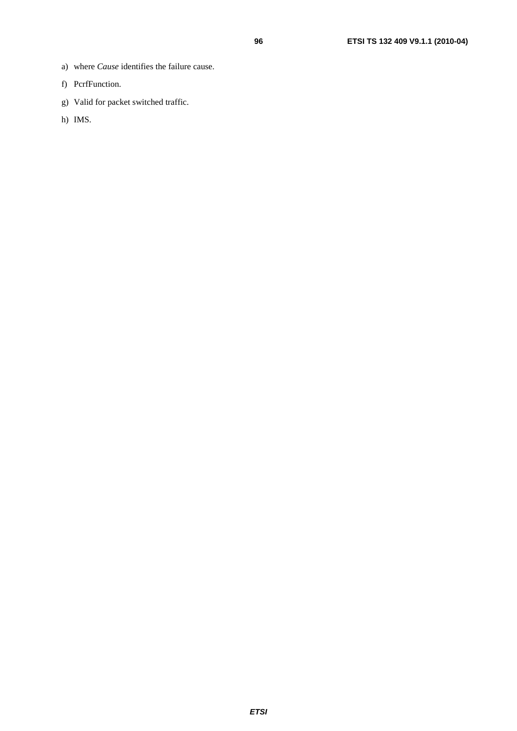a) where *Cause* identifies the failure cause.

f) PcrfFunction.

g) Valid for packet switched traffic.

h) IMS.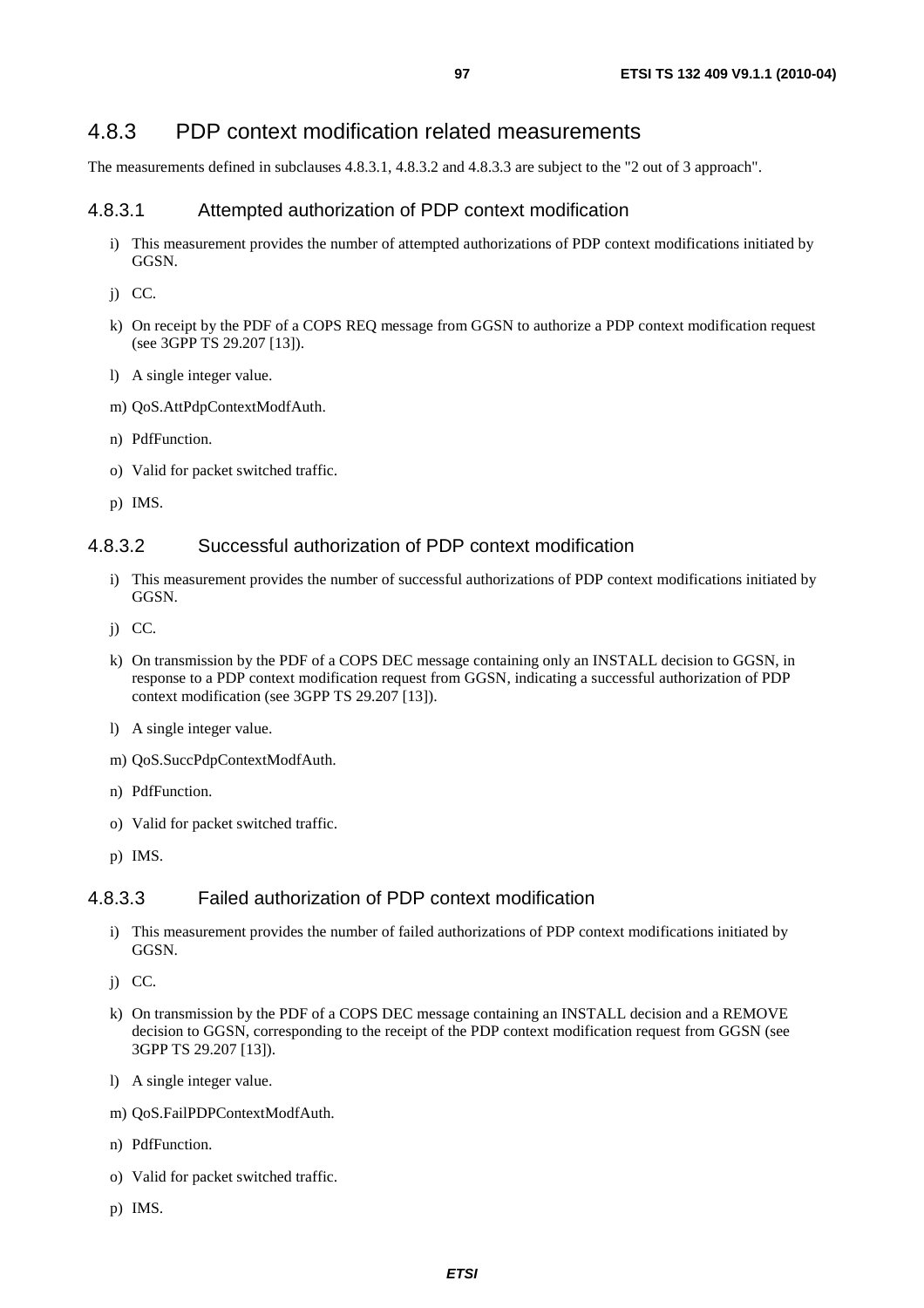### 4.8.3 PDP context modification related measurements

The measurements defined in subclauses 4.8.3.1, 4.8.3.2 and 4.8.3.3 are subject to the "2 out of 3 approach".

#### 4.8.3.1 Attempted authorization of PDP context modification

i) This measurement provides the number of attempted authorizations of PDP context modifications initiated by GGSN.

j) CC.

k) On receipt by the PDF of a COPS REQ message from GGSN to authorize a PDP context modification request (see 3GPP TS 29.207 [13]).

l) A single integer value.

m) QoS.AttPdpContextModfAuth.

n) PdfFunction.

o) Valid for packet switched traffic.

p) IMS.

#### 4.8.3.2 Successful authorization of PDP context modification

i) This measurement provides the number of successful authorizations of PDP context modifications initiated by GGSN.

j) CC.

k) On transmission by the PDF of a COPS DEC message containing only an INSTALL decision to GGSN, in response to a PDP context modification request from GGSN, indicating a successful authorization of PDP context modification (see 3GPP TS 29.207 [13]).

l) A single integer value.

m) QoS.SuccPdpContextModfAuth.

n) PdfFunction.

o) Valid for packet switched traffic.

p) IMS.

#### 4.8.3.3 Failed authorization of PDP context modification

i) This measurement provides the number of failed authorizations of PDP context modifications initiated by GGSN.

j) CC.

k) On transmission by the PDF of a COPS DEC message containing an INSTALL decision and a REMOVE decision to GGSN, corresponding to the receipt of the PDP context modification request from GGSN (see 3GPP TS 29.207 [13]).

l) A single integer value.

m) QoS.FailPDPContextModfAuth.

n) PdfFunction.

o) Valid for packet switched traffic.

p) IMS.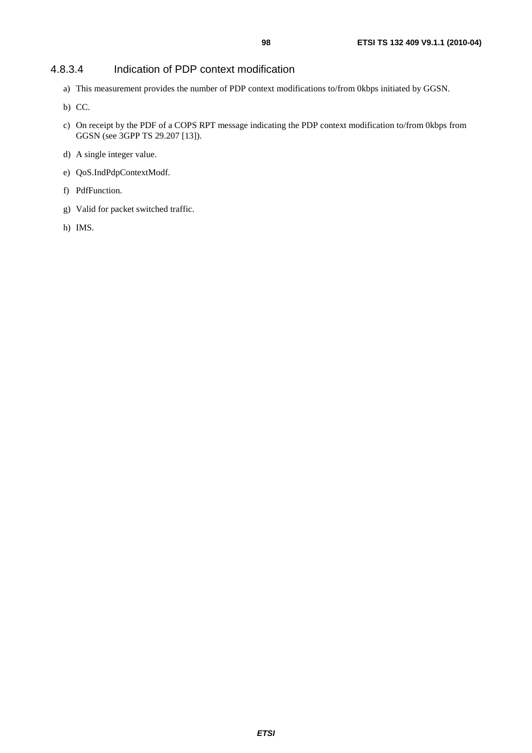#### 4.8.3.4 Indication of PDP context modification

a) This measurement provides the number of PDP context modifications to/from 0kbps initiated by GGSN.

b) CC.

c) On receipt by the PDF of a COPS RPT message indicating the PDP context modification to/from 0kbps from GGSN (see 3GPP TS 29.207 [13]).

d) A single integer value.

e) QoS.IndPdpContextModf.

f) PdfFunction.

g) Valid for packet switched traffic.

h) IMS.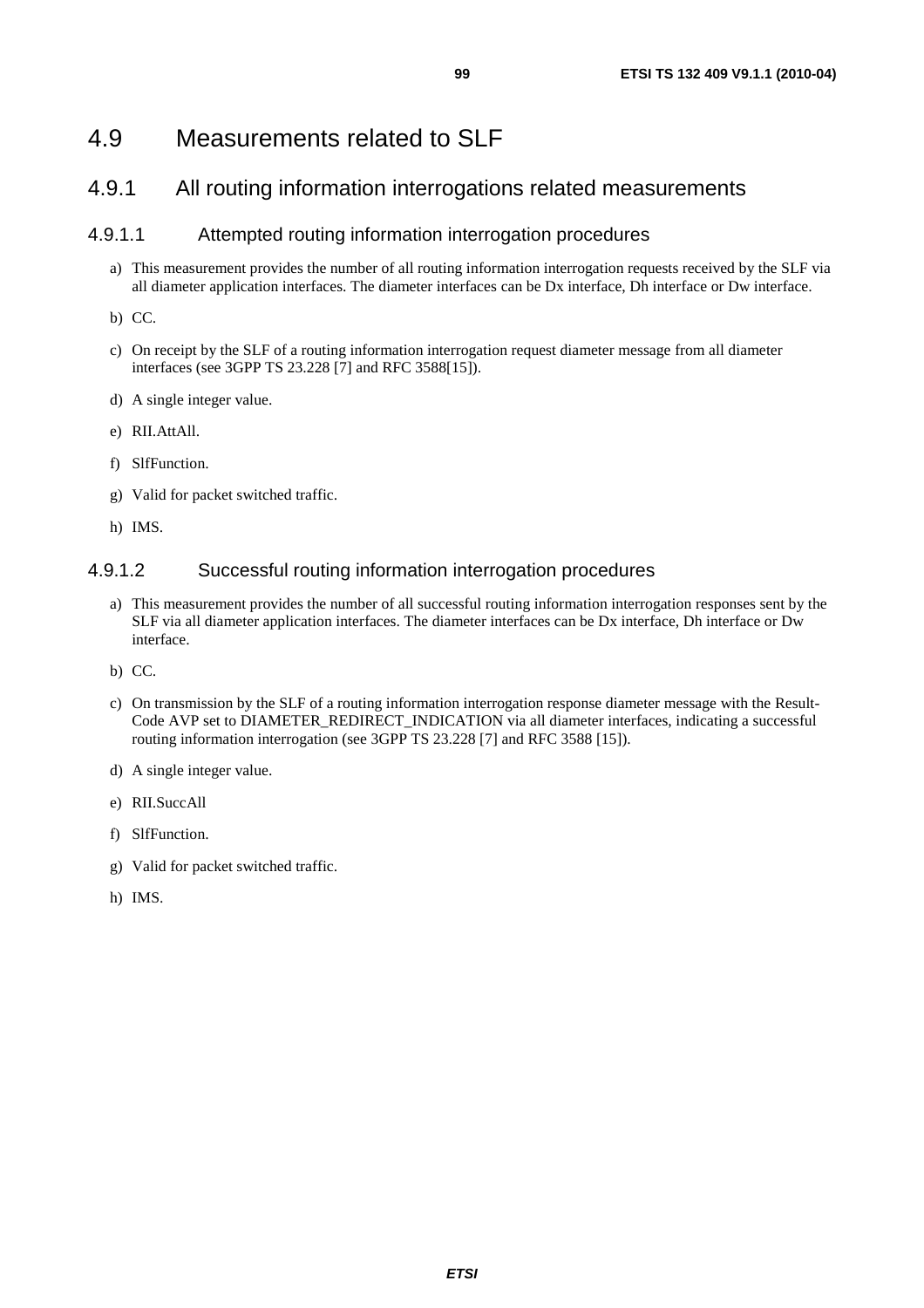# 4.9 Measurements related to SLF

## 4.9.1 All routing information interrogations related measurements

### 4.9.1.1 Attempted routing information interrogation procedures

a) This measurement provides the number of all routing information interrogation requests received by the SLF via all diameter application interfaces. The diameter interfaces can be Dx interface, Dh interface or Dw interface.

b) CC.

c) On receipt by the SLF of a routing information interrogation request diameter message from all diameter interfaces (see 3GPP TS 23.228 [7] and RFC 3588[15]).

d) A single integer value.

e) RII.AttAll.

f) SlfFunction.

g) Valid for packet switched traffic.

h) IMS.

### 4.9.1.2 Successful routing information interrogation procedures

a) This measurement provides the number of all successful routing information interrogation responses sent by the SLF via all diameter application interfaces. The diameter interfaces can be Dx interface, Dh interface or Dw interface.

b) CC.

c) On transmission by the SLF of a routing information interrogation response diameter message with the Result-Code AVP set to DIAMETER_REDIRECT_INDICATION via all diameter interfaces, indicating a successful routing information interrogation (see 3GPP TS 23.228 [7] and RFC 3588 [15]).

d) A single integer value.

e) RII.SuccAll

f) SlfFunction.

g) Valid for packet switched traffic.

h) IMS.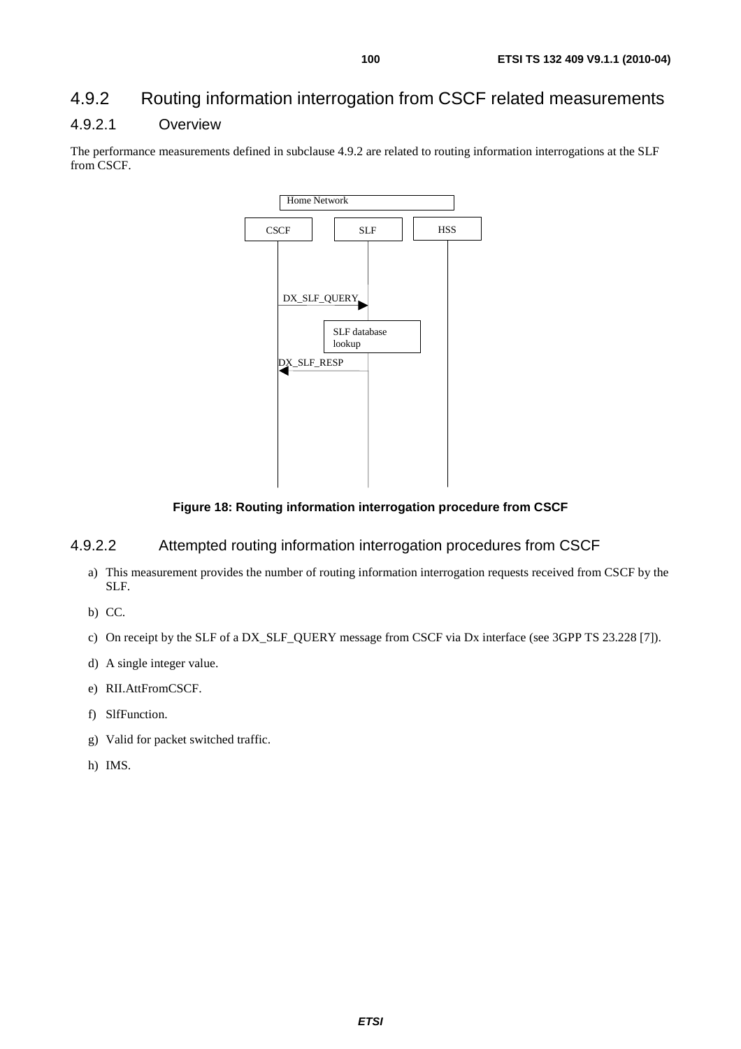## 4.9.2 Routing information interrogation from CSCF related measurements

### 4.9.2.1 Overview

The performance measurements defined in subclause 4.9.2 are related to routing information interrogations at the SLF from CSCF.

Figure 18: Routing information interrogation procedure from CSCF

### 4.9.2.2 Attempted routing information interrogation procedures from CSCF

a) This measurement provides the number of routing information interrogation requests received from CSCF by the SLF.

b) CC.

c) On receipt by the SLF of a DX_SLF_QUERY message from CSCF via Dx interface (see 3GPP TS 23.228 [7]).

d) A single integer value.

e) RII.AttFromCSCF.

f) SlfFunction.

g) Valid for packet switched traffic.

h) IMS.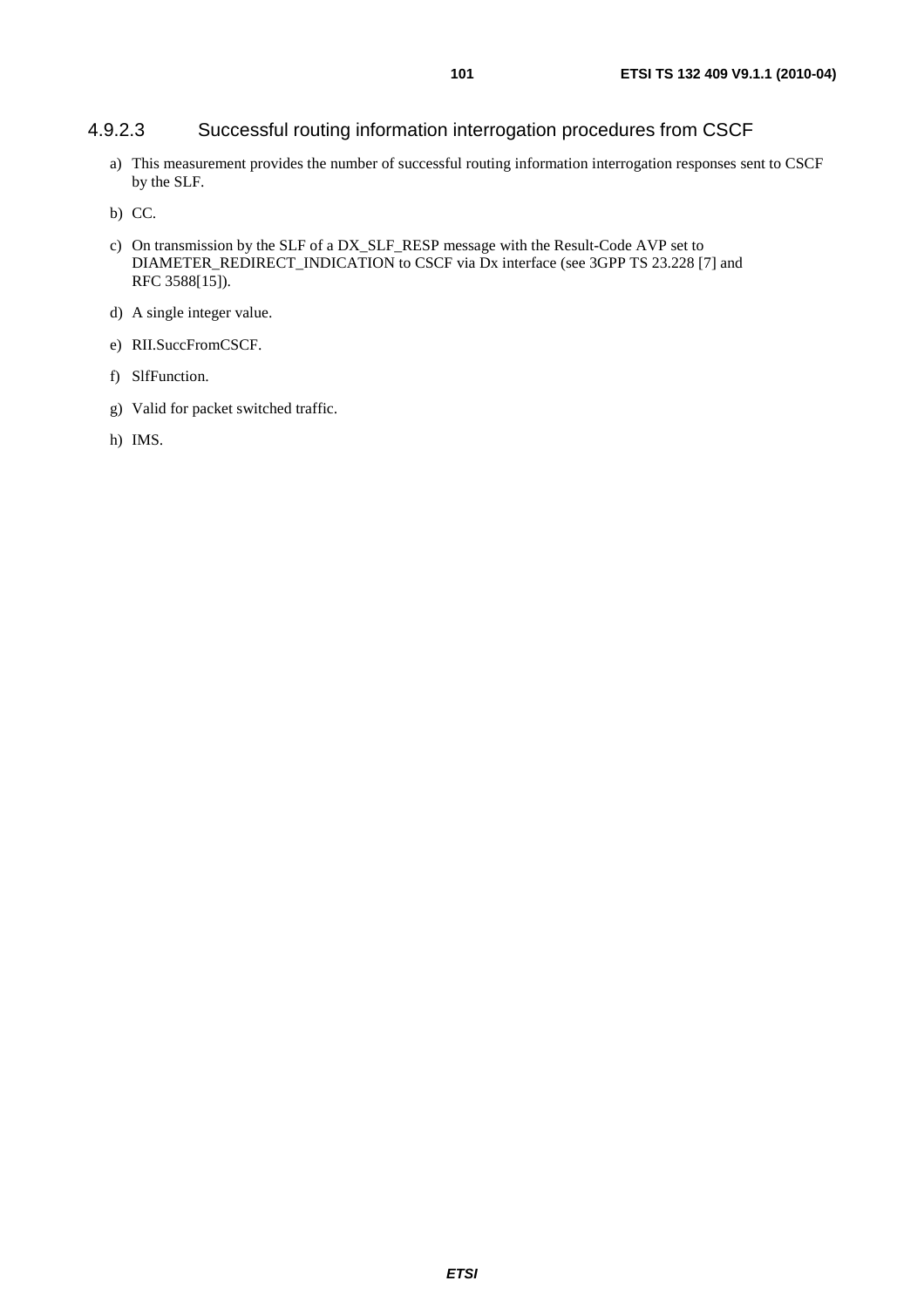#### 4.9.2.3 Successful routing information interrogation procedures from CSCF

a) This measurement provides the number of successful routing information interrogation responses sent to CSCF by the SLF.

b) CC.

c) On transmission by the SLF of a DX_SLF_RESP message with the Result-Code AVP set to DIAMETER_REDIRECT_INDICATION to CSCF via Dx interface (see 3GPP TS 23.228 [7] and RFC 3588[15]).

d) A single integer value.

e) RII.SuccFromCSCF.

f) SlfFunction.

g) Valid for packet switched traffic.

h) IMS.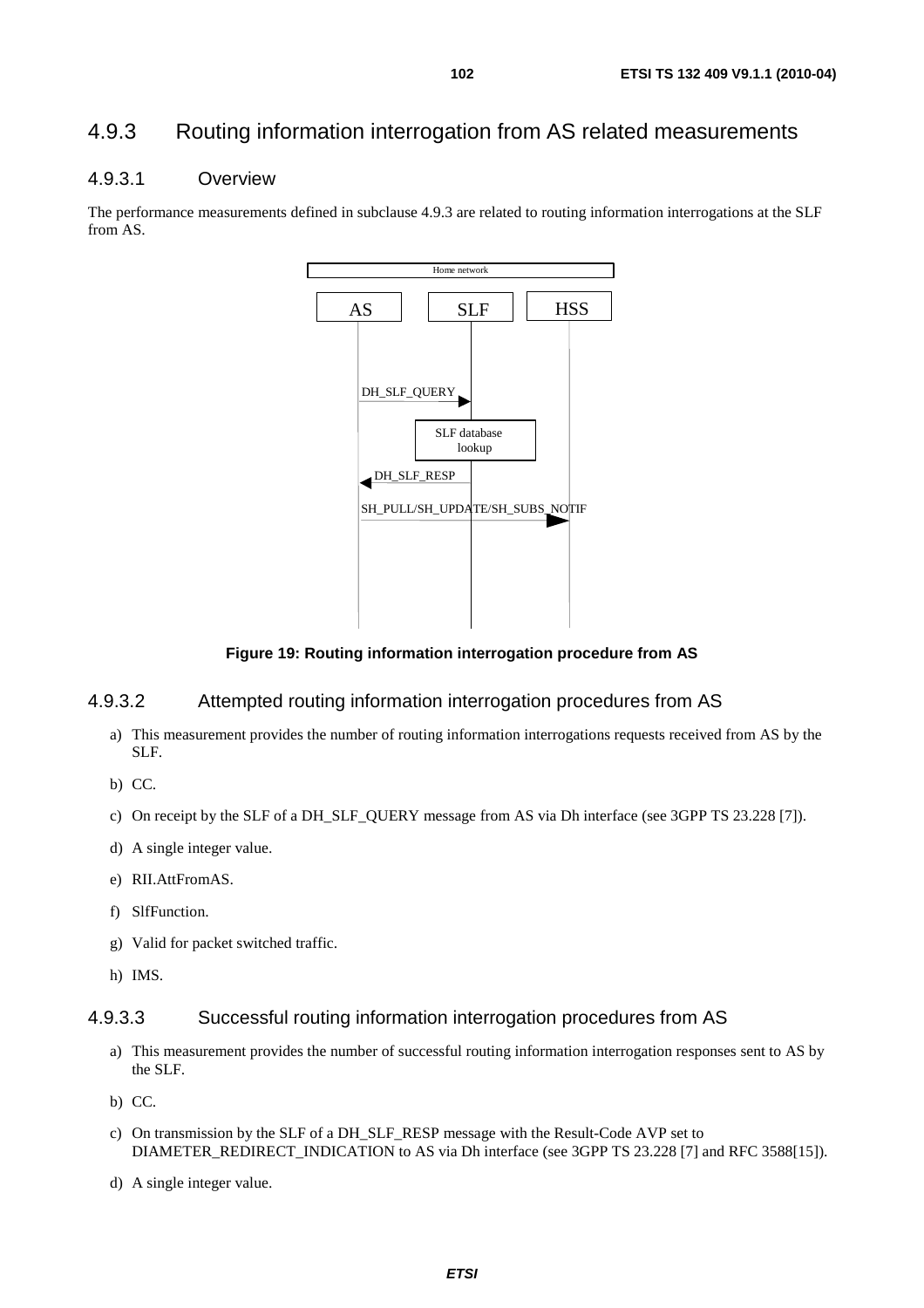### 4.9.3 Routing information interrogation from AS related measurements

#### 4.9.3.1 Overview

The performance measurements defined in subclause 4.9.3 are related to routing information interrogations at the SLF from AS.

**Figure 19: Routing information interrogation procedure from AS**

#### 4.9.3.2 Attempted routing information interrogation procedures from AS

a) This measurement provides the number of routing information interrogations requests received from AS by the SLF.

b) CC.

c) On receipt by the SLF of a DH_SLF_QUERY message from AS via Dh interface (see 3GPP TS 23.228 [7]).

d) A single integer value.

e) RII.AttFromAS.

f) SlfFunction.

g) Valid for packet switched traffic.

h) IMS.

#### 4.9.3.3 Successful routing information interrogation procedures from AS

a) This measurement provides the number of successful routing information interrogation responses sent to AS by the SLF.

b) CC.

c) On transmission by the SLF of a DH_SLF_RESP message with the Result-Code AVP set to DIAMETER_REDIRECT_INDICATION to AS via Dh interface (see 3GPP TS 23.228 [7] and RFC 3588[15]).

d) A single integer value.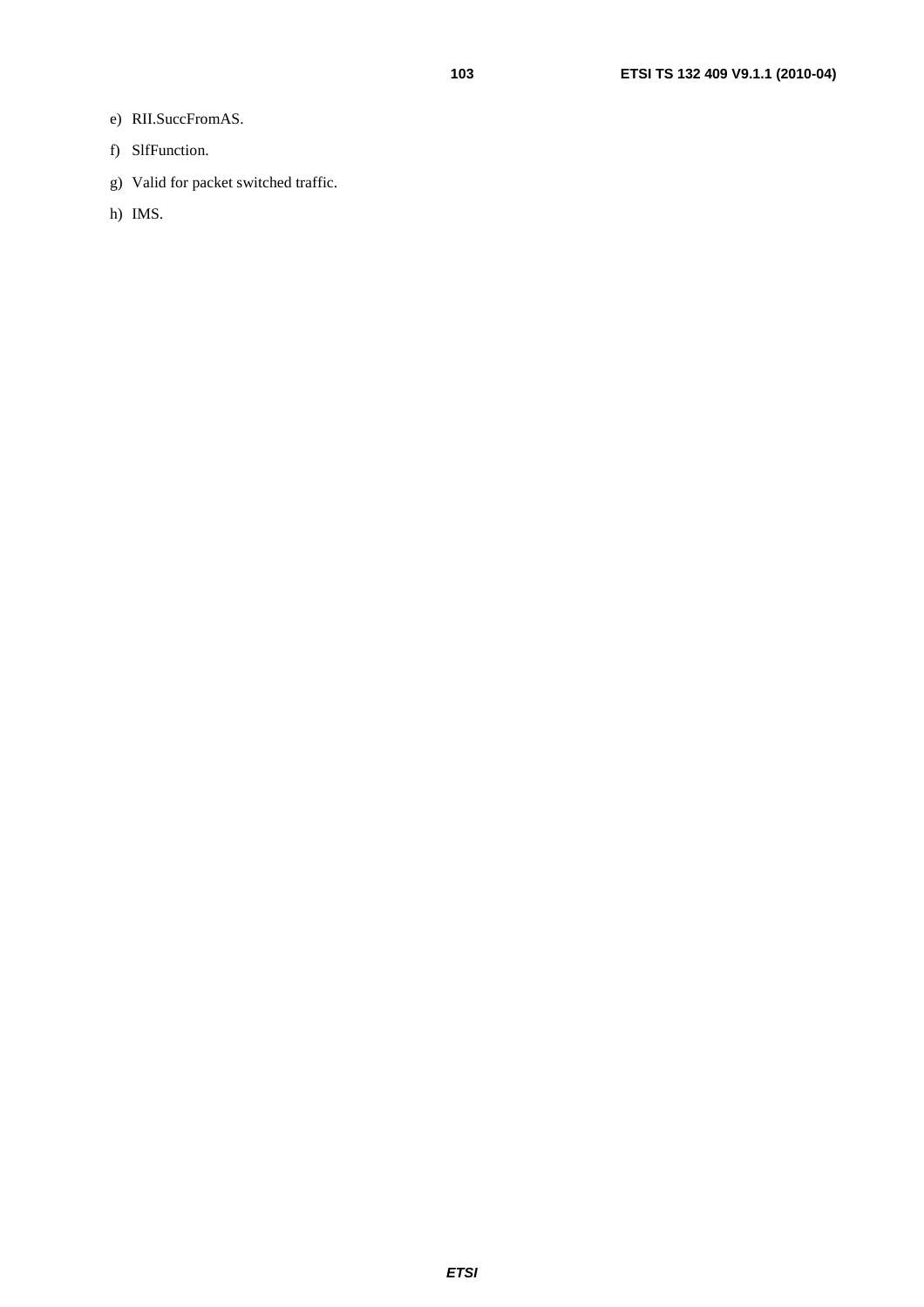e) RII.SuccFromAS.

f) SlfFunction.

g) Valid for packet switched traffic.

h) IMS.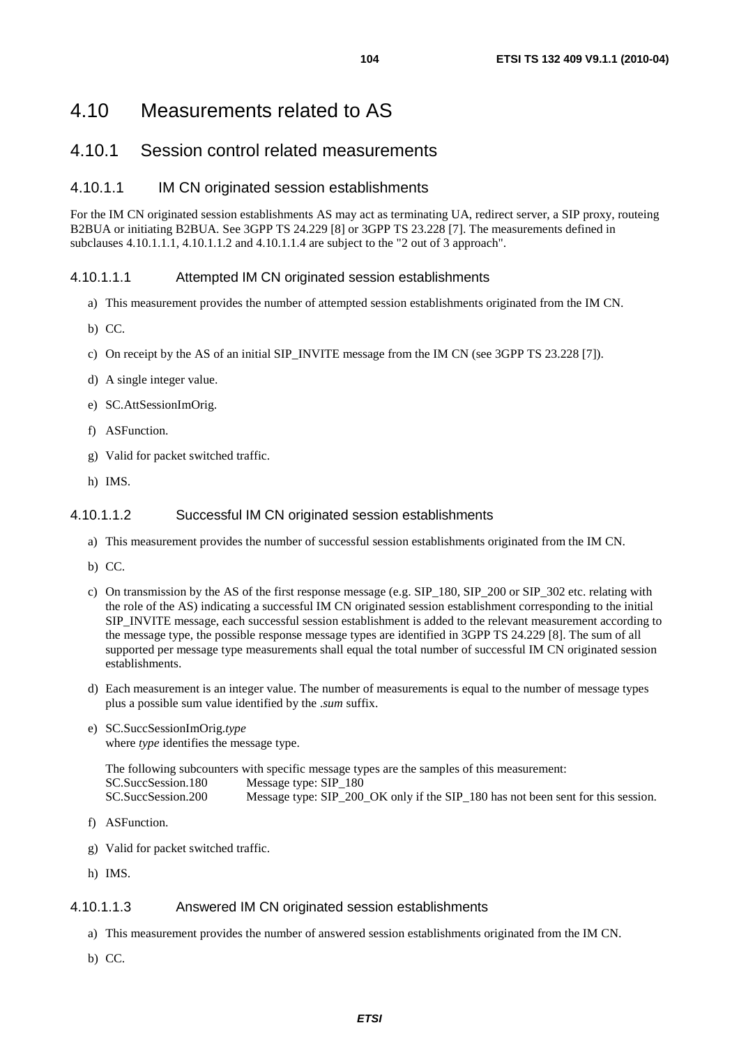# 4.10 Measurements related to AS

## 4.10.1 Session control related measurements

### 4.10.1.1 IM CN originated session establishments

For the IM CN originated session establishments AS may act as terminating UA, redirect server, a SIP proxy, routeing B2BUA or initiating B2BUA. See 3GPP TS 24.229 [8] or 3GPP TS 23.228 [7]. The measurements defined in subclauses 4.10.1.1.1, 4.10.1.1.2 and 4.10.1.1.4 are subject to the "2 out of 3 approach".

#### 4.10.1.1.1 Attempted IM CN originated session establishments

a) This measurement provides the number of attempted session establishments originated from the IM CN.

b) CC.

c) On receipt by the AS of an initial SIP_INVITE message from the IM CN (see 3GPP TS 23.228 [7]).

d) A single integer value.

e) SC.AttSessionImOrig.

f) ASFunction.

g) Valid for packet switched traffic.

h) IMS.

#### 4.10.1.1.2 Successful IM CN originated session establishments

a) This measurement provides the number of successful session establishments originated from the IM CN.

b) CC.

c) On transmission by the AS of the first response message (e.g. SIP_180, SIP_200 or SIP_302 etc. relating with the role of the AS) indicating a successful IM CN originated session establishment corresponding to the initial SIP_INVITE message, each successful session establishment is added to the relevant measurement according to the message type, the possible response message types are identified in 3GPP TS 24.229 [8]. The sum of all supported per message type measurements shall equal the total number of successful IM CN originated session establishments.

d) Each measurement is an integer value. The number of measurements is equal to the number of message types plus a possible sum value identified by the *.sum* suffix.

e) SC.SuccSessionImOrig.*type*
where *type* identifies the message type.

The following subcounters with specific message types are the samples of this measurement:
SC.SuccSession.180 Message type: SIP_180
SC.SuccSession.200 Message type: SIP_200_OK only if the SIP_180 has not been sent for this session.

f) ASFunction.

g) Valid for packet switched traffic.

h) IMS.

#### 4.10.1.1.3 Answered IM CN originated session establishments

a) This measurement provides the number of answered session establishments originated from the IM CN.

b) CC.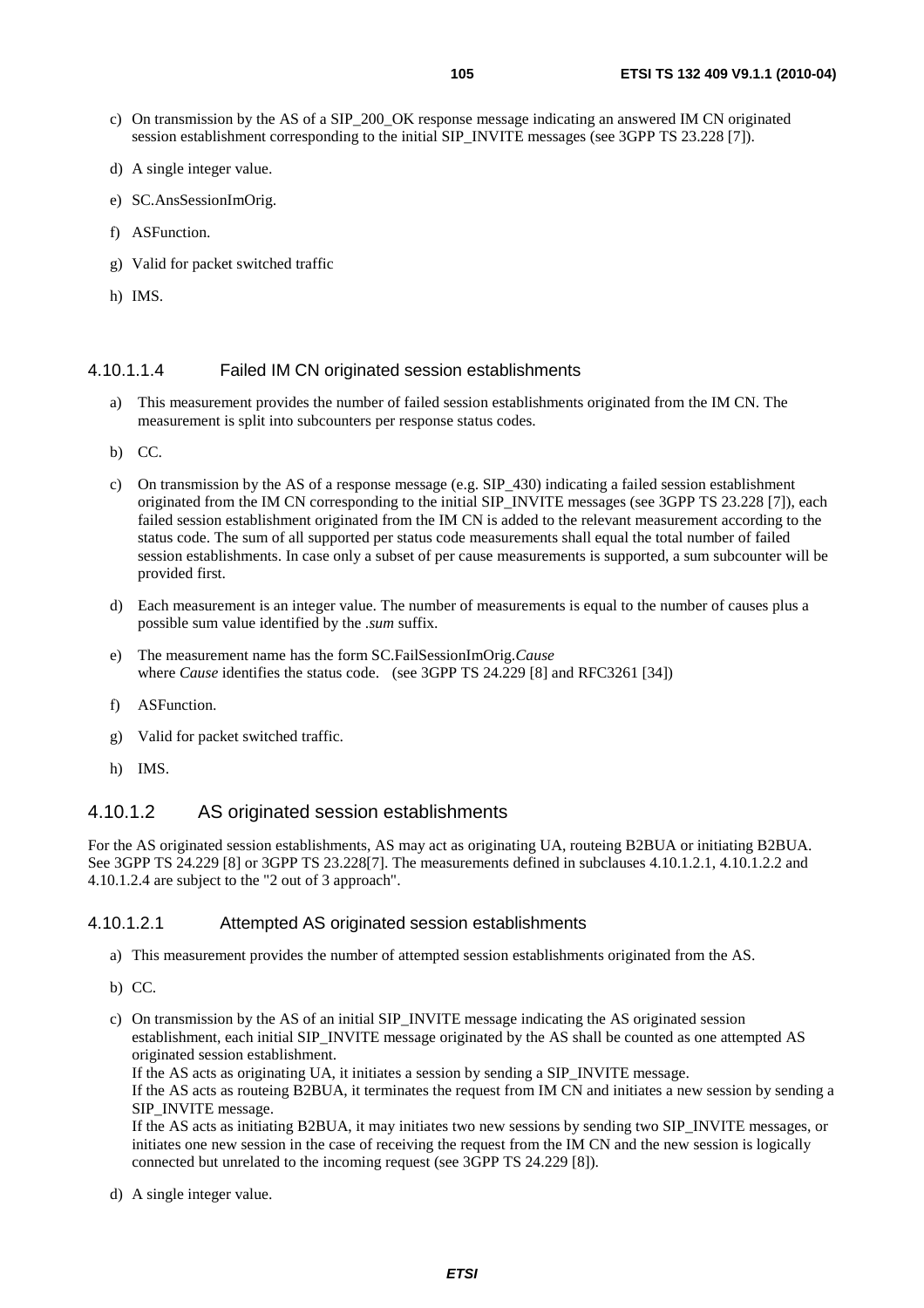c) On transmission by the AS of a SIP_200_OK response message indicating an answered IM CN originated session establishment corresponding to the initial SIP_INVITE messages (see 3GPP TS 23.228 [7]).

d) A single integer value.

e) SC.AnsSessionImOrig.

f) ASFunction.

g) Valid for packet switched traffic

h) IMS.

##### 4.10.1.1.4 Failed IM CN originated session establishments

a) This measurement provides the number of failed session establishments originated from the IM CN. The measurement is split into subcounters per response status codes.

b) CC.

c) On transmission by the AS of a response message (e.g. SIP_430) indicating a failed session establishment originated from the IM CN corresponding to the initial SIP_INVITE messages (see 3GPP TS 23.228 [7]), each failed session establishment originated from the IM CN is added to the relevant measurement according to the status code. The sum of all supported per status code measurements shall equal the total number of failed session establishments. In case only a subset of per cause measurements is supported, a sum subcounter will be provided first.

d) Each measurement is an integer value. The number of measurements is equal to the number of causes plus a possible sum value identified by the *.sum* suffix.

e) The measurement name has the form SC.FailSessionImOrig.*Cause*
where *Cause* identifies the status code. (see 3GPP TS 24.229 [8] and RFC3261 [34])

f) ASFunction.

g) Valid for packet switched traffic.

h) IMS.

#### 4.10.1.2 AS originated session establishments

For the AS originated session establishments, AS may act as originating UA, routeing B2BUA or initiating B2BUA. See 3GPP TS 24.229 [8] or 3GPP TS 23.228[7]. The measurements defined in subclauses 4.10.1.2.1, 4.10.1.2.2 and 4.10.1.2.4 are subject to the "2 out of 3 approach".

##### 4.10.1.2.1 Attempted AS originated session establishments

a) This measurement provides the number of attempted session establishments originated from the AS.

b) CC.

c) On transmission by the AS of an initial SIP_INVITE message indicating the AS originated session establishment, each initial SIP_INVITE message originated by the AS shall be counted as one attempted AS originated session establishment.
If the AS acts as originating UA, it initiates a session by sending a SIP_INVITE message.
If the AS acts as routeing B2BUA, it terminates the request from IM CN and initiates a new session by sending a SIP_INVITE message.
If the AS acts as initiating B2BUA, it may initiates two new sessions by sending two SIP_INVITE messages, or initiates one new session in the case of receiving the request from the IM CN and the new session is logically connected but unrelated to the incoming request (see 3GPP TS 24.229 [8]).

d) A single integer value.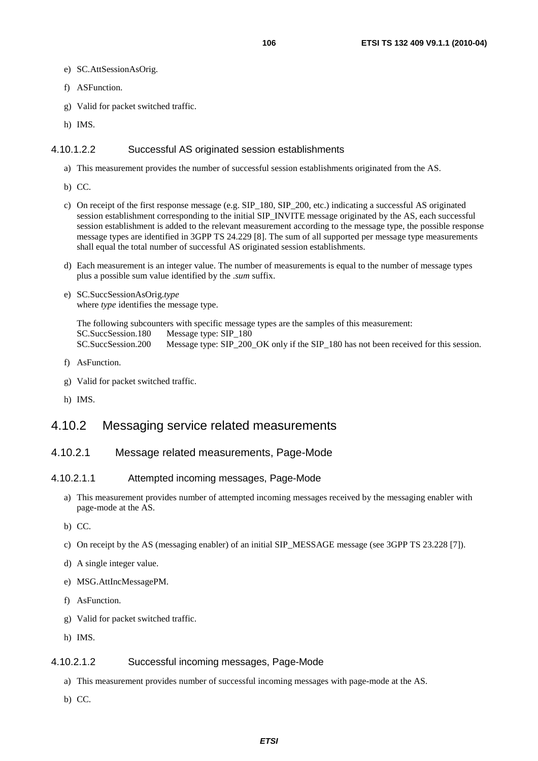e) SC.AttSessionAsOrig.

f) ASFunction.

g) Valid for packet switched traffic.

h) IMS.

#### 4.10.1.2.2 Successful AS originated session establishments

a) This measurement provides the number of successful session establishments originated from the AS.

b) CC.

c) On receipt of the first response message (e.g. SIP_180, SIP_200, etc.) indicating a successful AS originated session establishment corresponding to the initial SIP_INVITE message originated by the AS, each successful session establishment is added to the relevant measurement according to the message type, the possible response message types are identified in 3GPP TS 24.229 [8]. The sum of all supported per message type measurements shall equal the total number of successful AS originated session establishments.

d) Each measurement is an integer value. The number of measurements is equal to the number of message types plus a possible sum value identified by the *.sum* suffix.

e) SC.SuccSessionAsOrig.*type*
where *type* identifies the message type.

The following subcounters with specific message types are the samples of this measurement:

SC.SuccSession.180 Message type: SIP_180
SC.SuccSession.200 Message type: SIP_200_OK only if the SIP_180 has not been received for this session.

f) AsFunction.

g) Valid for packet switched traffic.

h) IMS.

## 4.10.2 Messaging service related measurements

### 4.10.2.1 Message related measurements, Page-Mode

#### 4.10.2.1.1 Attempted incoming messages, Page-Mode

a) This measurement provides number of attempted incoming messages received by the messaging enabler with page-mode at the AS.

b) CC.

c) On receipt by the AS (messaging enabler) of an initial SIP_MESSAGE message (see 3GPP TS 23.228 [7]).

d) A single integer value.

e) MSG.AttIncMessagePM.

f) AsFunction.

g) Valid for packet switched traffic.

h) IMS.

#### 4.10.2.1.2 Successful incoming messages, Page-Mode

a) This measurement provides number of successful incoming messages with page-mode at the AS.

b) CC.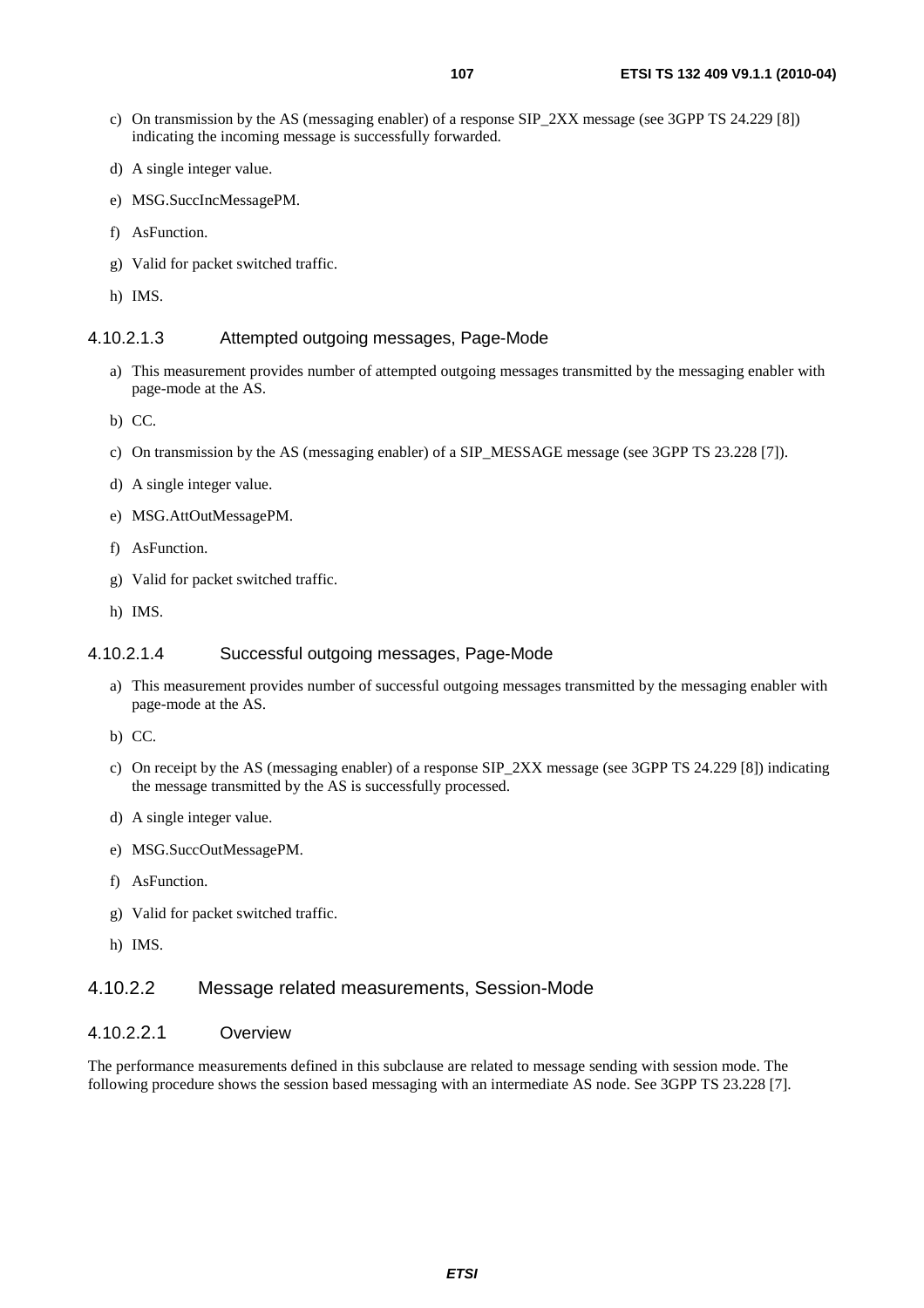c) On transmission by the AS (messaging enabler) of a response SIP_2XX message (see 3GPP TS 24.229 [8]) indicating the incoming message is successfully forwarded.

d) A single integer value.

e) MSG.SuccIncMessagePM.

f) AsFunction.

g) Valid for packet switched traffic.

h) IMS.

#### 4.10.2.1.3 Attempted outgoing messages, Page-Mode

a) This measurement provides number of attempted outgoing messages transmitted by the messaging enabler with page-mode at the AS.

b) CC.

c) On transmission by the AS (messaging enabler) of a SIP_MESSAGE message (see 3GPP TS 23.228 [7]).

d) A single integer value.

e) MSG.AttOutMessagePM.

f) AsFunction.

g) Valid for packet switched traffic.

h) IMS.

#### 4.10.2.1.4 Successful outgoing messages, Page-Mode

a) This measurement provides number of successful outgoing messages transmitted by the messaging enabler with page-mode at the AS.

b) CC.

c) On receipt by the AS (messaging enabler) of a response SIP_2XX message (see 3GPP TS 24.229 [8]) indicating the message transmitted by the AS is successfully processed.

d) A single integer value.

e) MSG.SuccOutMessagePM.

f) AsFunction.

g) Valid for packet switched traffic.

h) IMS.

### 4.10.2.2 Message related measurements, Session-Mode

#### 4.10.2.2.1 Overview

The performance measurements defined in this subclause are related to message sending with session mode. The following procedure shows the session based messaging with an intermediate AS node. See 3GPP TS 23.228 [7].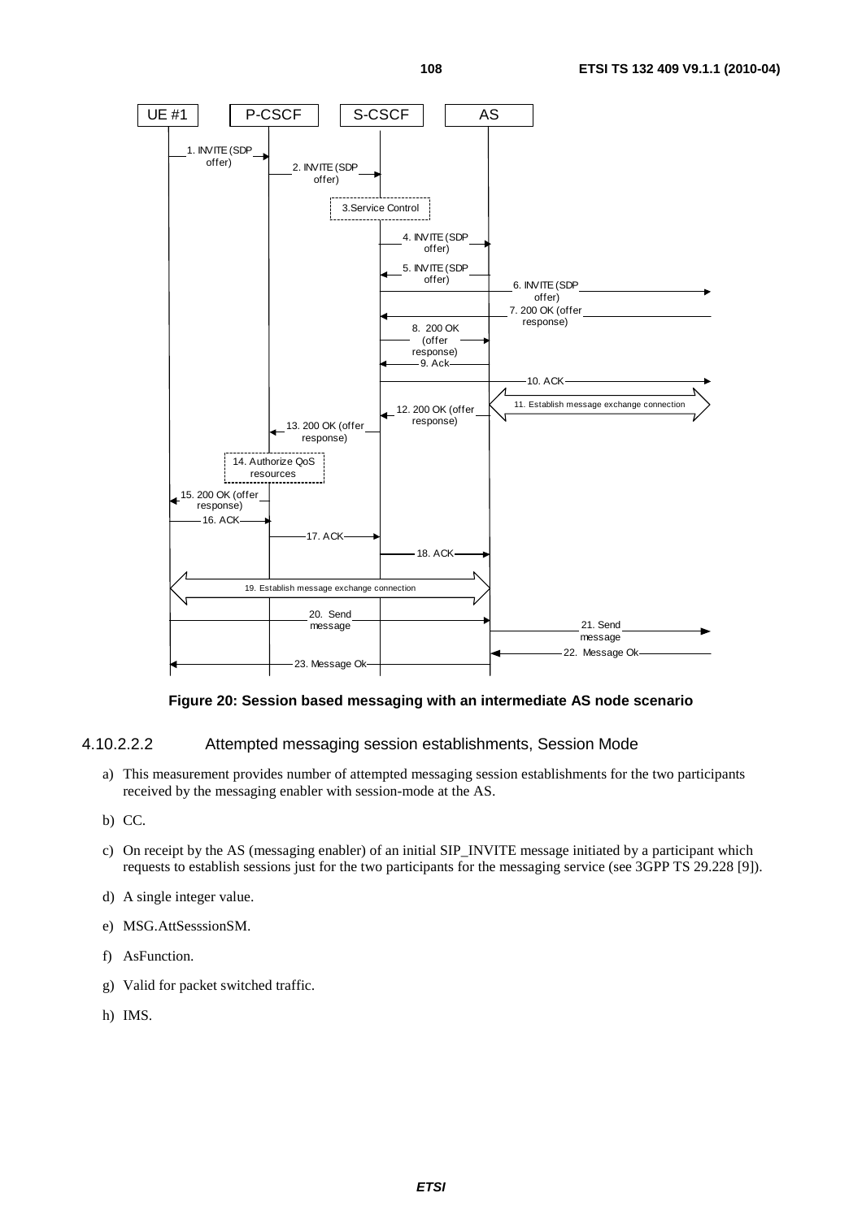**Figure 20: Session based messaging with an intermediate AS node scenario**

#### 4.10.2.2.2 Attempted messaging session establishments, Session Mode

a) This measurement provides number of attempted messaging session establishments for the two participants received by the messaging enabler with session-mode at the AS.

b) CC.

c) On receipt by the AS (messaging enabler) of an initial SIP_INVITE message initiated by a participant which requests to establish sessions just for the two participants for the messaging service (see 3GPP TS 29.228 [9]).

d) A single integer value.

e) MSG.AttSesssionSM.

f) AsFunction.

g) Valid for packet switched traffic.

h) IMS.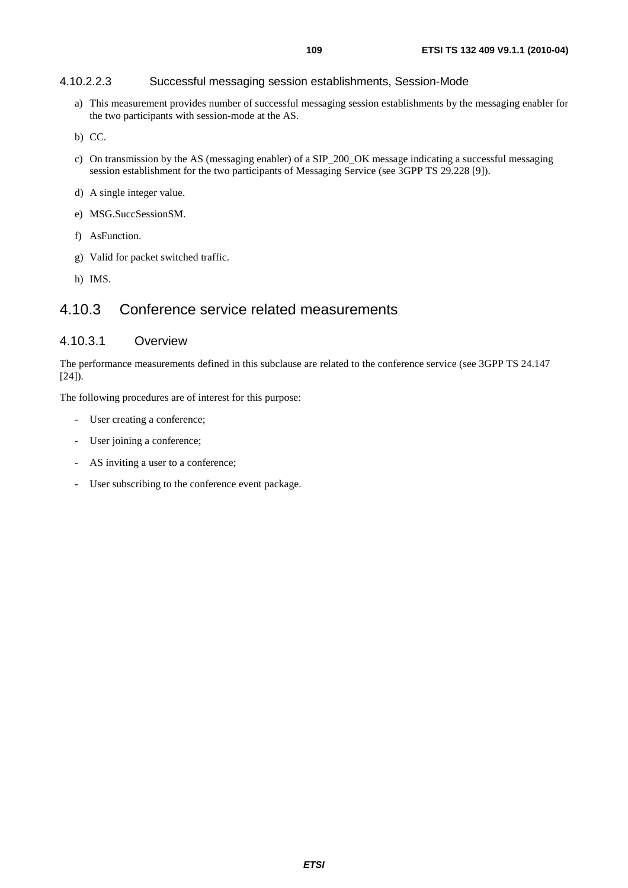#### 4.10.2.2.3 Successful messaging session establishments, Session-Mode

a) This measurement provides number of successful messaging session establishments by the messaging enabler for the two participants with session-mode at the AS.

b) CC.

c) On transmission by the AS (messaging enabler) of a SIP_200_OK message indicating a successful messaging session establishment for the two participants of Messaging Service (see 3GPP TS 29.228 [9]).

d) A single integer value.

e) MSG.SuccSessionSM.

f) AsFunction.

g) Valid for packet switched traffic.

h) IMS.

## 4.10.3 Conference service related measurements

### 4.10.3.1 Overview

The performance measurements defined in this subclause are related to the conference service (see 3GPP TS 24.147 [24]).

The following procedures are of interest for this purpose:

- User creating a conference;
- User joining a conference;
- AS inviting a user to a conference;
- User subscribing to the conference event package.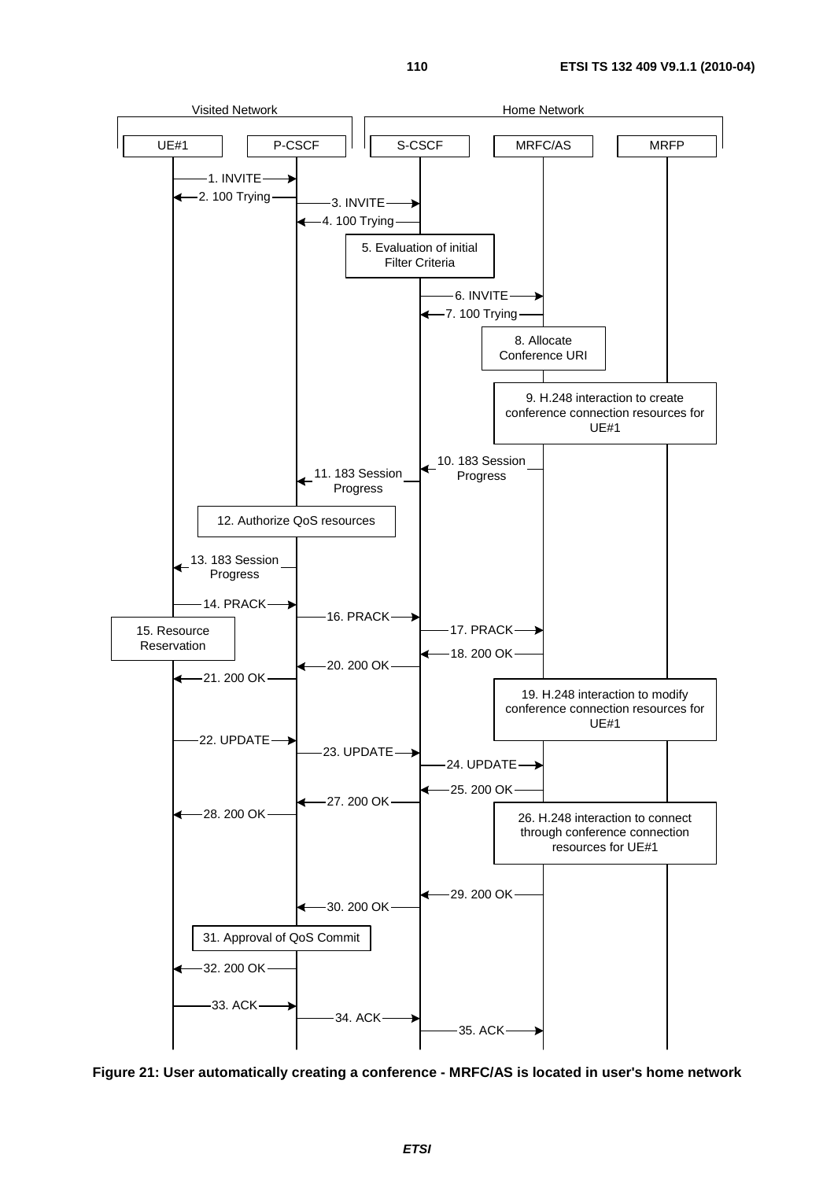Visited Network | Home Network

UE#1 | P-CSCF | S-CSCF | MRFC/AS | MRFP

1. INVITE

2. 100 Trying

3. INVITE

4. 100 Trying

5. Evaluation of initial Filter Criteria

6. INVITE

7. 100 Trying

8. Allocate Conference URI

9. H.248 interaction to create conference connection resources for UE#1

10. 183 Session Progress

11. 183 Session Progress

12. Authorize QoS resources

13. 183 Session Progress

14. PRACK

15. Resource Reservation

16. PRACK

17. PRACK

18. 200 OK

19. H.248 interaction to modify conference connection resources for UE#1

20. 200 OK

21. 200 OK

22. UPDATE

23. UPDATE

24. UPDATE

25. 200 OK

26. H.248 interaction to connect through conference connection resources for UE#1

27. 200 OK

28. 200 OK

29. 200 OK

30. 200 OK

31. Approval of QoS Commit

32. 200 OK

33. ACK

34. ACK

35. ACK

**Figure 21: User automatically creating a conference - MRFC/AS is located in user's home network**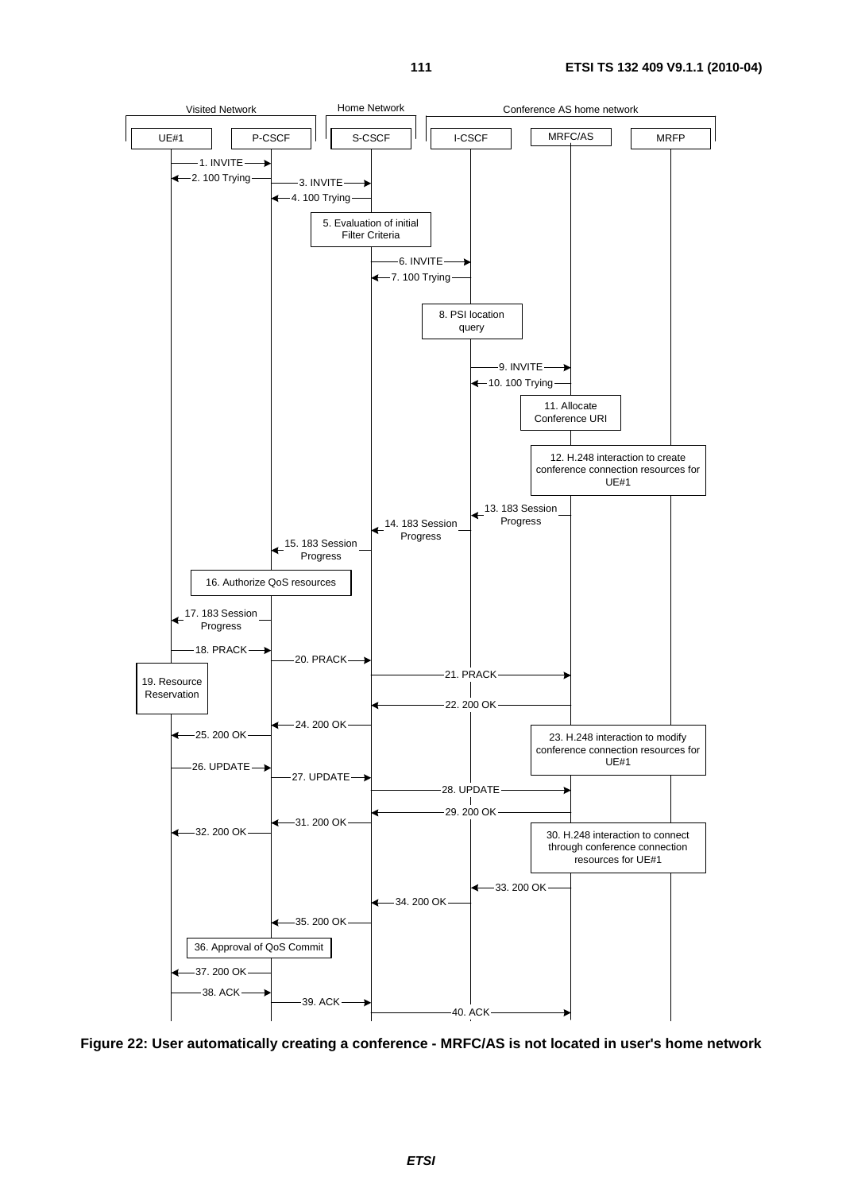**Figure 22: User automatically creating a conference - MRFC/AS is not located in user's home network**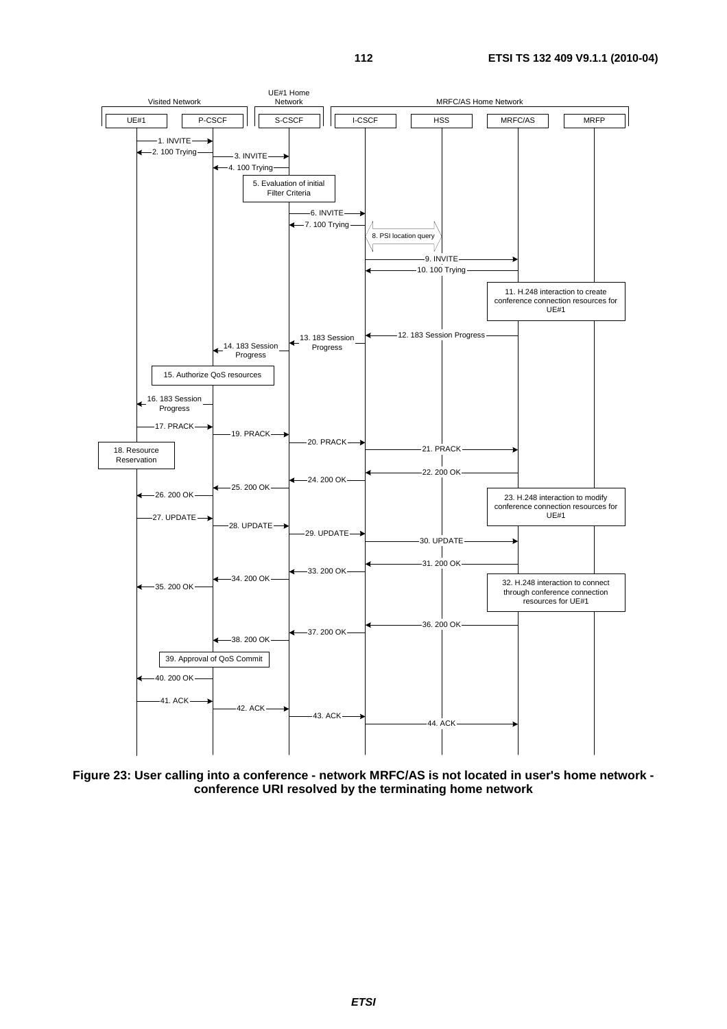**Figure 23: User calling into a conference - network MRFC/AS is not located in user's home network - conference URI resolved by the terminating home network**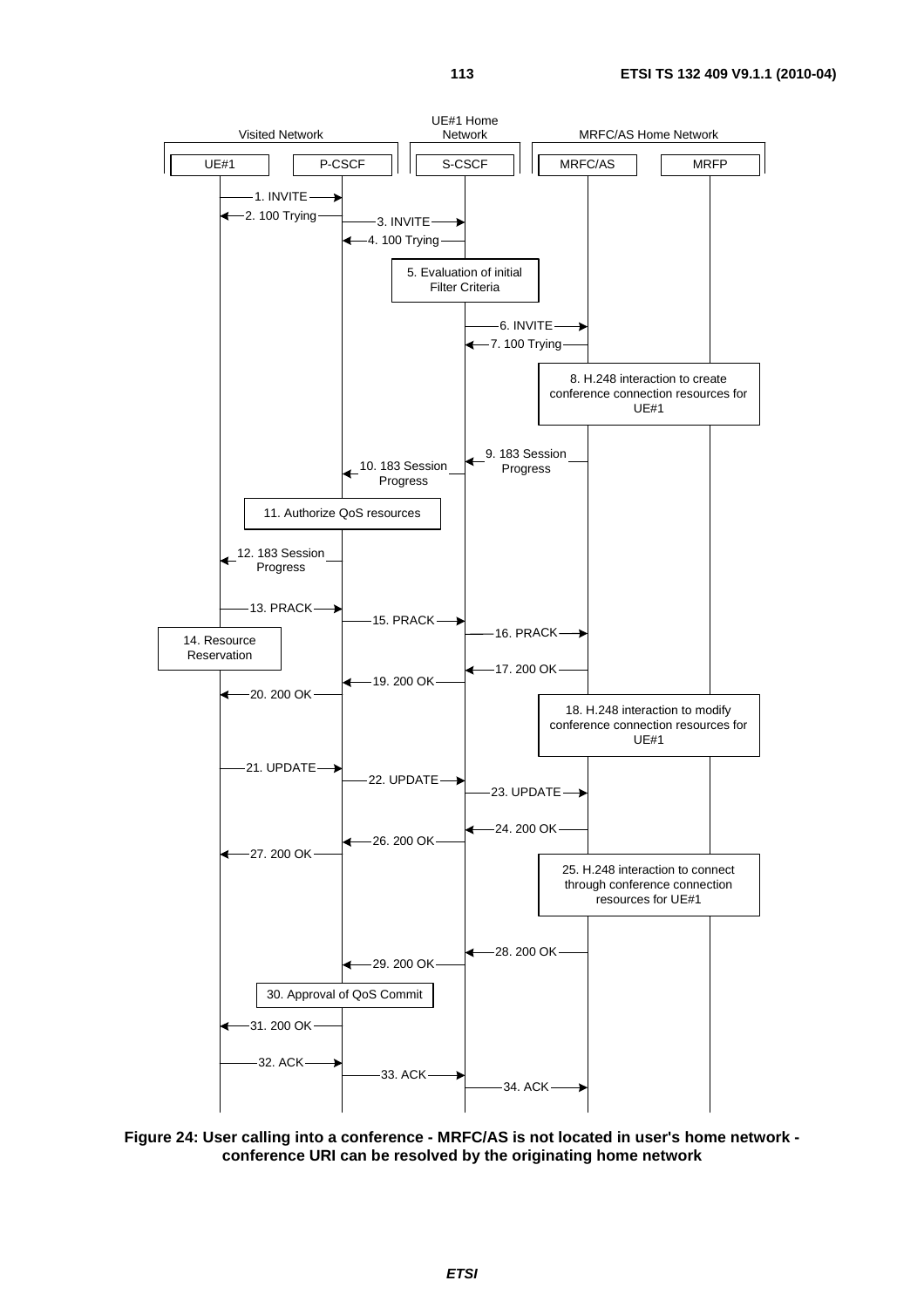**Figure 24: User calling into a conference - MRFC/AS is not located in user's home network - conference URI can be resolved by the originating home network**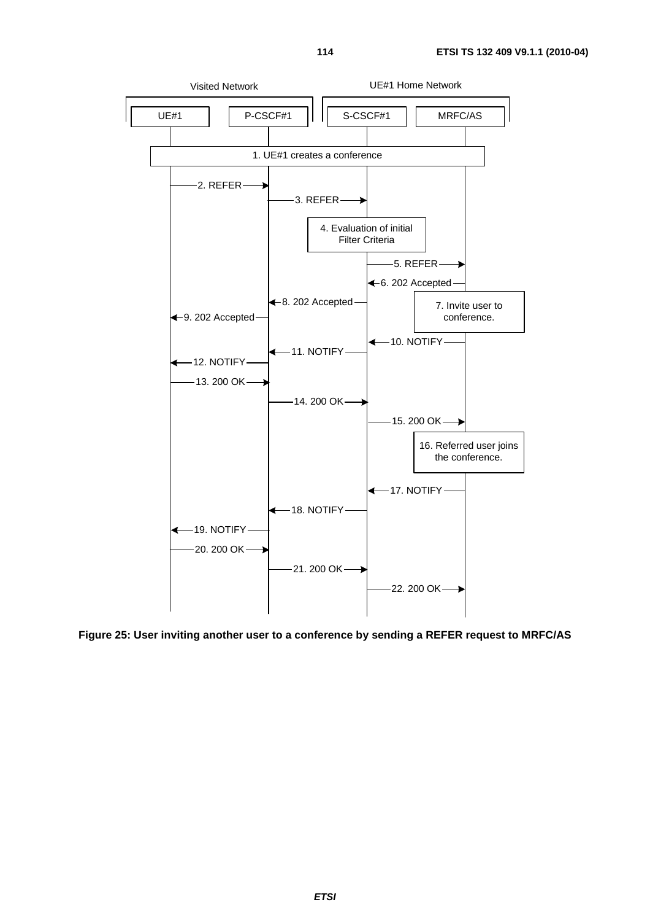Visited Network | UE#1 Home Network

UE#1 | P-CSCF#1 | S-CSCF#1 | MRFC/AS

1. UE#1 creates a conference

2. REFER

3. REFER

4. Evaluation of initial Filter Criteria

5. REFER

6. 202 Accepted

7. Invite user to conference.

8. 202 Accepted

9. 202 Accepted

10. NOTIFY

11. NOTIFY

12. NOTIFY

13. 200 OK

14. 200 OK

15. 200 OK

16. Referred user joins the conference.

17. NOTIFY

18. NOTIFY

19. NOTIFY

20. 200 OK

21. 200 OK

22. 200 OK

**Figure 25: User inviting another user to a conference by sending a REFER request to MRFC/AS**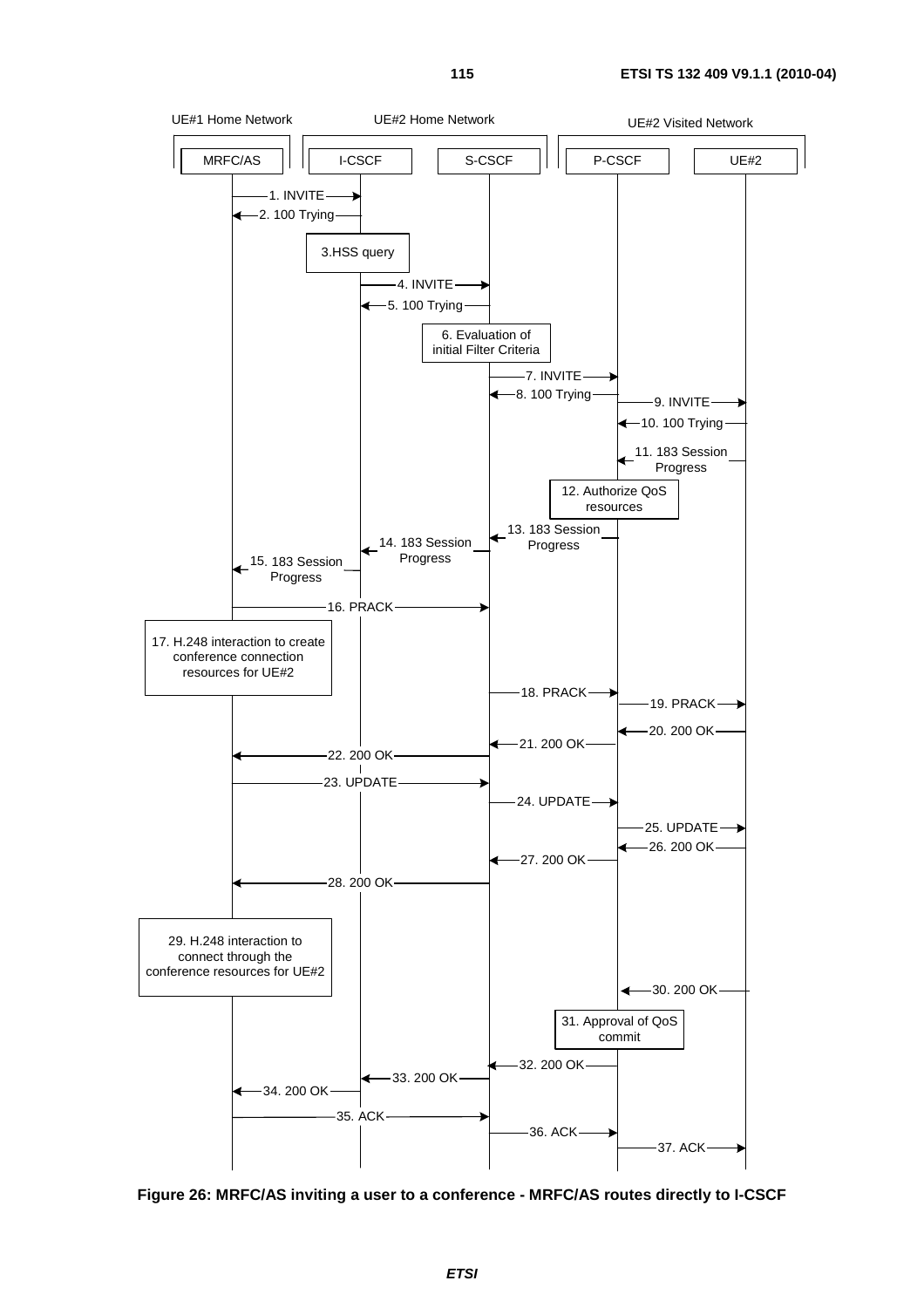UE#1 Home Network | UE#2 Home Network | UE#2 Visited Network

MRFC/AS | I-CSCF | S-CSCF | P-CSCF | UE#2

1. INVITE
2. 100 Trying
3. HSS query
4. INVITE
5. 100 Trying
6. Evaluation of initial Filter Criteria
7. INVITE
8. 100 Trying
9. INVITE
10. 100 Trying
11. 183 Session Progress
12. Authorize QoS resources
13. 183 Session Progress
14. 183 Session Progress
15. 183 Session Progress
16. PRACK
17. H.248 interaction to create conference connection resources for UE#2
18. PRACK
19. PRACK
20. 200 OK
21. 200 OK
22. 200 OK
23. UPDATE
24. UPDATE
25. UPDATE
26. 200 OK
27. 200 OK
28. 200 OK
29. H.248 interaction to connect through the conference resources for UE#2
30. 200 OK
31. Approval of QoS commit
32. 200 OK
33. 200 OK
34. 200 OK
35. ACK
36. ACK
37. ACK

**Figure 26: MRFC/AS inviting a user to a conference - MRFC/AS routes directly to I-CSCF**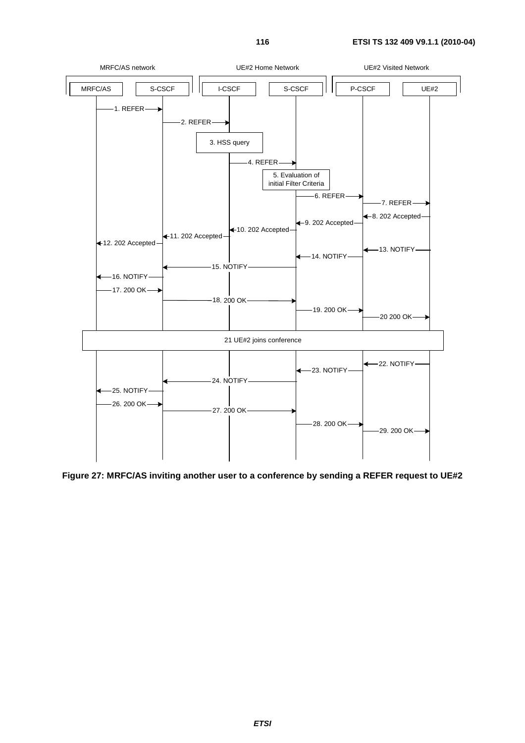**Figure 27: MRFC/AS inviting another user to a conference by sending a REFER request to UE#2**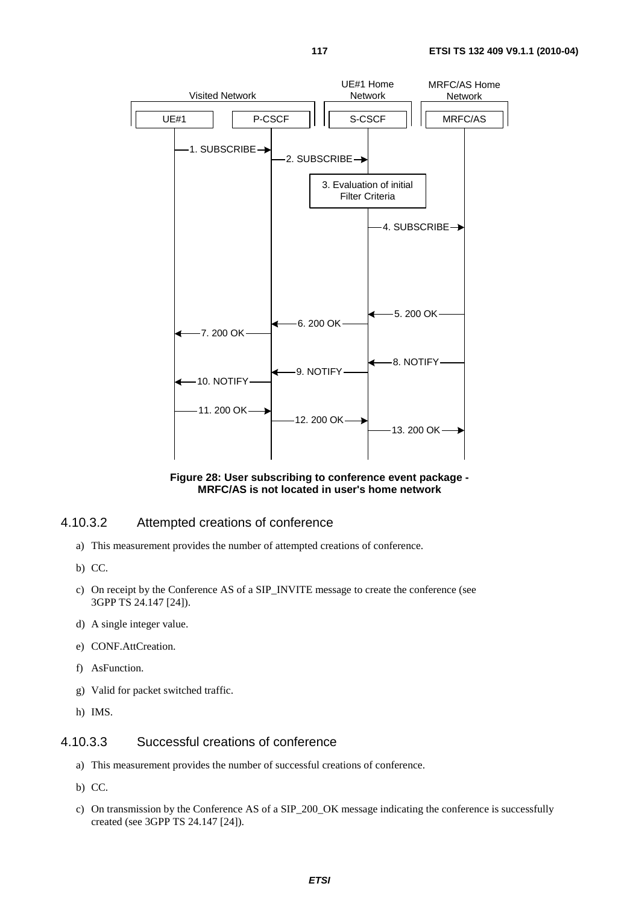**Figure 28: User subscribing to conference event package - MRFC/AS is not located in user's home network**

#### 4.10.3.2 Attempted creations of conference

a) This measurement provides the number of attempted creations of conference.

b) CC.

c) On receipt by the Conference AS of a SIP_INVITE message to create the conference (see 3GPP TS 24.147 [24]).

d) A single integer value.

e) CONF.AttCreation.

f) AsFunction.

g) Valid for packet switched traffic.

h) IMS.

#### 4.10.3.3 Successful creations of conference

a) This measurement provides the number of successful creations of conference.

b) CC.

c) On transmission by the Conference AS of a SIP_200_OK message indicating the conference is successfully created (see 3GPP TS 24.147 [24]).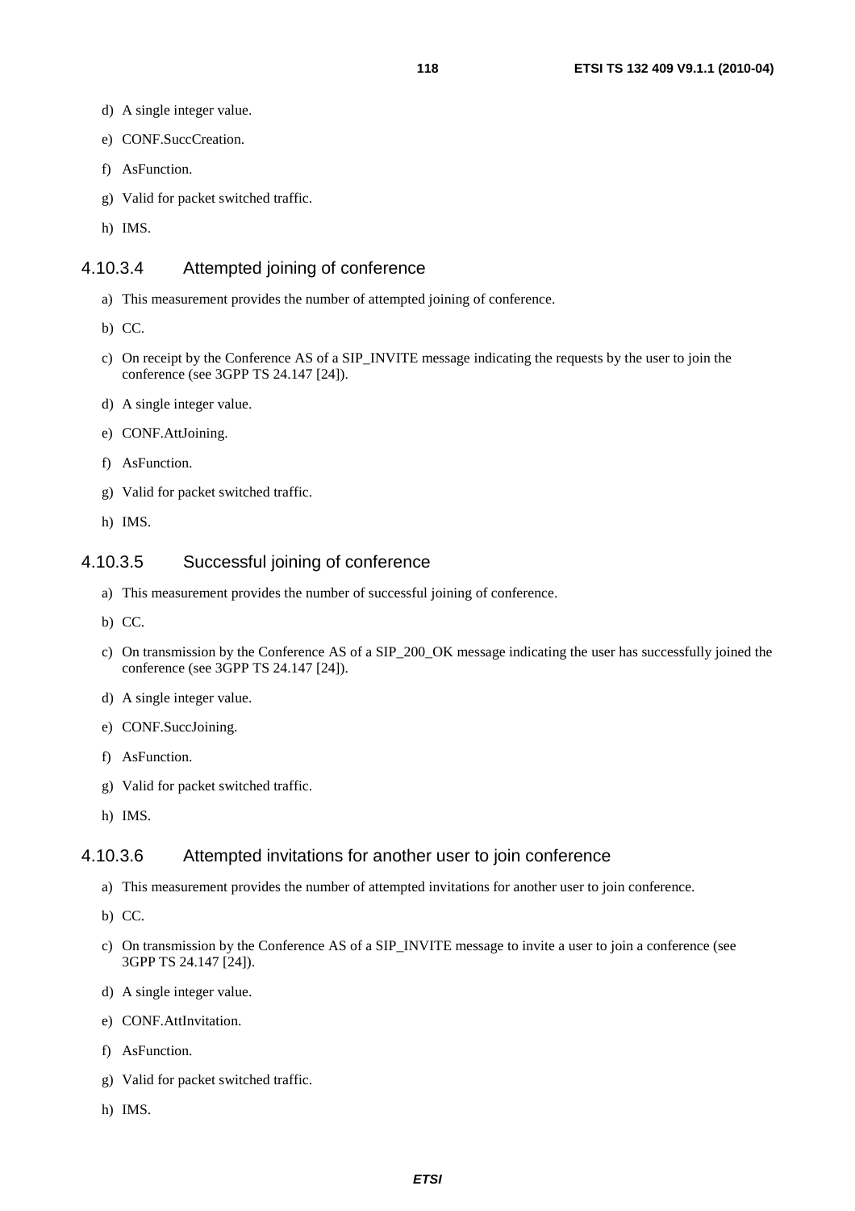d) A single integer value.

e) CONF.SuccCreation.

f) AsFunction.

g) Valid for packet switched traffic.

h) IMS.

#### 4.10.3.4 Attempted joining of conference

a) This measurement provides the number of attempted joining of conference.

b) CC.

c) On receipt by the Conference AS of a SIP_INVITE message indicating the requests by the user to join the conference (see 3GPP TS 24.147 [24]).

d) A single integer value.

e) CONF.AttJoining.

f) AsFunction.

g) Valid for packet switched traffic.

h) IMS.

#### 4.10.3.5 Successful joining of conference

a) This measurement provides the number of successful joining of conference.

b) CC.

c) On transmission by the Conference AS of a SIP_200_OK message indicating the user has successfully joined the conference (see 3GPP TS 24.147 [24]).

d) A single integer value.

e) CONF.SuccJoining.

f) AsFunction.

g) Valid for packet switched traffic.

h) IMS.

#### 4.10.3.6 Attempted invitations for another user to join conference

a) This measurement provides the number of attempted invitations for another user to join conference.

b) CC.

c) On transmission by the Conference AS of a SIP_INVITE message to invite a user to join a conference (see 3GPP TS 24.147 [24]).

d) A single integer value.

e) CONF.AttInvitation.

f) AsFunction.

g) Valid for packet switched traffic.

h) IMS.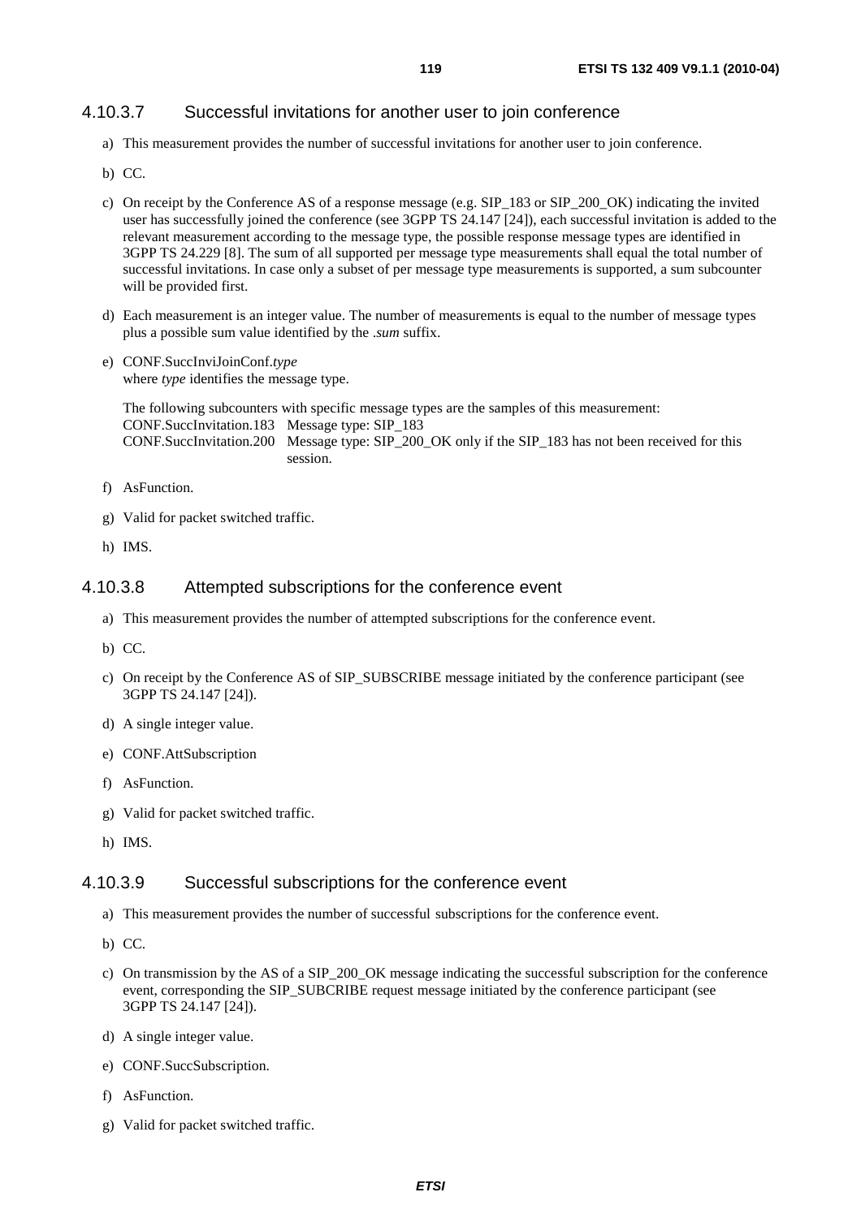#### 4.10.3.7 Successful invitations for another user to join conference

a) This measurement provides the number of successful invitations for another user to join conference.

b) CC.

c) On receipt by the Conference AS of a response message (e.g. SIP_183 or SIP_200_OK) indicating the invited user has successfully joined the conference (see 3GPP TS 24.147 [24]), each successful invitation is added to the relevant measurement according to the message type, the possible response message types are identified in 3GPP TS 24.229 [8]. The sum of all supported per message type measurements shall equal the total number of successful invitations. In case only a subset of per message type measurements is supported, a sum subcounter will be provided first.

d) Each measurement is an integer value. The number of measurements is equal to the number of message types plus a possible sum value identified by the *.sum* suffix.

e) CONF.SuccInviJoinConf.*type*
where *type* identifies the message type.

The following subcounters with specific message types are the samples of this measurement:

CONF.SuccInvitation.183 Message type: SIP_183

CONF.SuccInvitation.200 Message type: SIP_200_OK only if the SIP_183 has not been received for this session.

f) AsFunction.

g) Valid for packet switched traffic.

h) IMS.

#### 4.10.3.8 Attempted subscriptions for the conference event

a) This measurement provides the number of attempted subscriptions for the conference event.

b) CC.

c) On receipt by the Conference AS of SIP_SUBSCRIBE message initiated by the conference participant (see 3GPP TS 24.147 [24]).

d) A single integer value.

e) CONF.AttSubscription

f) AsFunction.

g) Valid for packet switched traffic.

h) IMS.

#### 4.10.3.9 Successful subscriptions for the conference event

a) This measurement provides the number of successful subscriptions for the conference event.

b) CC.

c) On transmission by the AS of a SIP_200_OK message indicating the successful subscription for the conference event, corresponding the SIP_SUBCRIBE request message initiated by the conference participant (see 3GPP TS 24.147 [24]).

d) A single integer value.

e) CONF.SuccSubscription.

f) AsFunction.

g) Valid for packet switched traffic.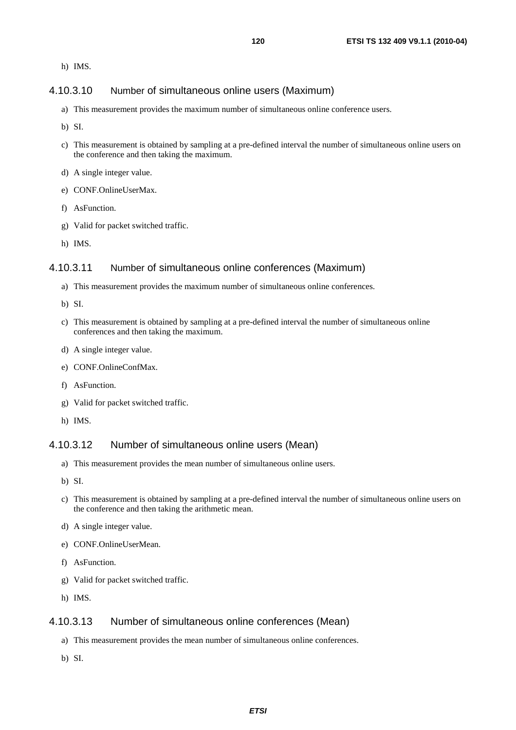h) IMS.

#### 4.10.3.10 Number of simultaneous online users (Maximum)

a) This measurement provides the maximum number of simultaneous online conference users.

b) SI.

c) This measurement is obtained by sampling at a pre-defined interval the number of simultaneous online users on the conference and then taking the maximum.

d) A single integer value.

e) CONF.OnlineUserMax.

f) AsFunction.

g) Valid for packet switched traffic.

h) IMS.

#### 4.10.3.11 Number of simultaneous online conferences (Maximum)

a) This measurement provides the maximum number of simultaneous online conferences.

b) SI.

c) This measurement is obtained by sampling at a pre-defined interval the number of simultaneous online conferences and then taking the maximum.

d) A single integer value.

e) CONF.OnlineConfMax.

f) AsFunction.

g) Valid for packet switched traffic.

h) IMS.

#### 4.10.3.12 Number of simultaneous online users (Mean)

a) This measurement provides the mean number of simultaneous online users.

b) SI.

c) This measurement is obtained by sampling at a pre-defined interval the number of simultaneous online users on the conference and then taking the arithmetic mean.

d) A single integer value.

e) CONF.OnlineUserMean.

f) AsFunction.

g) Valid for packet switched traffic.

h) IMS.

#### 4.10.3.13 Number of simultaneous online conferences (Mean)

a) This measurement provides the mean number of simultaneous online conferences.

b) SI.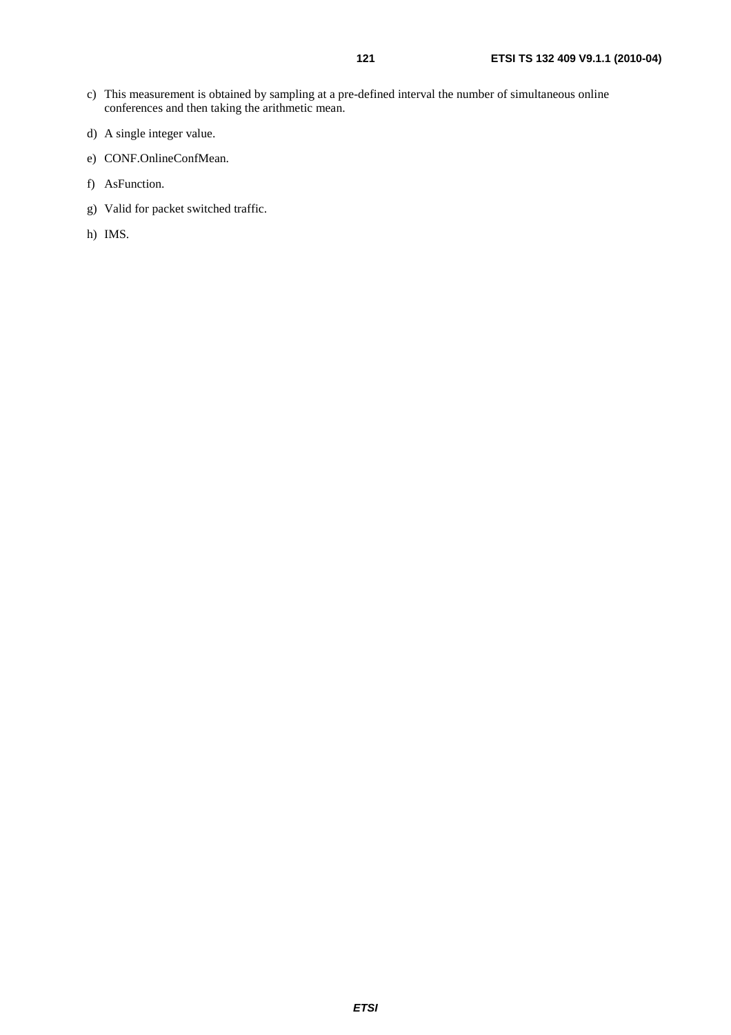c) This measurement is obtained by sampling at a pre-defined interval the number of simultaneous online conferences and then taking the arithmetic mean.

d) A single integer value.

e) CONF.OnlineConfMean.

f) AsFunction.

g) Valid for packet switched traffic.

h) IMS.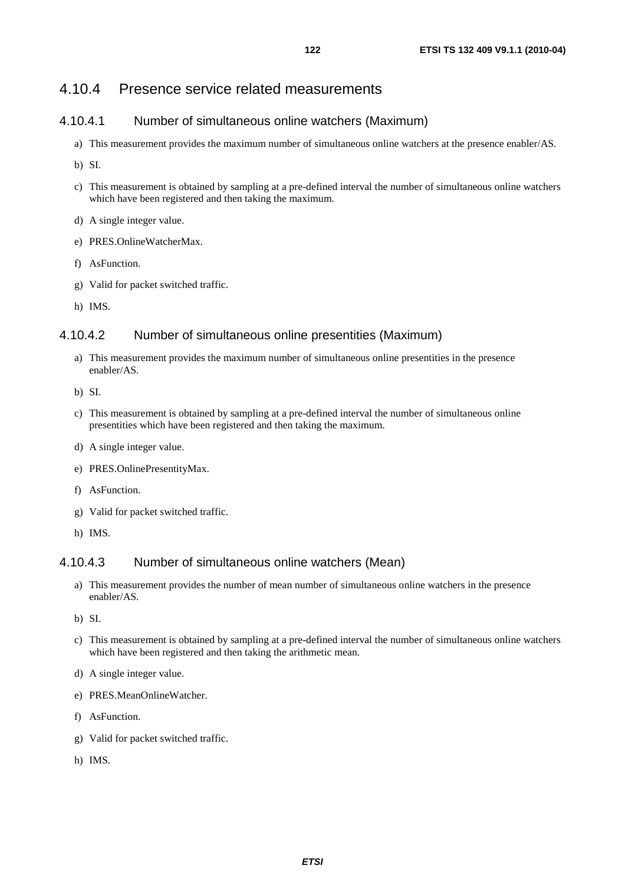### 4.10.4 Presence service related measurements

#### 4.10.4.1 Number of simultaneous online watchers (Maximum)

a) This measurement provides the maximum number of simultaneous online watchers at the presence enabler/AS.

b) SI.

c) This measurement is obtained by sampling at a pre-defined interval the number of simultaneous online watchers which have been registered and then taking the maximum.

d) A single integer value.

e) PRES.OnlineWatcherMax.

f) AsFunction.

g) Valid for packet switched traffic.

h) IMS.

#### 4.10.4.2 Number of simultaneous online presentities (Maximum)

a) This measurement provides the maximum number of simultaneous online presentities in the presence enabler/AS.

b) SI.

c) This measurement is obtained by sampling at a pre-defined interval the number of simultaneous online presentities which have been registered and then taking the maximum.

d) A single integer value.

e) PRES.OnlinePresentityMax.

f) AsFunction.

g) Valid for packet switched traffic.

h) IMS.

#### 4.10.4.3 Number of simultaneous online watchers (Mean)

a) This measurement provides the number of mean number of simultaneous online watchers in the presence enabler/AS.

b) SI.

c) This measurement is obtained by sampling at a pre-defined interval the number of simultaneous online watchers which have been registered and then taking the arithmetic mean.

d) A single integer value.

e) PRES.MeanOnlineWatcher.

f) AsFunction.

g) Valid for packet switched traffic.

h) IMS.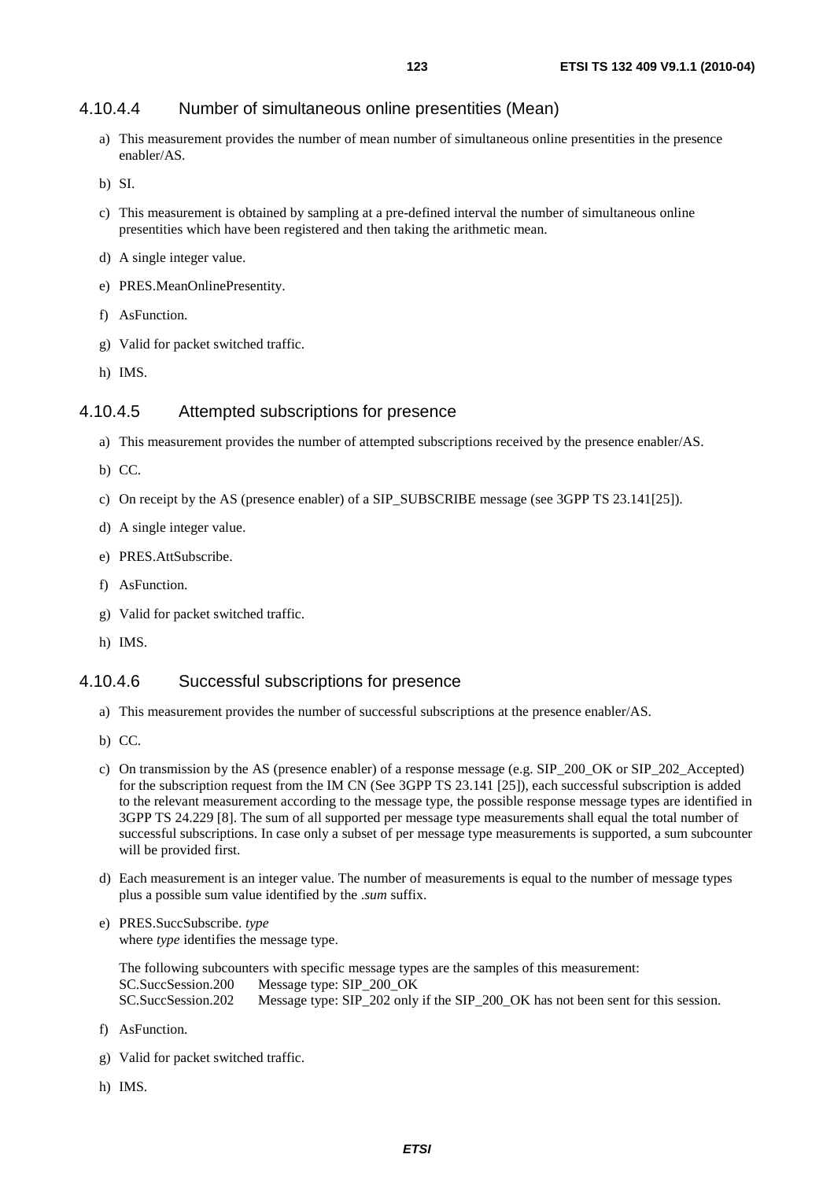### 4.10.4.4 Number of simultaneous online presentities (Mean)

a) This measurement provides the number of mean number of simultaneous online presentities in the presence enabler/AS.

b) SI.

c) This measurement is obtained by sampling at a pre-defined interval the number of simultaneous online presentities which have been registered and then taking the arithmetic mean.

d) A single integer value.

e) PRES.MeanOnlinePresentity.

f) AsFunction.

g) Valid for packet switched traffic.

h) IMS.

### 4.10.4.5 Attempted subscriptions for presence

a) This measurement provides the number of attempted subscriptions received by the presence enabler/AS.

b) CC.

c) On receipt by the AS (presence enabler) of a SIP_SUBSCRIBE message (see 3GPP TS 23.141[25]).

d) A single integer value.

e) PRES.AttSubscribe.

f) AsFunction.

g) Valid for packet switched traffic.

h) IMS.

### 4.10.4.6 Successful subscriptions for presence

a) This measurement provides the number of successful subscriptions at the presence enabler/AS.

b) CC.

c) On transmission by the AS (presence enabler) of a response message (e.g. SIP_200_OK or SIP_202_Accepted) for the subscription request from the IM CN (See 3GPP TS 23.141 [25]), each successful subscription is added to the relevant measurement according to the message type, the possible response message types are identified in 3GPP TS 24.229 [8]. The sum of all supported per message type measurements shall equal the total number of successful subscriptions. In case only a subset of per message type measurements is supported, a sum subcounter will be provided first.

d) Each measurement is an integer value. The number of measurements is equal to the number of message types plus a possible sum value identified by the *.sum* suffix.

e) PRES.SuccSubscribe. *type*
where *type* identifies the message type.

The following subcounters with specific message types are the samples of this measurement:
SC.SuccSession.200 Message type: SIP_200_OK
SC.SuccSession.202 Message type: SIP_202 only if the SIP_200_OK has not been sent for this session.

f) AsFunction.

g) Valid for packet switched traffic.

h) IMS.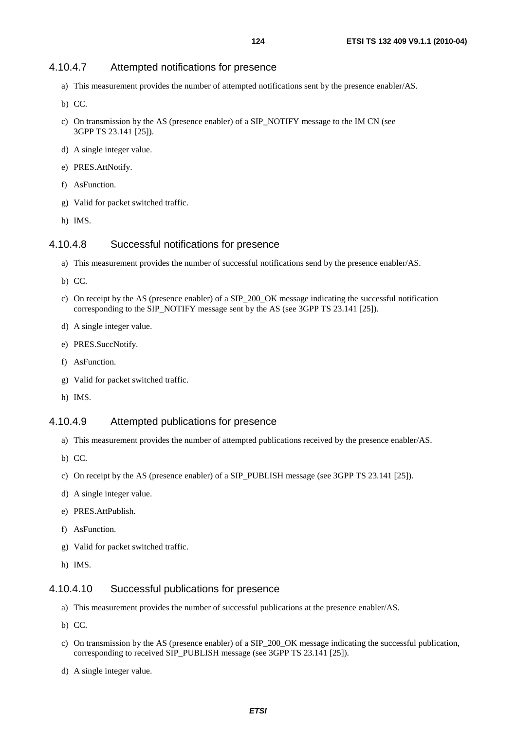#### 4.10.4.7 Attempted notifications for presence

a) This measurement provides the number of attempted notifications sent by the presence enabler/AS.

b) CC.

c) On transmission by the AS (presence enabler) of a SIP_NOTIFY message to the IM CN (see 3GPP TS 23.141 [25]).

d) A single integer value.

e) PRES.AttNotify.

f) AsFunction.

g) Valid for packet switched traffic.

h) IMS.

#### 4.10.4.8 Successful notifications for presence

a) This measurement provides the number of successful notifications send by the presence enabler/AS.

b) CC.

c) On receipt by the AS (presence enabler) of a SIP_200_OK message indicating the successful notification corresponding to the SIP_NOTIFY message sent by the AS (see 3GPP TS 23.141 [25]).

d) A single integer value.

e) PRES.SuccNotify.

f) AsFunction.

g) Valid for packet switched traffic.

h) IMS.

#### 4.10.4.9 Attempted publications for presence

a) This measurement provides the number of attempted publications received by the presence enabler/AS.

b) CC.

c) On receipt by the AS (presence enabler) of a SIP_PUBLISH message (see 3GPP TS 23.141 [25]).

d) A single integer value.

e) PRES.AttPublish.

f) AsFunction.

g) Valid for packet switched traffic.

h) IMS.

#### 4.10.4.10 Successful publications for presence

a) This measurement provides the number of successful publications at the presence enabler/AS.

b) CC.

c) On transmission by the AS (presence enabler) of a SIP_200_OK message indicating the successful publication, corresponding to received SIP_PUBLISH message (see 3GPP TS 23.141 [25]).

d) A single integer value.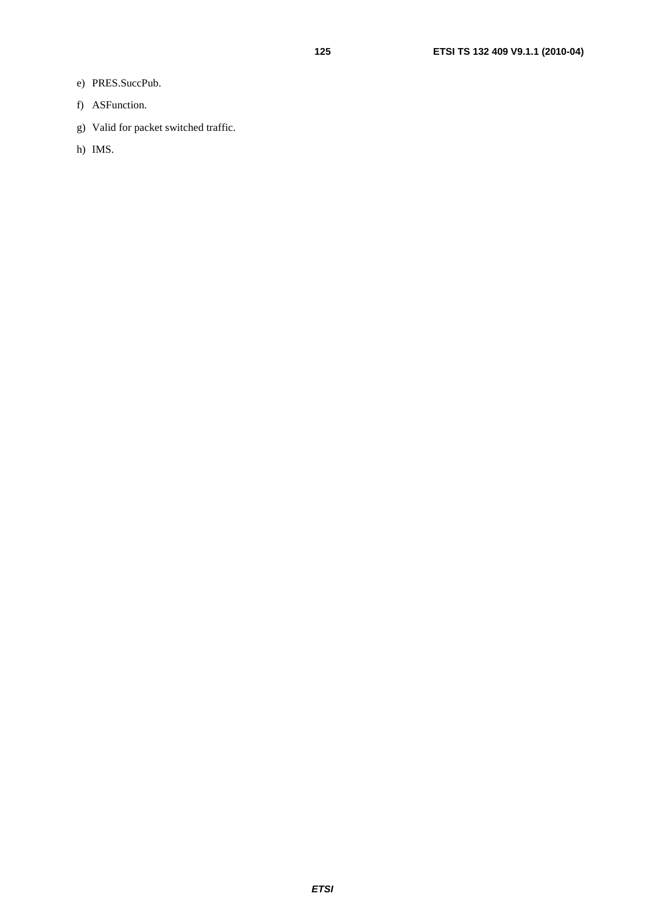e) PRES.SuccPub.

f) ASFunction.

g) Valid for packet switched traffic.

h) IMS.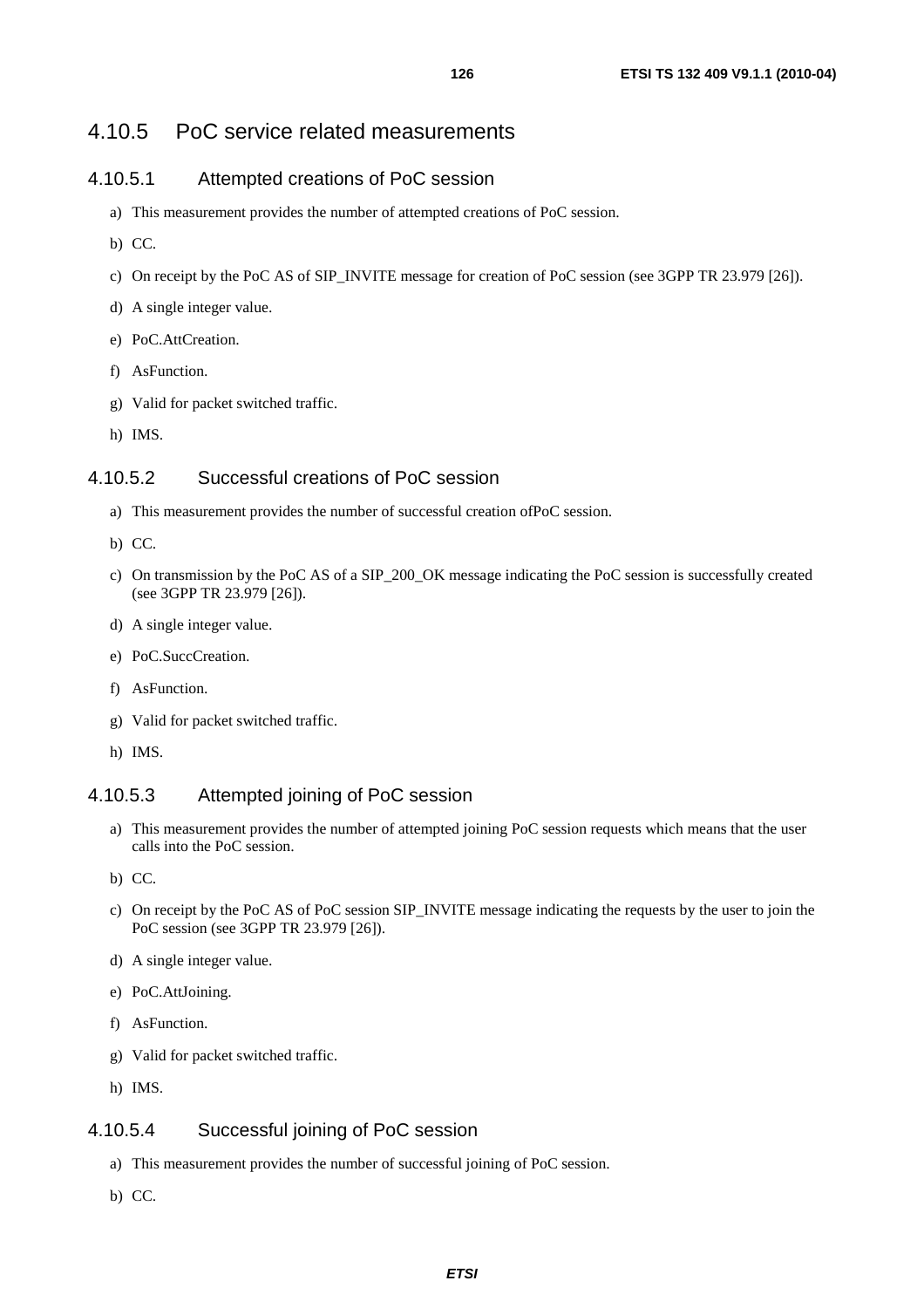### 4.10.5 PoC service related measurements

#### 4.10.5.1 Attempted creations of PoC session

a) This measurement provides the number of attempted creations of PoC session.

b) CC.

c) On receipt by the PoC AS of SIP_INVITE message for creation of PoC session (see 3GPP TR 23.979 [26]).

d) A single integer value.

e) PoC.AttCreation.

f) AsFunction.

g) Valid for packet switched traffic.

h) IMS.

#### 4.10.5.2 Successful creations of PoC session

a) This measurement provides the number of successful creation ofPoC session.

b) CC.

c) On transmission by the PoC AS of a SIP_200_OK message indicating the PoC session is successfully created (see 3GPP TR 23.979 [26]).

d) A single integer value.

e) PoC.SuccCreation.

f) AsFunction.

g) Valid for packet switched traffic.

h) IMS.

#### 4.10.5.3 Attempted joining of PoC session

a) This measurement provides the number of attempted joining PoC session requests which means that the user calls into the PoC session.

b) CC.

c) On receipt by the PoC AS of PoC session SIP_INVITE message indicating the requests by the user to join the PoC session (see 3GPP TR 23.979 [26]).

d) A single integer value.

e) PoC.AttJoining.

f) AsFunction.

g) Valid for packet switched traffic.

h) IMS.

#### 4.10.5.4 Successful joining of PoC session

a) This measurement provides the number of successful joining of PoC session.

b) CC.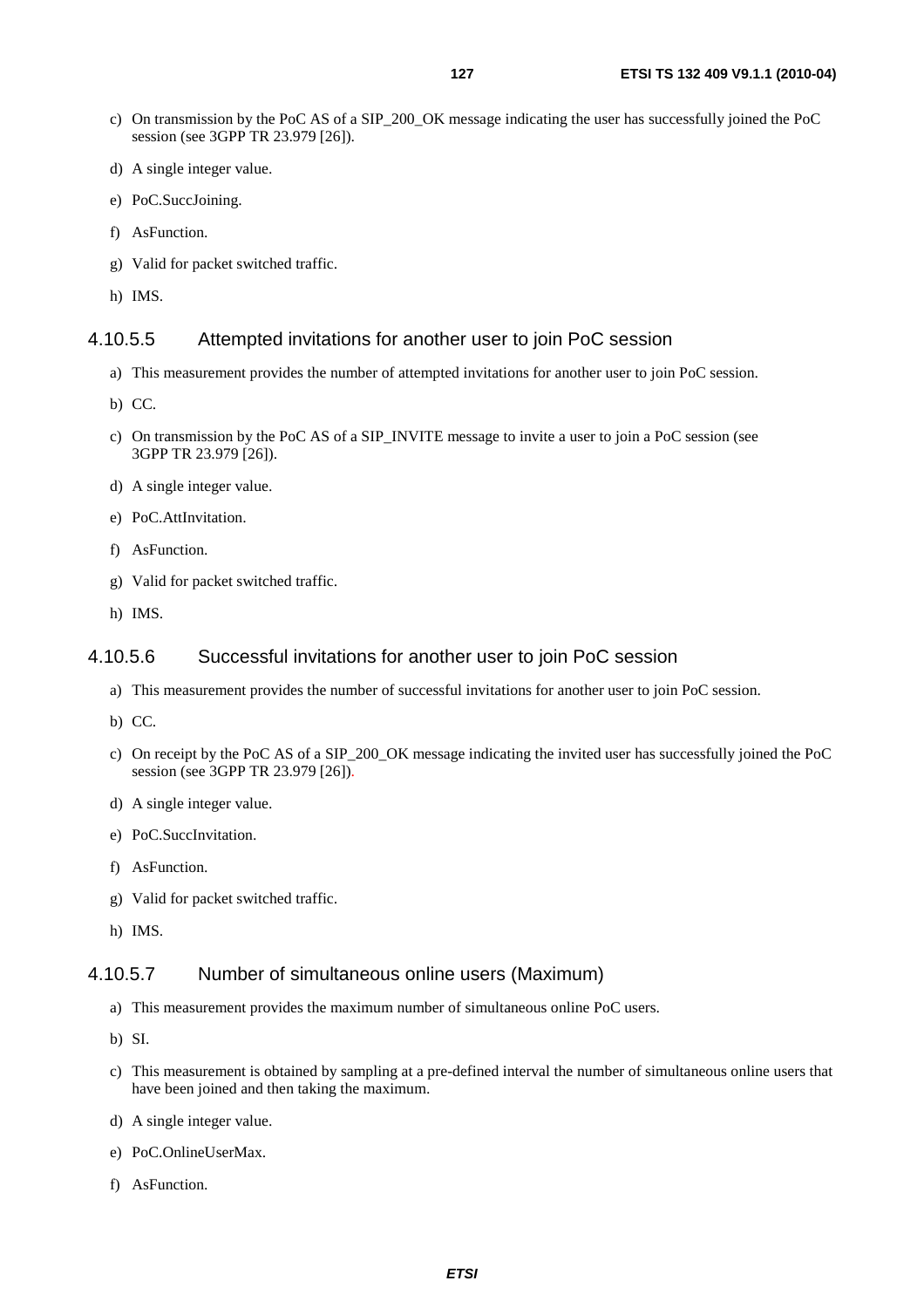c) On transmission by the PoC AS of a SIP_200_OK message indicating the user has successfully joined the PoC session (see 3GPP TR 23.979 [26]).

d) A single integer value.

e) PoC.SuccJoining.

f) AsFunction.

g) Valid for packet switched traffic.

h) IMS.

#### 4.10.5.5 Attempted invitations for another user to join PoC session

a) This measurement provides the number of attempted invitations for another user to join PoC session.

b) CC.

c) On transmission by the PoC AS of a SIP_INVITE message to invite a user to join a PoC session (see 3GPP TR 23.979 [26]).

d) A single integer value.

e) PoC.AttInvitation.

f) AsFunction.

g) Valid for packet switched traffic.

h) IMS.

#### 4.10.5.6 Successful invitations for another user to join PoC session

a) This measurement provides the number of successful invitations for another user to join PoC session.

b) CC.

c) On receipt by the PoC AS of a SIP_200_OK message indicating the invited user has successfully joined the PoC session (see 3GPP TR 23.979 [26]).

d) A single integer value.

e) PoC.SuccInvitation.

f) AsFunction.

g) Valid for packet switched traffic.

h) IMS.

#### 4.10.5.7 Number of simultaneous online users (Maximum)

a) This measurement provides the maximum number of simultaneous online PoC users.

b) SI.

c) This measurement is obtained by sampling at a pre-defined interval the number of simultaneous online users that have been joined and then taking the maximum.

d) A single integer value.

e) PoC.OnlineUserMax.

f) AsFunction.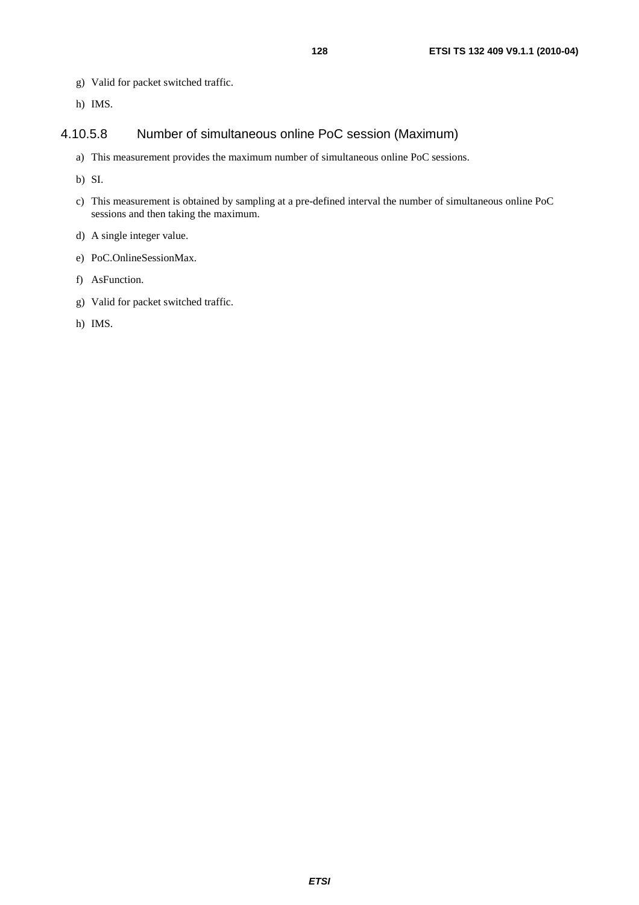g) Valid for packet switched traffic.

h) IMS.

#### 4.10.5.8 Number of simultaneous online PoC session (Maximum)

a) This measurement provides the maximum number of simultaneous online PoC sessions.

b) SI.

c) This measurement is obtained by sampling at a pre-defined interval the number of simultaneous online PoC sessions and then taking the maximum.

d) A single integer value.

e) PoC.OnlineSessionMax.

f) AsFunction.

g) Valid for packet switched traffic.

h) IMS.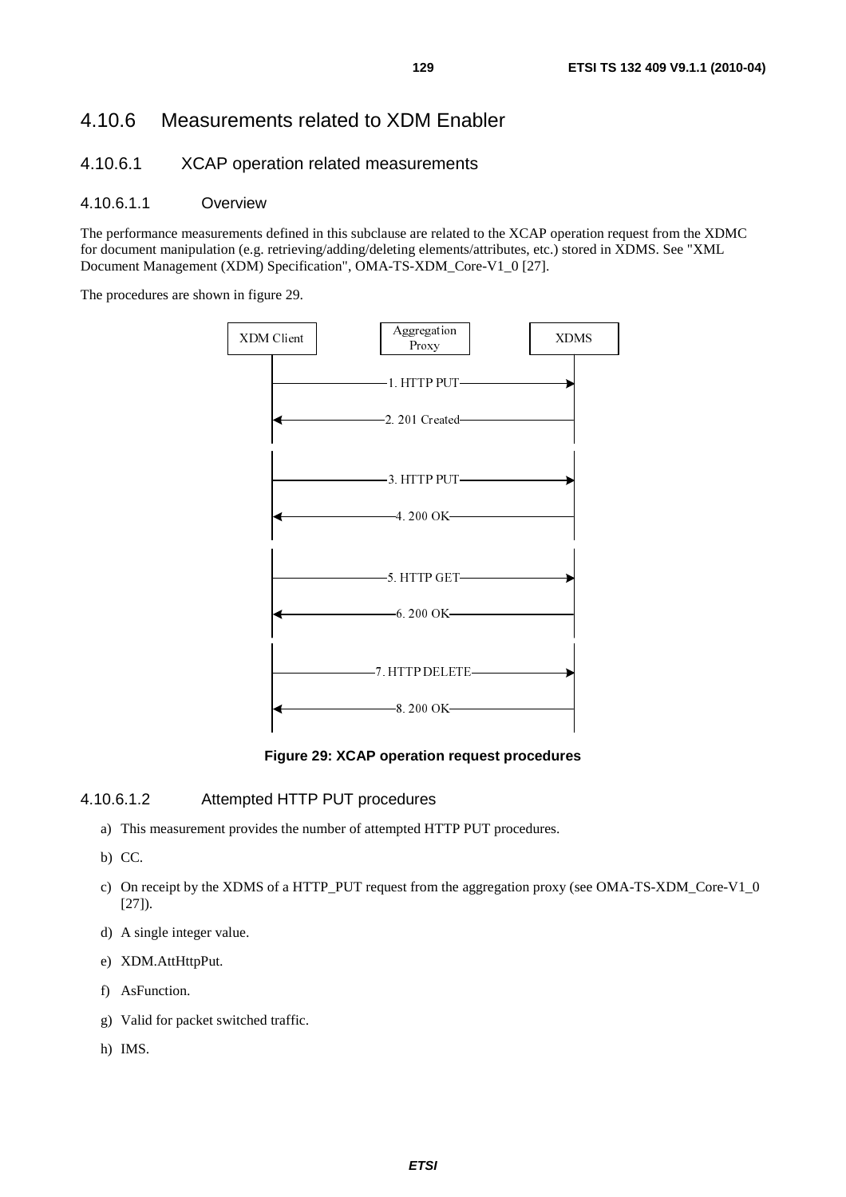## 4.10.6 Measurements related to XDM Enabler

### 4.10.6.1 XCAP operation related measurements

#### 4.10.6.1.1 Overview

The performance measurements defined in this subclause are related to the XCAP operation request from the XDMC for document manipulation (e.g. retrieving/adding/deleting elements/attributes, etc.) stored in XDMS. See "XML Document Management (XDM) Specification", OMA-TS-XDM_Core-V1_0 [27].

The procedures are shown in figure 29.

**Figure 29: XCAP operation request procedures**

#### 4.10.6.1.2 Attempted HTTP PUT procedures

a) This measurement provides the number of attempted HTTP PUT procedures.

b) CC.

c) On receipt by the XDMS of a HTTP_PUT request from the aggregation proxy (see OMA-TS-XDM_Core-V1_0 [27]).

d) A single integer value.

e) XDM.AttHttpPut.

f) AsFunction.

g) Valid for packet switched traffic.

h) IMS.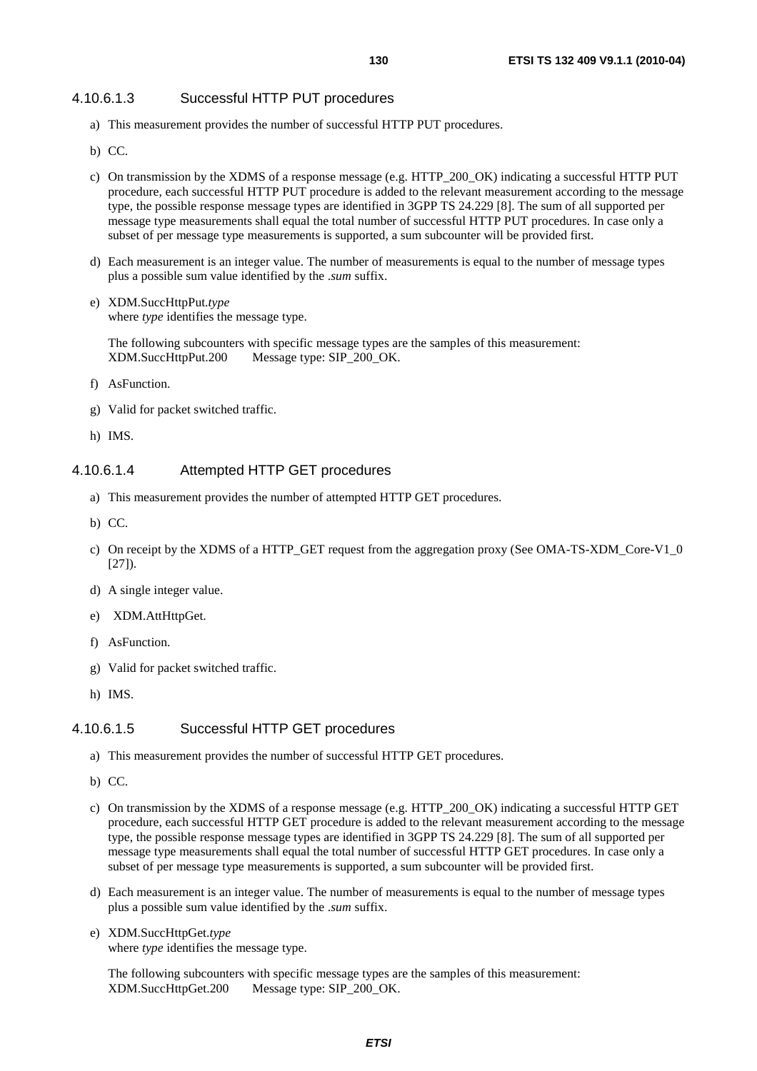#### 4.10.6.1.3 Successful HTTP PUT procedures

a) This measurement provides the number of successful HTTP PUT procedures.

b) CC.

c) On transmission by the XDMS of a response message (e.g. HTTP_200_OK) indicating a successful HTTP PUT procedure, each successful HTTP PUT procedure is added to the relevant measurement according to the message type, the possible response message types are identified in 3GPP TS 24.229 [8]. The sum of all supported per message type measurements shall equal the total number of successful HTTP PUT procedures. In case only a subset of per message type measurements is supported, a sum subcounter will be provided first.

d) Each measurement is an integer value. The number of measurements is equal to the number of message types plus a possible sum value identified by the *.sum* suffix.

e) XDM.SuccHttpPut.*type*
where *type* identifies the message type.

   The following subcounters with specific message types are the samples of this measurement:
   XDM.SuccHttpPut.200 Message type: SIP_200_OK.

f) AsFunction.

g) Valid for packet switched traffic.

h) IMS.

#### 4.10.6.1.4 Attempted HTTP GET procedures

a) This measurement provides the number of attempted HTTP GET procedures.

b) CC.

c) On receipt by the XDMS of a HTTP_GET request from the aggregation proxy (See OMA-TS-XDM_Core-V1_0 [27]).

d) A single integer value.

e) XDM.AttHttpGet.

f) AsFunction.

g) Valid for packet switched traffic.

h) IMS.

#### 4.10.6.1.5 Successful HTTP GET procedures

a) This measurement provides the number of successful HTTP GET procedures.

b) CC.

c) On transmission by the XDMS of a response message (e.g. HTTP_200_OK) indicating a successful HTTP GET procedure, each successful HTTP GET procedure is added to the relevant measurement according to the message type, the possible response message types are identified in 3GPP TS 24.229 [8]. The sum of all supported per message type measurements shall equal the total number of successful HTTP GET procedures. In case only a subset of per message type measurements is supported, a sum subcounter will be provided first.

d) Each measurement is an integer value. The number of measurements is equal to the number of message types plus a possible sum value identified by the *.sum* suffix.

e) XDM.SuccHttpGet.*type*
where *type* identifies the message type.

   The following subcounters with specific message types are the samples of this measurement:
   XDM.SuccHttpGet.200 Message type: SIP_200_OK.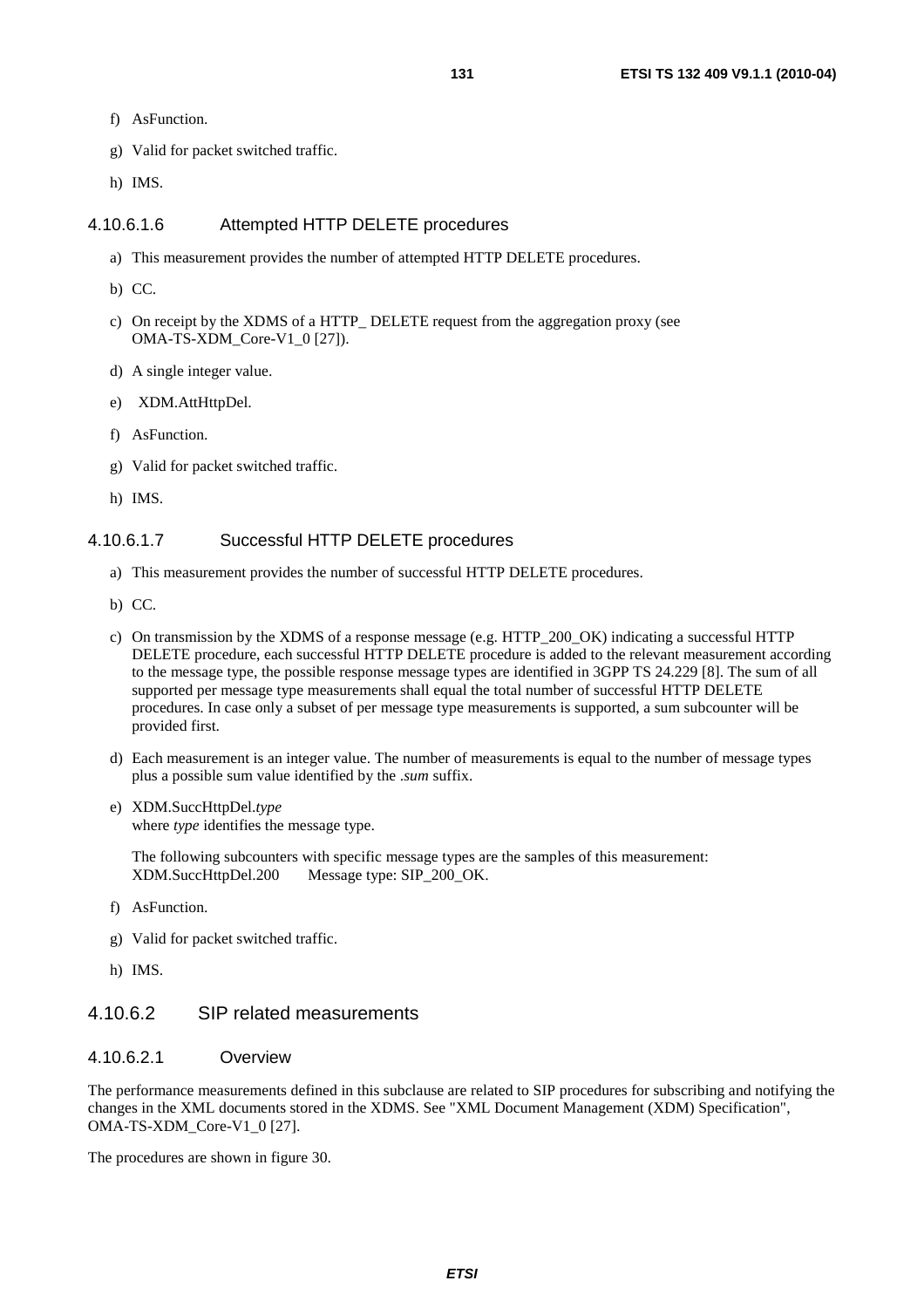f) AsFunction.

g) Valid for packet switched traffic.

h) IMS.

#### 4.10.6.1.6 Attempted HTTP DELETE procedures

a) This measurement provides the number of attempted HTTP DELETE procedures.

b) CC.

c) On receipt by the XDMS of a HTTP_ DELETE request from the aggregation proxy (see OMA-TS-XDM_Core-V1_0 [27]).

d) A single integer value.

e) XDM.AttHttpDel.

f) AsFunction.

g) Valid for packet switched traffic.

h) IMS.

#### 4.10.6.1.7 Successful HTTP DELETE procedures

a) This measurement provides the number of successful HTTP DELETE procedures.

b) CC.

c) On transmission by the XDMS of a response message (e.g. HTTP_200_OK) indicating a successful HTTP DELETE procedure, each successful HTTP DELETE procedure is added to the relevant measurement according to the message type, the possible response message types are identified in 3GPP TS 24.229 [8]. The sum of all supported per message type measurements shall equal the total number of successful HTTP DELETE procedures. In case only a subset of per message type measurements is supported, a sum subcounter will be provided first.

d) Each measurement is an integer value. The number of measurements is equal to the number of message types plus a possible sum value identified by the *.sum* suffix.

e) XDM.SuccHttpDel.*type*
where *type* identifies the message type.

The following subcounters with specific message types are the samples of this measurement:
XDM.SuccHttpDel.200 Message type: SIP_200_OK.

f) AsFunction.

g) Valid for packet switched traffic.

h) IMS.

### 4.10.6.2 SIP related measurements

#### 4.10.6.2.1 Overview

The performance measurements defined in this subclause are related to SIP procedures for subscribing and notifying the changes in the XML documents stored in the XDMS. See "XML Document Management (XDM) Specification", OMA-TS-XDM_Core-V1_0 [27].

The procedures are shown in figure 30.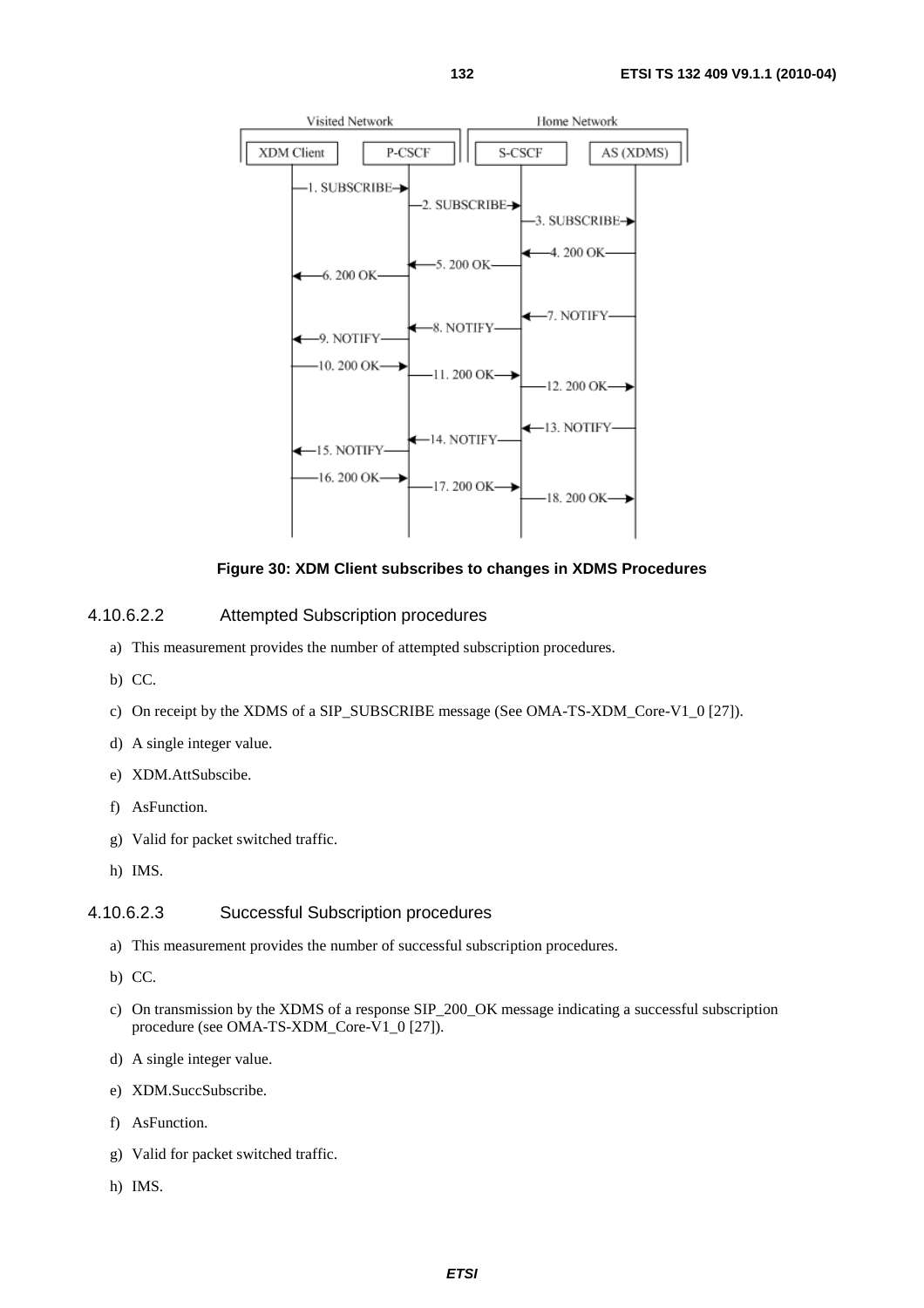**Figure 30: XDM Client subscribes to changes in XDMS Procedures**

#### 4.10.6.2.2 Attempted Subscription procedures

a) This measurement provides the number of attempted subscription procedures.

b) CC.

c) On receipt by the XDMS of a SIP_SUBSCRIBE message (See OMA-TS-XDM_Core-V1_0 [27]).

d) A single integer value.

e) XDM.AttSubscibe.

f) AsFunction.

g) Valid for packet switched traffic.

h) IMS.

#### 4.10.6.2.3 Successful Subscription procedures

a) This measurement provides the number of successful subscription procedures.

b) CC.

c) On transmission by the XDMS of a response SIP_200_OK message indicating a successful subscription procedure (see OMA-TS-XDM_Core-V1_0 [27]).

d) A single integer value.

e) XDM.SuccSubscribe.

f) AsFunction.

g) Valid for packet switched traffic.

h) IMS.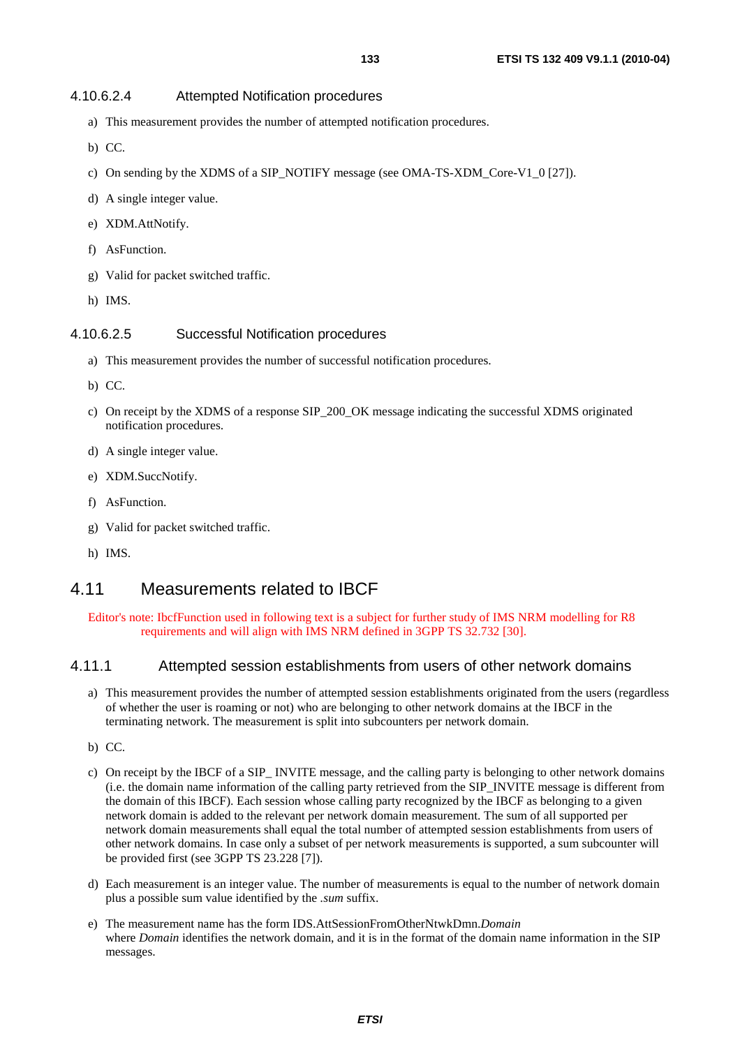#### 4.10.6.2.4 Attempted Notification procedures

a) This measurement provides the number of attempted notification procedures.

b) CC.

c) On sending by the XDMS of a SIP_NOTIFY message (see OMA-TS-XDM_Core-V1_0 [27]).

d) A single integer value.

e) XDM.AttNotify.

f) AsFunction.

g) Valid for packet switched traffic.

h) IMS.

#### 4.10.6.2.5 Successful Notification procedures

a) This measurement provides the number of successful notification procedures.

b) CC.

c) On receipt by the XDMS of a response SIP_200_OK message indicating the successful XDMS originated notification procedures.

d) A single integer value.

e) XDM.SuccNotify.

f) AsFunction.

g) Valid for packet switched traffic.

h) IMS.

## 4.11 Measurements related to IBCF

Editor's note: IbcfFunction used in following text is a subject for further study of IMS NRM modelling for R8 requirements and will align with IMS NRM defined in 3GPP TS 32.732 [30].

### 4.11.1 Attempted session establishments from users of other network domains

a) This measurement provides the number of attempted session establishments originated from the users (regardless of whether the user is roaming or not) who are belonging to other network domains at the IBCF in the terminating network. The measurement is split into subcounters per network domain.

b) CC.

c) On receipt by the IBCF of a SIP_ INVITE message, and the calling party is belonging to other network domains (i.e. the domain name information of the calling party retrieved from the SIP_INVITE message is different from the domain of this IBCF). Each session whose calling party recognized by the IBCF as belonging to a given network domain is added to the relevant per network domain measurement. The sum of all supported per network domain measurements shall equal the total number of attempted session establishments from users of other network domains. In case only a subset of per network measurements is supported, a sum subcounter will be provided first (see 3GPP TS 23.228 [7]).

d) Each measurement is an integer value. The number of measurements is equal to the number of network domain plus a possible sum value identified by the *.sum* suffix.

e) The measurement name has the form IDS.AttSessionFromOtherNtwkDmn.*Domain*
where *Domain* identifies the network domain, and it is in the format of the domain name information in the SIP messages.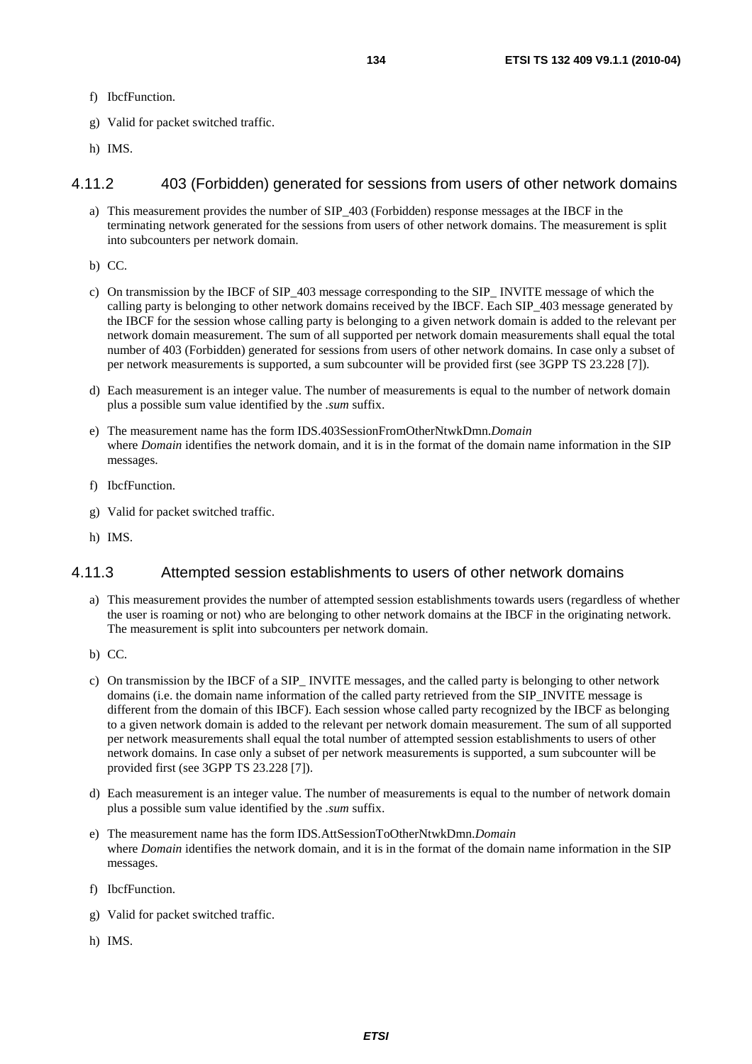f) IbcfFunction.

g) Valid for packet switched traffic.

h) IMS.

### 4.11.2 403 (Forbidden) generated for sessions from users of other network domains

a) This measurement provides the number of SIP_403 (Forbidden) response messages at the IBCF in the terminating network generated for the sessions from users of other network domains. The measurement is split into subcounters per network domain.

b) CC.

c) On transmission by the IBCF of SIP_403 message corresponding to the SIP_ INVITE message of which the calling party is belonging to other network domains received by the IBCF. Each SIP_403 message generated by the IBCF for the session whose calling party is belonging to a given network domain is added to the relevant per network domain measurement. The sum of all supported per network domain measurements shall equal the total number of 403 (Forbidden) generated for sessions from users of other network domains. In case only a subset of per network measurements is supported, a sum subcounter will be provided first (see 3GPP TS 23.228 [7]).

d) Each measurement is an integer value. The number of measurements is equal to the number of network domain plus a possible sum value identified by the *.sum* suffix.

e) The measurement name has the form IDS.403SessionFromOtherNtwkDmn.*Domain*
where *Domain* identifies the network domain, and it is in the format of the domain name information in the SIP messages.

f) IbcfFunction.

g) Valid for packet switched traffic.

h) IMS.

### 4.11.3 Attempted session establishments to users of other network domains

a) This measurement provides the number of attempted session establishments towards users (regardless of whether the user is roaming or not) who are belonging to other network domains at the IBCF in the originating network. The measurement is split into subcounters per network domain.

b) CC.

c) On transmission by the IBCF of a SIP_ INVITE messages, and the called party is belonging to other network domains (i.e. the domain name information of the called party retrieved from the SIP_INVITE message is different from the domain of this IBCF). Each session whose called party recognized by the IBCF as belonging to a given network domain is added to the relevant per network domain measurement. The sum of all supported per network measurements shall equal the total number of attempted session establishments to users of other network domains. In case only a subset of per network measurements is supported, a sum subcounter will be provided first (see 3GPP TS 23.228 [7]).

d) Each measurement is an integer value. The number of measurements is equal to the number of network domain plus a possible sum value identified by the *.sum* suffix.

e) The measurement name has the form IDS.AttSessionToOtherNtwkDmn.*Domain*
where *Domain* identifies the network domain, and it is in the format of the domain name information in the SIP messages.

f) IbcfFunction.

g) Valid for packet switched traffic.

h) IMS.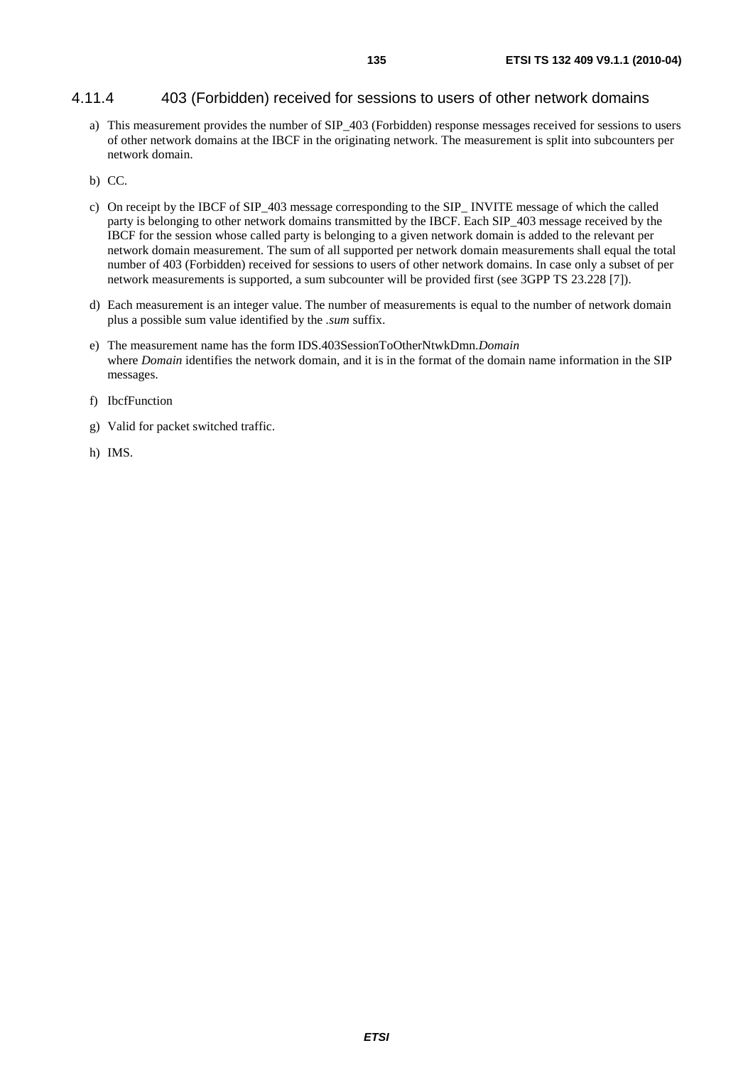### 4.11.4 403 (Forbidden) received for sessions to users of other network domains

a) This measurement provides the number of SIP_403 (Forbidden) response messages received for sessions to users of other network domains at the IBCF in the originating network. The measurement is split into subcounters per network domain.

b) CC.

c) On receipt by the IBCF of SIP_403 message corresponding to the SIP_ INVITE message of which the called party is belonging to other network domains transmitted by the IBCF. Each SIP_403 message received by the IBCF for the session whose called party is belonging to a given network domain is added to the relevant per network domain measurement. The sum of all supported per network domain measurements shall equal the total number of 403 (Forbidden) received for sessions to users of other network domains. In case only a subset of per network measurements is supported, a sum subcounter will be provided first (see 3GPP TS 23.228 [7]).

d) Each measurement is an integer value. The number of measurements is equal to the number of network domain plus a possible sum value identified by the *.sum* suffix.

e) The measurement name has the form IDS.403SessionToOtherNtwkDmn.*Domain*
where *Domain* identifies the network domain, and it is in the format of the domain name information in the SIP messages.

f) IbcfFunction

g) Valid for packet switched traffic.

h) IMS.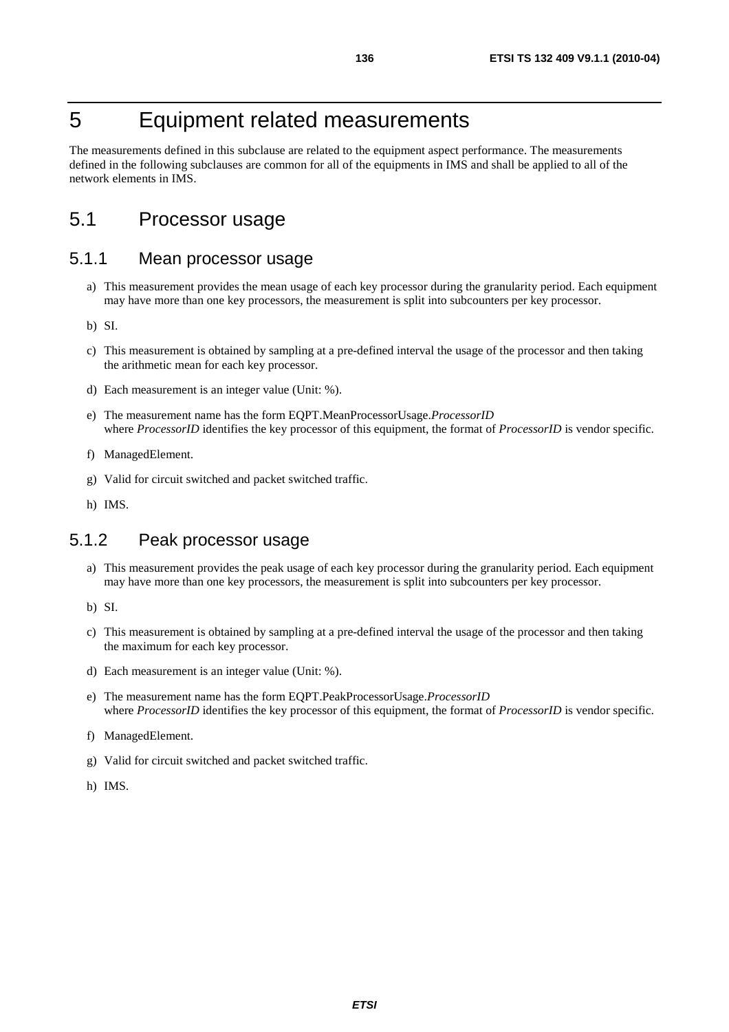# 5 Equipment related measurements

The measurements defined in this subclause are related to the equipment aspect performance. The measurements defined in the following subclauses are common for all of the equipments in IMS and shall be applied to all of the network elements in IMS.

## 5.1 Processor usage

### 5.1.1 Mean processor usage

a) This measurement provides the mean usage of each key processor during the granularity period. Each equipment may have more than one key processors, the measurement is split into subcounters per key processor.

b) SI.

c) This measurement is obtained by sampling at a pre-defined interval the usage of the processor and then taking the arithmetic mean for each key processor.

d) Each measurement is an integer value (Unit: %).

e) The measurement name has the form EQPT.MeanProcessorUsage.*ProcessorID*
where *ProcessorID* identifies the key processor of this equipment, the format of *ProcessorID* is vendor specific.

f) ManagedElement.

g) Valid for circuit switched and packet switched traffic.

h) IMS.

### 5.1.2 Peak processor usage

a) This measurement provides the peak usage of each key processor during the granularity period. Each equipment may have more than one key processors, the measurement is split into subcounters per key processor.

b) SI.

c) This measurement is obtained by sampling at a pre-defined interval the usage of the processor and then taking the maximum for each key processor.

d) Each measurement is an integer value (Unit: %).

e) The measurement name has the form EQPT.PeakProcessorUsage.*ProcessorID*
where *ProcessorID* identifies the key processor of this equipment, the format of *ProcessorID* is vendor specific.

f) ManagedElement.

g) Valid for circuit switched and packet switched traffic.

h) IMS.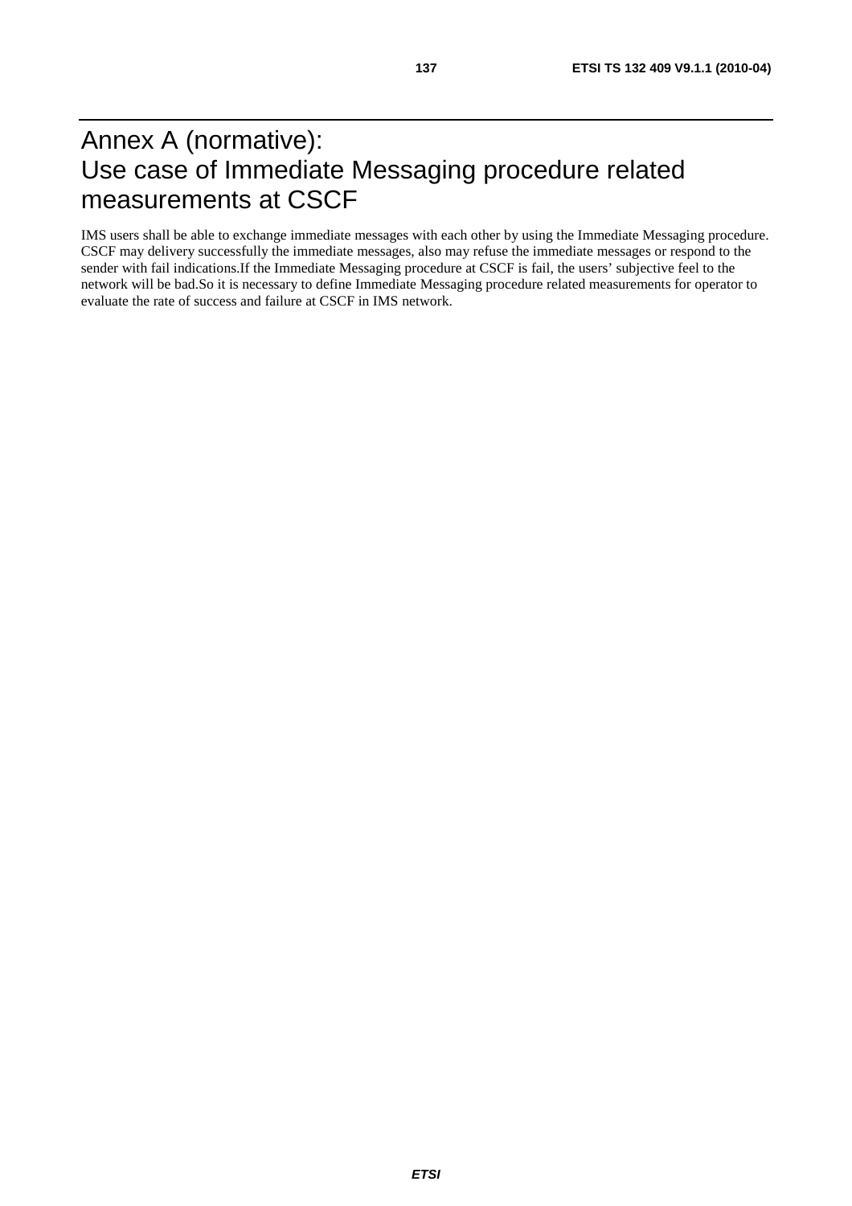# Annex A (normative): Use case of Immediate Messaging procedure related measurements at CSCF

IMS users shall be able to exchange immediate messages with each other by using the Immediate Messaging procedure. CSCF may delivery successfully the immediate messages, also may refuse the immediate messages or respond to the sender with fail indications.If the Immediate Messaging procedure at CSCF is fail, the users' subjective feel to the network will be bad.So it is necessary to define Immediate Messaging procedure related measurements for operator to evaluate the rate of success and failure at CSCF in IMS network.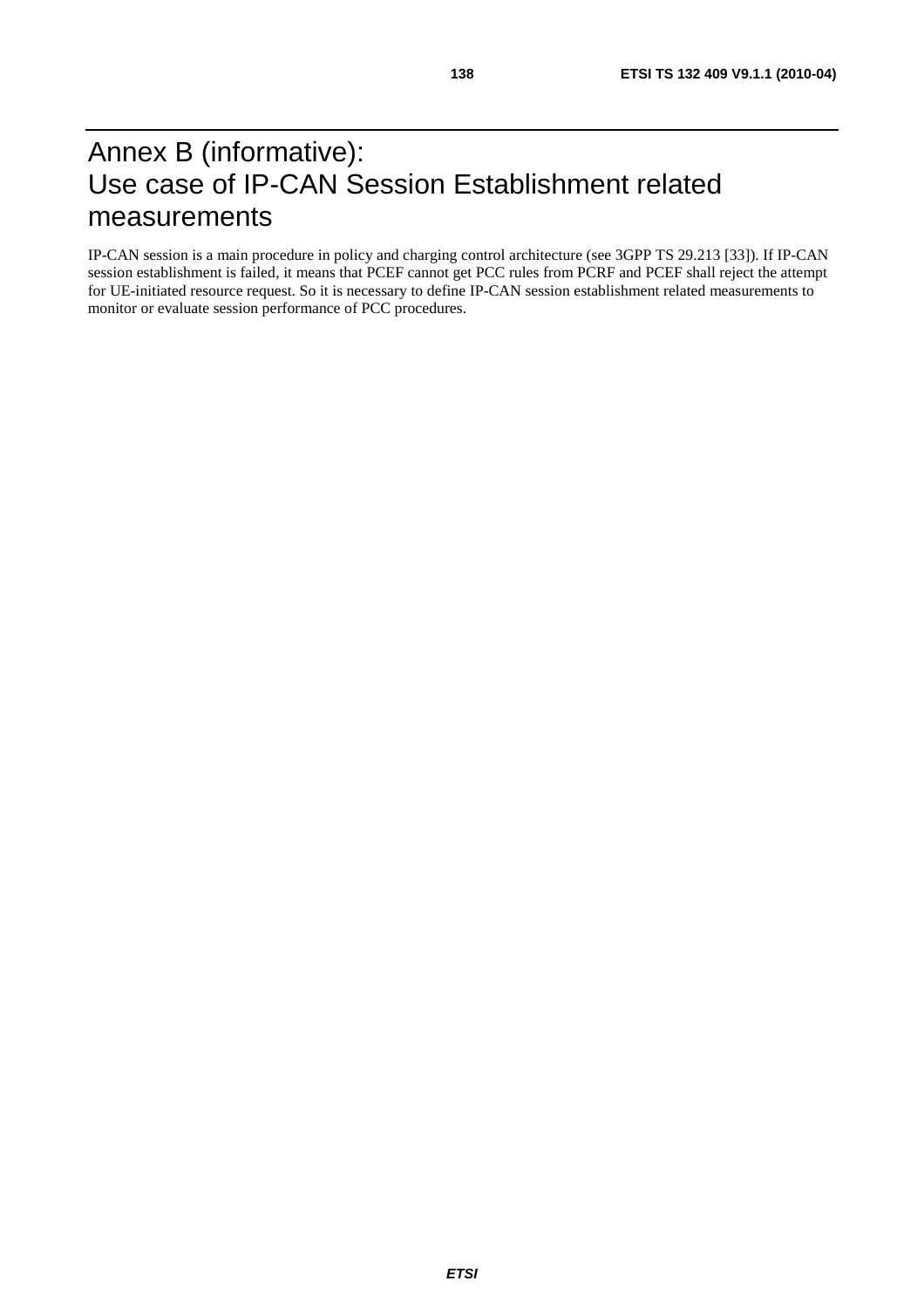# Annex B (informative): Use case of IP-CAN Session Establishment related measurements

IP-CAN session is a main procedure in policy and charging control architecture (see 3GPP TS 29.213 [33]). If IP-CAN session establishment is failed, it means that PCEF cannot get PCC rules from PCRF and PCEF shall reject the attempt for UE-initiated resource request. So it is necessary to define IP-CAN session establishment related measurements to monitor or evaluate session performance of PCC procedures.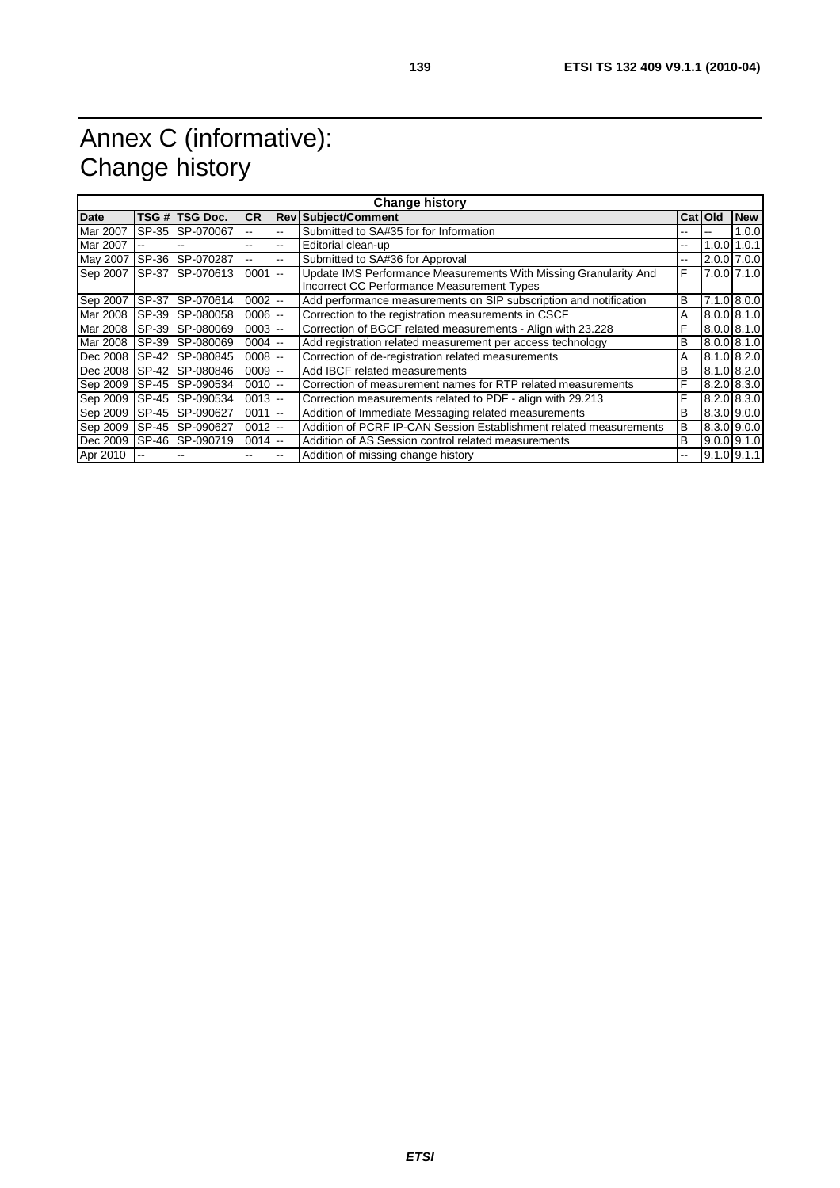# Annex C (informative): Change history

| Change history | | | | | | | | |
|---|---|---|---|---|---|---|---|---|
| **Date** | **TSG #** | **TSG Doc.** | **CR** | **Rev** | **Subject/Comment** | **Cat** | **Old** | **New** |
| Mar 2007 | SP-35 | SP-070067 | -- | -- | Submitted to SA#35 for for Information | -- | -- | 1.0.0 |
| Mar 2007 | -- | -- | -- | -- | Editorial clean-up | -- | 1.0.0 | 1.0.1 |
| May 2007 | SP-36 | SP-070287 | -- | -- | Submitted to SA#36 for Approval | -- | 2.0.0 | 7.0.0 |
| Sep 2007 | SP-37 | SP-070613 | 0001 | -- | Update IMS Performance Measurements With Missing Granularity And Incorrect CC Performance Measurement Types | F | 7.0.0 | 7.1.0 |
| Sep 2007 | SP-37 | SP-070614 | 0002 | -- | Add performance measurements on SIP subscription and notification | B | 7.1.0 | 8.0.0 |
| Mar 2008 | SP-39 | SP-080058 | 0006 | -- | Correction to the registration measurements in CSCF | A | 8.0.0 | 8.1.0 |
| Mar 2008 | SP-39 | SP-080069 | 0003 | -- | Correction of BGCF related measurements - Align with 23.228 | F | 8.0.0 | 8.1.0 |
| Mar 2008 | SP-39 | SP-080069 | 0004 | -- | Add registration related measurement per access technology | B | 8.0.0 | 8.1.0 |
| Dec 2008 | SP-42 | SP-080845 | 0008 | -- | Correction of de-registration related measurements | A | 8.1.0 | 8.2.0 |
| Dec 2008 | SP-42 | SP-080846 | 0009 | -- | Add IBCF related measurements | B | 8.1.0 | 8.2.0 |
| Sep 2009 | SP-45 | SP-090534 | 0010 | -- | Correction of measurement names for RTP related measurements | F | 8.2.0 | 8.3.0 |
| Sep 2009 | SP-45 | SP-090534 | 0013 | -- | Correction measurements related to PDF - align with 29.213 | F | 8.2.0 | 8.3.0 |
| Sep 2009 | SP-45 | SP-090627 | 0011 | -- | Addition of Immediate Messaging related measurements | B | 8.3.0 | 9.0.0 |
| Sep 2009 | SP-45 | SP-090627 | 0012 | -- | Addition of PCRF IP-CAN Session Establishment related measurements | B | 8.3.0 | 9.0.0 |
| Dec 2009 | SP-46 | SP-090719 | 0014 | -- | Addition of AS Session control related measurements | B | 9.0.0 | 9.1.0 |
| Apr 2010 | -- | -- | -- | -- | Addition of missing change history | -- | 9.1.0 | 9.1.1 |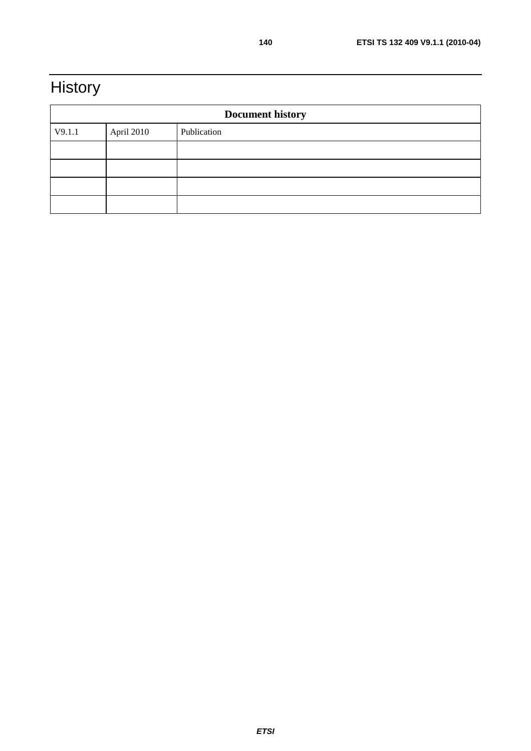# History

| Document history | | |
|---|---|---|
| V9.1.1 | April 2010 | Publication |
| | | |
| | | |
| | | |
| | | |